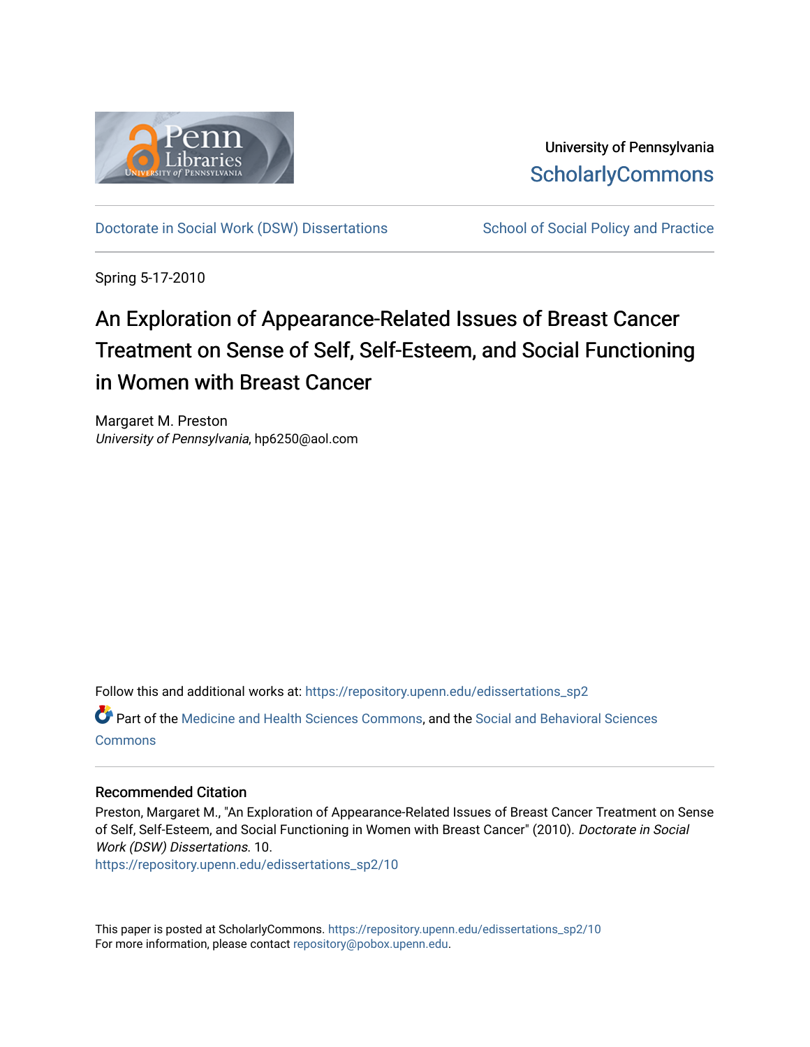University of Pennsylvania
ScholarlyCommons

Doctorate in Social Work (DSW) Dissertations | School of Social Policy and Practice

Spring 5-17-2010

# An Exploration of Appearance-Related Issues of Breast Cancer Treatment on Sense of Self, Self-Esteem, and Social Functioning in Women with Breast Cancer

Margaret M. Preston
*University of Pennsylvania*, hp6250@aol.com

Follow this and additional works at: https://repository.upenn.edu/edissertations_sp2

Part of the Medicine and Health Sciences Commons, and the Social and Behavioral Sciences Commons

### Recommended Citation

Preston, Margaret M., "An Exploration of Appearance-Related Issues of Breast Cancer Treatment on Sense of Self, Self-Esteem, and Social Functioning in Women with Breast Cancer" (2010). *Doctorate in Social Work (DSW) Dissertations*. 10.
https://repository.upenn.edu/edissertations_sp2/10

This paper is posted at ScholarlyCommons. https://repository.upenn.edu/edissertations_sp2/10
For more information, please contact repository@pobox.upenn.edu.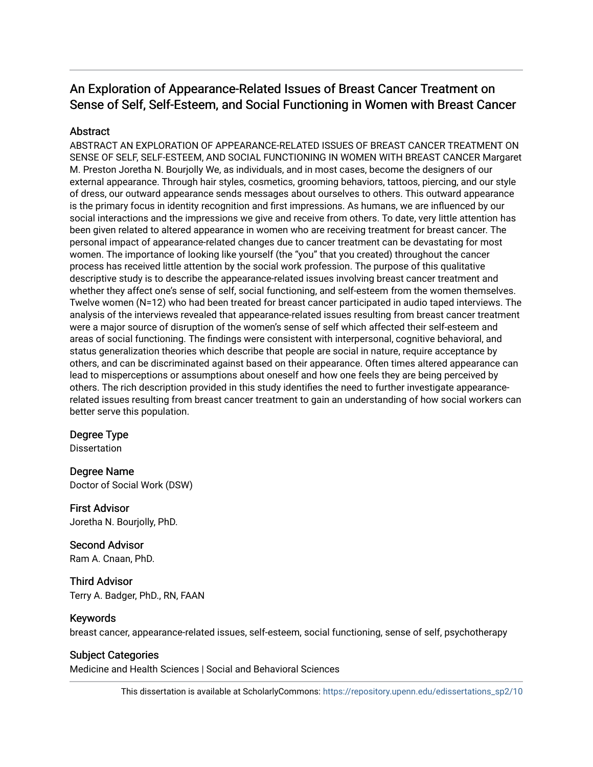# An Exploration of Appearance-Related Issues of Breast Cancer Treatment on Sense of Self, Self-Esteem, and Social Functioning in Women with Breast Cancer

## Abstract

ABSTRACT AN EXPLORATION OF APPEARANCE-RELATED ISSUES OF BREAST CANCER TREATMENT ON SENSE OF SELF, SELF-ESTEEM, AND SOCIAL FUNCTIONING IN WOMEN WITH BREAST CANCER Margaret M. Preston Joretha N. Bourjolly We, as individuals, and in most cases, become the designers of our external appearance. Through hair styles, cosmetics, grooming behaviors, tattoos, piercing, and our style of dress, our outward appearance sends messages about ourselves to others. This outward appearance is the primary focus in identity recognition and first impressions. As humans, we are influenced by our social interactions and the impressions we give and receive from others. To date, very little attention has been given related to altered appearance in women who are receiving treatment for breast cancer. The personal impact of appearance-related changes due to cancer treatment can be devastating for most women. The importance of looking like yourself (the "you" that you created) throughout the cancer process has received little attention by the social work profession. The purpose of this qualitative descriptive study is to describe the appearance-related issues involving breast cancer treatment and whether they affect one's sense of self, social functioning, and self-esteem from the women themselves. Twelve women (N=12) who had been treated for breast cancer participated in audio taped interviews. The analysis of the interviews revealed that appearance-related issues resulting from breast cancer treatment were a major source of disruption of the women's sense of self which affected their self-esteem and areas of social functioning. The findings were consistent with interpersonal, cognitive behavioral, and status generalization theories which describe that people are social in nature, require acceptance by others, and can be discriminated against based on their appearance. Often times altered appearance can lead to misperceptions or assumptions about oneself and how one feels they are being perceived by others. The rich description provided in this study identifies the need to further investigate appearance-related issues resulting from breast cancer treatment to gain an understanding of how social workers can better serve this population.

## Degree Type

Dissertation

## Degree Name

Doctor of Social Work (DSW)

## First Advisor

Joretha N. Bourjolly, PhD.

## Second Advisor

Ram A. Cnaan, PhD.

## Third Advisor

Terry A. Badger, PhD., RN, FAAN

## Keywords

breast cancer, appearance-related issues, self-esteem, social functioning, sense of self, psychotherapy

## Subject Categories

Medicine and Health Sciences | Social and Behavioral Sciences

This dissertation is available at ScholarlyCommons: https://repository.upenn.edu/edissertations_sp2/10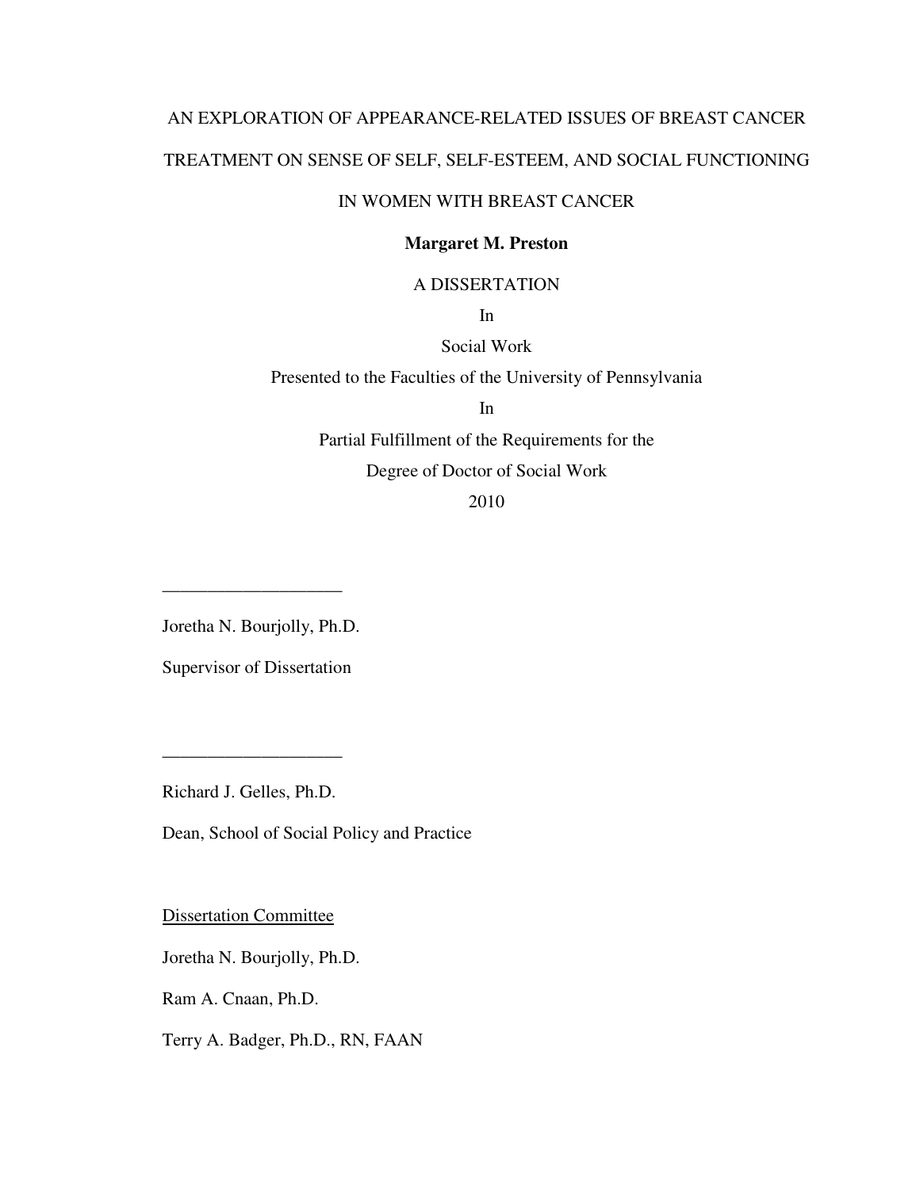AN EXPLORATION OF APPEARANCE-RELATED ISSUES OF BREAST CANCER TREATMENT ON SENSE OF SELF, SELF-ESTEEM, AND SOCIAL FUNCTIONING IN WOMEN WITH BREAST CANCER

**Margaret M. Preston**

A DISSERTATION

In

Social Work

Presented to the Faculties of the University of Pennsylvania

In

Partial Fulfillment of the Requirements for the

Degree of Doctor of Social Work

2010

____________________

Joretha N. Bourjolly, Ph.D.

Supervisor of Dissertation

____________________

Richard J. Gelles, Ph.D.

Dean, School of Social Policy and Practice

<u>Dissertation Committee</u>

Joretha N. Bourjolly, Ph.D.

Ram A. Cnaan, Ph.D.

Terry A. Badger, Ph.D., RN, FAAN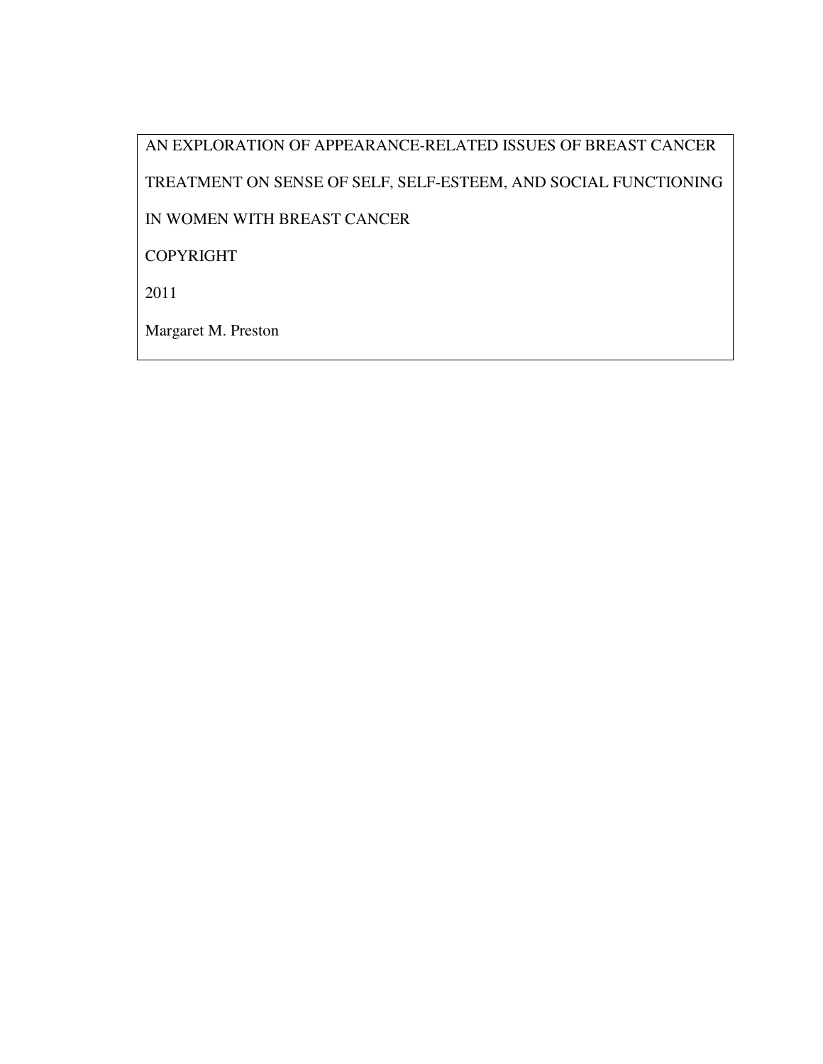AN EXPLORATION OF APPEARANCE-RELATED ISSUES OF BREAST CANCER TREATMENT ON SENSE OF SELF, SELF-ESTEEM, AND SOCIAL FUNCTIONING IN WOMEN WITH BREAST CANCER

COPYRIGHT

2011

Margaret M. Preston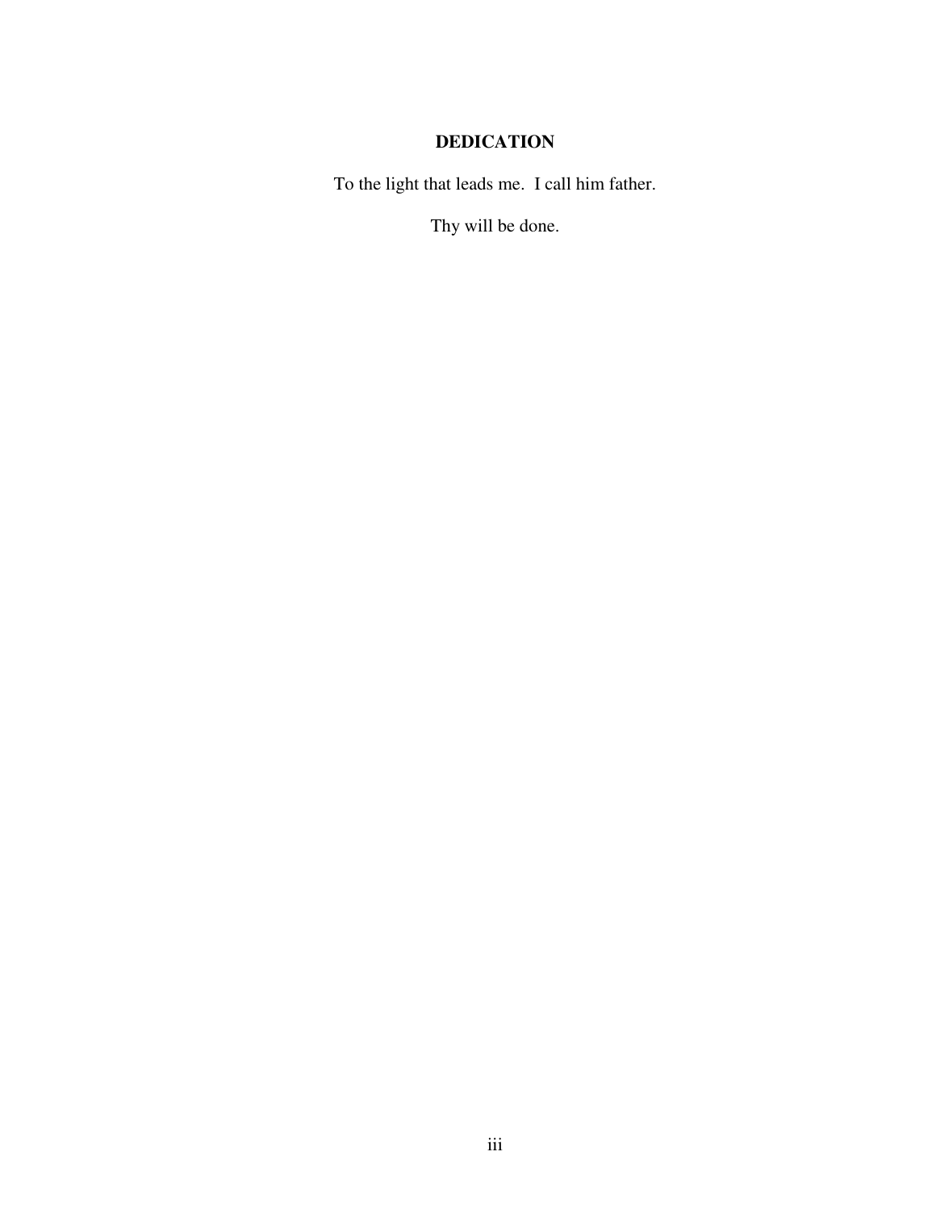# DEDICATION

To the light that leads me.  I call him father.

Thy will be done.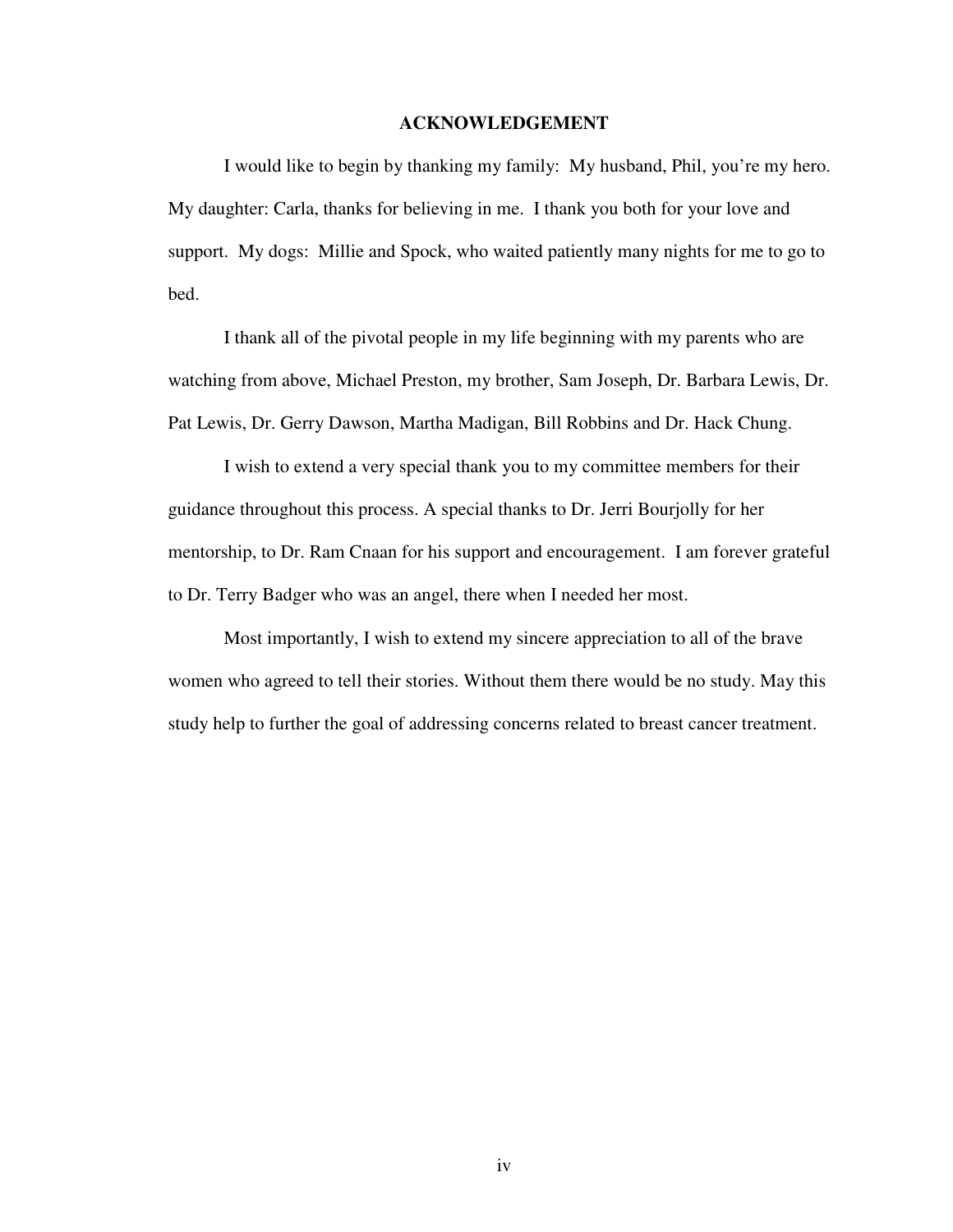# ACKNOWLEDGEMENT

I would like to begin by thanking my family: My husband, Phil, you're my hero. My daughter: Carla, thanks for believing in me. I thank you both for your love and support. My dogs: Millie and Spock, who waited patiently many nights for me to go to bed.

I thank all of the pivotal people in my life beginning with my parents who are watching from above, Michael Preston, my brother, Sam Joseph, Dr. Barbara Lewis, Dr. Pat Lewis, Dr. Gerry Dawson, Martha Madigan, Bill Robbins and Dr. Hack Chung.

I wish to extend a very special thank you to my committee members for their guidance throughout this process. A special thanks to Dr. Jerri Bourjolly for her mentorship, to Dr. Ram Cnaan for his support and encouragement. I am forever grateful to Dr. Terry Badger who was an angel, there when I needed her most.

Most importantly, I wish to extend my sincere appreciation to all of the brave women who agreed to tell their stories. Without them there would be no study. May this study help to further the goal of addressing concerns related to breast cancer treatment.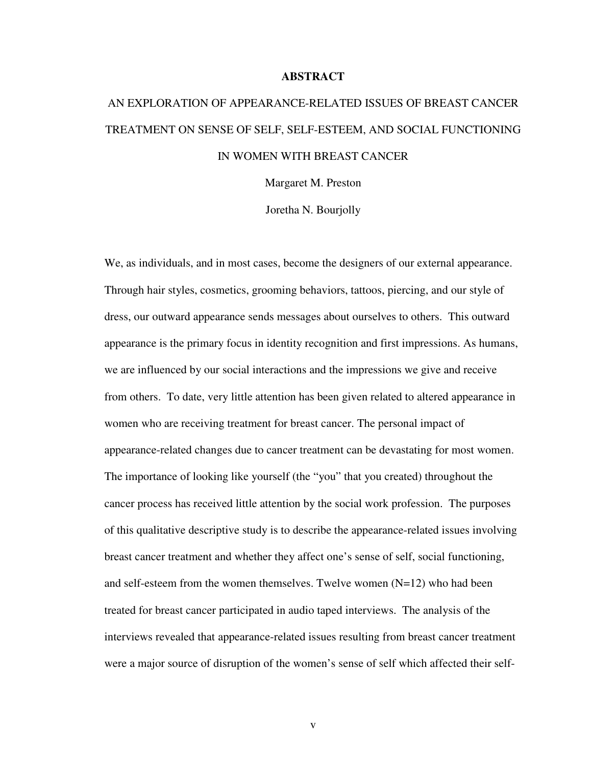# ABSTRACT

## AN EXPLORATION OF APPEARANCE-RELATED ISSUES OF BREAST CANCER TREATMENT ON SENSE OF SELF, SELF-ESTEEM, AND SOCIAL FUNCTIONING IN WOMEN WITH BREAST CANCER

Margaret M. Preston

Joretha N. Bourjolly

We, as individuals, and in most cases, become the designers of our external appearance. Through hair styles, cosmetics, grooming behaviors, tattoos, piercing, and our style of dress, our outward appearance sends messages about ourselves to others. This outward appearance is the primary focus in identity recognition and first impressions. As humans, we are influenced by our social interactions and the impressions we give and receive from others. To date, very little attention has been given related to altered appearance in women who are receiving treatment for breast cancer. The personal impact of appearance-related changes due to cancer treatment can be devastating for most women. The importance of looking like yourself (the "you" that you created) throughout the cancer process has received little attention by the social work profession. The purposes of this qualitative descriptive study is to describe the appearance-related issues involving breast cancer treatment and whether they affect one's sense of self, social functioning, and self-esteem from the women themselves. Twelve women (N=12) who had been treated for breast cancer participated in audio taped interviews. The analysis of the interviews revealed that appearance-related issues resulting from breast cancer treatment were a major source of disruption of the women's sense of self which affected their self-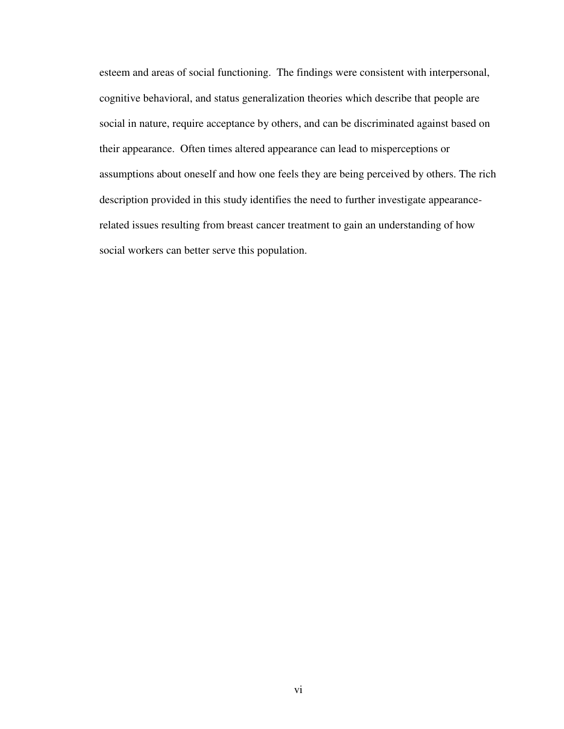esteem and areas of social functioning. The findings were consistent with interpersonal, cognitive behavioral, and status generalization theories which describe that people are social in nature, require acceptance by others, and can be discriminated against based on their appearance. Often times altered appearance can lead to misperceptions or assumptions about oneself and how one feels they are being perceived by others. The rich description provided in this study identifies the need to further investigate appearance-related issues resulting from breast cancer treatment to gain an understanding of how social workers can better serve this population.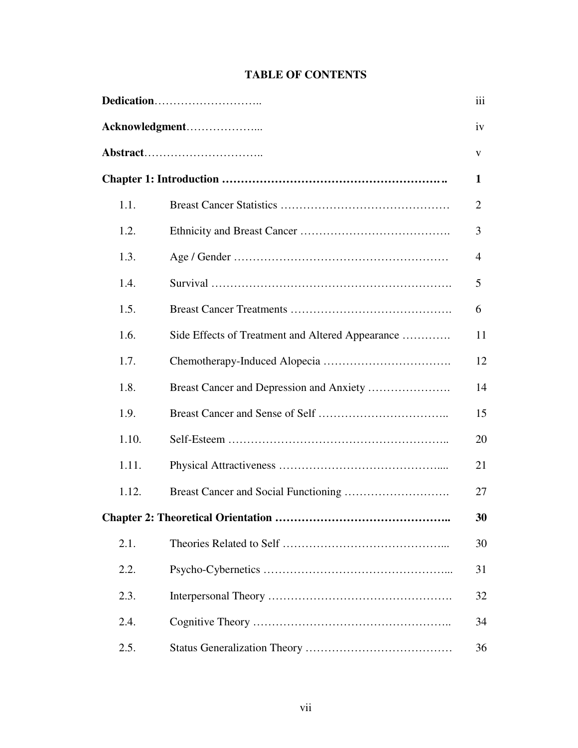# TABLE OF CONTENTS

| | | |
|---|---|---|
| **Dedication** | | iii |
| **Acknowledgment** | | iv |
| **Abstract** | | v |
| **Chapter 1: Introduction** | | **1** |
| 1.1. | Breast Cancer Statistics | 2 |
| 1.2. | Ethnicity and Breast Cancer | 3 |
| 1.3. | Age / Gender | 4 |
| 1.4. | Survival | 5 |
| 1.5. | Breast Cancer Treatments | 6 |
| 1.6. | Side Effects of Treatment and Altered Appearance | 11 |
| 1.7. | Chemotherapy-Induced Alopecia | 12 |
| 1.8. | Breast Cancer and Depression and Anxiety | 14 |
| 1.9. | Breast Cancer and Sense of Self | 15 |
| 1.10. | Self-Esteem | 20 |
| 1.11. | Physical Attractiveness | 21 |
| 1.12. | Breast Cancer and Social Functioning | 27 |
| **Chapter 2: Theoretical Orientation** | | **30** |
| 2.1. | Theories Related to Self | 30 |
| 2.2. | Psycho-Cybernetics | 31 |
| 2.3. | Interpersonal Theory | 32 |
| 2.4. | Cognitive Theory | 34 |
| 2.5. | Status Generalization Theory | 36 |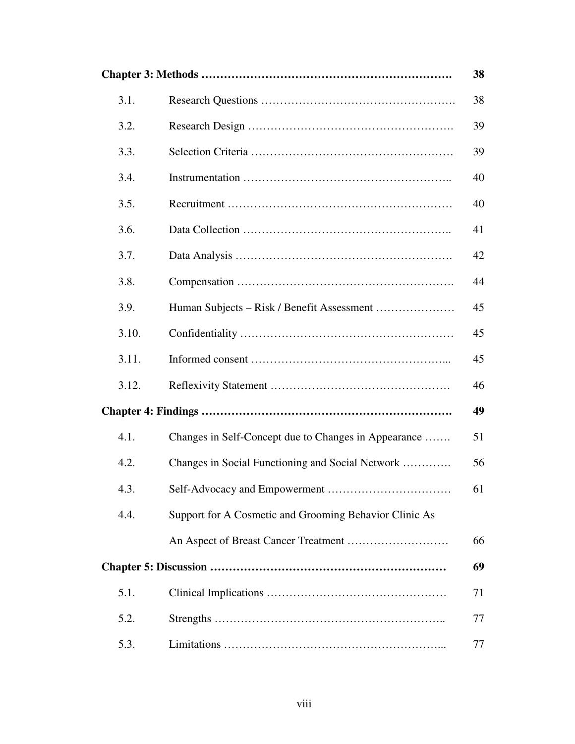| | | |
|---|---|---|
| **Chapter 3: Methods** | | **38** |
| 3.1. | Research Questions | 38 |
| 3.2. | Research Design | 39 |
| 3.3. | Selection Criteria | 39 |
| 3.4. | Instrumentation | 40 |
| 3.5. | Recruitment | 40 |
| 3.6. | Data Collection | 41 |
| 3.7. | Data Analysis | 42 |
| 3.8. | Compensation | 44 |
| 3.9. | Human Subjects – Risk / Benefit Assessment | 45 |
| 3.10. | Confidentiality | 45 |
| 3.11. | Informed consent | 45 |
| 3.12. | Reflexivity Statement | 46 |
| **Chapter 4: Findings** | | **49** |
| 4.1. | Changes in Self-Concept due to Changes in Appearance | 51 |
| 4.2. | Changes in Social Functioning and Social Network | 56 |
| 4.3. | Self-Advocacy and Empowerment | 61 |
| 4.4. | Support for A Cosmetic and Grooming Behavior Clinic As An Aspect of Breast Cancer Treatment | 66 |
| **Chapter 5: Discussion** | | **69** |
| 5.1. | Clinical Implications | 71 |
| 5.2. | Strengths | 77 |
| 5.3. | Limitations | 77 |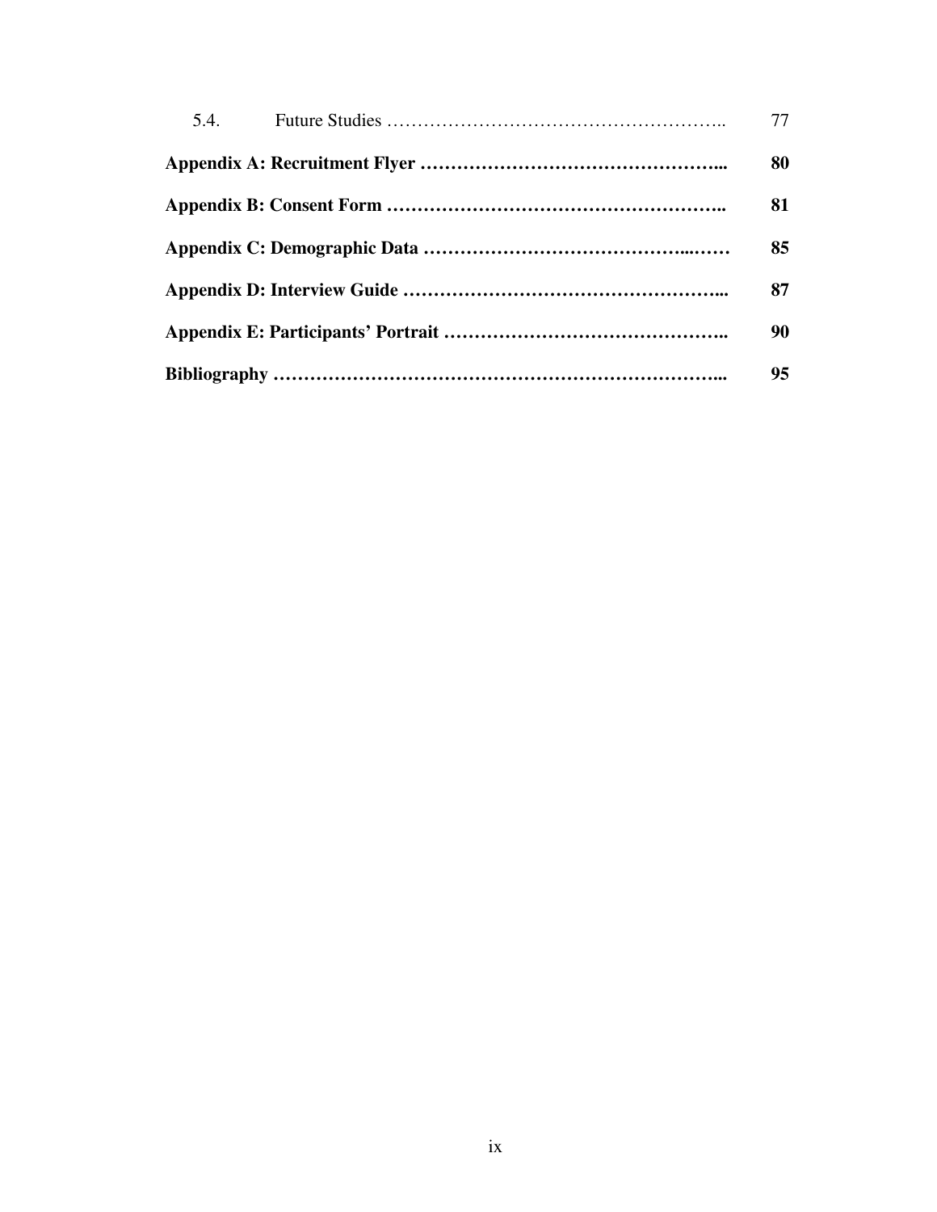5.4. Future Studies …………………………………………………….. 77

**Appendix A: Recruitment Flyer …………………………………………... 80**

**Appendix B: Consent Form ……………………………………………….. 81**

**Appendix C: Demographic Data …………………………………...…… 85**

**Appendix D: Interview Guide ……………………………………………... 87**

**Appendix E: Participants' Portrait ……………………………………….. 90**

**Bibliography …………………………………………………………….... 95**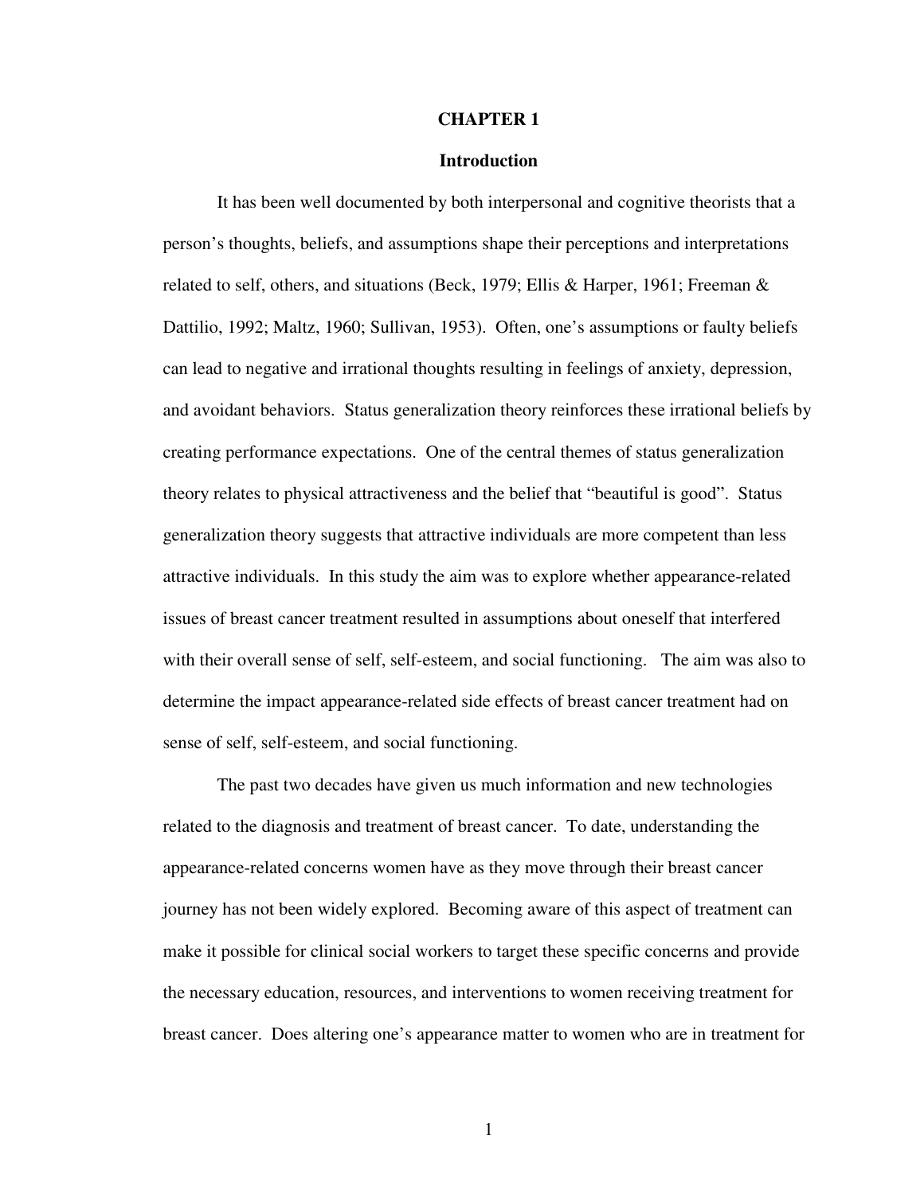# CHAPTER 1

## Introduction

It has been well documented by both interpersonal and cognitive theorists that a person's thoughts, beliefs, and assumptions shape their perceptions and interpretations related to self, others, and situations (Beck, 1979; Ellis & Harper, 1961; Freeman & Dattilio, 1992; Maltz, 1960; Sullivan, 1953). Often, one's assumptions or faulty beliefs can lead to negative and irrational thoughts resulting in feelings of anxiety, depression, and avoidant behaviors. Status generalization theory reinforces these irrational beliefs by creating performance expectations. One of the central themes of status generalization theory relates to physical attractiveness and the belief that "beautiful is good". Status generalization theory suggests that attractive individuals are more competent than less attractive individuals. In this study the aim was to explore whether appearance-related issues of breast cancer treatment resulted in assumptions about oneself that interfered with their overall sense of self, self-esteem, and social functioning. The aim was also to determine the impact appearance-related side effects of breast cancer treatment had on sense of self, self-esteem, and social functioning.

The past two decades have given us much information and new technologies related to the diagnosis and treatment of breast cancer. To date, understanding the appearance-related concerns women have as they move through their breast cancer journey has not been widely explored. Becoming aware of this aspect of treatment can make it possible for clinical social workers to target these specific concerns and provide the necessary education, resources, and interventions to women receiving treatment for breast cancer. Does altering one's appearance matter to women who are in treatment for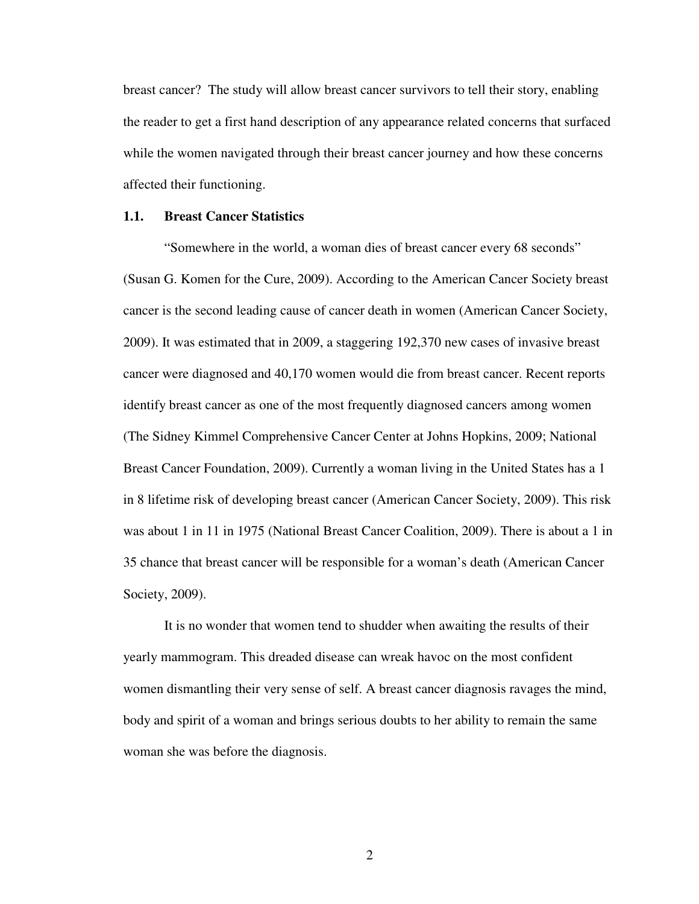breast cancer? The study will allow breast cancer survivors to tell their story, enabling the reader to get a first hand description of any appearance related concerns that surfaced while the women navigated through their breast cancer journey and how these concerns affected their functioning.

### 1.1. Breast Cancer Statistics

"Somewhere in the world, a woman dies of breast cancer every 68 seconds" (Susan G. Komen for the Cure, 2009). According to the American Cancer Society breast cancer is the second leading cause of cancer death in women (American Cancer Society, 2009). It was estimated that in 2009, a staggering 192,370 new cases of invasive breast cancer were diagnosed and 40,170 women would die from breast cancer. Recent reports identify breast cancer as one of the most frequently diagnosed cancers among women (The Sidney Kimmel Comprehensive Cancer Center at Johns Hopkins, 2009; National Breast Cancer Foundation, 2009). Currently a woman living in the United States has a 1 in 8 lifetime risk of developing breast cancer (American Cancer Society, 2009). This risk was about 1 in 11 in 1975 (National Breast Cancer Coalition, 2009). There is about a 1 in 35 chance that breast cancer will be responsible for a woman's death (American Cancer Society, 2009).

It is no wonder that women tend to shudder when awaiting the results of their yearly mammogram. This dreaded disease can wreak havoc on the most confident women dismantling their very sense of self. A breast cancer diagnosis ravages the mind, body and spirit of a woman and brings serious doubts to her ability to remain the same woman she was before the diagnosis.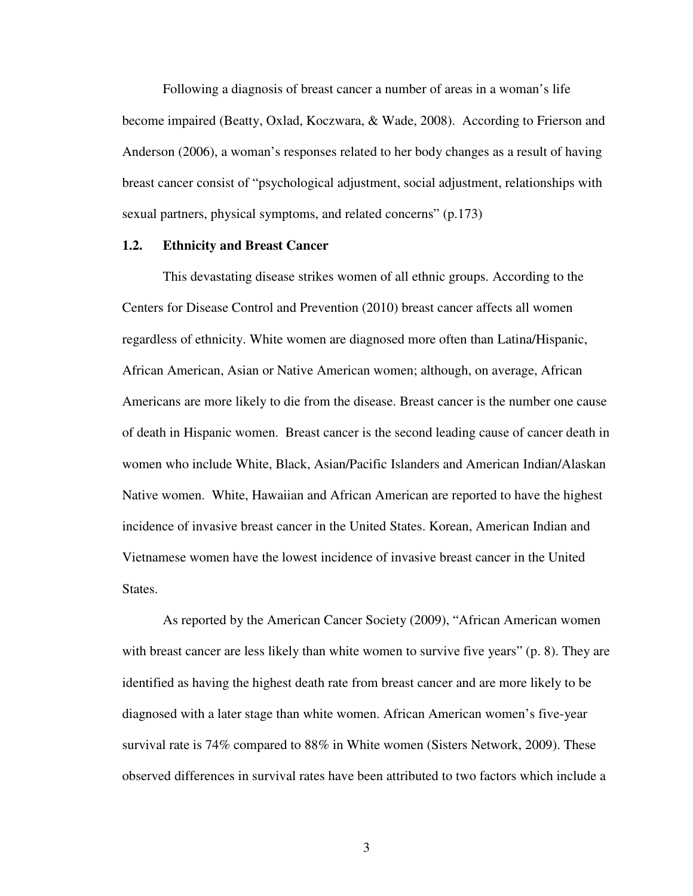Following a diagnosis of breast cancer a number of areas in a woman's life become impaired (Beatty, Oxlad, Koczwara, & Wade, 2008). According to Frierson and Anderson (2006), a woman's responses related to her body changes as a result of having breast cancer consist of "psychological adjustment, social adjustment, relationships with sexual partners, physical symptoms, and related concerns" (p.173)

### 1.2. Ethnicity and Breast Cancer

This devastating disease strikes women of all ethnic groups. According to the Centers for Disease Control and Prevention (2010) breast cancer affects all women regardless of ethnicity. White women are diagnosed more often than Latina/Hispanic, African American, Asian or Native American women; although, on average, African Americans are more likely to die from the disease. Breast cancer is the number one cause of death in Hispanic women. Breast cancer is the second leading cause of cancer death in women who include White, Black, Asian/Pacific Islanders and American Indian/Alaskan Native women. White, Hawaiian and African American are reported to have the highest incidence of invasive breast cancer in the United States. Korean, American Indian and Vietnamese women have the lowest incidence of invasive breast cancer in the United States.

As reported by the American Cancer Society (2009), "African American women with breast cancer are less likely than white women to survive five years" (p. 8). They are identified as having the highest death rate from breast cancer and are more likely to be diagnosed with a later stage than white women. African American women's five-year survival rate is 74% compared to 88% in White women (Sisters Network, 2009). These observed differences in survival rates have been attributed to two factors which include a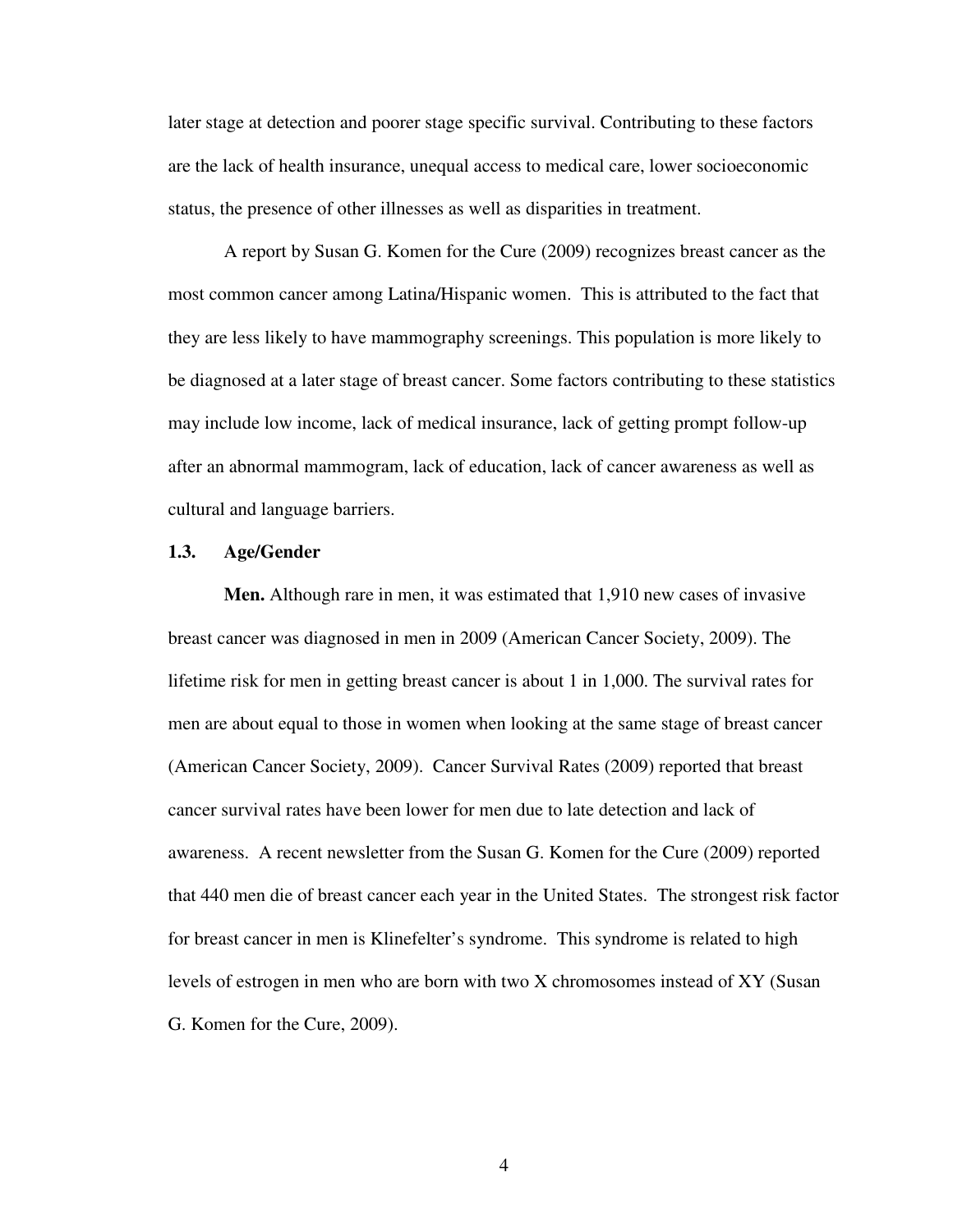later stage at detection and poorer stage specific survival. Contributing to these factors are the lack of health insurance, unequal access to medical care, lower socioeconomic status, the presence of other illnesses as well as disparities in treatment.

A report by Susan G. Komen for the Cure (2009) recognizes breast cancer as the most common cancer among Latina/Hispanic women. This is attributed to the fact that they are less likely to have mammography screenings. This population is more likely to be diagnosed at a later stage of breast cancer. Some factors contributing to these statistics may include low income, lack of medical insurance, lack of getting prompt follow-up after an abnormal mammogram, lack of education, lack of cancer awareness as well as cultural and language barriers.

### 1.3. Age/Gender

**Men.** Although rare in men, it was estimated that 1,910 new cases of invasive breast cancer was diagnosed in men in 2009 (American Cancer Society, 2009). The lifetime risk for men in getting breast cancer is about 1 in 1,000. The survival rates for men are about equal to those in women when looking at the same stage of breast cancer (American Cancer Society, 2009). Cancer Survival Rates (2009) reported that breast cancer survival rates have been lower for men due to late detection and lack of awareness. A recent newsletter from the Susan G. Komen for the Cure (2009) reported that 440 men die of breast cancer each year in the United States. The strongest risk factor for breast cancer in men is Klinefelter's syndrome. This syndrome is related to high levels of estrogen in men who are born with two X chromosomes instead of XY (Susan G. Komen for the Cure, 2009).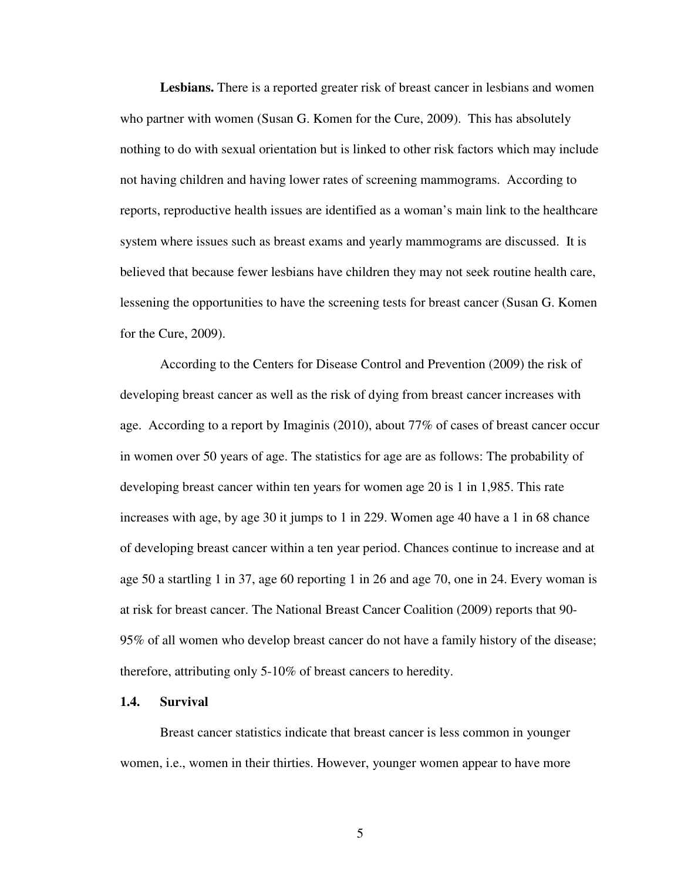**Lesbians.** There is a reported greater risk of breast cancer in lesbians and women who partner with women (Susan G. Komen for the Cure, 2009). This has absolutely nothing to do with sexual orientation but is linked to other risk factors which may include not having children and having lower rates of screening mammograms. According to reports, reproductive health issues are identified as a woman's main link to the healthcare system where issues such as breast exams and yearly mammograms are discussed. It is believed that because fewer lesbians have children they may not seek routine health care, lessening the opportunities to have the screening tests for breast cancer (Susan G. Komen for the Cure, 2009).

According to the Centers for Disease Control and Prevention (2009) the risk of developing breast cancer as well as the risk of dying from breast cancer increases with age. According to a report by Imaginis (2010), about 77% of cases of breast cancer occur in women over 50 years of age. The statistics for age are as follows: The probability of developing breast cancer within ten years for women age 20 is 1 in 1,985. This rate increases with age, by age 30 it jumps to 1 in 229. Women age 40 have a 1 in 68 chance of developing breast cancer within a ten year period. Chances continue to increase and at age 50 a startling 1 in 37, age 60 reporting 1 in 26 and age 70, one in 24. Every woman is at risk for breast cancer. The National Breast Cancer Coalition (2009) reports that 90-95% of all women who develop breast cancer do not have a family history of the disease; therefore, attributing only 5-10% of breast cancers to heredity.

## 1.4. Survival

Breast cancer statistics indicate that breast cancer is less common in younger women, i.e., women in their thirties. However, younger women appear to have more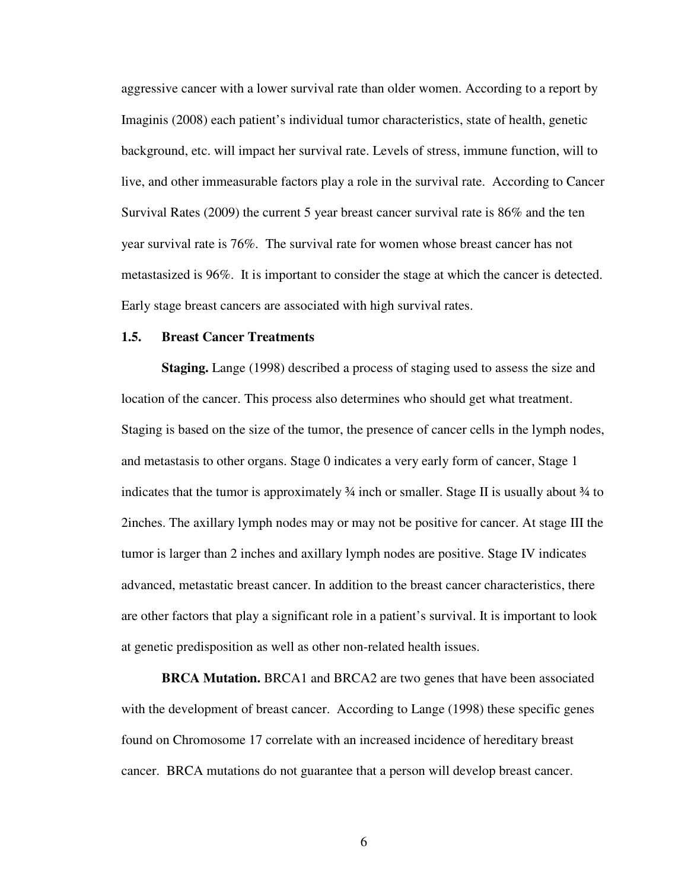aggressive cancer with a lower survival rate than older women. According to a report by Imaginis (2008) each patient's individual tumor characteristics, state of health, genetic background, etc. will impact her survival rate. Levels of stress, immune function, will to live, and other immeasurable factors play a role in the survival rate. According to Cancer Survival Rates (2009) the current 5 year breast cancer survival rate is 86% and the ten year survival rate is 76%. The survival rate for women whose breast cancer has not metastasized is 96%. It is important to consider the stage at which the cancer is detected. Early stage breast cancers are associated with high survival rates.

### 1.5. Breast Cancer Treatments

**Staging.** Lange (1998) described a process of staging used to assess the size and location of the cancer. This process also determines who should get what treatment. Staging is based on the size of the tumor, the presence of cancer cells in the lymph nodes, and metastasis to other organs. Stage 0 indicates a very early form of cancer, Stage 1 indicates that the tumor is approximately ¾ inch or smaller. Stage II is usually about ¾ to 2inches. The axillary lymph nodes may or may not be positive for cancer. At stage III the tumor is larger than 2 inches and axillary lymph nodes are positive. Stage IV indicates advanced, metastatic breast cancer. In addition to the breast cancer characteristics, there are other factors that play a significant role in a patient's survival. It is important to look at genetic predisposition as well as other non-related health issues.

**BRCA Mutation.** BRCA1 and BRCA2 are two genes that have been associated with the development of breast cancer. According to Lange (1998) these specific genes found on Chromosome 17 correlate with an increased incidence of hereditary breast cancer. BRCA mutations do not guarantee that a person will develop breast cancer.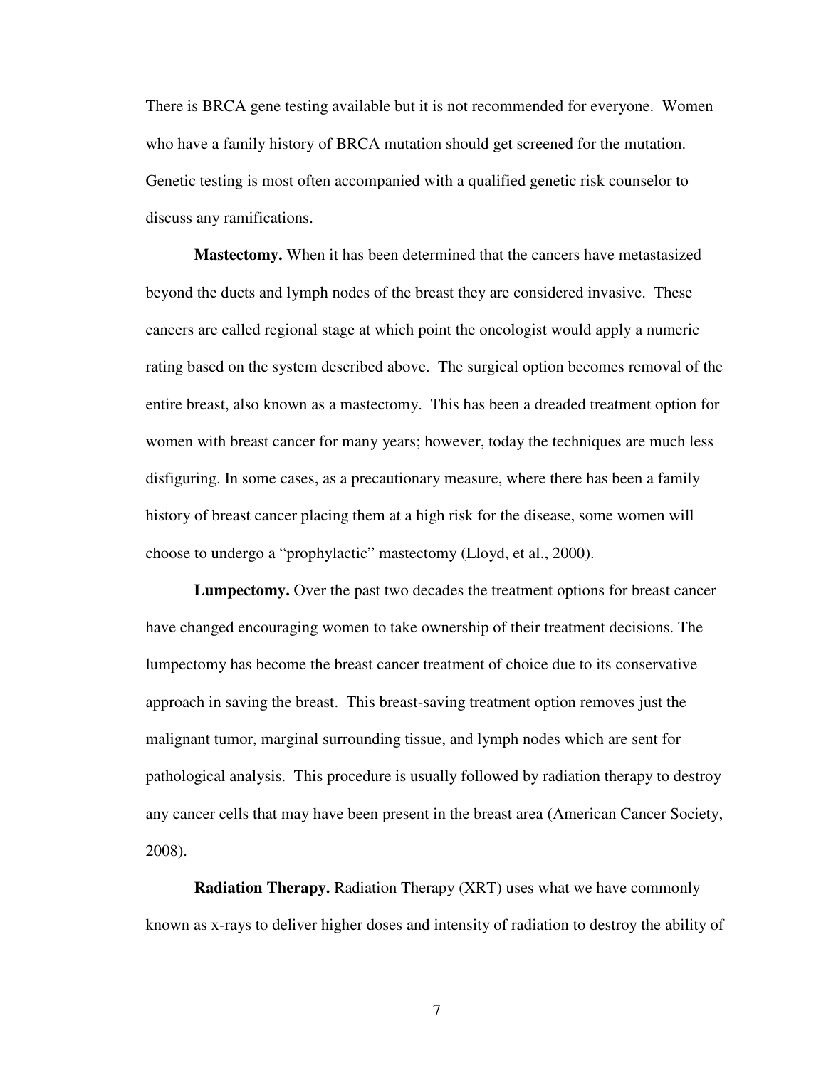There is BRCA gene testing available but it is not recommended for everyone. Women who have a family history of BRCA mutation should get screened for the mutation. Genetic testing is most often accompanied with a qualified genetic risk counselor to discuss any ramifications.

**Mastectomy.** When it has been determined that the cancers have metastasized beyond the ducts and lymph nodes of the breast they are considered invasive. These cancers are called regional stage at which point the oncologist would apply a numeric rating based on the system described above. The surgical option becomes removal of the entire breast, also known as a mastectomy. This has been a dreaded treatment option for women with breast cancer for many years; however, today the techniques are much less disfiguring. In some cases, as a precautionary measure, where there has been a family history of breast cancer placing them at a high risk for the disease, some women will choose to undergo a "prophylactic" mastectomy (Lloyd, et al., 2000).

**Lumpectomy.** Over the past two decades the treatment options for breast cancer have changed encouraging women to take ownership of their treatment decisions. The lumpectomy has become the breast cancer treatment of choice due to its conservative approach in saving the breast. This breast-saving treatment option removes just the malignant tumor, marginal surrounding tissue, and lymph nodes which are sent for pathological analysis. This procedure is usually followed by radiation therapy to destroy any cancer cells that may have been present in the breast area (American Cancer Society, 2008).

**Radiation Therapy.** Radiation Therapy (XRT) uses what we have commonly known as x-rays to deliver higher doses and intensity of radiation to destroy the ability of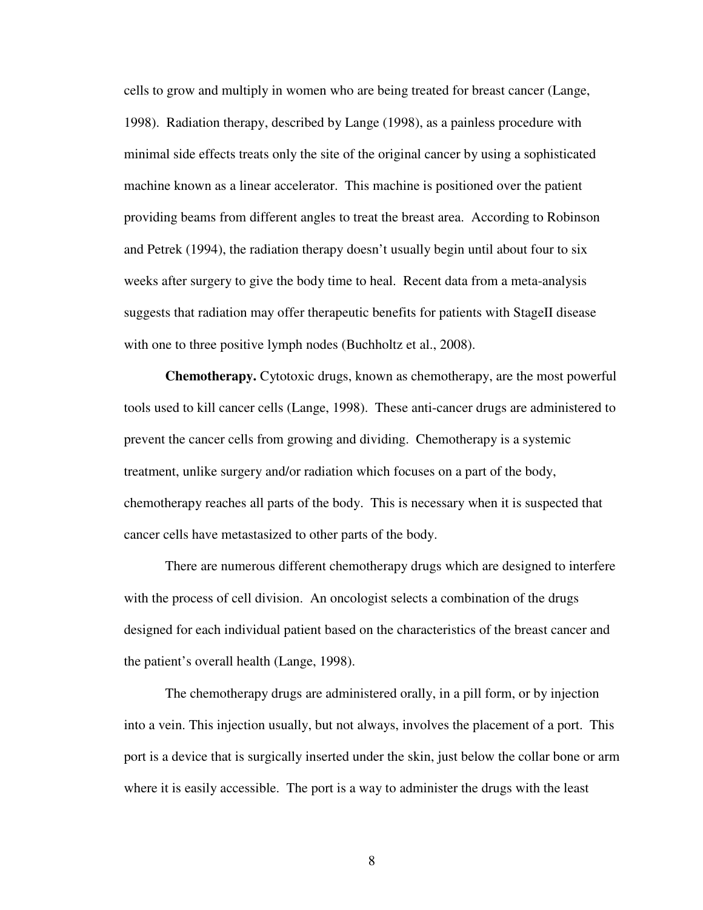cells to grow and multiply in women who are being treated for breast cancer (Lange, 1998). Radiation therapy, described by Lange (1998), as a painless procedure with minimal side effects treats only the site of the original cancer by using a sophisticated machine known as a linear accelerator. This machine is positioned over the patient providing beams from different angles to treat the breast area. According to Robinson and Petrek (1994), the radiation therapy doesn't usually begin until about four to six weeks after surgery to give the body time to heal. Recent data from a meta-analysis suggests that radiation may offer therapeutic benefits for patients with StageII disease with one to three positive lymph nodes (Buchholtz et al., 2008).

**Chemotherapy.** Cytotoxic drugs, known as chemotherapy, are the most powerful tools used to kill cancer cells (Lange, 1998). These anti-cancer drugs are administered to prevent the cancer cells from growing and dividing. Chemotherapy is a systemic treatment, unlike surgery and/or radiation which focuses on a part of the body, chemotherapy reaches all parts of the body. This is necessary when it is suspected that cancer cells have metastasized to other parts of the body.

There are numerous different chemotherapy drugs which are designed to interfere with the process of cell division. An oncologist selects a combination of the drugs designed for each individual patient based on the characteristics of the breast cancer and the patient's overall health (Lange, 1998).

The chemotherapy drugs are administered orally, in a pill form, or by injection into a vein. This injection usually, but not always, involves the placement of a port. This port is a device that is surgically inserted under the skin, just below the collar bone or arm where it is easily accessible. The port is a way to administer the drugs with the least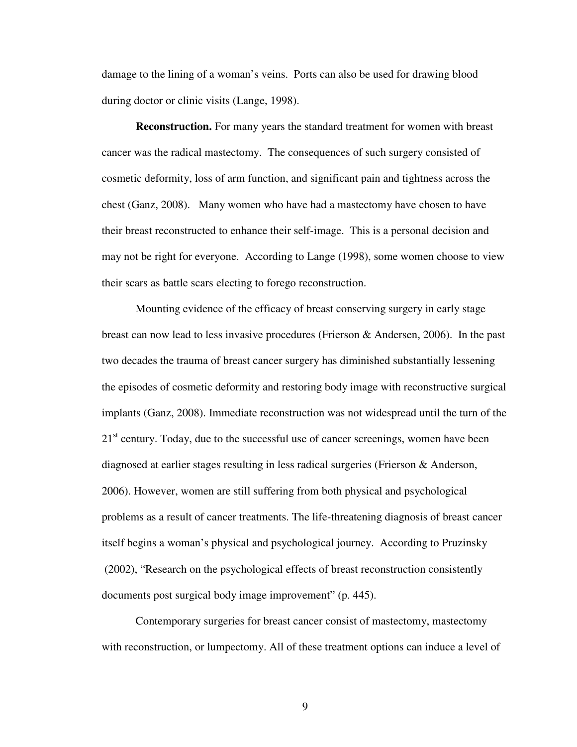damage to the lining of a woman's veins. Ports can also be used for drawing blood during doctor or clinic visits (Lange, 1998).

**Reconstruction.** For many years the standard treatment for women with breast cancer was the radical mastectomy. The consequences of such surgery consisted of cosmetic deformity, loss of arm function, and significant pain and tightness across the chest (Ganz, 2008). Many women who have had a mastectomy have chosen to have their breast reconstructed to enhance their self-image. This is a personal decision and may not be right for everyone. According to Lange (1998), some women choose to view their scars as battle scars electing to forego reconstruction.

Mounting evidence of the efficacy of breast conserving surgery in early stage breast can now lead to less invasive procedures (Frierson & Andersen, 2006). In the past two decades the trauma of breast cancer surgery has diminished substantially lessening the episodes of cosmetic deformity and restoring body image with reconstructive surgical implants (Ganz, 2008). Immediate reconstruction was not widespread until the turn of the 21st century. Today, due to the successful use of cancer screenings, women have been diagnosed at earlier stages resulting in less radical surgeries (Frierson & Anderson, 2006). However, women are still suffering from both physical and psychological problems as a result of cancer treatments. The life-threatening diagnosis of breast cancer itself begins a woman's physical and psychological journey. According to Pruzinsky (2002), "Research on the psychological effects of breast reconstruction consistently documents post surgical body image improvement" (p. 445).

Contemporary surgeries for breast cancer consist of mastectomy, mastectomy with reconstruction, or lumpectomy. All of these treatment options can induce a level of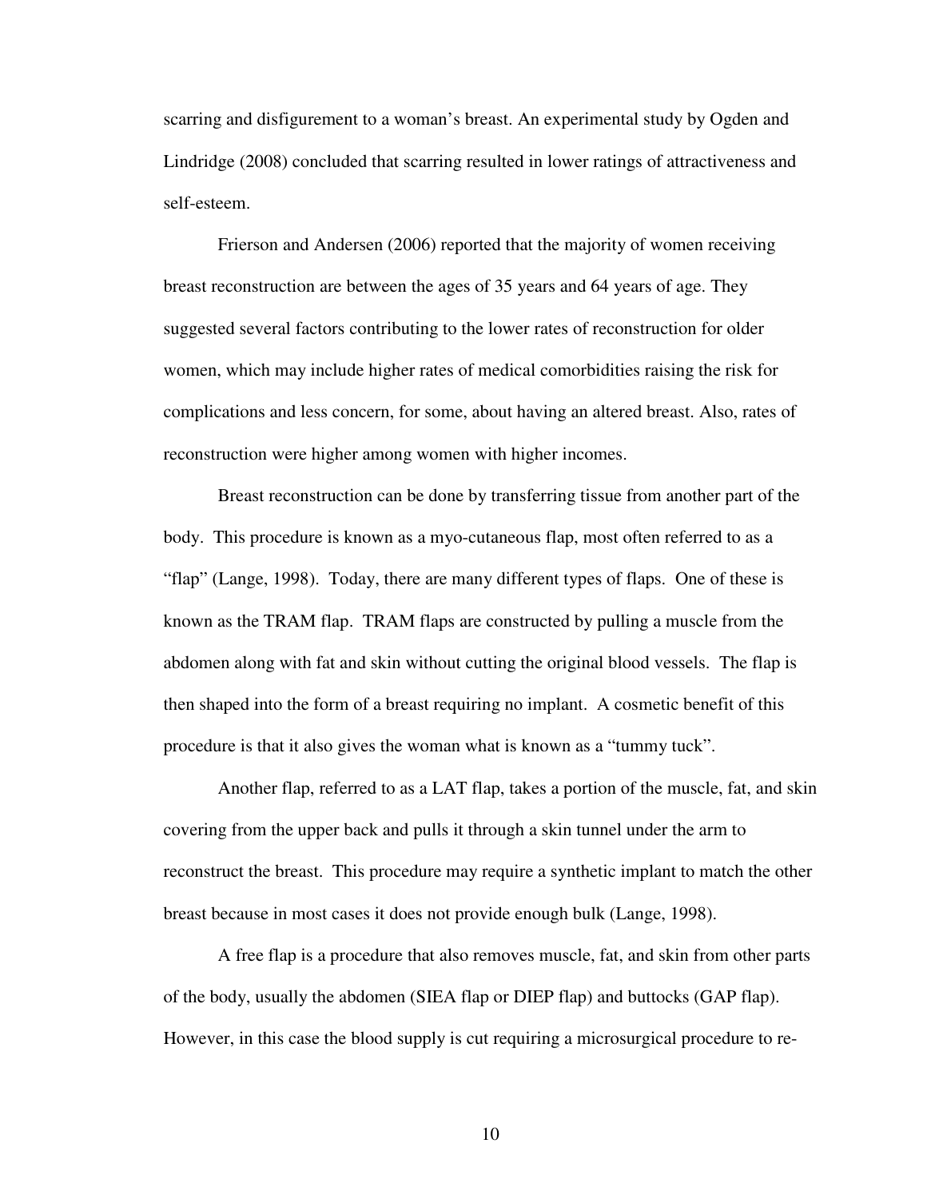scarring and disfigurement to a woman's breast. An experimental study by Ogden and Lindridge (2008) concluded that scarring resulted in lower ratings of attractiveness and self-esteem.

Frierson and Andersen (2006) reported that the majority of women receiving breast reconstruction are between the ages of 35 years and 64 years of age. They suggested several factors contributing to the lower rates of reconstruction for older women, which may include higher rates of medical comorbidities raising the risk for complications and less concern, for some, about having an altered breast. Also, rates of reconstruction were higher among women with higher incomes.

Breast reconstruction can be done by transferring tissue from another part of the body. This procedure is known as a myo-cutaneous flap, most often referred to as a "flap" (Lange, 1998). Today, there are many different types of flaps. One of these is known as the TRAM flap. TRAM flaps are constructed by pulling a muscle from the abdomen along with fat and skin without cutting the original blood vessels. The flap is then shaped into the form of a breast requiring no implant. A cosmetic benefit of this procedure is that it also gives the woman what is known as a "tummy tuck".

Another flap, referred to as a LAT flap, takes a portion of the muscle, fat, and skin covering from the upper back and pulls it through a skin tunnel under the arm to reconstruct the breast. This procedure may require a synthetic implant to match the other breast because in most cases it does not provide enough bulk (Lange, 1998).

A free flap is a procedure that also removes muscle, fat, and skin from other parts of the body, usually the abdomen (SIEA flap or DIEP flap) and buttocks (GAP flap). However, in this case the blood supply is cut requiring a microsurgical procedure to re-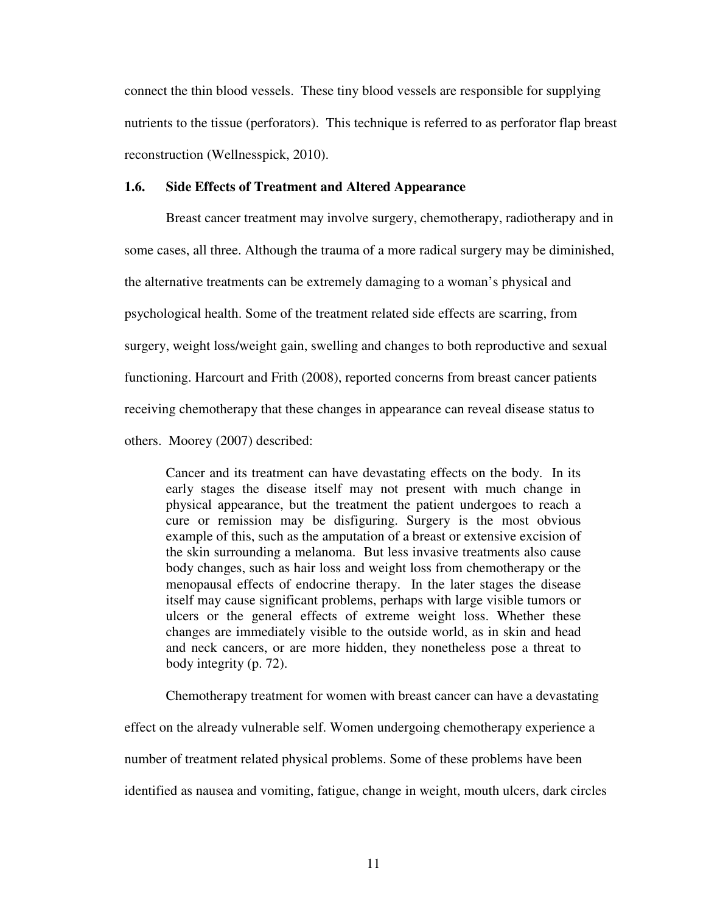connect the thin blood vessels. These tiny blood vessels are responsible for supplying nutrients to the tissue (perforators). This technique is referred to as perforator flap breast reconstruction (Wellnesspick, 2010).

### 1.6. Side Effects of Treatment and Altered Appearance

Breast cancer treatment may involve surgery, chemotherapy, radiotherapy and in some cases, all three. Although the trauma of a more radical surgery may be diminished, the alternative treatments can be extremely damaging to a woman's physical and psychological health. Some of the treatment related side effects are scarring, from surgery, weight loss/weight gain, swelling and changes to both reproductive and sexual functioning. Harcourt and Frith (2008), reported concerns from breast cancer patients receiving chemotherapy that these changes in appearance can reveal disease status to others. Moorey (2007) described:

> Cancer and its treatment can have devastating effects on the body. In its early stages the disease itself may not present with much change in physical appearance, but the treatment the patient undergoes to reach a cure or remission may be disfiguring. Surgery is the most obvious example of this, such as the amputation of a breast or extensive excision of the skin surrounding a melanoma. But less invasive treatments also cause body changes, such as hair loss and weight loss from chemotherapy or the menopausal effects of endocrine therapy. In the later stages the disease itself may cause significant problems, perhaps with large visible tumors or ulcers or the general effects of extreme weight loss. Whether these changes are immediately visible to the outside world, as in skin and head and neck cancers, or are more hidden, they nonetheless pose a threat to body integrity (p. 72).

Chemotherapy treatment for women with breast cancer can have a devastating effect on the already vulnerable self. Women undergoing chemotherapy experience a number of treatment related physical problems. Some of these problems have been identified as nausea and vomiting, fatigue, change in weight, mouth ulcers, dark circles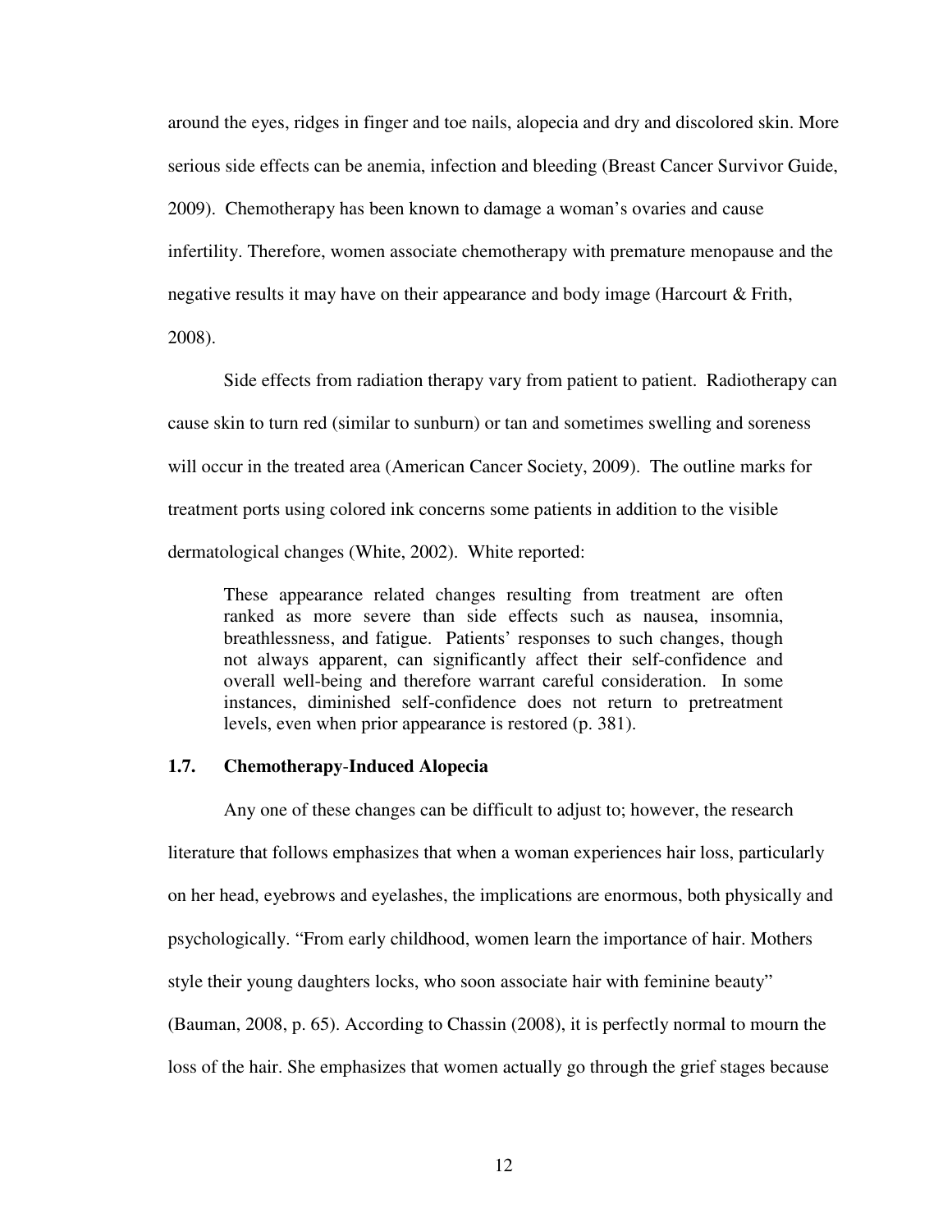around the eyes, ridges in finger and toe nails, alopecia and dry and discolored skin. More serious side effects can be anemia, infection and bleeding (Breast Cancer Survivor Guide, 2009). Chemotherapy has been known to damage a woman's ovaries and cause infertility. Therefore, women associate chemotherapy with premature menopause and the negative results it may have on their appearance and body image (Harcourt & Frith, 2008).

Side effects from radiation therapy vary from patient to patient. Radiotherapy can cause skin to turn red (similar to sunburn) or tan and sometimes swelling and soreness will occur in the treated area (American Cancer Society, 2009). The outline marks for treatment ports using colored ink concerns some patients in addition to the visible dermatological changes (White, 2002). White reported:

> These appearance related changes resulting from treatment are often ranked as more severe than side effects such as nausea, insomnia, breathlessness, and fatigue. Patients' responses to such changes, though not always apparent, can significantly affect their self-confidence and overall well-being and therefore warrant careful consideration. In some instances, diminished self-confidence does not return to pretreatment levels, even when prior appearance is restored (p. 381).

### 1.7. Chemotherapy-Induced Alopecia

Any one of these changes can be difficult to adjust to; however, the research literature that follows emphasizes that when a woman experiences hair loss, particularly on her head, eyebrows and eyelashes, the implications are enormous, both physically and psychologically. "From early childhood, women learn the importance of hair. Mothers style their young daughters locks, who soon associate hair with feminine beauty" (Bauman, 2008, p. 65). According to Chassin (2008), it is perfectly normal to mourn the loss of the hair. She emphasizes that women actually go through the grief stages because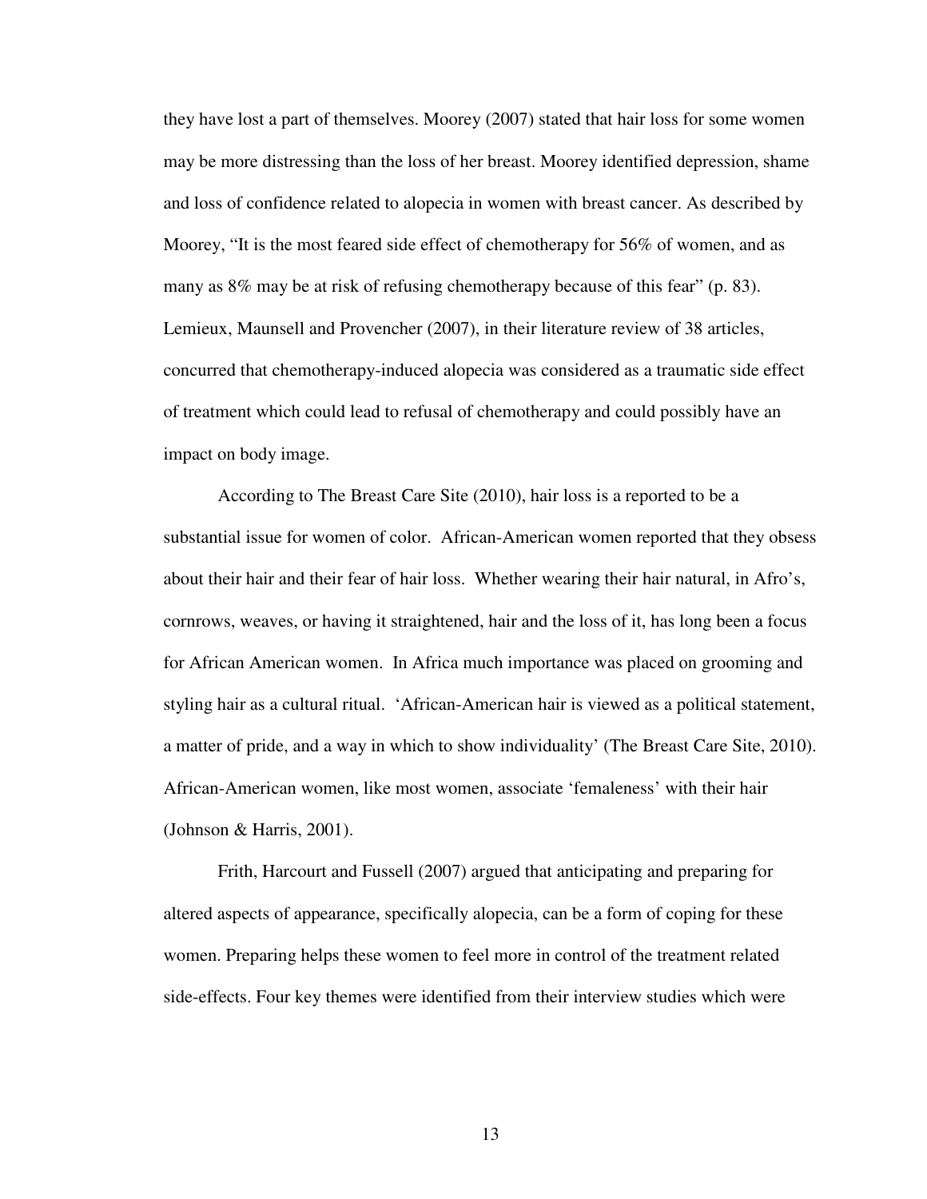they have lost a part of themselves. Moorey (2007) stated that hair loss for some women may be more distressing than the loss of her breast. Moorey identified depression, shame and loss of confidence related to alopecia in women with breast cancer. As described by Moorey, "It is the most feared side effect of chemotherapy for 56% of women, and as many as 8% may be at risk of refusing chemotherapy because of this fear" (p. 83). Lemieux, Maunsell and Provencher (2007), in their literature review of 38 articles, concurred that chemotherapy-induced alopecia was considered as a traumatic side effect of treatment which could lead to refusal of chemotherapy and could possibly have an impact on body image.

According to The Breast Care Site (2010), hair loss is a reported to be a substantial issue for women of color. African-American women reported that they obsess about their hair and their fear of hair loss. Whether wearing their hair natural, in Afro's, cornrows, weaves, or having it straightened, hair and the loss of it, has long been a focus for African American women. In Africa much importance was placed on grooming and styling hair as a cultural ritual. 'African-American hair is viewed as a political statement, a matter of pride, and a way in which to show individuality' (The Breast Care Site, 2010). African-American women, like most women, associate 'femaleness' with their hair (Johnson & Harris, 2001).

Frith, Harcourt and Fussell (2007) argued that anticipating and preparing for altered aspects of appearance, specifically alopecia, can be a form of coping for these women. Preparing helps these women to feel more in control of the treatment related side-effects. Four key themes were identified from their interview studies which were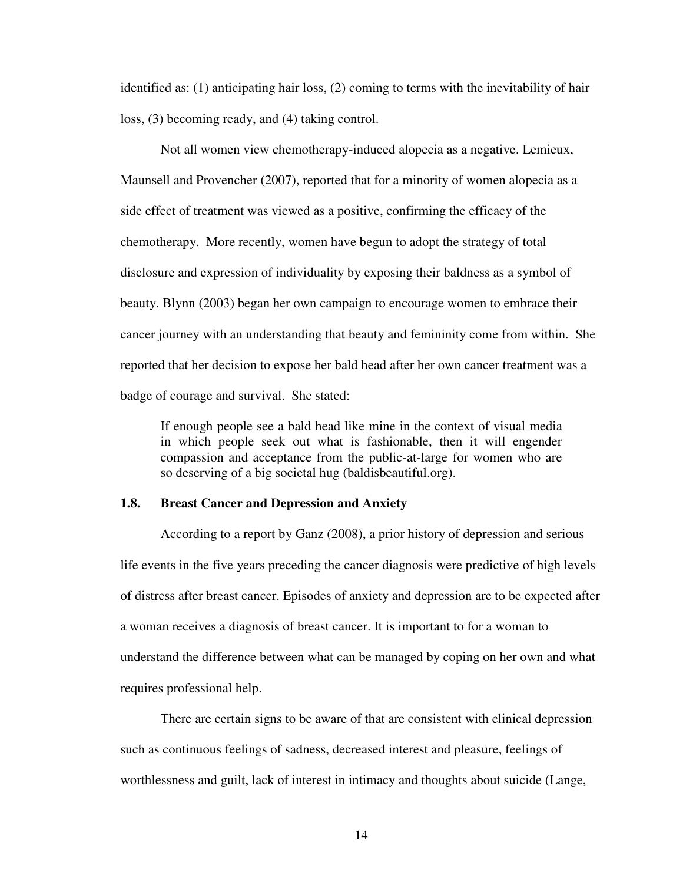identified as: (1) anticipating hair loss, (2) coming to terms with the inevitability of hair loss, (3) becoming ready, and (4) taking control.

Not all women view chemotherapy-induced alopecia as a negative. Lemieux, Maunsell and Provencher (2007), reported that for a minority of women alopecia as a side effect of treatment was viewed as a positive, confirming the efficacy of the chemotherapy. More recently, women have begun to adopt the strategy of total disclosure and expression of individuality by exposing their baldness as a symbol of beauty. Blynn (2003) began her own campaign to encourage women to embrace their cancer journey with an understanding that beauty and femininity come from within. She reported that her decision to expose her bald head after her own cancer treatment was a badge of courage and survival. She stated:

> If enough people see a bald head like mine in the context of visual media in which people seek out what is fashionable, then it will engender compassion and acceptance from the public-at-large for women who are so deserving of a big societal hug (baldisbeautiful.org).

### 1.8. Breast Cancer and Depression and Anxiety

According to a report by Ganz (2008), a prior history of depression and serious life events in the five years preceding the cancer diagnosis were predictive of high levels of distress after breast cancer. Episodes of anxiety and depression are to be expected after a woman receives a diagnosis of breast cancer. It is important to for a woman to understand the difference between what can be managed by coping on her own and what requires professional help.

There are certain signs to be aware of that are consistent with clinical depression such as continuous feelings of sadness, decreased interest and pleasure, feelings of worthlessness and guilt, lack of interest in intimacy and thoughts about suicide (Lange,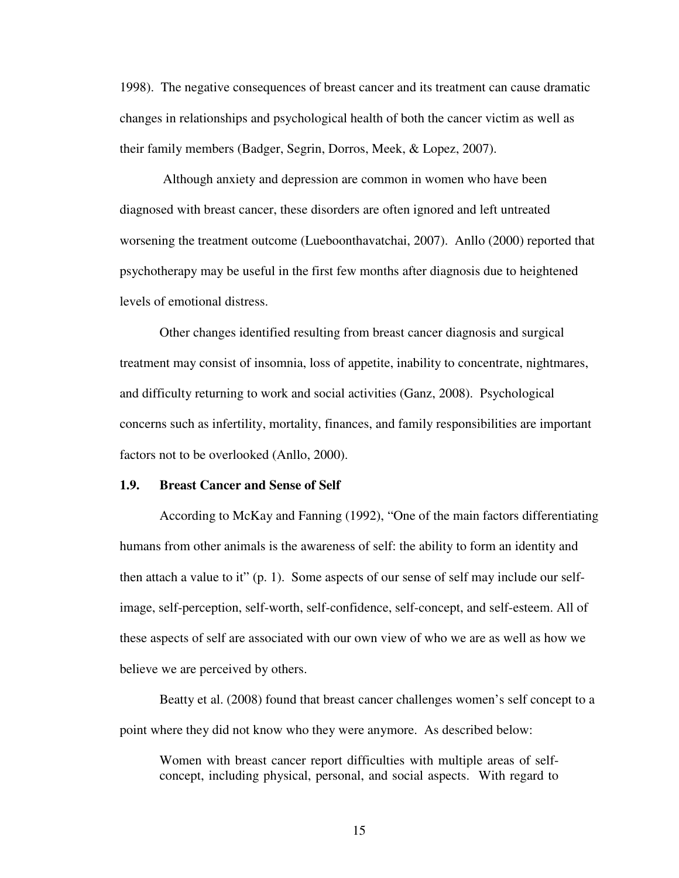1998). The negative consequences of breast cancer and its treatment can cause dramatic changes in relationships and psychological health of both the cancer victim as well as their family members (Badger, Segrin, Dorros, Meek, & Lopez, 2007).

Although anxiety and depression are common in women who have been diagnosed with breast cancer, these disorders are often ignored and left untreated worsening the treatment outcome (Lueboonthavatchai, 2007). Anllo (2000) reported that psychotherapy may be useful in the first few months after diagnosis due to heightened levels of emotional distress.

Other changes identified resulting from breast cancer diagnosis and surgical treatment may consist of insomnia, loss of appetite, inability to concentrate, nightmares, and difficulty returning to work and social activities (Ganz, 2008). Psychological concerns such as infertility, mortality, finances, and family responsibilities are important factors not to be overlooked (Anllo, 2000).

### 1.9. Breast Cancer and Sense of Self

According to McKay and Fanning (1992), "One of the main factors differentiating humans from other animals is the awareness of self: the ability to form an identity and then attach a value to it" (p. 1). Some aspects of our sense of self may include our self-image, self-perception, self-worth, self-confidence, self-concept, and self-esteem. All of these aspects of self are associated with our own view of who we are as well as how we believe we are perceived by others.

Beatty et al. (2008) found that breast cancer challenges women's self concept to a point where they did not know who they were anymore. As described below:

> Women with breast cancer report difficulties with multiple areas of self-concept, including physical, personal, and social aspects. With regard to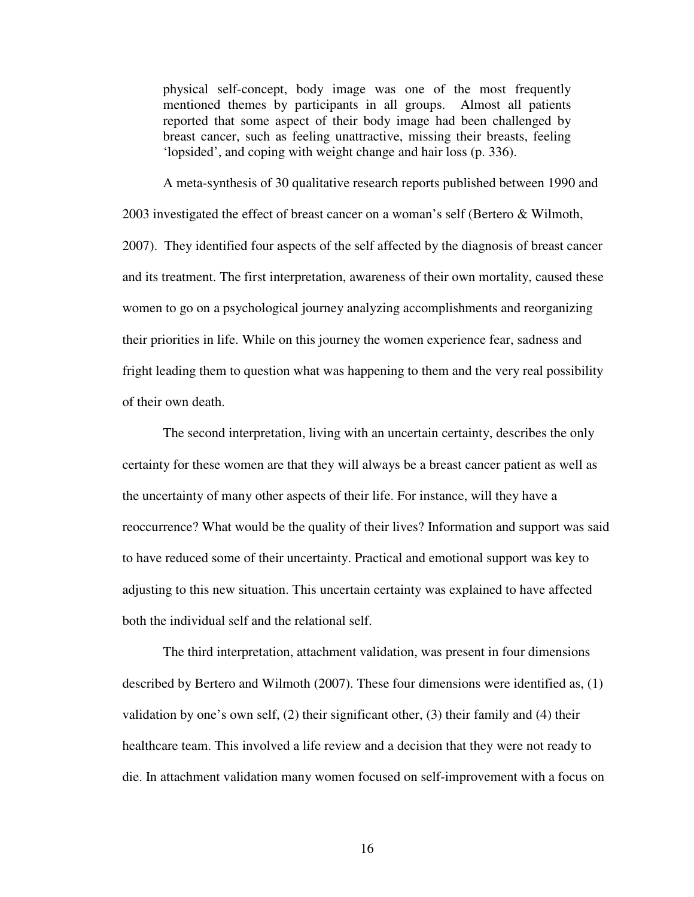> physical self-concept, body image was one of the most frequently mentioned themes by participants in all groups. Almost all patients reported that some aspect of their body image had been challenged by breast cancer, such as feeling unattractive, missing their breasts, feeling 'lopsided', and coping with weight change and hair loss (p. 336).

A meta-synthesis of 30 qualitative research reports published between 1990 and 2003 investigated the effect of breast cancer on a woman's self (Bertero & Wilmoth, 2007). They identified four aspects of the self affected by the diagnosis of breast cancer and its treatment. The first interpretation, awareness of their own mortality, caused these women to go on a psychological journey analyzing accomplishments and reorganizing their priorities in life. While on this journey the women experience fear, sadness and fright leading them to question what was happening to them and the very real possibility of their own death.

The second interpretation, living with an uncertain certainty, describes the only certainty for these women are that they will always be a breast cancer patient as well as the uncertainty of many other aspects of their life. For instance, will they have a reoccurrence? What would be the quality of their lives? Information and support was said to have reduced some of their uncertainty. Practical and emotional support was key to adjusting to this new situation. This uncertain certainty was explained to have affected both the individual self and the relational self.

The third interpretation, attachment validation, was present in four dimensions described by Bertero and Wilmoth (2007). These four dimensions were identified as, (1) validation by one's own self, (2) their significant other, (3) their family and (4) their healthcare team. This involved a life review and a decision that they were not ready to die. In attachment validation many women focused on self-improvement with a focus on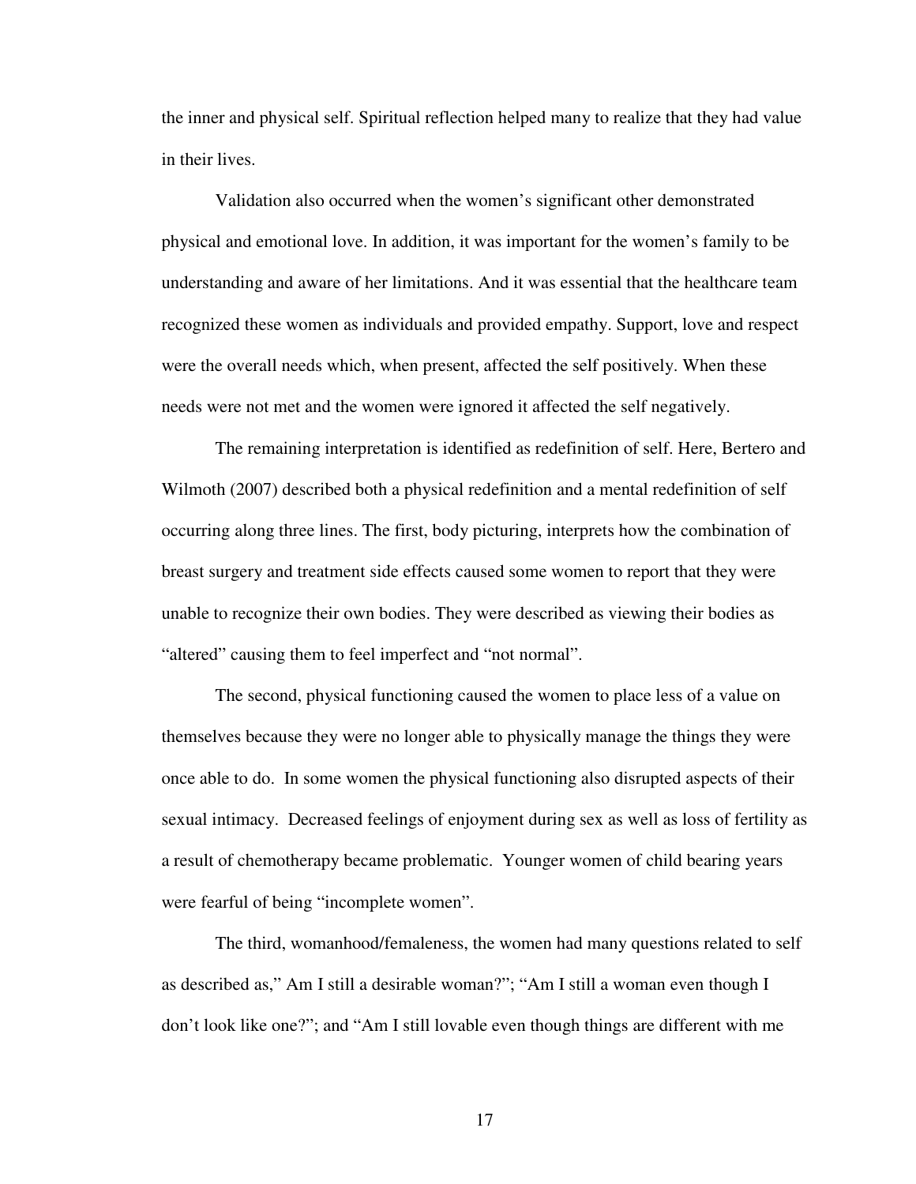the inner and physical self. Spiritual reflection helped many to realize that they had value in their lives.

Validation also occurred when the women's significant other demonstrated physical and emotional love. In addition, it was important for the women's family to be understanding and aware of her limitations. And it was essential that the healthcare team recognized these women as individuals and provided empathy. Support, love and respect were the overall needs which, when present, affected the self positively. When these needs were not met and the women were ignored it affected the self negatively.

The remaining interpretation is identified as redefinition of self. Here, Bertero and Wilmoth (2007) described both a physical redefinition and a mental redefinition of self occurring along three lines. The first, body picturing, interprets how the combination of breast surgery and treatment side effects caused some women to report that they were unable to recognize their own bodies. They were described as viewing their bodies as "altered" causing them to feel imperfect and "not normal".

The second, physical functioning caused the women to place less of a value on themselves because they were no longer able to physically manage the things they were once able to do. In some women the physical functioning also disrupted aspects of their sexual intimacy. Decreased feelings of enjoyment during sex as well as loss of fertility as a result of chemotherapy became problematic. Younger women of child bearing years were fearful of being "incomplete women".

The third, womanhood/femaleness, the women had many questions related to self as described as," Am I still a desirable woman?"; "Am I still a woman even though I don't look like one?"; and "Am I still lovable even though things are different with me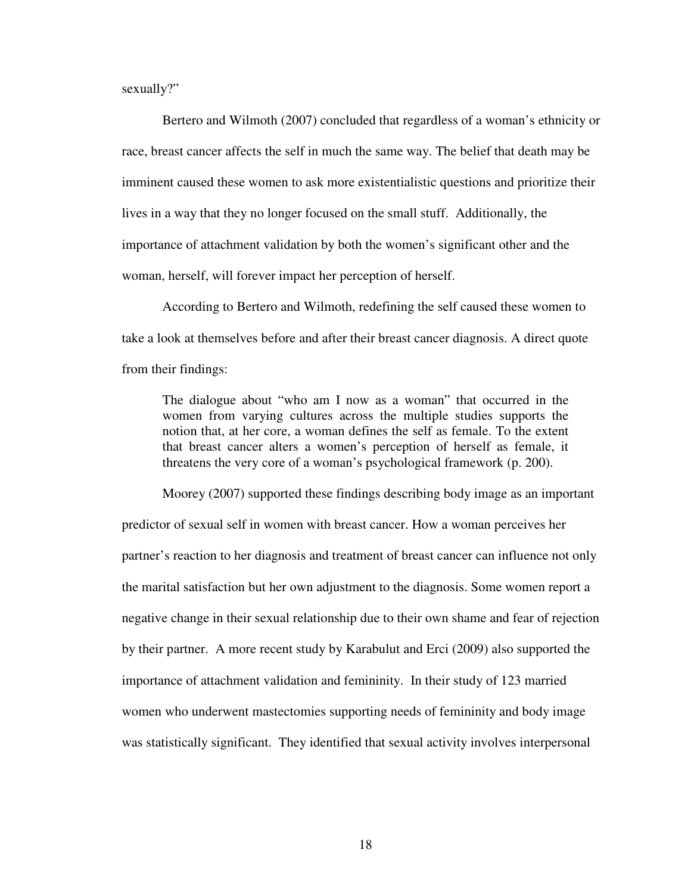sexually?"

Bertero and Wilmoth (2007) concluded that regardless of a woman's ethnicity or race, breast cancer affects the self in much the same way. The belief that death may be imminent caused these women to ask more existentialistic questions and prioritize their lives in a way that they no longer focused on the small stuff. Additionally, the importance of attachment validation by both the women's significant other and the woman, herself, will forever impact her perception of herself.

According to Bertero and Wilmoth, redefining the self caused these women to take a look at themselves before and after their breast cancer diagnosis. A direct quote from their findings:

> The dialogue about "who am I now as a woman" that occurred in the women from varying cultures across the multiple studies supports the notion that, at her core, a woman defines the self as female. To the extent that breast cancer alters a women's perception of herself as female, it threatens the very core of a woman's psychological framework (p. 200).

Moorey (2007) supported these findings describing body image as an important predictor of sexual self in women with breast cancer. How a woman perceives her partner's reaction to her diagnosis and treatment of breast cancer can influence not only the marital satisfaction but her own adjustment to the diagnosis. Some women report a negative change in their sexual relationship due to their own shame and fear of rejection by their partner. A more recent study by Karabulut and Erci (2009) also supported the importance of attachment validation and femininity. In their study of 123 married women who underwent mastectomies supporting needs of femininity and body image was statistically significant. They identified that sexual activity involves interpersonal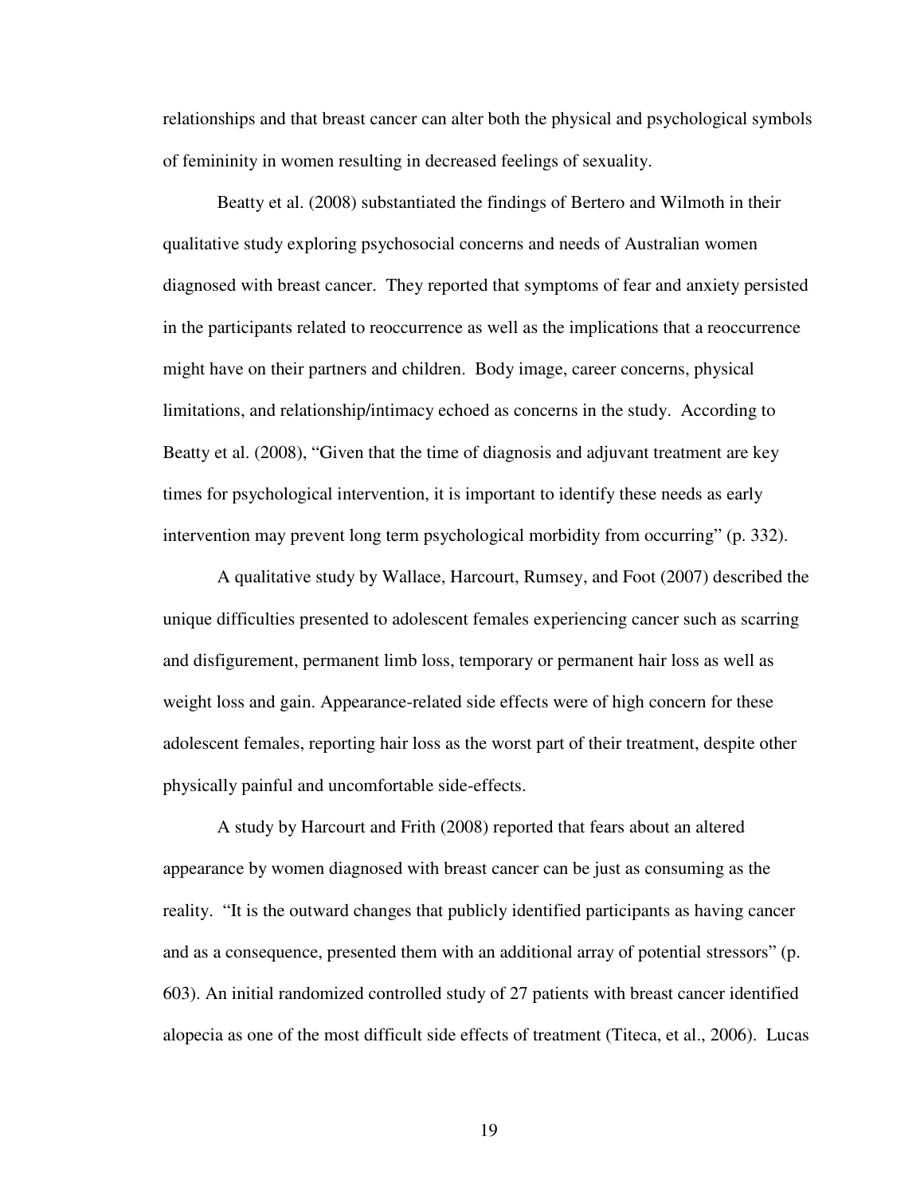relationships and that breast cancer can alter both the physical and psychological symbols of femininity in women resulting in decreased feelings of sexuality.

Beatty et al. (2008) substantiated the findings of Bertero and Wilmoth in their qualitative study exploring psychosocial concerns and needs of Australian women diagnosed with breast cancer. They reported that symptoms of fear and anxiety persisted in the participants related to reoccurrence as well as the implications that a reoccurrence might have on their partners and children. Body image, career concerns, physical limitations, and relationship/intimacy echoed as concerns in the study. According to Beatty et al. (2008), "Given that the time of diagnosis and adjuvant treatment are key times for psychological intervention, it is important to identify these needs as early intervention may prevent long term psychological morbidity from occurring" (p. 332).

A qualitative study by Wallace, Harcourt, Rumsey, and Foot (2007) described the unique difficulties presented to adolescent females experiencing cancer such as scarring and disfigurement, permanent limb loss, temporary or permanent hair loss as well as weight loss and gain. Appearance-related side effects were of high concern for these adolescent females, reporting hair loss as the worst part of their treatment, despite other physically painful and uncomfortable side-effects.

A study by Harcourt and Frith (2008) reported that fears about an altered appearance by women diagnosed with breast cancer can be just as consuming as the reality. "It is the outward changes that publicly identified participants as having cancer and as a consequence, presented them with an additional array of potential stressors" (p. 603). An initial randomized controlled study of 27 patients with breast cancer identified alopecia as one of the most difficult side effects of treatment (Titeca, et al., 2006). Lucas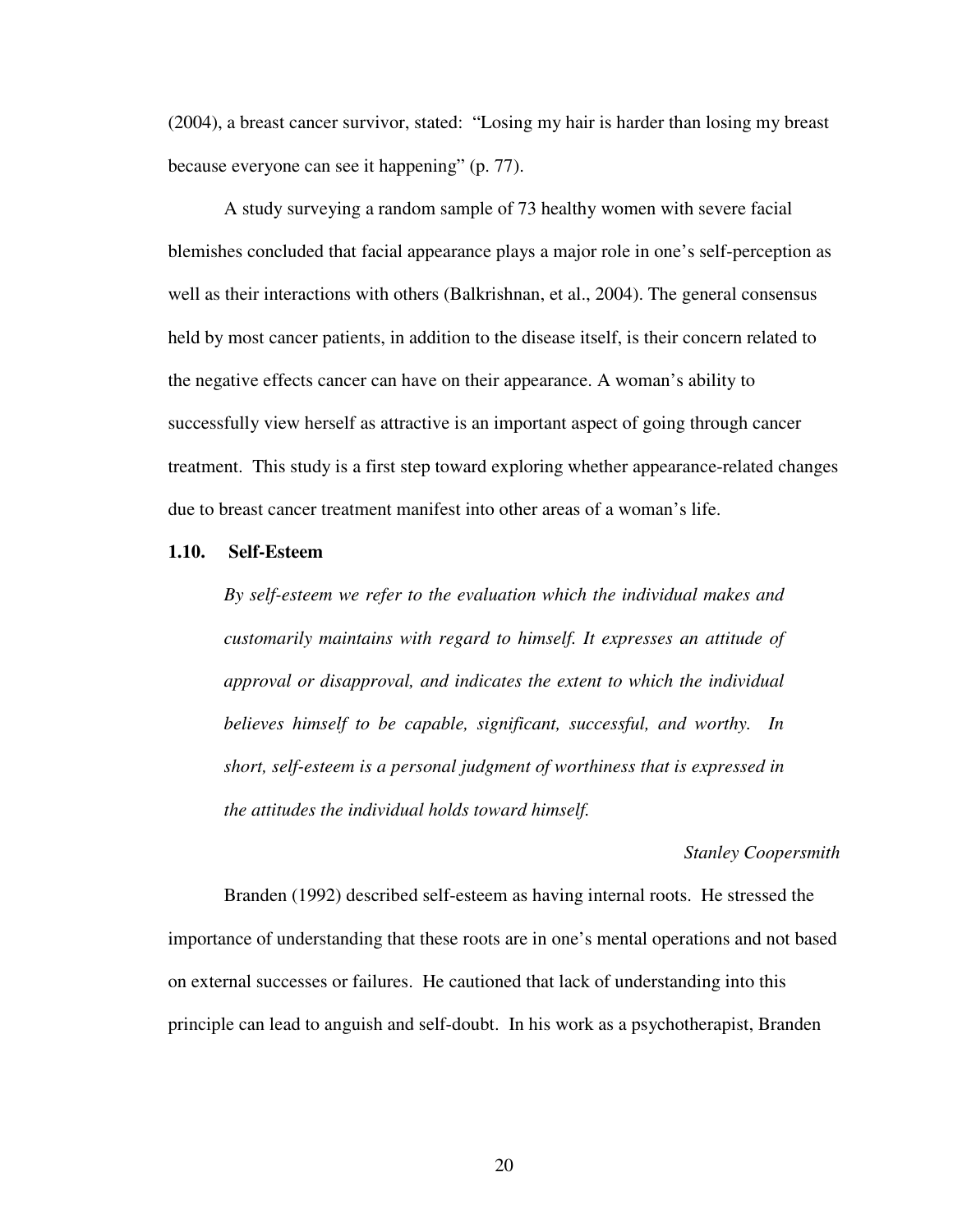(2004), a breast cancer survivor, stated: "Losing my hair is harder than losing my breast because everyone can see it happening" (p. 77).

A study surveying a random sample of 73 healthy women with severe facial blemishes concluded that facial appearance plays a major role in one's self-perception as well as their interactions with others (Balkrishnan, et al., 2004). The general consensus held by most cancer patients, in addition to the disease itself, is their concern related to the negative effects cancer can have on their appearance. A woman's ability to successfully view herself as attractive is an important aspect of going through cancer treatment. This study is a first step toward exploring whether appearance-related changes due to breast cancer treatment manifest into other areas of a woman's life.

### 1.10. Self-Esteem

> *By self-esteem we refer to the evaluation which the individual makes and customarily maintains with regard to himself. It expresses an attitude of approval or disapproval, and indicates the extent to which the individual believes himself to be capable, significant, successful, and worthy. In short, self-esteem is a personal judgment of worthiness that is expressed in the attitudes the individual holds toward himself.*
>
> *Stanley Coopersmith*

Branden (1992) described self-esteem as having internal roots. He stressed the importance of understanding that these roots are in one's mental operations and not based on external successes or failures. He cautioned that lack of understanding into this principle can lead to anguish and self-doubt. In his work as a psychotherapist, Branden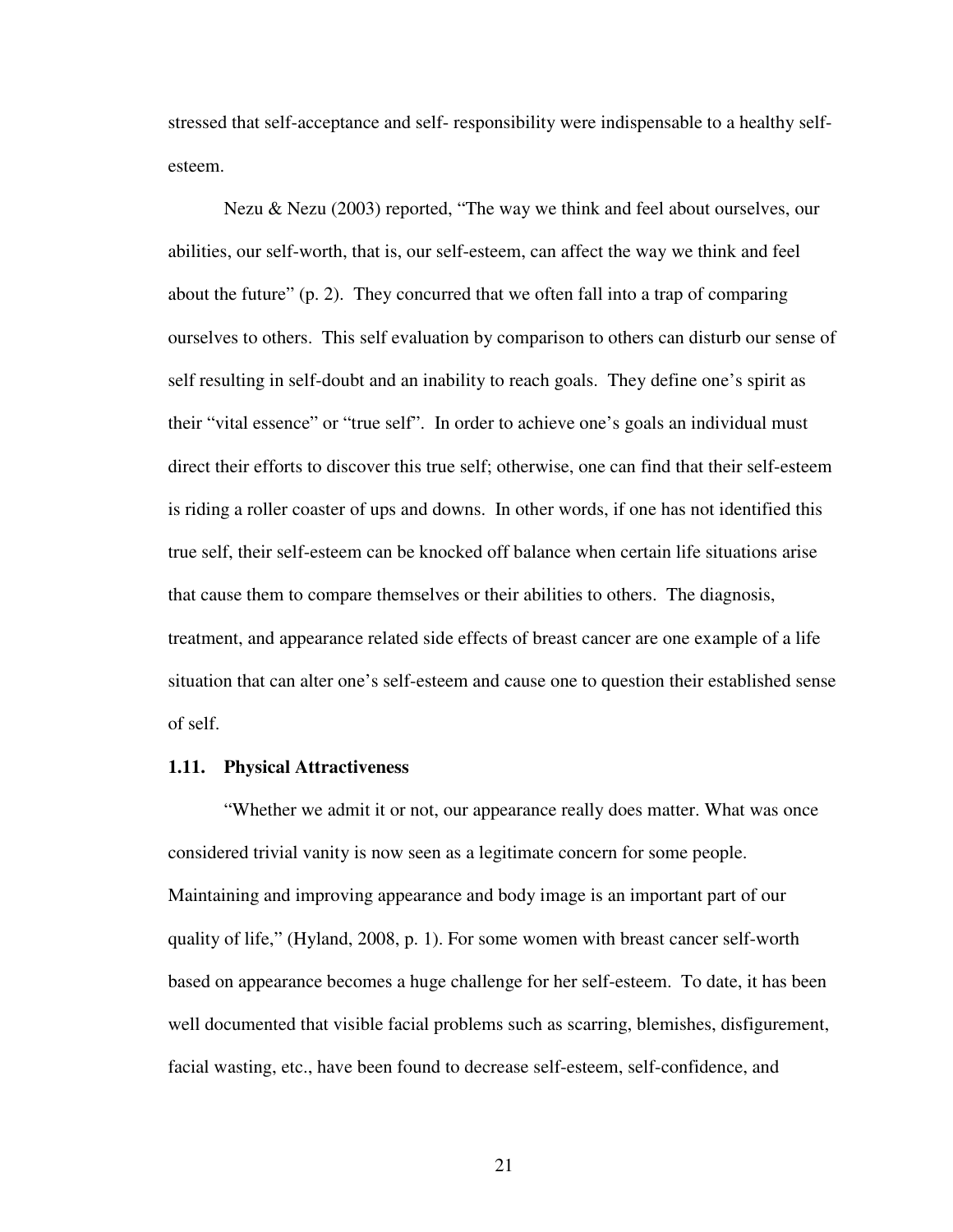stressed that self-acceptance and self- responsibility were indispensable to a healthy self-esteem.

Nezu & Nezu (2003) reported, "The way we think and feel about ourselves, our abilities, our self-worth, that is, our self-esteem, can affect the way we think and feel about the future" (p. 2). They concurred that we often fall into a trap of comparing ourselves to others. This self evaluation by comparison to others can disturb our sense of self resulting in self-doubt and an inability to reach goals. They define one's spirit as their "vital essence" or "true self". In order to achieve one's goals an individual must direct their efforts to discover this true self; otherwise, one can find that their self-esteem is riding a roller coaster of ups and downs. In other words, if one has not identified this true self, their self-esteem can be knocked off balance when certain life situations arise that cause them to compare themselves or their abilities to others. The diagnosis, treatment, and appearance related side effects of breast cancer are one example of a life situation that can alter one's self-esteem and cause one to question their established sense of self.

### 1.11. Physical Attractiveness

"Whether we admit it or not, our appearance really does matter. What was once considered trivial vanity is now seen as a legitimate concern for some people. Maintaining and improving appearance and body image is an important part of our quality of life," (Hyland, 2008, p. 1). For some women with breast cancer self-worth based on appearance becomes a huge challenge for her self-esteem. To date, it has been well documented that visible facial problems such as scarring, blemishes, disfigurement, facial wasting, etc., have been found to decrease self-esteem, self-confidence, and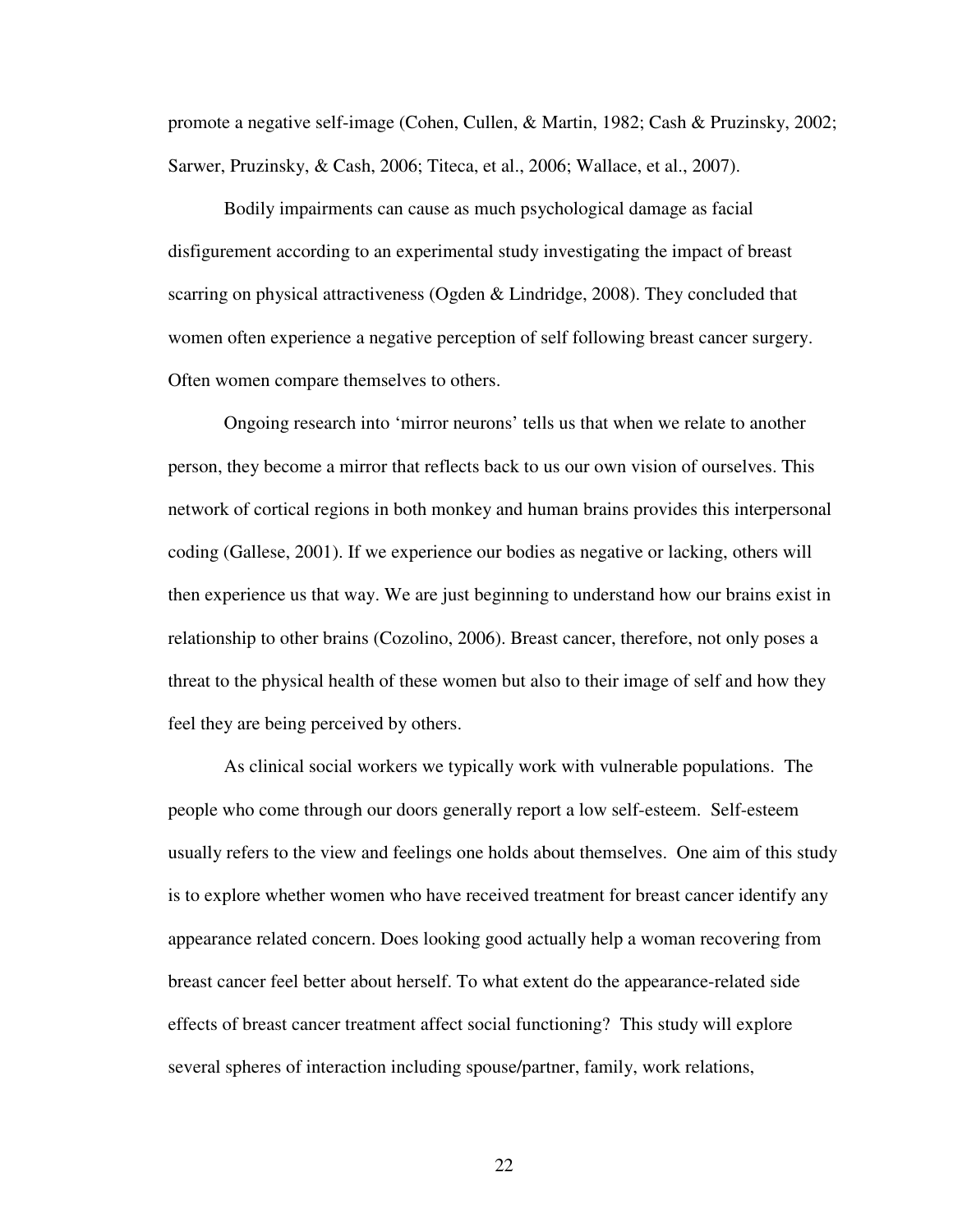promote a negative self-image (Cohen, Cullen, & Martin, 1982; Cash & Pruzinsky, 2002; Sarwer, Pruzinsky, & Cash, 2006; Titeca, et al., 2006; Wallace, et al., 2007).

Bodily impairments can cause as much psychological damage as facial disfigurement according to an experimental study investigating the impact of breast scarring on physical attractiveness (Ogden & Lindridge, 2008). They concluded that women often experience a negative perception of self following breast cancer surgery. Often women compare themselves to others.

Ongoing research into 'mirror neurons' tells us that when we relate to another person, they become a mirror that reflects back to us our own vision of ourselves. This network of cortical regions in both monkey and human brains provides this interpersonal coding (Gallese, 2001). If we experience our bodies as negative or lacking, others will then experience us that way. We are just beginning to understand how our brains exist in relationship to other brains (Cozolino, 2006). Breast cancer, therefore, not only poses a threat to the physical health of these women but also to their image of self and how they feel they are being perceived by others.

As clinical social workers we typically work with vulnerable populations. The people who come through our doors generally report a low self-esteem. Self-esteem usually refers to the view and feelings one holds about themselves. One aim of this study is to explore whether women who have received treatment for breast cancer identify any appearance related concern. Does looking good actually help a woman recovering from breast cancer feel better about herself. To what extent do the appearance-related side effects of breast cancer treatment affect social functioning? This study will explore several spheres of interaction including spouse/partner, family, work relations,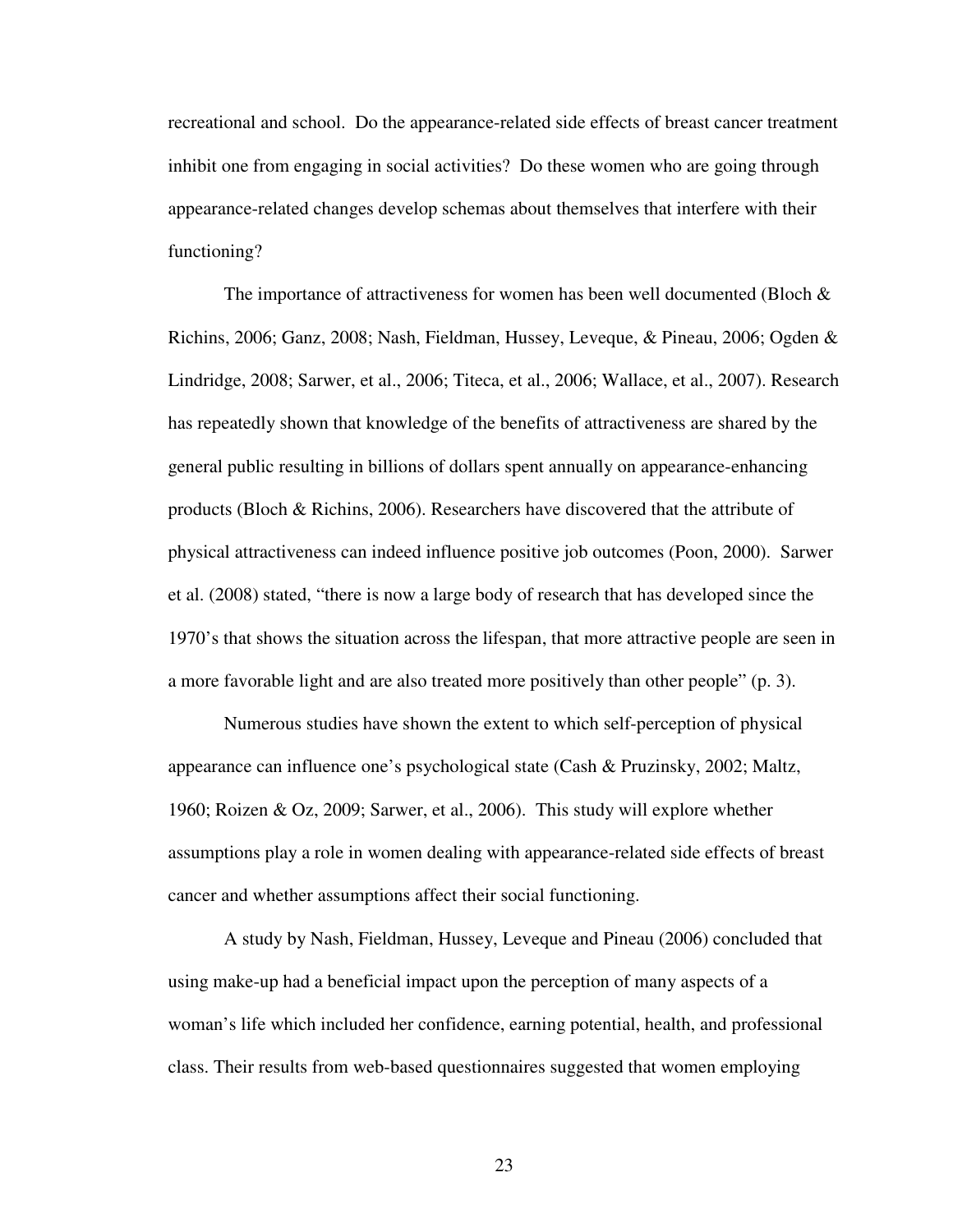recreational and school. Do the appearance-related side effects of breast cancer treatment inhibit one from engaging in social activities? Do these women who are going through appearance-related changes develop schemas about themselves that interfere with their functioning?

The importance of attractiveness for women has been well documented (Bloch & Richins, 2006; Ganz, 2008; Nash, Fieldman, Hussey, Leveque, & Pineau, 2006; Ogden & Lindridge, 2008; Sarwer, et al., 2006; Titeca, et al., 2006; Wallace, et al., 2007). Research has repeatedly shown that knowledge of the benefits of attractiveness are shared by the general public resulting in billions of dollars spent annually on appearance-enhancing products (Bloch & Richins, 2006). Researchers have discovered that the attribute of physical attractiveness can indeed influence positive job outcomes (Poon, 2000). Sarwer et al. (2008) stated, "there is now a large body of research that has developed since the 1970's that shows the situation across the lifespan, that more attractive people are seen in a more favorable light and are also treated more positively than other people" (p. 3).

Numerous studies have shown the extent to which self-perception of physical appearance can influence one's psychological state (Cash & Pruzinsky, 2002; Maltz, 1960; Roizen & Oz, 2009; Sarwer, et al., 2006). This study will explore whether assumptions play a role in women dealing with appearance-related side effects of breast cancer and whether assumptions affect their social functioning.

A study by Nash, Fieldman, Hussey, Leveque and Pineau (2006) concluded that using make-up had a beneficial impact upon the perception of many aspects of a woman's life which included her confidence, earning potential, health, and professional class. Their results from web-based questionnaires suggested that women employing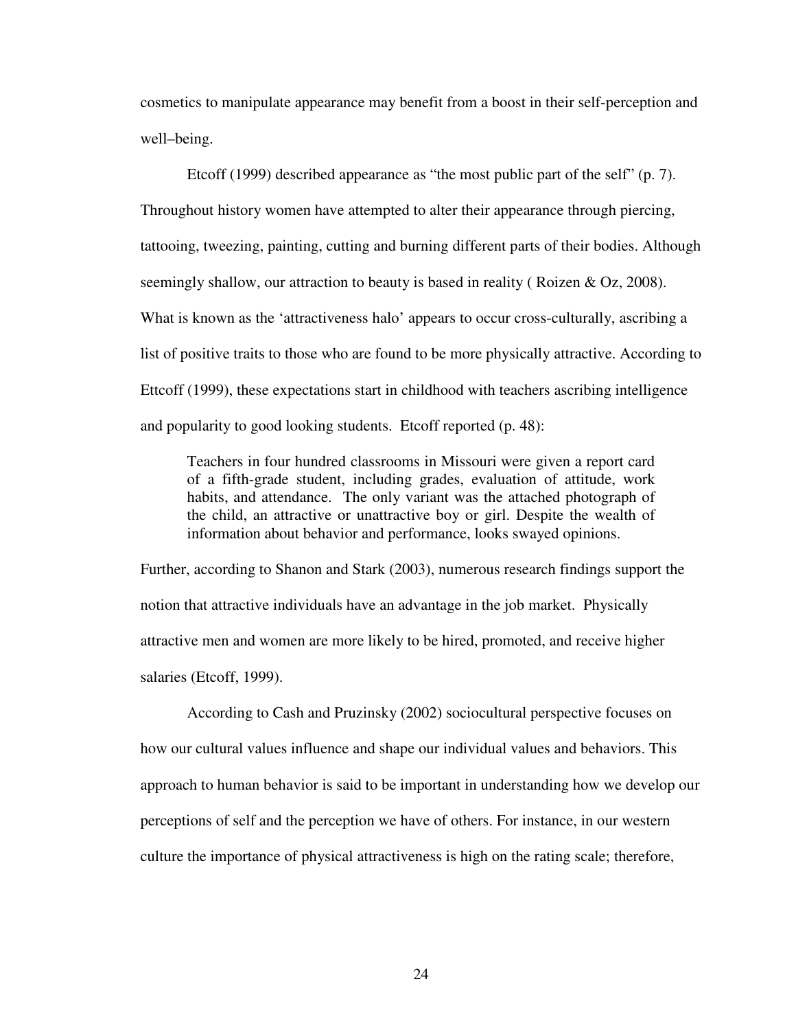cosmetics to manipulate appearance may benefit from a boost in their self-perception and well–being.

Etcoff (1999) described appearance as "the most public part of the self" (p. 7). Throughout history women have attempted to alter their appearance through piercing, tattooing, tweezing, painting, cutting and burning different parts of their bodies. Although seemingly shallow, our attraction to beauty is based in reality ( Roizen & Oz, 2008). What is known as the 'attractiveness halo' appears to occur cross-culturally, ascribing a list of positive traits to those who are found to be more physically attractive. According to Ettcoff (1999), these expectations start in childhood with teachers ascribing intelligence and popularity to good looking students. Etcoff reported (p. 48):

> Teachers in four hundred classrooms in Missouri were given a report card of a fifth-grade student, including grades, evaluation of attitude, work habits, and attendance. The only variant was the attached photograph of the child, an attractive or unattractive boy or girl. Despite the wealth of information about behavior and performance, looks swayed opinions.

Further, according to Shanon and Stark (2003), numerous research findings support the notion that attractive individuals have an advantage in the job market. Physically attractive men and women are more likely to be hired, promoted, and receive higher salaries (Etcoff, 1999).

According to Cash and Pruzinsky (2002) sociocultural perspective focuses on how our cultural values influence and shape our individual values and behaviors. This approach to human behavior is said to be important in understanding how we develop our perceptions of self and the perception we have of others. For instance, in our western culture the importance of physical attractiveness is high on the rating scale; therefore,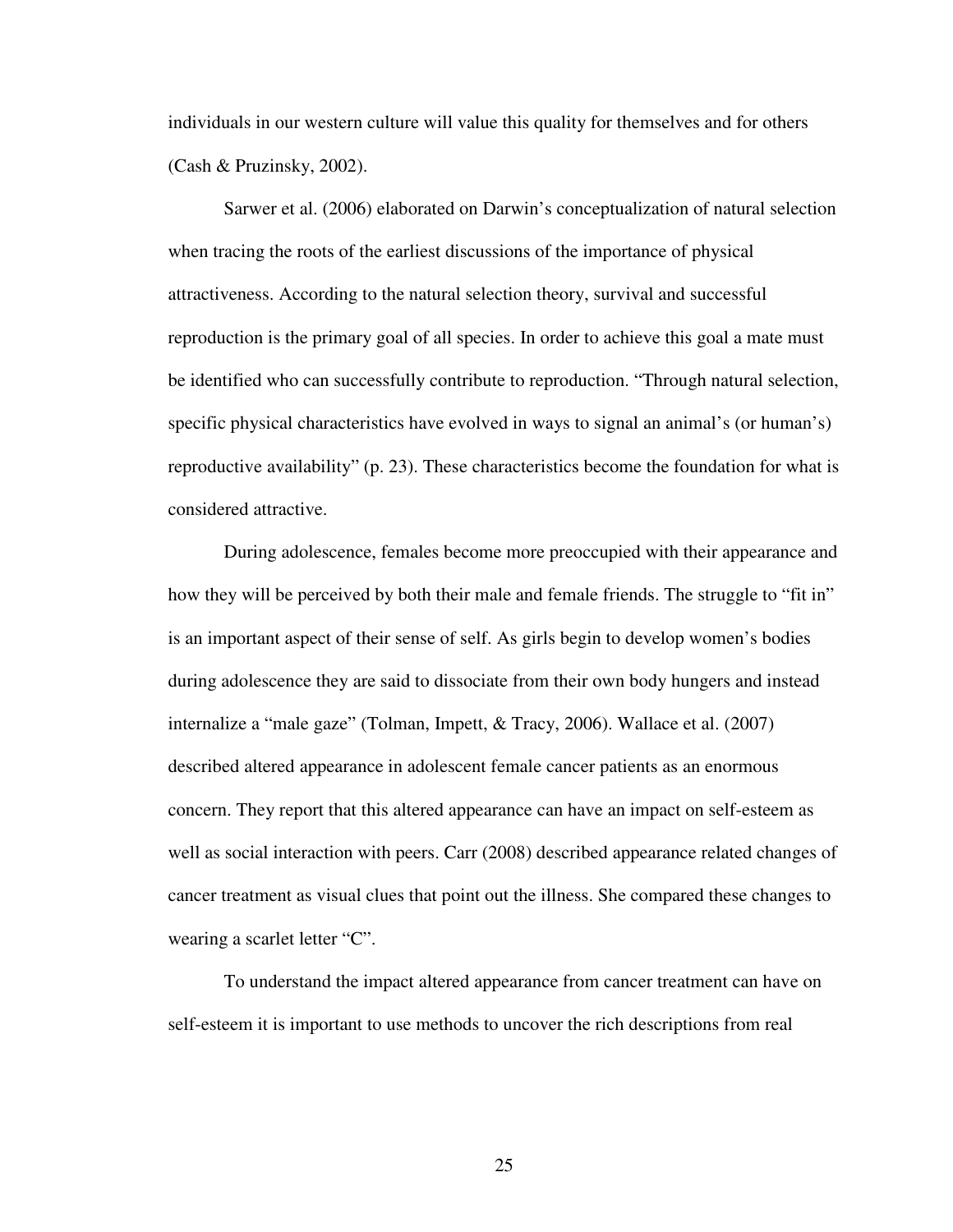individuals in our western culture will value this quality for themselves and for others (Cash & Pruzinsky, 2002).

Sarwer et al. (2006) elaborated on Darwin's conceptualization of natural selection when tracing the roots of the earliest discussions of the importance of physical attractiveness. According to the natural selection theory, survival and successful reproduction is the primary goal of all species. In order to achieve this goal a mate must be identified who can successfully contribute to reproduction. "Through natural selection, specific physical characteristics have evolved in ways to signal an animal's (or human's) reproductive availability" (p. 23). These characteristics become the foundation for what is considered attractive.

During adolescence, females become more preoccupied with their appearance and how they will be perceived by both their male and female friends. The struggle to "fit in" is an important aspect of their sense of self. As girls begin to develop women's bodies during adolescence they are said to dissociate from their own body hungers and instead internalize a "male gaze" (Tolman, Impett, & Tracy, 2006). Wallace et al. (2007) described altered appearance in adolescent female cancer patients as an enormous concern. They report that this altered appearance can have an impact on self-esteem as well as social interaction with peers. Carr (2008) described appearance related changes of cancer treatment as visual clues that point out the illness. She compared these changes to wearing a scarlet letter "C".

To understand the impact altered appearance from cancer treatment can have on self-esteem it is important to use methods to uncover the rich descriptions from real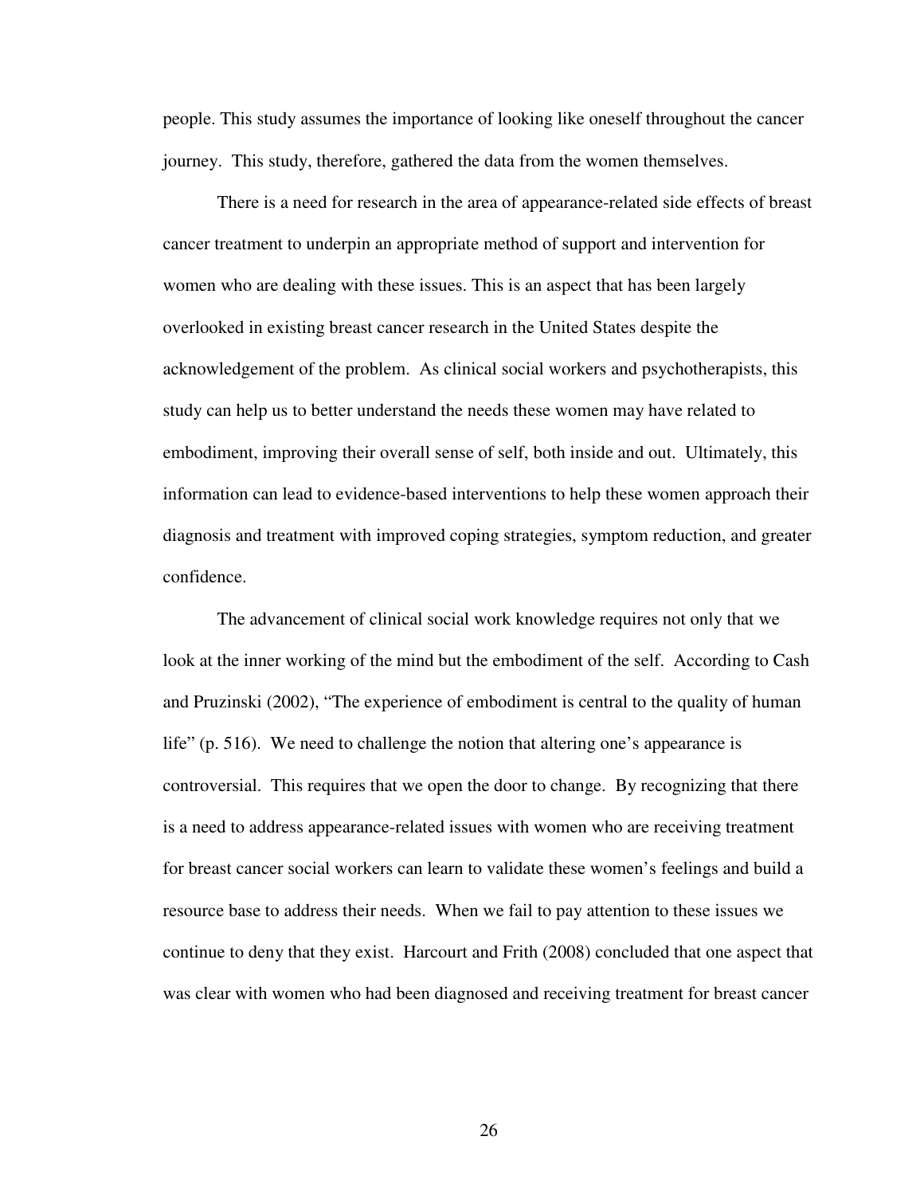people. This study assumes the importance of looking like oneself throughout the cancer journey. This study, therefore, gathered the data from the women themselves.

There is a need for research in the area of appearance-related side effects of breast cancer treatment to underpin an appropriate method of support and intervention for women who are dealing with these issues. This is an aspect that has been largely overlooked in existing breast cancer research in the United States despite the acknowledgement of the problem. As clinical social workers and psychotherapists, this study can help us to better understand the needs these women may have related to embodiment, improving their overall sense of self, both inside and out. Ultimately, this information can lead to evidence-based interventions to help these women approach their diagnosis and treatment with improved coping strategies, symptom reduction, and greater confidence.

The advancement of clinical social work knowledge requires not only that we look at the inner working of the mind but the embodiment of the self. According to Cash and Pruzinski (2002), "The experience of embodiment is central to the quality of human life" (p. 516). We need to challenge the notion that altering one's appearance is controversial. This requires that we open the door to change. By recognizing that there is a need to address appearance-related issues with women who are receiving treatment for breast cancer social workers can learn to validate these women's feelings and build a resource base to address their needs. When we fail to pay attention to these issues we continue to deny that they exist. Harcourt and Frith (2008) concluded that one aspect that was clear with women who had been diagnosed and receiving treatment for breast cancer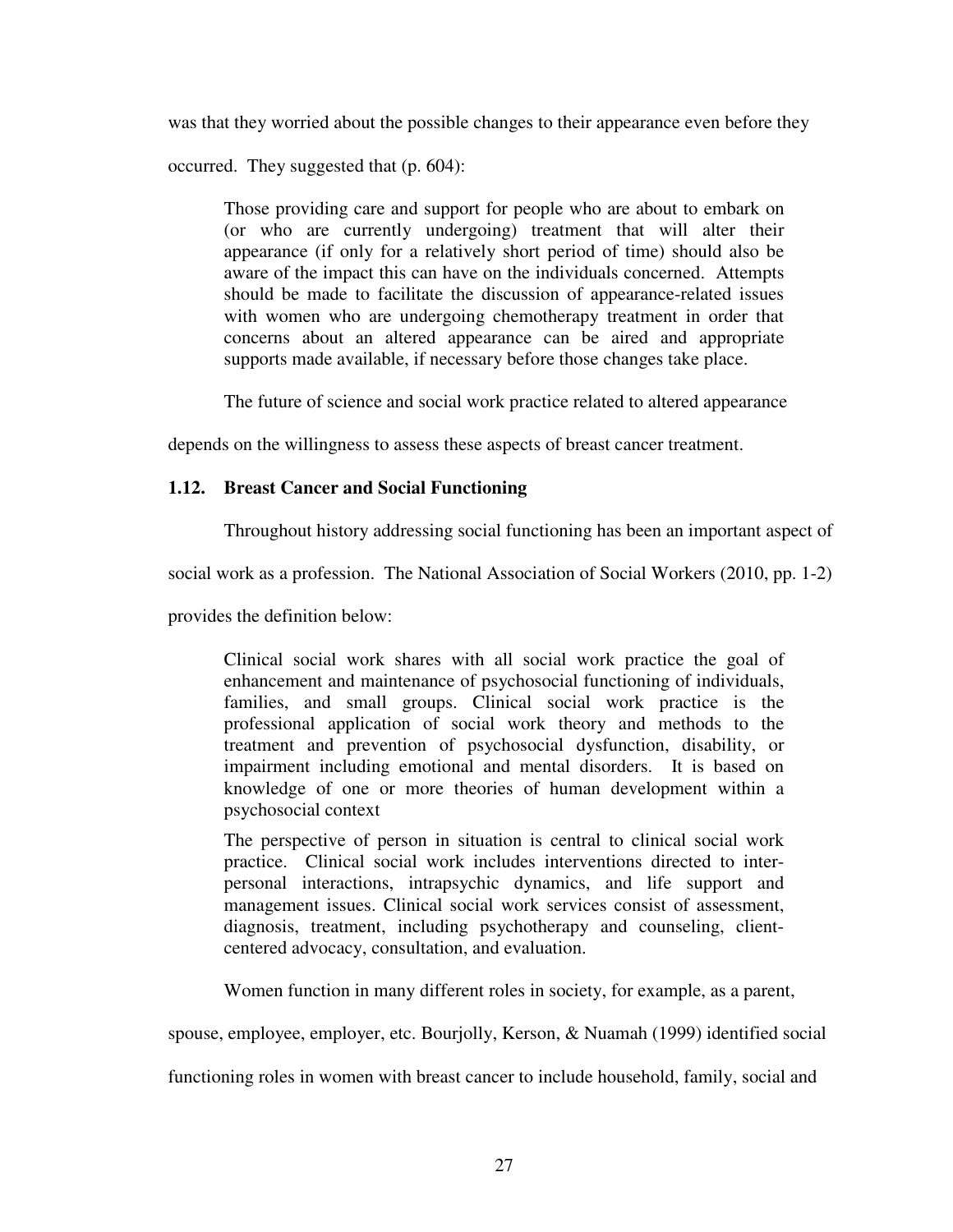was that they worried about the possible changes to their appearance even before they occurred. They suggested that (p. 604):

> Those providing care and support for people who are about to embark on (or who are currently undergoing) treatment that will alter their appearance (if only for a relatively short period of time) should also be aware of the impact this can have on the individuals concerned. Attempts should be made to facilitate the discussion of appearance-related issues with women who are undergoing chemotherapy treatment in order that concerns about an altered appearance can be aired and appropriate supports made available, if necessary before those changes take place.

The future of science and social work practice related to altered appearance depends on the willingness to assess these aspects of breast cancer treatment.

### 1.12. Breast Cancer and Social Functioning

Throughout history addressing social functioning has been an important aspect of social work as a profession. The National Association of Social Workers (2010, pp. 1-2) provides the definition below:

> Clinical social work shares with all social work practice the goal of enhancement and maintenance of psychosocial functioning of individuals, families, and small groups. Clinical social work practice is the professional application of social work theory and methods to the treatment and prevention of psychosocial dysfunction, disability, or impairment including emotional and mental disorders. It is based on knowledge of one or more theories of human development within a psychosocial context
>
> The perspective of person in situation is central to clinical social work practice. Clinical social work includes interventions directed to inter-personal interactions, intrapsychic dynamics, and life support and management issues. Clinical social work services consist of assessment, diagnosis, treatment, including psychotherapy and counseling, client-centered advocacy, consultation, and evaluation.

Women function in many different roles in society, for example, as a parent, spouse, employee, employer, etc. Bourjolly, Kerson, & Nuamah (1999) identified social functioning roles in women with breast cancer to include household, family, social and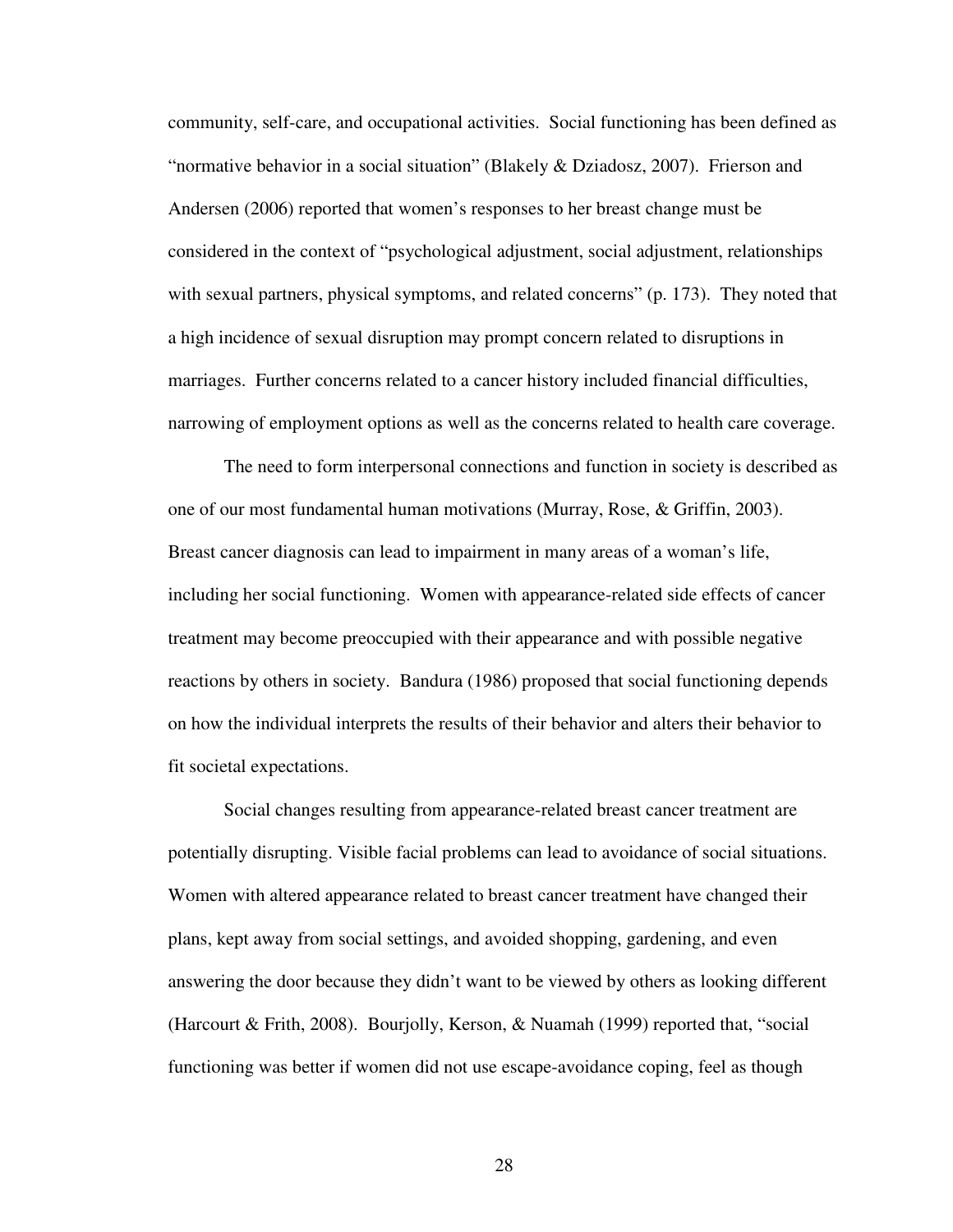community, self-care, and occupational activities. Social functioning has been defined as "normative behavior in a social situation" (Blakely & Dziadosz, 2007). Frierson and Andersen (2006) reported that women's responses to her breast change must be considered in the context of "psychological adjustment, social adjustment, relationships with sexual partners, physical symptoms, and related concerns" (p. 173). They noted that a high incidence of sexual disruption may prompt concern related to disruptions in marriages. Further concerns related to a cancer history included financial difficulties, narrowing of employment options as well as the concerns related to health care coverage.

The need to form interpersonal connections and function in society is described as one of our most fundamental human motivations (Murray, Rose, & Griffin, 2003). Breast cancer diagnosis can lead to impairment in many areas of a woman's life, including her social functioning. Women with appearance-related side effects of cancer treatment may become preoccupied with their appearance and with possible negative reactions by others in society. Bandura (1986) proposed that social functioning depends on how the individual interprets the results of their behavior and alters their behavior to fit societal expectations.

Social changes resulting from appearance-related breast cancer treatment are potentially disrupting. Visible facial problems can lead to avoidance of social situations. Women with altered appearance related to breast cancer treatment have changed their plans, kept away from social settings, and avoided shopping, gardening, and even answering the door because they didn't want to be viewed by others as looking different (Harcourt & Frith, 2008). Bourjolly, Kerson, & Nuamah (1999) reported that, "social functioning was better if women did not use escape-avoidance coping, feel as though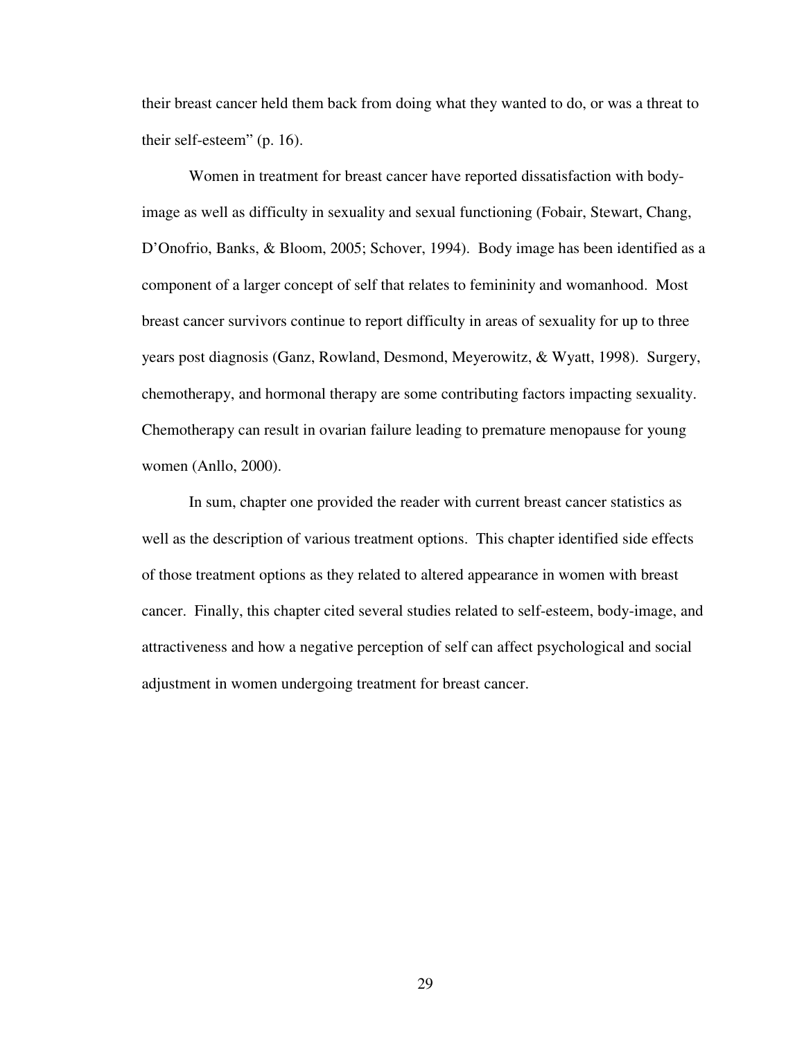their breast cancer held them back from doing what they wanted to do, or was a threat to their self-esteem" (p. 16).

Women in treatment for breast cancer have reported dissatisfaction with body-image as well as difficulty in sexuality and sexual functioning (Fobair, Stewart, Chang, D'Onofrio, Banks, & Bloom, 2005; Schover, 1994). Body image has been identified as a component of a larger concept of self that relates to femininity and womanhood. Most breast cancer survivors continue to report difficulty in areas of sexuality for up to three years post diagnosis (Ganz, Rowland, Desmond, Meyerowitz, & Wyatt, 1998). Surgery, chemotherapy, and hormonal therapy are some contributing factors impacting sexuality. Chemotherapy can result in ovarian failure leading to premature menopause for young women (Anllo, 2000).

In sum, chapter one provided the reader with current breast cancer statistics as well as the description of various treatment options. This chapter identified side effects of those treatment options as they related to altered appearance in women with breast cancer. Finally, this chapter cited several studies related to self-esteem, body-image, and attractiveness and how a negative perception of self can affect psychological and social adjustment in women undergoing treatment for breast cancer.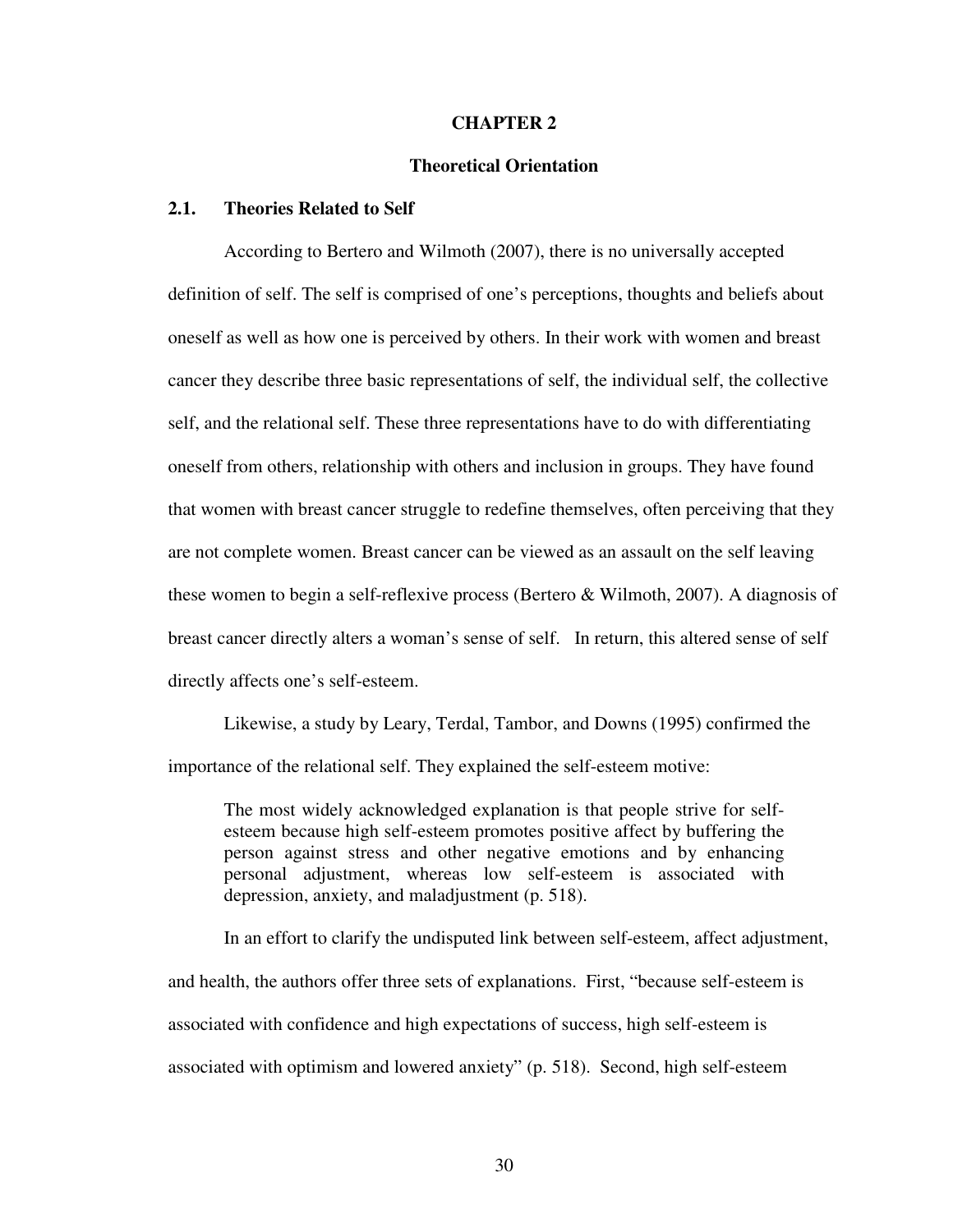# CHAPTER 2

# Theoretical Orientation

## 2.1. Theories Related to Self

According to Bertero and Wilmoth (2007), there is no universally accepted definition of self. The self is comprised of one's perceptions, thoughts and beliefs about oneself as well as how one is perceived by others. In their work with women and breast cancer they describe three basic representations of self, the individual self, the collective self, and the relational self. These three representations have to do with differentiating oneself from others, relationship with others and inclusion in groups. They have found that women with breast cancer struggle to redefine themselves, often perceiving that they are not complete women. Breast cancer can be viewed as an assault on the self leaving these women to begin a self-reflexive process (Bertero & Wilmoth, 2007). A diagnosis of breast cancer directly alters a woman's sense of self. In return, this altered sense of self directly affects one's self-esteem.

Likewise, a study by Leary, Terdal, Tambor, and Downs (1995) confirmed the importance of the relational self. They explained the self-esteem motive:

> The most widely acknowledged explanation is that people strive for self-esteem because high self-esteem promotes positive affect by buffering the person against stress and other negative emotions and by enhancing personal adjustment, whereas low self-esteem is associated with depression, anxiety, and maladjustment (p. 518).

In an effort to clarify the undisputed link between self-esteem, affect adjustment, and health, the authors offer three sets of explanations. First, "because self-esteem is associated with confidence and high expectations of success, high self-esteem is associated with optimism and lowered anxiety" (p. 518). Second, high self-esteem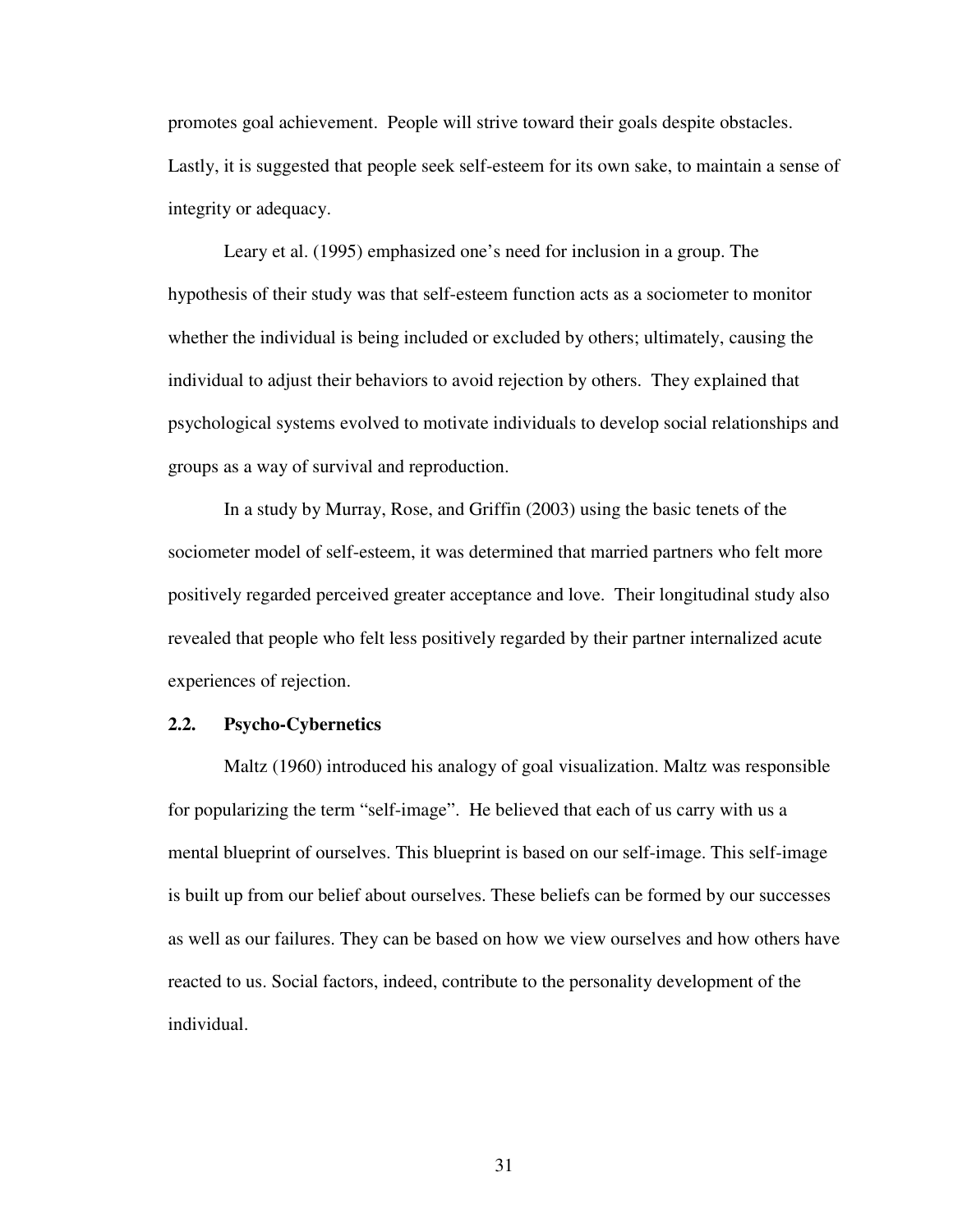promotes goal achievement. People will strive toward their goals despite obstacles. Lastly, it is suggested that people seek self-esteem for its own sake, to maintain a sense of integrity or adequacy.

Leary et al. (1995) emphasized one's need for inclusion in a group. The hypothesis of their study was that self-esteem function acts as a sociometer to monitor whether the individual is being included or excluded by others; ultimately, causing the individual to adjust their behaviors to avoid rejection by others. They explained that psychological systems evolved to motivate individuals to develop social relationships and groups as a way of survival and reproduction.

In a study by Murray, Rose, and Griffin (2003) using the basic tenets of the sociometer model of self-esteem, it was determined that married partners who felt more positively regarded perceived greater acceptance and love. Their longitudinal study also revealed that people who felt less positively regarded by their partner internalized acute experiences of rejection.

### 2.2. Psycho-Cybernetics

Maltz (1960) introduced his analogy of goal visualization. Maltz was responsible for popularizing the term "self-image". He believed that each of us carry with us a mental blueprint of ourselves. This blueprint is based on our self-image. This self-image is built up from our belief about ourselves. These beliefs can be formed by our successes as well as our failures. They can be based on how we view ourselves and how others have reacted to us. Social factors, indeed, contribute to the personality development of the individual.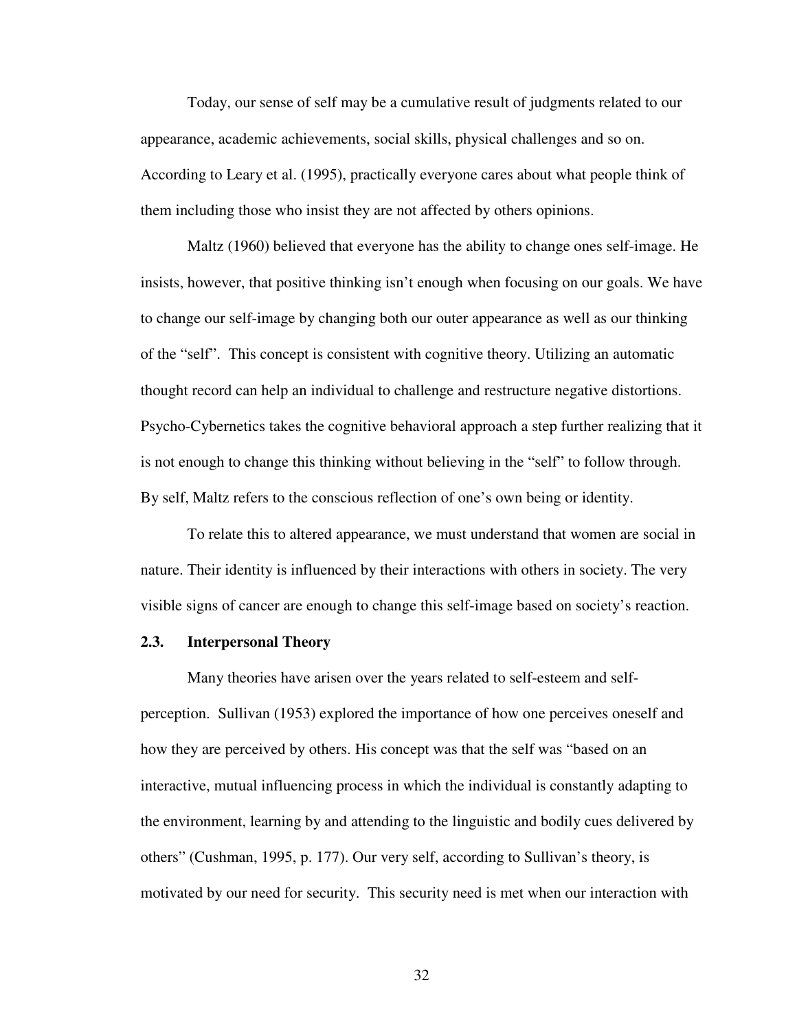Today, our sense of self may be a cumulative result of judgments related to our appearance, academic achievements, social skills, physical challenges and so on. According to Leary et al. (1995), practically everyone cares about what people think of them including those who insist they are not affected by others opinions.

Maltz (1960) believed that everyone has the ability to change ones self-image. He insists, however, that positive thinking isn't enough when focusing on our goals. We have to change our self-image by changing both our outer appearance as well as our thinking of the "self". This concept is consistent with cognitive theory. Utilizing an automatic thought record can help an individual to challenge and restructure negative distortions. Psycho-Cybernetics takes the cognitive behavioral approach a step further realizing that it is not enough to change this thinking without believing in the "self" to follow through. By self, Maltz refers to the conscious reflection of one's own being or identity.

To relate this to altered appearance, we must understand that women are social in nature. Their identity is influenced by their interactions with others in society. The very visible signs of cancer are enough to change this self-image based on society's reaction.

### 2.3. Interpersonal Theory

Many theories have arisen over the years related to self-esteem and self-perception. Sullivan (1953) explored the importance of how one perceives oneself and how they are perceived by others. His concept was that the self was "based on an interactive, mutual influencing process in which the individual is constantly adapting to the environment, learning by and attending to the linguistic and bodily cues delivered by others" (Cushman, 1995, p. 177). Our very self, according to Sullivan's theory, is motivated by our need for security. This security need is met when our interaction with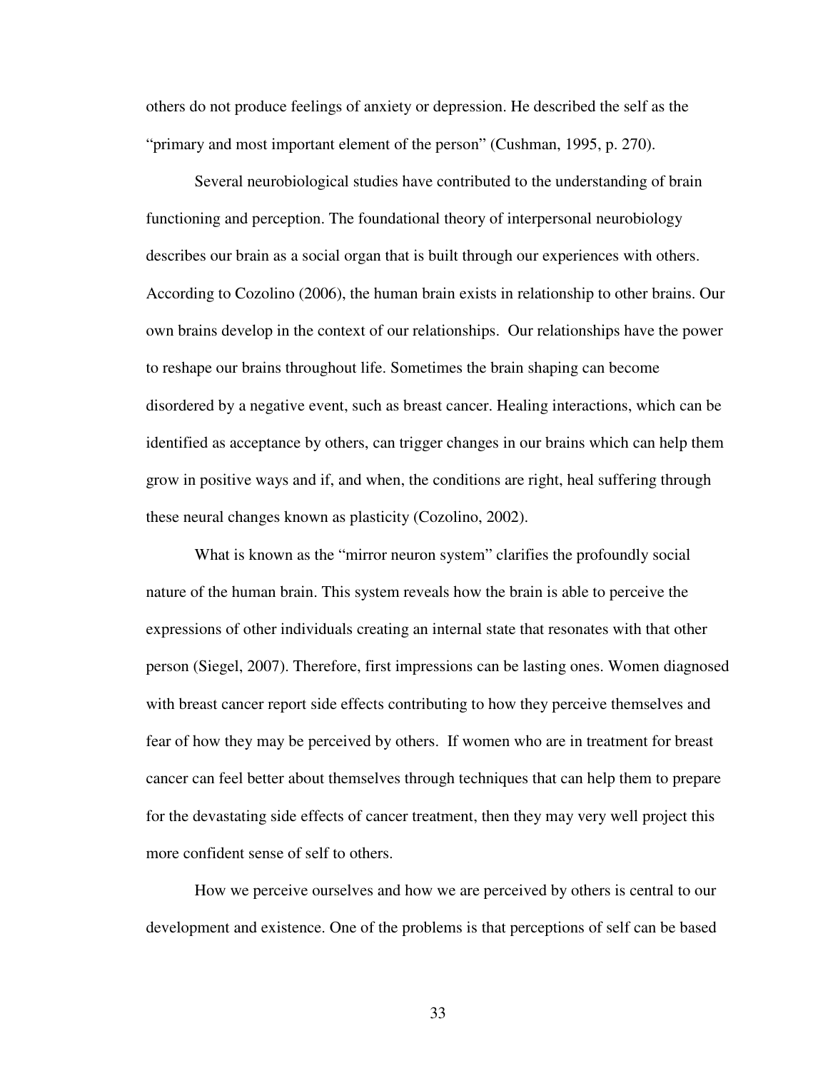others do not produce feelings of anxiety or depression. He described the self as the "primary and most important element of the person" (Cushman, 1995, p. 270).

Several neurobiological studies have contributed to the understanding of brain functioning and perception. The foundational theory of interpersonal neurobiology describes our brain as a social organ that is built through our experiences with others. According to Cozolino (2006), the human brain exists in relationship to other brains. Our own brains develop in the context of our relationships.  Our relationships have the power to reshape our brains throughout life. Sometimes the brain shaping can become disordered by a negative event, such as breast cancer. Healing interactions, which can be identified as acceptance by others, can trigger changes in our brains which can help them grow in positive ways and if, and when, the conditions are right, heal suffering through these neural changes known as plasticity (Cozolino, 2002).

What is known as the "mirror neuron system" clarifies the profoundly social nature of the human brain. This system reveals how the brain is able to perceive the expressions of other individuals creating an internal state that resonates with that other person (Siegel, 2007). Therefore, first impressions can be lasting ones. Women diagnosed with breast cancer report side effects contributing to how they perceive themselves and fear of how they may be perceived by others.  If women who are in treatment for breast cancer can feel better about themselves through techniques that can help them to prepare for the devastating side effects of cancer treatment, then they may very well project this more confident sense of self to others.

How we perceive ourselves and how we are perceived by others is central to our development and existence. One of the problems is that perceptions of self can be based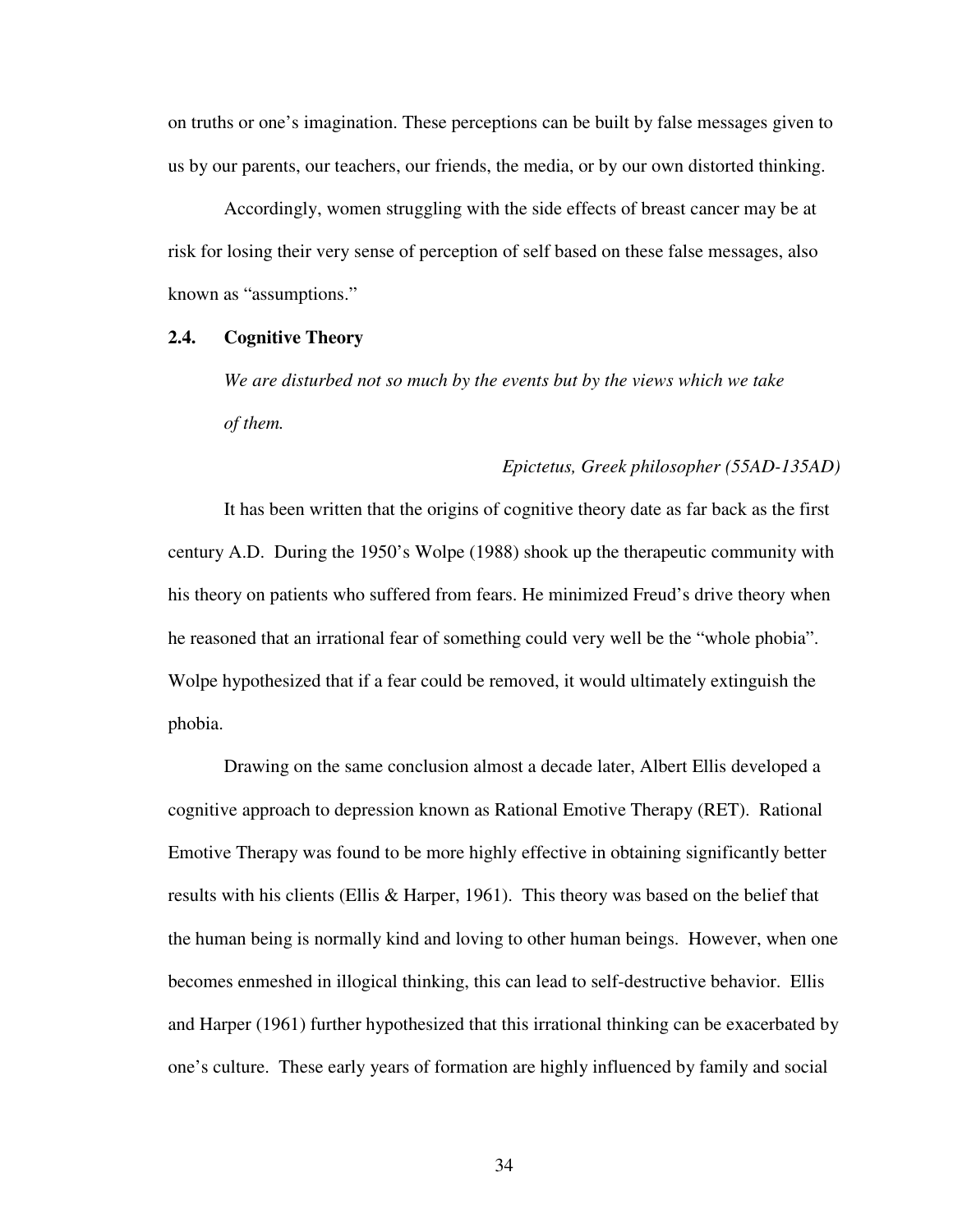on truths or one's imagination. These perceptions can be built by false messages given to us by our parents, our teachers, our friends, the media, or by our own distorted thinking.

Accordingly, women struggling with the side effects of breast cancer may be at risk for losing their very sense of perception of self based on these false messages, also known as "assumptions."

## 2.4. Cognitive Theory

> *We are disturbed not so much by the events but by the views which we take of them.*
>
> *Epictetus, Greek philosopher (55AD-135AD)*

It has been written that the origins of cognitive theory date as far back as the first century A.D. During the 1950's Wolpe (1988) shook up the therapeutic community with his theory on patients who suffered from fears. He minimized Freud's drive theory when he reasoned that an irrational fear of something could very well be the "whole phobia". Wolpe hypothesized that if a fear could be removed, it would ultimately extinguish the phobia.

Drawing on the same conclusion almost a decade later, Albert Ellis developed a cognitive approach to depression known as Rational Emotive Therapy (RET). Rational Emotive Therapy was found to be more highly effective in obtaining significantly better results with his clients (Ellis & Harper, 1961). This theory was based on the belief that the human being is normally kind and loving to other human beings. However, when one becomes enmeshed in illogical thinking, this can lead to self-destructive behavior. Ellis and Harper (1961) further hypothesized that this irrational thinking can be exacerbated by one's culture. These early years of formation are highly influenced by family and social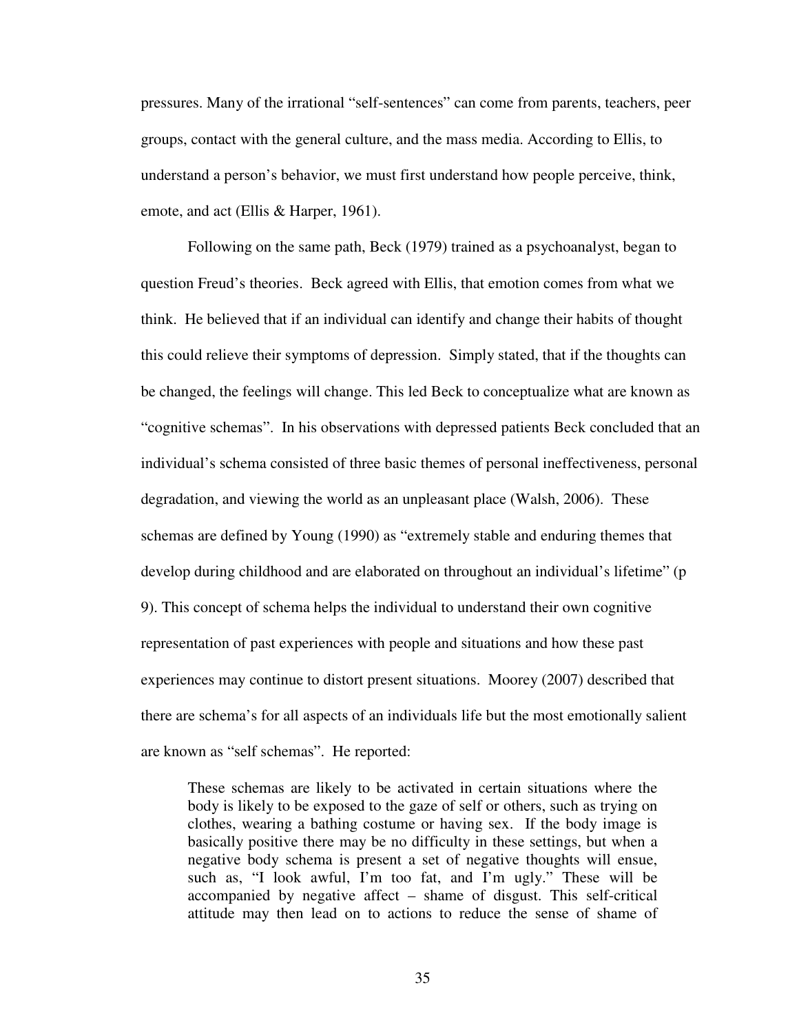pressures. Many of the irrational "self-sentences" can come from parents, teachers, peer groups, contact with the general culture, and the mass media. According to Ellis, to understand a person's behavior, we must first understand how people perceive, think, emote, and act (Ellis & Harper, 1961).

Following on the same path, Beck (1979) trained as a psychoanalyst, began to question Freud's theories. Beck agreed with Ellis, that emotion comes from what we think. He believed that if an individual can identify and change their habits of thought this could relieve their symptoms of depression. Simply stated, that if the thoughts can be changed, the feelings will change. This led Beck to conceptualize what are known as "cognitive schemas". In his observations with depressed patients Beck concluded that an individual's schema consisted of three basic themes of personal ineffectiveness, personal degradation, and viewing the world as an unpleasant place (Walsh, 2006). These schemas are defined by Young (1990) as "extremely stable and enduring themes that develop during childhood and are elaborated on throughout an individual's lifetime" (p 9). This concept of schema helps the individual to understand their own cognitive representation of past experiences with people and situations and how these past experiences may continue to distort present situations. Moorey (2007) described that there are schema's for all aspects of an individuals life but the most emotionally salient are known as "self schemas". He reported:

> These schemas are likely to be activated in certain situations where the body is likely to be exposed to the gaze of self or others, such as trying on clothes, wearing a bathing costume or having sex. If the body image is basically positive there may be no difficulty in these settings, but when a negative body schema is present a set of negative thoughts will ensue, such as, "I look awful, I'm too fat, and I'm ugly." These will be accompanied by negative affect – shame of disgust. This self-critical attitude may then lead on to actions to reduce the sense of shame of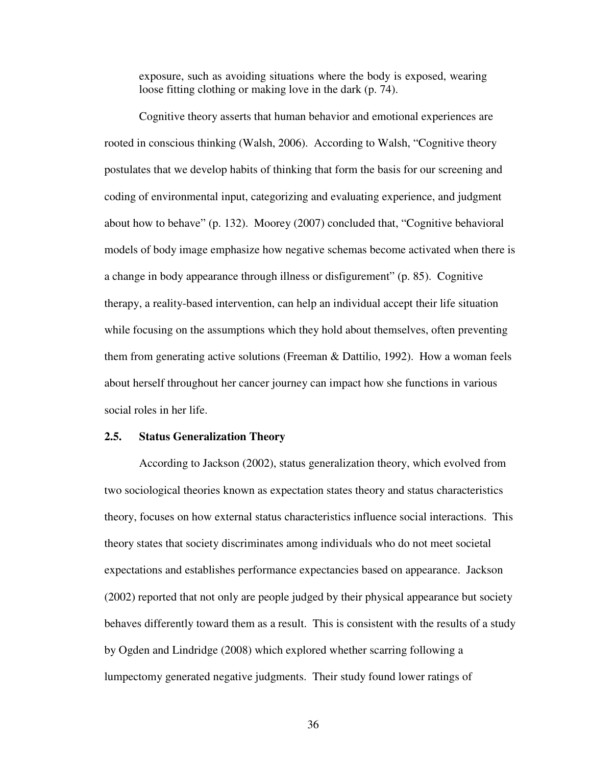exposure, such as avoiding situations where the body is exposed, wearing loose fitting clothing or making love in the dark (p. 74).

Cognitive theory asserts that human behavior and emotional experiences are rooted in conscious thinking (Walsh, 2006). According to Walsh, "Cognitive theory postulates that we develop habits of thinking that form the basis for our screening and coding of environmental input, categorizing and evaluating experience, and judgment about how to behave" (p. 132). Moorey (2007) concluded that, "Cognitive behavioral models of body image emphasize how negative schemas become activated when there is a change in body appearance through illness or disfigurement" (p. 85). Cognitive therapy, a reality-based intervention, can help an individual accept their life situation while focusing on the assumptions which they hold about themselves, often preventing them from generating active solutions (Freeman & Dattilio, 1992). How a woman feels about herself throughout her cancer journey can impact how she functions in various social roles in her life.

## 2.5. Status Generalization Theory

According to Jackson (2002), status generalization theory, which evolved from two sociological theories known as expectation states theory and status characteristics theory, focuses on how external status characteristics influence social interactions. This theory states that society discriminates among individuals who do not meet societal expectations and establishes performance expectancies based on appearance. Jackson (2002) reported that not only are people judged by their physical appearance but society behaves differently toward them as a result. This is consistent with the results of a study by Ogden and Lindridge (2008) which explored whether scarring following a lumpectomy generated negative judgments. Their study found lower ratings of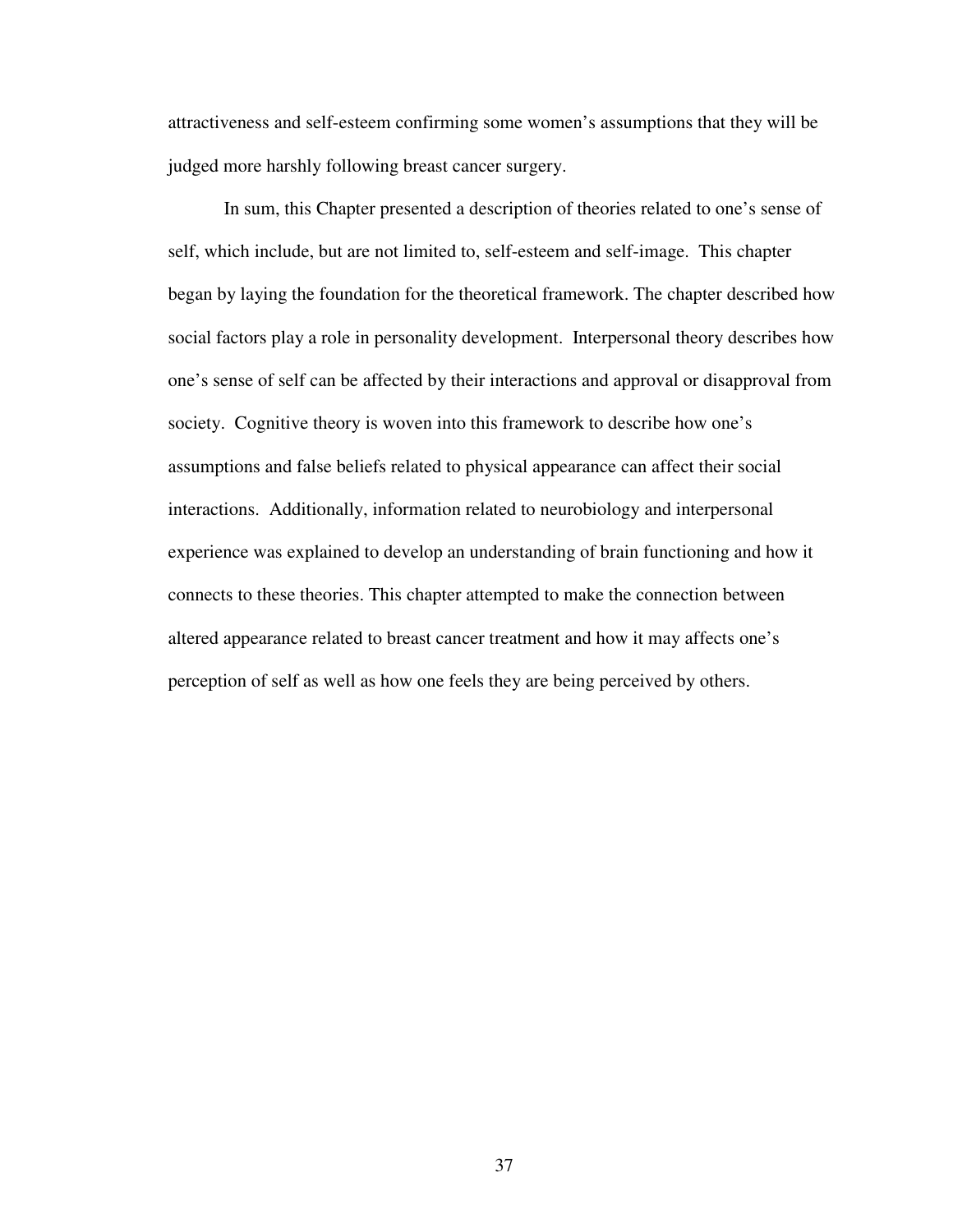attractiveness and self-esteem confirming some women's assumptions that they will be judged more harshly following breast cancer surgery.

In sum, this Chapter presented a description of theories related to one's sense of self, which include, but are not limited to, self-esteem and self-image. This chapter began by laying the foundation for the theoretical framework. The chapter described how social factors play a role in personality development. Interpersonal theory describes how one's sense of self can be affected by their interactions and approval or disapproval from society. Cognitive theory is woven into this framework to describe how one's assumptions and false beliefs related to physical appearance can affect their social interactions. Additionally, information related to neurobiology and interpersonal experience was explained to develop an understanding of brain functioning and how it connects to these theories. This chapter attempted to make the connection between altered appearance related to breast cancer treatment and how it may affects one's perception of self as well as how one feels they are being perceived by others.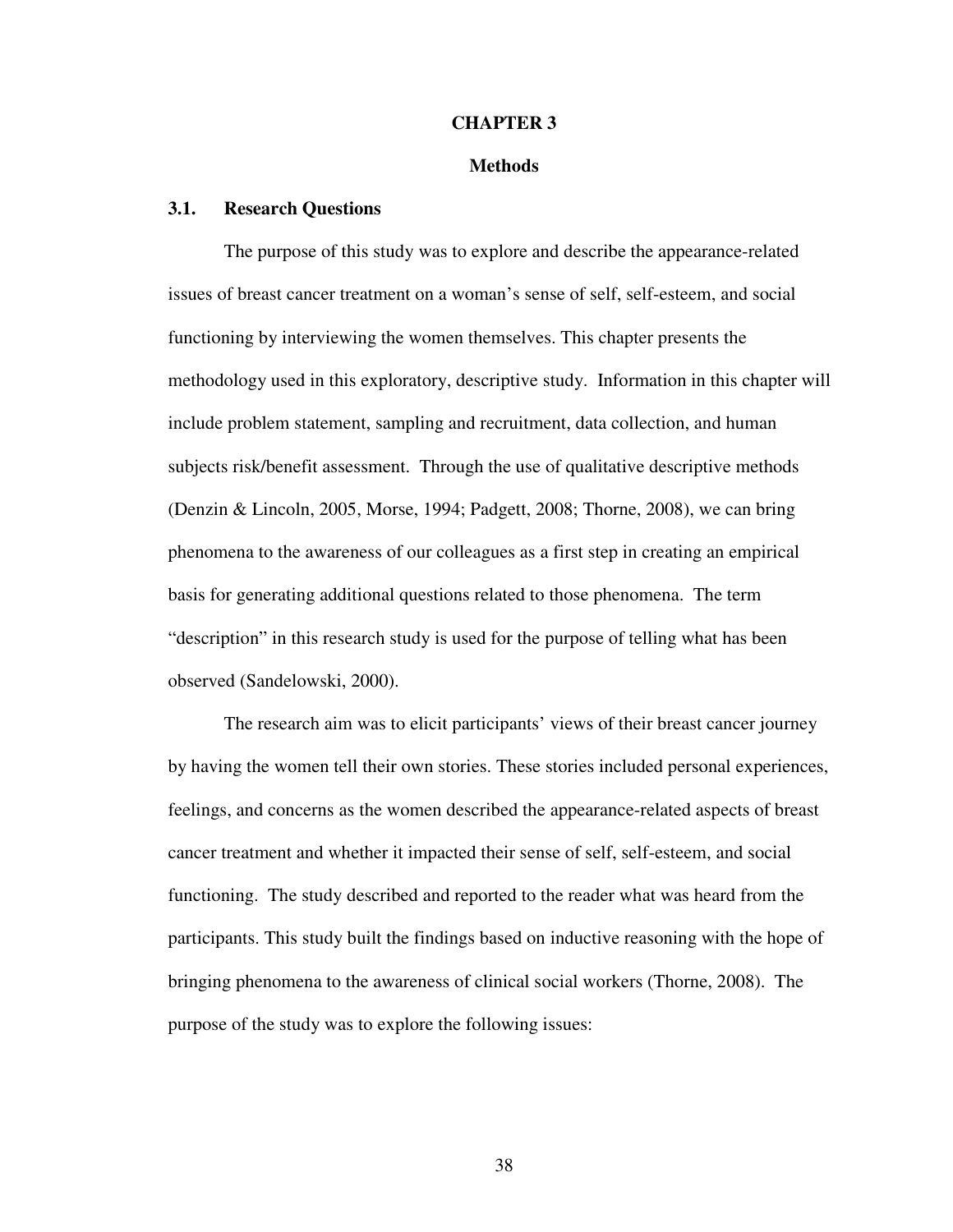# CHAPTER 3

# Methods

## 3.1. Research Questions

The purpose of this study was to explore and describe the appearance-related issues of breast cancer treatment on a woman's sense of self, self-esteem, and social functioning by interviewing the women themselves. This chapter presents the methodology used in this exploratory, descriptive study. Information in this chapter will include problem statement, sampling and recruitment, data collection, and human subjects risk/benefit assessment. Through the use of qualitative descriptive methods (Denzin & Lincoln, 2005, Morse, 1994; Padgett, 2008; Thorne, 2008), we can bring phenomena to the awareness of our colleagues as a first step in creating an empirical basis for generating additional questions related to those phenomena. The term "description" in this research study is used for the purpose of telling what has been observed (Sandelowski, 2000).

The research aim was to elicit participants' views of their breast cancer journey by having the women tell their own stories. These stories included personal experiences, feelings, and concerns as the women described the appearance-related aspects of breast cancer treatment and whether it impacted their sense of self, self-esteem, and social functioning. The study described and reported to the reader what was heard from the participants. This study built the findings based on inductive reasoning with the hope of bringing phenomena to the awareness of clinical social workers (Thorne, 2008). The purpose of the study was to explore the following issues: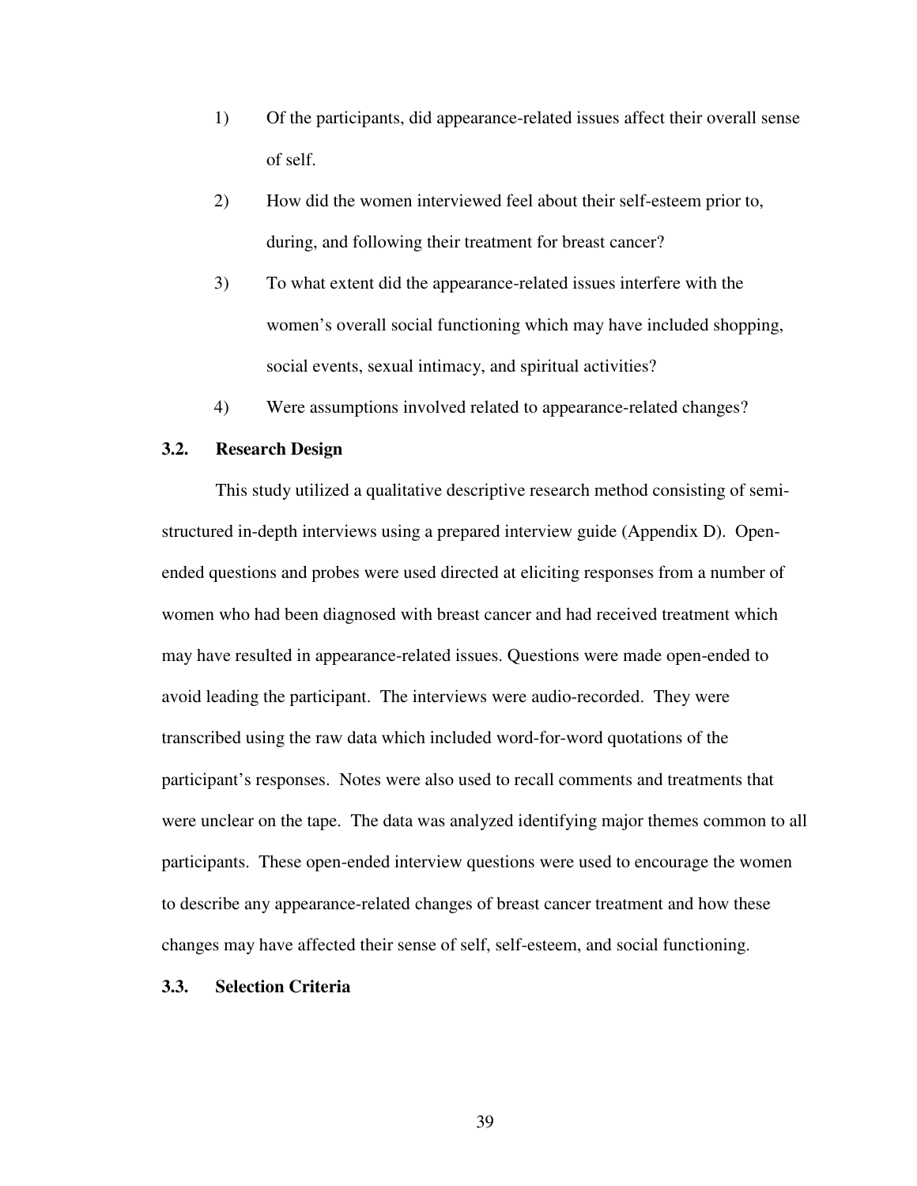1) Of the participants, did appearance-related issues affect their overall sense of self.

2) How did the women interviewed feel about their self-esteem prior to, during, and following their treatment for breast cancer?

3) To what extent did the appearance-related issues interfere with the women's overall social functioning which may have included shopping, social events, sexual intimacy, and spiritual activities?

4) Were assumptions involved related to appearance-related changes?

## 3.2. Research Design

This study utilized a qualitative descriptive research method consisting of semi-structured in-depth interviews using a prepared interview guide (Appendix D). Open-ended questions and probes were used directed at eliciting responses from a number of women who had been diagnosed with breast cancer and had received treatment which may have resulted in appearance-related issues. Questions were made open-ended to avoid leading the participant. The interviews were audio-recorded. They were transcribed using the raw data which included word-for-word quotations of the participant's responses. Notes were also used to recall comments and treatments that were unclear on the tape. The data was analyzed identifying major themes common to all participants. These open-ended interview questions were used to encourage the women to describe any appearance-related changes of breast cancer treatment and how these changes may have affected their sense of self, self-esteem, and social functioning.

## 3.3. Selection Criteria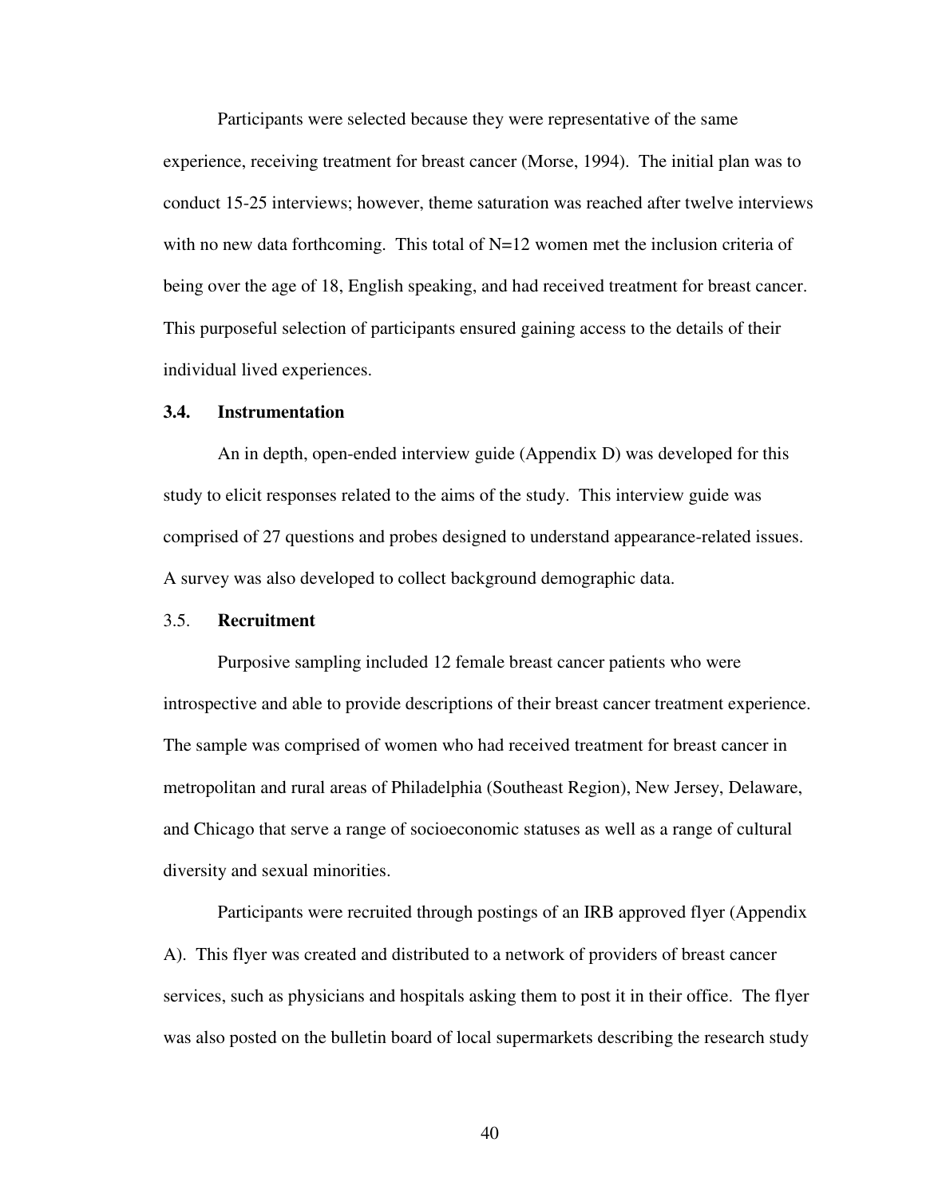Participants were selected because they were representative of the same experience, receiving treatment for breast cancer (Morse, 1994). The initial plan was to conduct 15-25 interviews; however, theme saturation was reached after twelve interviews with no new data forthcoming. This total of N=12 women met the inclusion criteria of being over the age of 18, English speaking, and had received treatment for breast cancer. This purposeful selection of participants ensured gaining access to the details of their individual lived experiences.

### 3.4. Instrumentation

An in depth, open-ended interview guide (Appendix D) was developed for this study to elicit responses related to the aims of the study. This interview guide was comprised of 27 questions and probes designed to understand appearance-related issues. A survey was also developed to collect background demographic data.

### 3.5. Recruitment

Purposive sampling included 12 female breast cancer patients who were introspective and able to provide descriptions of their breast cancer treatment experience. The sample was comprised of women who had received treatment for breast cancer in metropolitan and rural areas of Philadelphia (Southeast Region), New Jersey, Delaware, and Chicago that serve a range of socioeconomic statuses as well as a range of cultural diversity and sexual minorities.

Participants were recruited through postings of an IRB approved flyer (Appendix A). This flyer was created and distributed to a network of providers of breast cancer services, such as physicians and hospitals asking them to post it in their office. The flyer was also posted on the bulletin board of local supermarkets describing the research study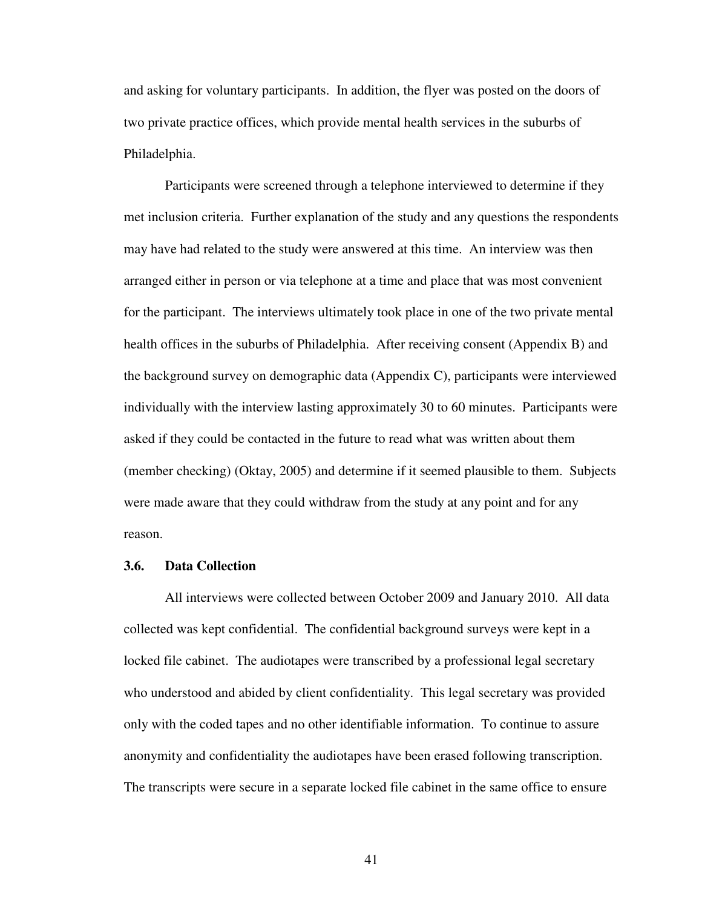and asking for voluntary participants. In addition, the flyer was posted on the doors of two private practice offices, which provide mental health services in the suburbs of Philadelphia.

Participants were screened through a telephone interviewed to determine if they met inclusion criteria. Further explanation of the study and any questions the respondents may have had related to the study were answered at this time. An interview was then arranged either in person or via telephone at a time and place that was most convenient for the participant. The interviews ultimately took place in one of the two private mental health offices in the suburbs of Philadelphia. After receiving consent (Appendix B) and the background survey on demographic data (Appendix C), participants were interviewed individually with the interview lasting approximately 30 to 60 minutes. Participants were asked if they could be contacted in the future to read what was written about them (member checking) (Oktay, 2005) and determine if it seemed plausible to them. Subjects were made aware that they could withdraw from the study at any point and for any reason.

### 3.6. Data Collection

All interviews were collected between October 2009 and January 2010. All data collected was kept confidential. The confidential background surveys were kept in a locked file cabinet. The audiotapes were transcribed by a professional legal secretary who understood and abided by client confidentiality. This legal secretary was provided only with the coded tapes and no other identifiable information. To continue to assure anonymity and confidentiality the audiotapes have been erased following transcription. The transcripts were secure in a separate locked file cabinet in the same office to ensure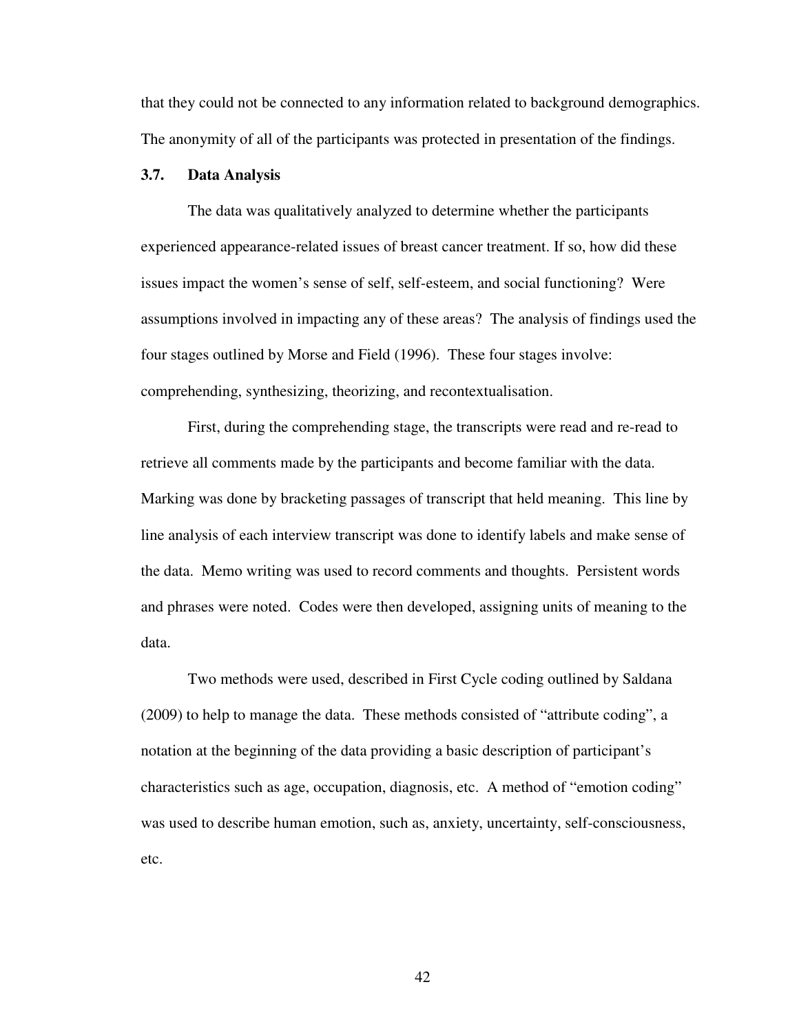that they could not be connected to any information related to background demographics. The anonymity of all of the participants was protected in presentation of the findings.

### 3.7. Data Analysis

The data was qualitatively analyzed to determine whether the participants experienced appearance-related issues of breast cancer treatment. If so, how did these issues impact the women's sense of self, self-esteem, and social functioning? Were assumptions involved in impacting any of these areas? The analysis of findings used the four stages outlined by Morse and Field (1996). These four stages involve: comprehending, synthesizing, theorizing, and recontextualisation.

First, during the comprehending stage, the transcripts were read and re-read to retrieve all comments made by the participants and become familiar with the data. Marking was done by bracketing passages of transcript that held meaning. This line by line analysis of each interview transcript was done to identify labels and make sense of the data. Memo writing was used to record comments and thoughts. Persistent words and phrases were noted. Codes were then developed, assigning units of meaning to the data.

Two methods were used, described in First Cycle coding outlined by Saldana (2009) to help to manage the data. These methods consisted of "attribute coding", a notation at the beginning of the data providing a basic description of participant's characteristics such as age, occupation, diagnosis, etc. A method of "emotion coding" was used to describe human emotion, such as, anxiety, uncertainty, self-consciousness, etc.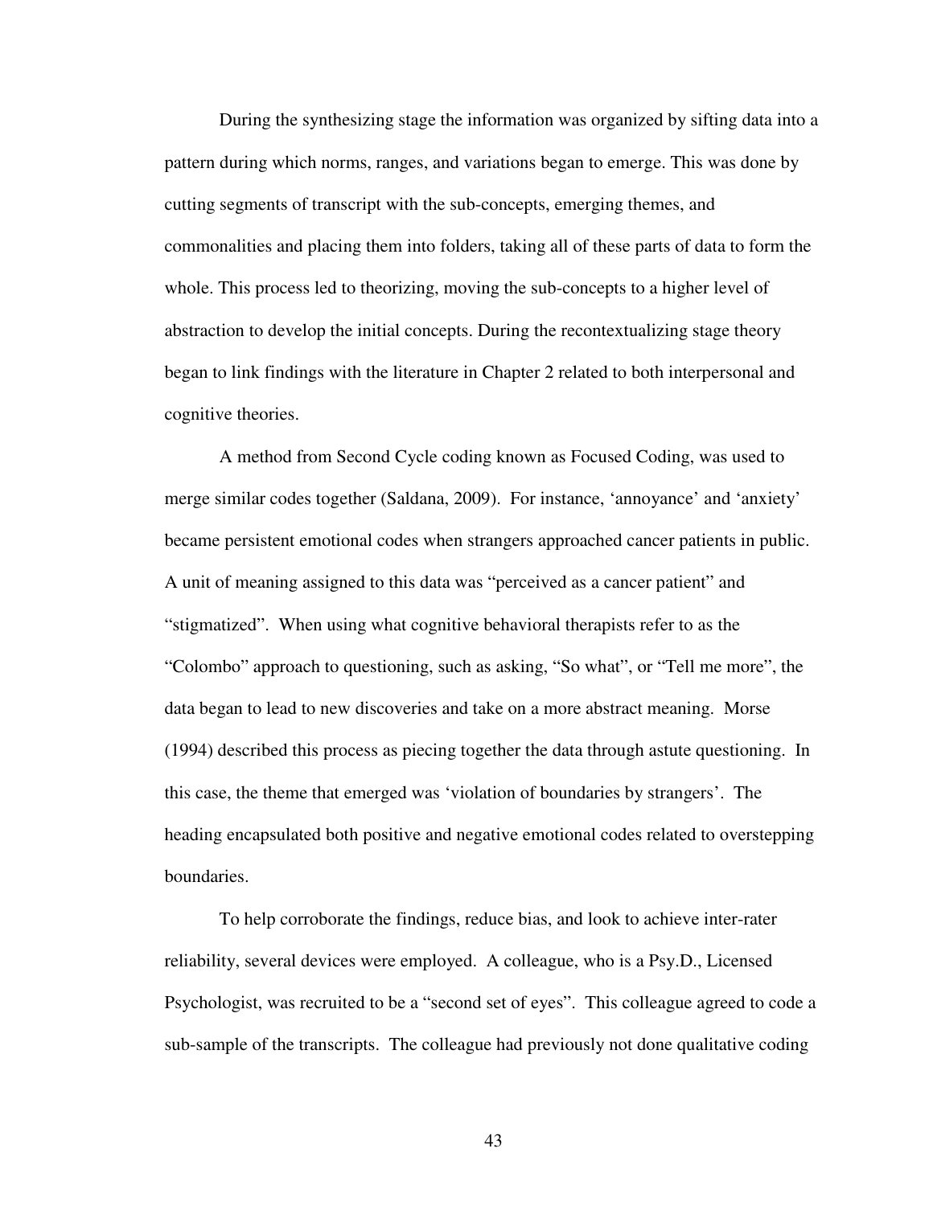During the synthesizing stage the information was organized by sifting data into a pattern during which norms, ranges, and variations began to emerge. This was done by cutting segments of transcript with the sub-concepts, emerging themes, and commonalities and placing them into folders, taking all of these parts of data to form the whole. This process led to theorizing, moving the sub-concepts to a higher level of abstraction to develop the initial concepts. During the recontextualizing stage theory began to link findings with the literature in Chapter 2 related to both interpersonal and cognitive theories.

A method from Second Cycle coding known as Focused Coding, was used to merge similar codes together (Saldana, 2009). For instance, 'annoyance' and 'anxiety' became persistent emotional codes when strangers approached cancer patients in public. A unit of meaning assigned to this data was "perceived as a cancer patient" and "stigmatized". When using what cognitive behavioral therapists refer to as the "Colombo" approach to questioning, such as asking, "So what", or "Tell me more", the data began to lead to new discoveries and take on a more abstract meaning. Morse (1994) described this process as piecing together the data through astute questioning. In this case, the theme that emerged was 'violation of boundaries by strangers'. The heading encapsulated both positive and negative emotional codes related to overstepping boundaries.

To help corroborate the findings, reduce bias, and look to achieve inter-rater reliability, several devices were employed. A colleague, who is a Psy.D., Licensed Psychologist, was recruited to be a "second set of eyes". This colleague agreed to code a sub-sample of the transcripts. The colleague had previously not done qualitative coding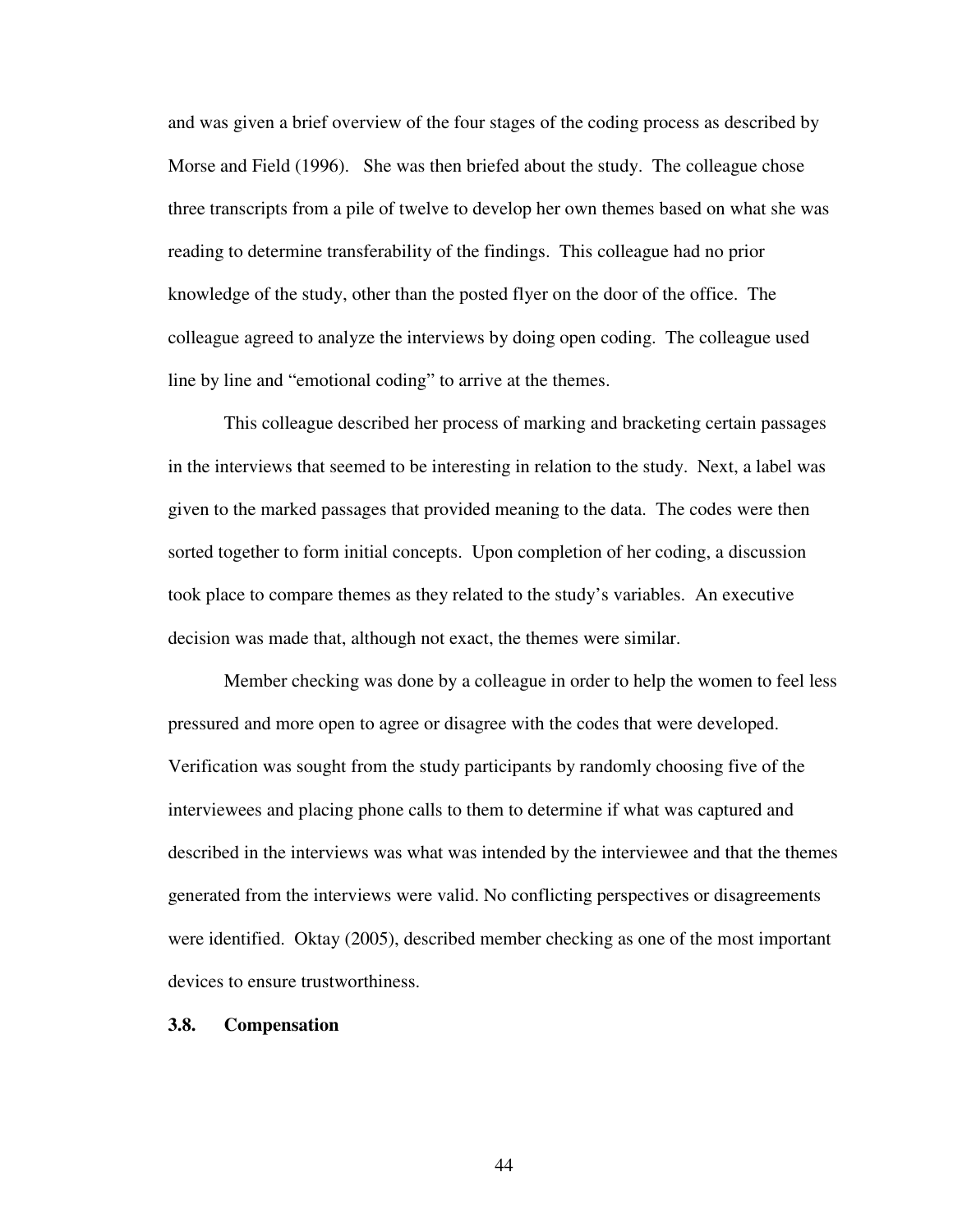and was given a brief overview of the four stages of the coding process as described by Morse and Field (1996). She was then briefed about the study. The colleague chose three transcripts from a pile of twelve to develop her own themes based on what she was reading to determine transferability of the findings. This colleague had no prior knowledge of the study, other than the posted flyer on the door of the office. The colleague agreed to analyze the interviews by doing open coding. The colleague used line by line and "emotional coding" to arrive at the themes.

This colleague described her process of marking and bracketing certain passages in the interviews that seemed to be interesting in relation to the study. Next, a label was given to the marked passages that provided meaning to the data. The codes were then sorted together to form initial concepts. Upon completion of her coding, a discussion took place to compare themes as they related to the study's variables. An executive decision was made that, although not exact, the themes were similar.

Member checking was done by a colleague in order to help the women to feel less pressured and more open to agree or disagree with the codes that were developed. Verification was sought from the study participants by randomly choosing five of the interviewees and placing phone calls to them to determine if what was captured and described in the interviews was what was intended by the interviewee and that the themes generated from the interviews were valid. No conflicting perspectives or disagreements were identified. Oktay (2005), described member checking as one of the most important devices to ensure trustworthiness.

### 3.8. Compensation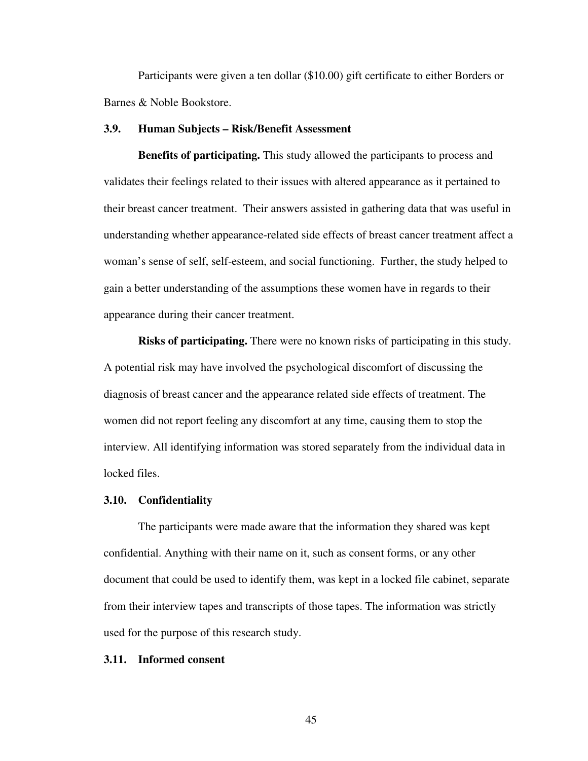Participants were given a ten dollar ($10.00) gift certificate to either Borders or Barnes & Noble Bookstore.

### 3.9. Human Subjects – Risk/Benefit Assessment

**Benefits of participating.** This study allowed the participants to process and validates their feelings related to their issues with altered appearance as it pertained to their breast cancer treatment. Their answers assisted in gathering data that was useful in understanding whether appearance-related side effects of breast cancer treatment affect a woman's sense of self, self-esteem, and social functioning. Further, the study helped to gain a better understanding of the assumptions these women have in regards to their appearance during their cancer treatment.

**Risks of participating.** There were no known risks of participating in this study. A potential risk may have involved the psychological discomfort of discussing the diagnosis of breast cancer and the appearance related side effects of treatment. The women did not report feeling any discomfort at any time, causing them to stop the interview. All identifying information was stored separately from the individual data in locked files.

### 3.10. Confidentiality

The participants were made aware that the information they shared was kept confidential. Anything with their name on it, such as consent forms, or any other document that could be used to identify them, was kept in a locked file cabinet, separate from their interview tapes and transcripts of those tapes. The information was strictly used for the purpose of this research study.

### 3.11. Informed consent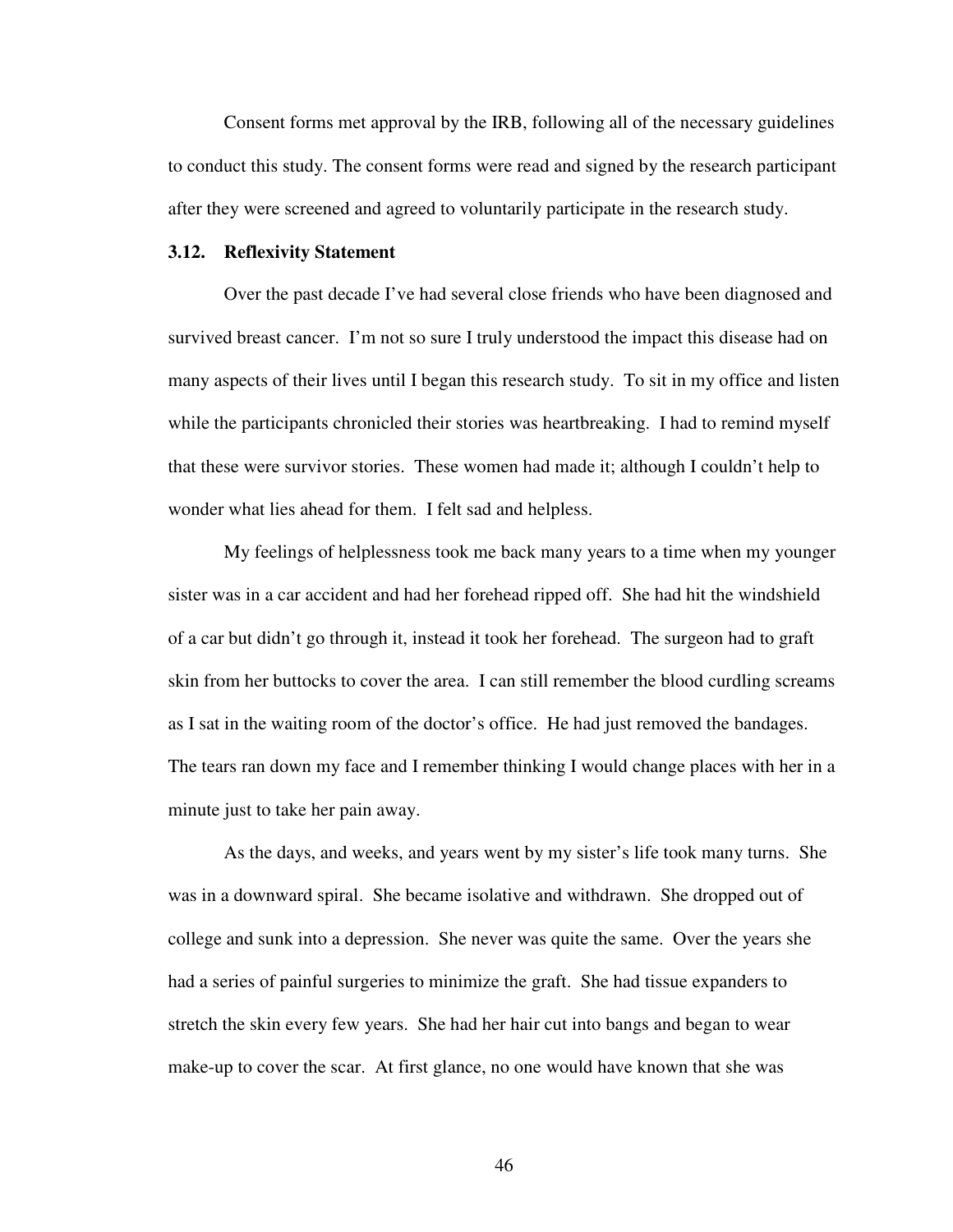Consent forms met approval by the IRB, following all of the necessary guidelines to conduct this study. The consent forms were read and signed by the research participant after they were screened and agreed to voluntarily participate in the research study.

### 3.12. Reflexivity Statement

Over the past decade I've had several close friends who have been diagnosed and survived breast cancer. I'm not so sure I truly understood the impact this disease had on many aspects of their lives until I began this research study. To sit in my office and listen while the participants chronicled their stories was heartbreaking. I had to remind myself that these were survivor stories. These women had made it; although I couldn't help to wonder what lies ahead for them. I felt sad and helpless.

My feelings of helplessness took me back many years to a time when my younger sister was in a car accident and had her forehead ripped off. She had hit the windshield of a car but didn't go through it, instead it took her forehead. The surgeon had to graft skin from her buttocks to cover the area. I can still remember the blood curdling screams as I sat in the waiting room of the doctor's office. He had just removed the bandages. The tears ran down my face and I remember thinking I would change places with her in a minute just to take her pain away.

As the days, and weeks, and years went by my sister's life took many turns. She was in a downward spiral. She became isolative and withdrawn. She dropped out of college and sunk into a depression. She never was quite the same. Over the years she had a series of painful surgeries to minimize the graft. She had tissue expanders to stretch the skin every few years. She had her hair cut into bangs and began to wear make-up to cover the scar. At first glance, no one would have known that she was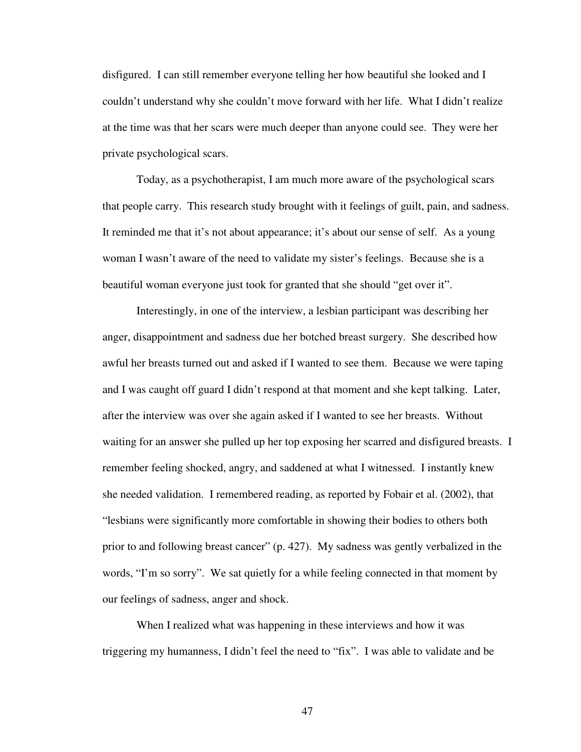disfigured. I can still remember everyone telling her how beautiful she looked and I couldn't understand why she couldn't move forward with her life. What I didn't realize at the time was that her scars were much deeper than anyone could see. They were her private psychological scars.

Today, as a psychotherapist, I am much more aware of the psychological scars that people carry. This research study brought with it feelings of guilt, pain, and sadness. It reminded me that it's not about appearance; it's about our sense of self. As a young woman I wasn't aware of the need to validate my sister's feelings. Because she is a beautiful woman everyone just took for granted that she should "get over it".

Interestingly, in one of the interview, a lesbian participant was describing her anger, disappointment and sadness due her botched breast surgery. She described how awful her breasts turned out and asked if I wanted to see them. Because we were taping and I was caught off guard I didn't respond at that moment and she kept talking. Later, after the interview was over she again asked if I wanted to see her breasts. Without waiting for an answer she pulled up her top exposing her scarred and disfigured breasts. I remember feeling shocked, angry, and saddened at what I witnessed. I instantly knew she needed validation. I remembered reading, as reported by Fobair et al. (2002), that "lesbians were significantly more comfortable in showing their bodies to others both prior to and following breast cancer" (p. 427). My sadness was gently verbalized in the words, "I'm so sorry". We sat quietly for a while feeling connected in that moment by our feelings of sadness, anger and shock.

When I realized what was happening in these interviews and how it was triggering my humanness, I didn't feel the need to "fix". I was able to validate and be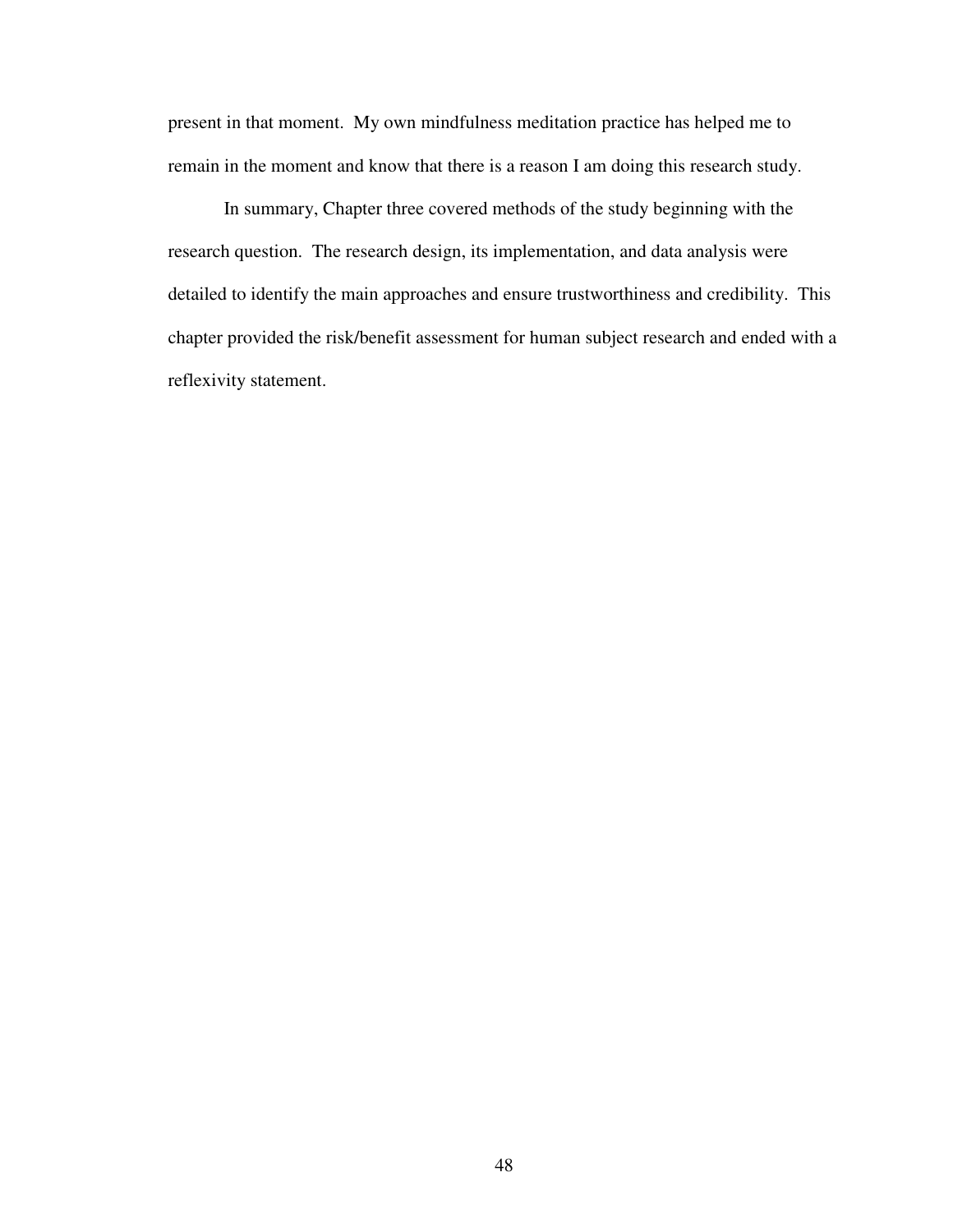present in that moment. My own mindfulness meditation practice has helped me to remain in the moment and know that there is a reason I am doing this research study.

In summary, Chapter three covered methods of the study beginning with the research question. The research design, its implementation, and data analysis were detailed to identify the main approaches and ensure trustworthiness and credibility. This chapter provided the risk/benefit assessment for human subject research and ended with a reflexivity statement.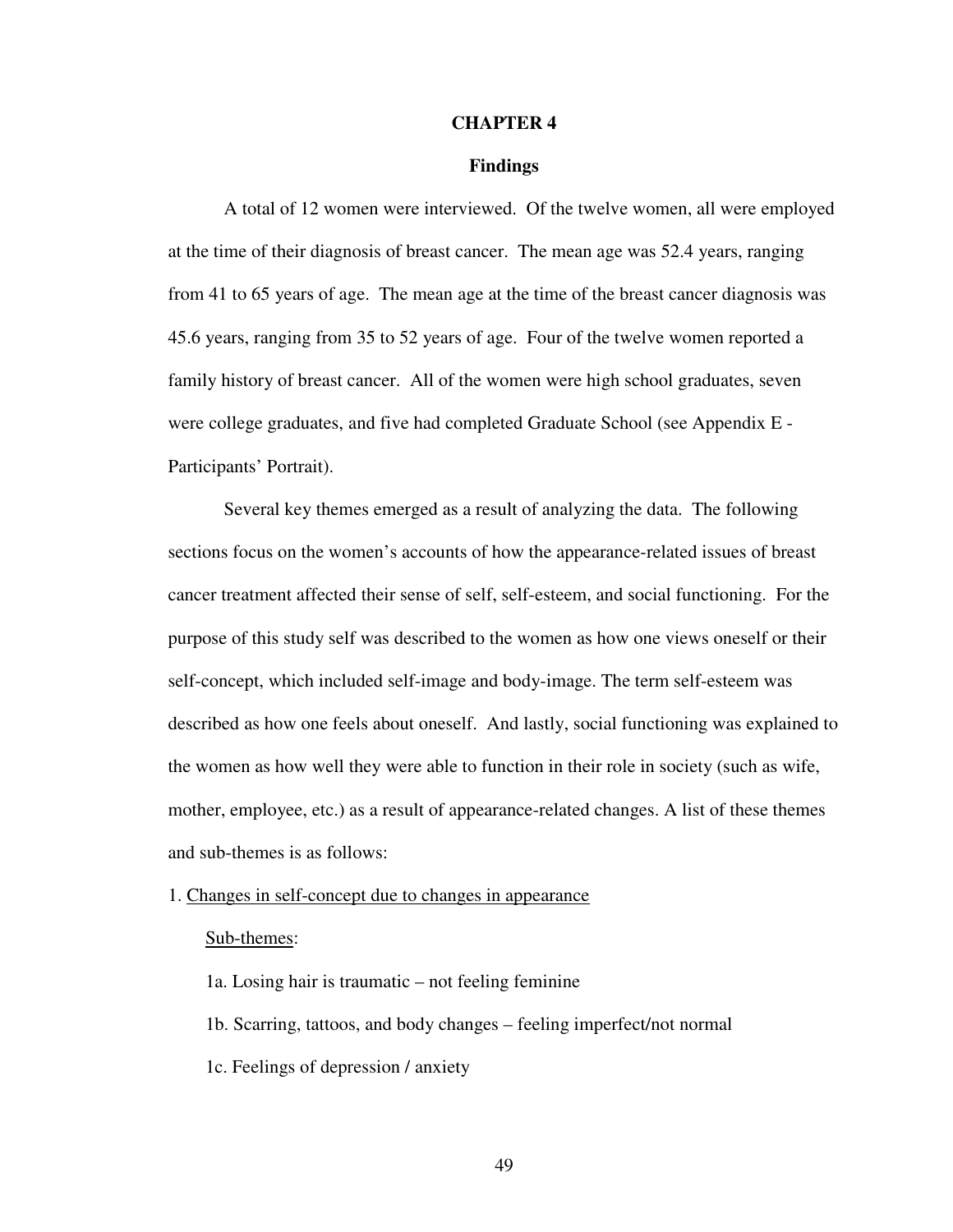# CHAPTER 4

## Findings

A total of 12 women were interviewed. Of the twelve women, all were employed at the time of their diagnosis of breast cancer. The mean age was 52.4 years, ranging from 41 to 65 years of age. The mean age at the time of the breast cancer diagnosis was 45.6 years, ranging from 35 to 52 years of age. Four of the twelve women reported a family history of breast cancer. All of the women were high school graduates, seven were college graduates, and five had completed Graduate School (see Appendix E - Participants' Portrait).

Several key themes emerged as a result of analyzing the data. The following sections focus on the women's accounts of how the appearance-related issues of breast cancer treatment affected their sense of self, self-esteem, and social functioning. For the purpose of this study self was described to the women as how one views oneself or their self-concept, which included self-image and body-image. The term self-esteem was described as how one feels about oneself. And lastly, social functioning was explained to the women as how well they were able to function in their role in society (such as wife, mother, employee, etc.) as a result of appearance-related changes. A list of these themes and sub-themes is as follows:

1. <u>Changes in self-concept due to changes in appearance</u>

   <u>Sub-themes</u>:

   1a. Losing hair is traumatic – not feeling feminine

   1b. Scarring, tattoos, and body changes – feeling imperfect/not normal

   1c. Feelings of depression / anxiety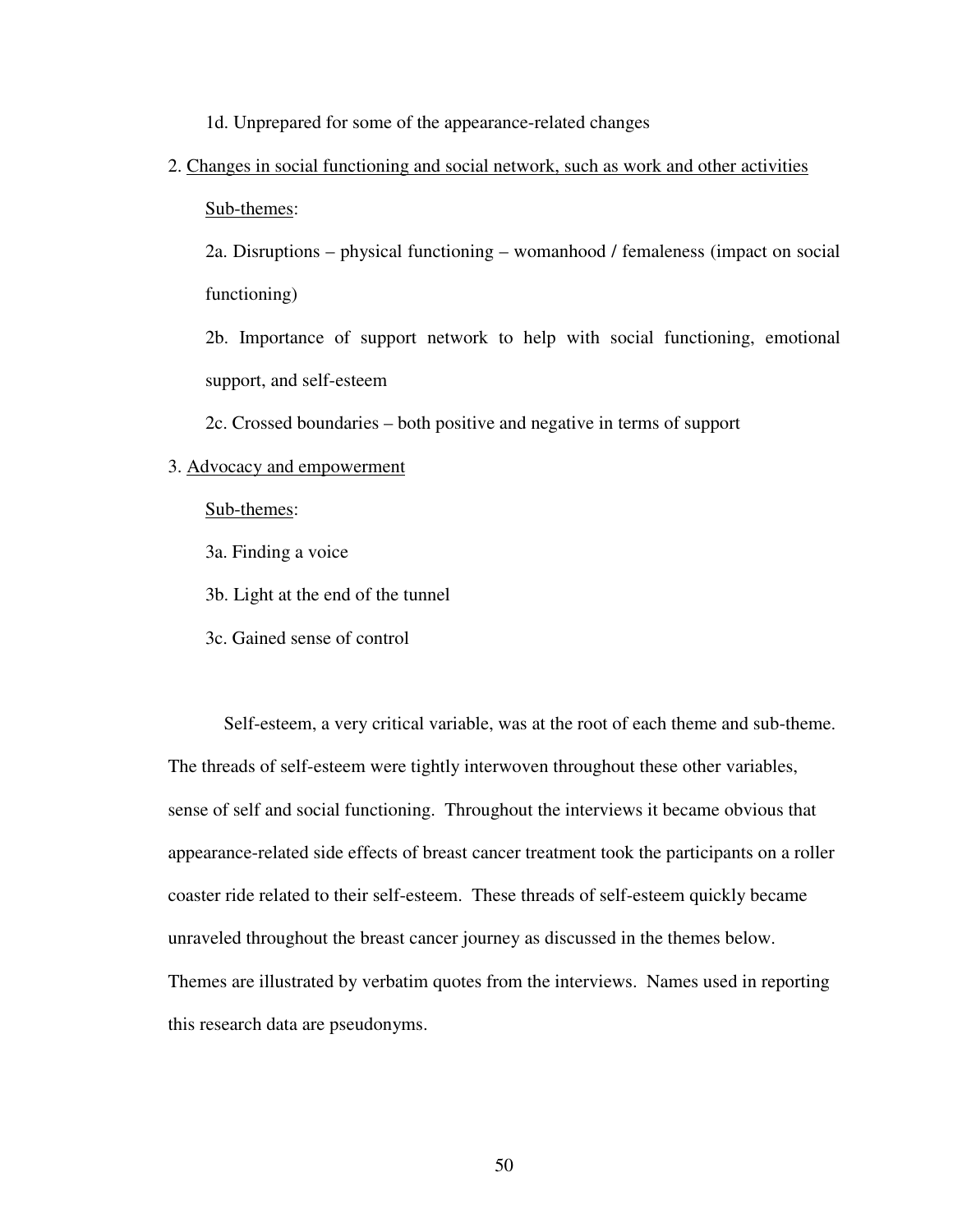1d. Unprepared for some of the appearance-related changes

2. <u>Changes in social functioning and social network, such as work and other activities</u>

   <u>Sub-themes</u>:

   2a. Disruptions – physical functioning – womanhood / femaleness (impact on social functioning)

   2b. Importance of support network to help with social functioning, emotional support, and self-esteem

   2c. Crossed boundaries – both positive and negative in terms of support

3. <u>Advocacy and empowerment</u>

   <u>Sub-themes</u>:

   3a. Finding a voice

   3b. Light at the end of the tunnel

   3c. Gained sense of control

Self-esteem, a very critical variable, was at the root of each theme and sub-theme. The threads of self-esteem were tightly interwoven throughout these other variables, sense of self and social functioning. Throughout the interviews it became obvious that appearance-related side effects of breast cancer treatment took the participants on a roller coaster ride related to their self-esteem. These threads of self-esteem quickly became unraveled throughout the breast cancer journey as discussed in the themes below. Themes are illustrated by verbatim quotes from the interviews. Names used in reporting this research data are pseudonyms.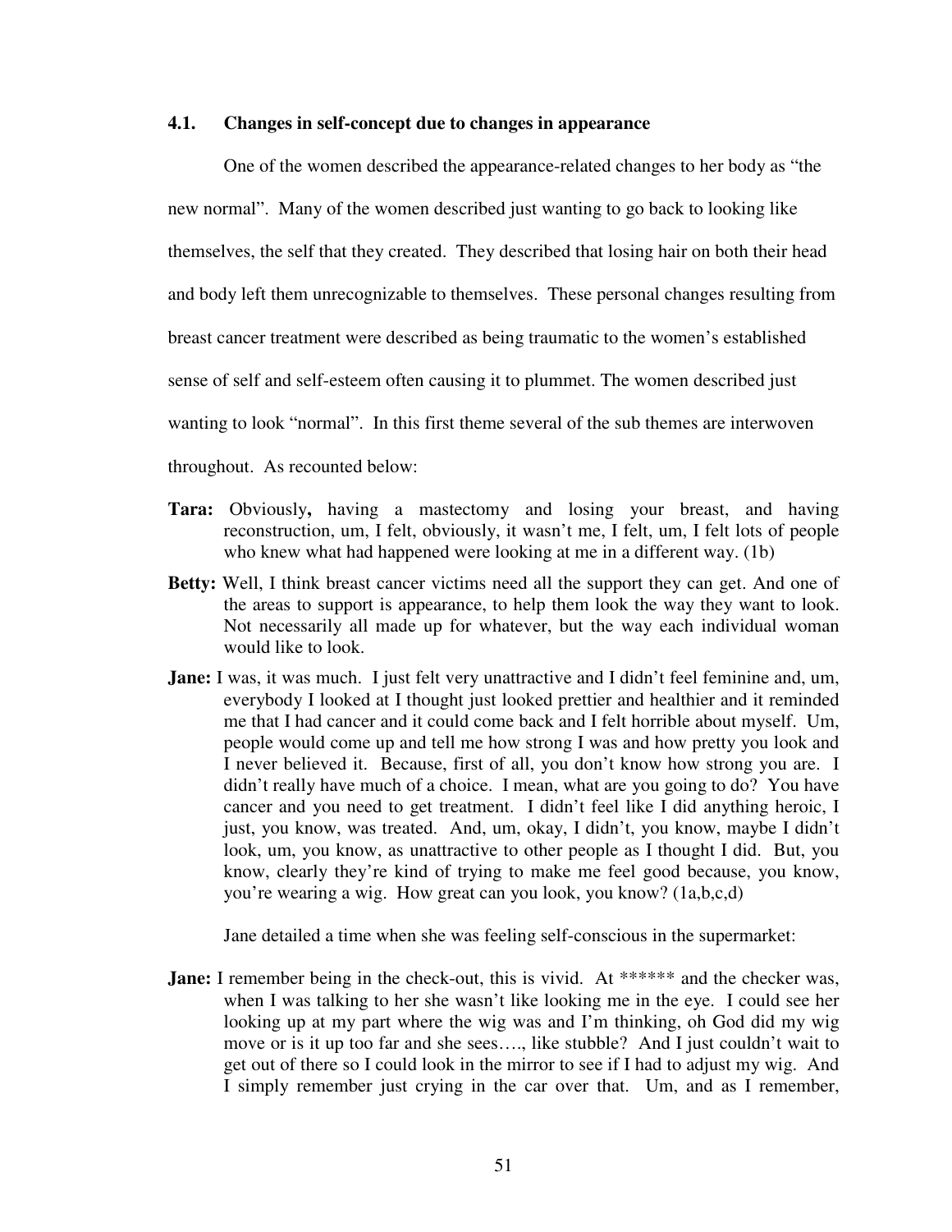### 4.1. Changes in self-concept due to changes in appearance

One of the women described the appearance-related changes to her body as "the new normal". Many of the women described just wanting to go back to looking like themselves, the self that they created. They described that losing hair on both their head and body left them unrecognizable to themselves. These personal changes resulting from breast cancer treatment were described as being traumatic to the women's established sense of self and self-esteem often causing it to plummet. The women described just wanting to look "normal". In this first theme several of the sub themes are interwoven throughout. As recounted below:

**Tara:** Obviously**,** having a mastectomy and losing your breast, and having reconstruction, um, I felt, obviously, it wasn't me, I felt, um, I felt lots of people who knew what had happened were looking at me in a different way. (1b)

**Betty:** Well, I think breast cancer victims need all the support they can get. And one of the areas to support is appearance, to help them look the way they want to look. Not necessarily all made up for whatever, but the way each individual woman would like to look.

**Jane:** I was, it was much. I just felt very unattractive and I didn't feel feminine and, um, everybody I looked at I thought just looked prettier and healthier and it reminded me that I had cancer and it could come back and I felt horrible about myself. Um, people would come up and tell me how strong I was and how pretty you look and I never believed it. Because, first of all, you don't know how strong you are. I didn't really have much of a choice. I mean, what are you going to do? You have cancer and you need to get treatment. I didn't feel like I did anything heroic, I just, you know, was treated. And, um, okay, I didn't, you know, maybe I didn't look, um, you know, as unattractive to other people as I thought I did. But, you know, clearly they're kind of trying to make me feel good because, you know, you're wearing a wig. How great can you look, you know? (1a,b,c,d)

Jane detailed a time when she was feeling self-conscious in the supermarket:

**Jane:** I remember being in the check-out, this is vivid. At ****** and the checker was, when I was talking to her she wasn't like looking me in the eye. I could see her looking up at my part where the wig was and I'm thinking, oh God did my wig move or is it up too far and she sees…., like stubble? And I just couldn't wait to get out of there so I could look in the mirror to see if I had to adjust my wig. And I simply remember just crying in the car over that. Um, and as I remember,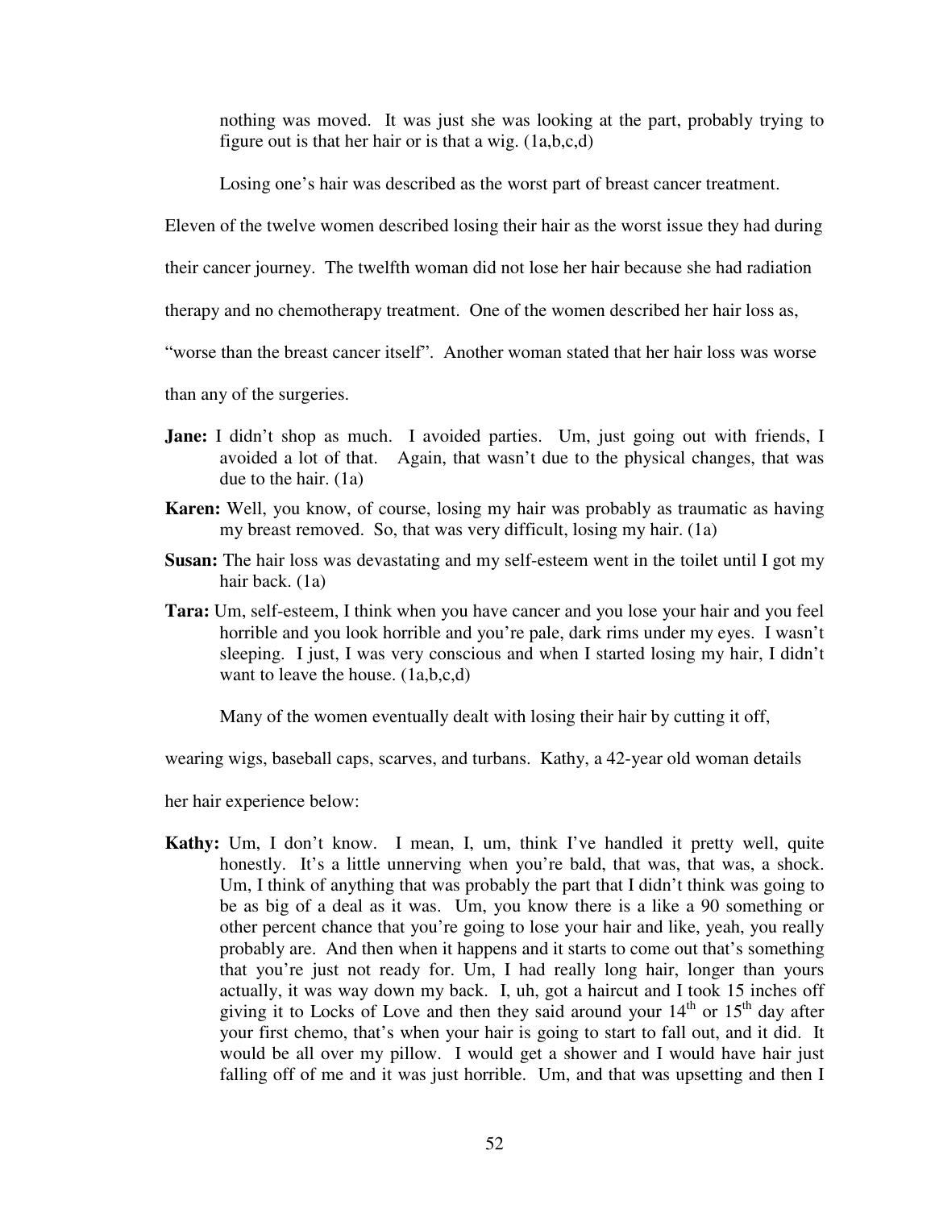nothing was moved. It was just she was looking at the part, probably trying to figure out is that her hair or is that a wig. (1a,b,c,d)

Losing one's hair was described as the worst part of breast cancer treatment. Eleven of the twelve women described losing their hair as the worst issue they had during their cancer journey. The twelfth woman did not lose her hair because she had radiation therapy and no chemotherapy treatment. One of the women described her hair loss as, "worse than the breast cancer itself". Another woman stated that her hair loss was worse than any of the surgeries.

**Jane:** I didn't shop as much. I avoided parties. Um, just going out with friends, I avoided a lot of that. Again, that wasn't due to the physical changes, that was due to the hair. (1a)

**Karen:** Well, you know, of course, losing my hair was probably as traumatic as having my breast removed. So, that was very difficult, losing my hair. (1a)

**Susan:** The hair loss was devastating and my self-esteem went in the toilet until I got my hair back. (1a)

**Tara:** Um, self-esteem, I think when you have cancer and you lose your hair and you feel horrible and you look horrible and you're pale, dark rims under my eyes. I wasn't sleeping. I just, I was very conscious and when I started losing my hair, I didn't want to leave the house. (1a,b,c,d)

Many of the women eventually dealt with losing their hair by cutting it off, wearing wigs, baseball caps, scarves, and turbans. Kathy, a 42-year old woman details her hair experience below:

**Kathy:** Um, I don't know. I mean, I, um, think I've handled it pretty well, quite honestly. It's a little unnerving when you're bald, that was, that was, a shock. Um, I think of anything that was probably the part that I didn't think was going to be as big of a deal as it was. Um, you know there is a like a 90 something or other percent chance that you're going to lose your hair and like, yeah, you really probably are. And then when it happens and it starts to come out that's something that you're just not ready for. Um, I had really long hair, longer than yours actually, it was way down my back. I, uh, got a haircut and I took 15 inches off giving it to Locks of Love and then they said around your 14th or 15th day after your first chemo, that's when your hair is going to start to fall out, and it did. It would be all over my pillow. I would get a shower and I would have hair just falling off of me and it was just horrible. Um, and that was upsetting and then I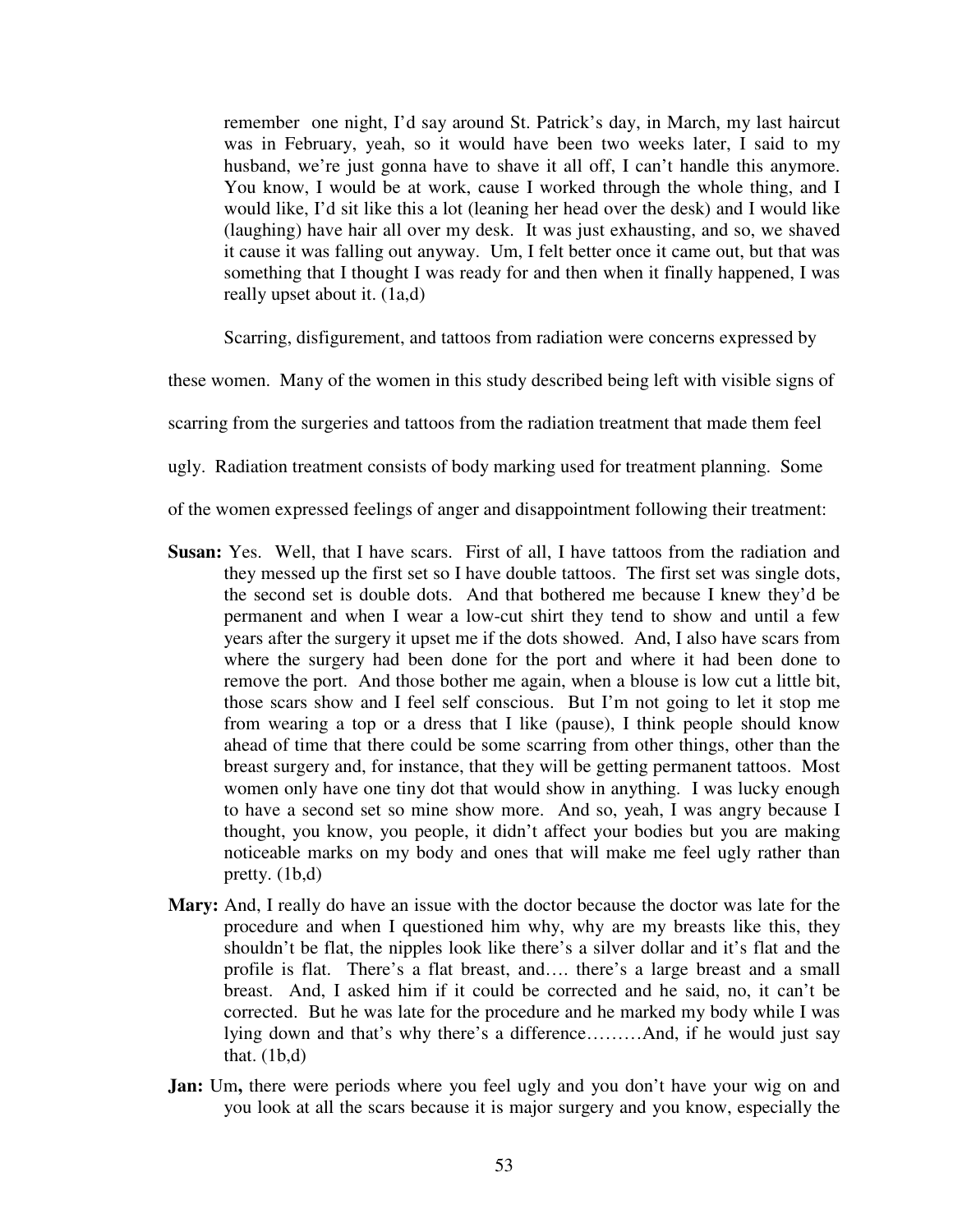remember one night, I'd say around St. Patrick's day, in March, my last haircut was in February, yeah, so it would have been two weeks later, I said to my husband, we're just gonna have to shave it all off, I can't handle this anymore. You know, I would be at work, cause I worked through the whole thing, and I would like, I'd sit like this a lot (leaning her head over the desk) and I would like (laughing) have hair all over my desk. It was just exhausting, and so, we shaved it cause it was falling out anyway. Um, I felt better once it came out, but that was something that I thought I was ready for and then when it finally happened, I was really upset about it. (1a,d)

Scarring, disfigurement, and tattoos from radiation were concerns expressed by these women. Many of the women in this study described being left with visible signs of scarring from the surgeries and tattoos from the radiation treatment that made them feel ugly. Radiation treatment consists of body marking used for treatment planning. Some of the women expressed feelings of anger and disappointment following their treatment:

**Susan:** Yes. Well, that I have scars. First of all, I have tattoos from the radiation and they messed up the first set so I have double tattoos. The first set was single dots, the second set is double dots. And that bothered me because I knew they'd be permanent and when I wear a low-cut shirt they tend to show and until a few years after the surgery it upset me if the dots showed. And, I also have scars from where the surgery had been done for the port and where it had been done to remove the port. And those bother me again, when a blouse is low cut a little bit, those scars show and I feel self conscious. But I'm not going to let it stop me from wearing a top or a dress that I like (pause), I think people should know ahead of time that there could be some scarring from other things, other than the breast surgery and, for instance, that they will be getting permanent tattoos. Most women only have one tiny dot that would show in anything. I was lucky enough to have a second set so mine show more. And so, yeah, I was angry because I thought, you know, you people, it didn't affect your bodies but you are making noticeable marks on my body and ones that will make me feel ugly rather than pretty. (1b,d)

**Mary:** And, I really do have an issue with the doctor because the doctor was late for the procedure and when I questioned him why, why are my breasts like this, they shouldn't be flat, the nipples look like there's a silver dollar and it's flat and the profile is flat. There's a flat breast, and…. there's a large breast and a small breast. And, I asked him if it could be corrected and he said, no, it can't be corrected. But he was late for the procedure and he marked my body while I was lying down and that's why there's a difference………And, if he would just say that. (1b,d)

**Jan:** Um, there were periods where you feel ugly and you don't have your wig on and you look at all the scars because it is major surgery and you know, especially the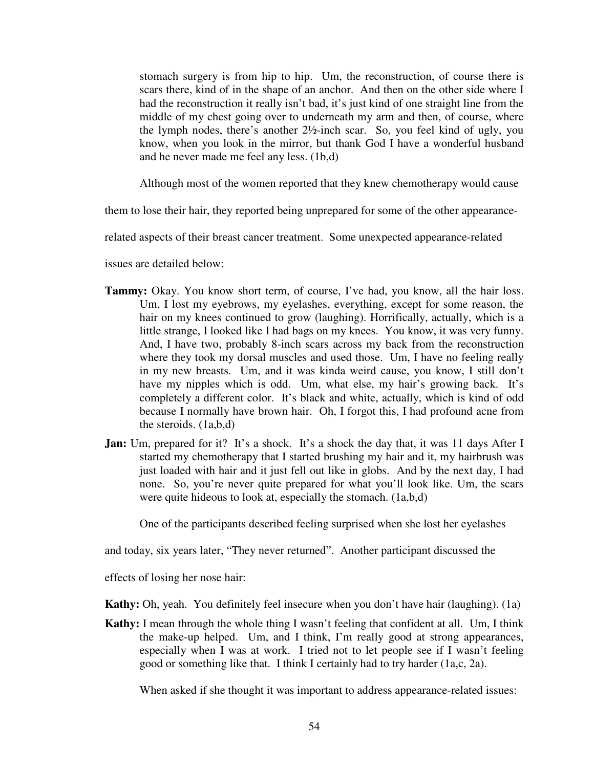stomach surgery is from hip to hip. Um, the reconstruction, of course there is scars there, kind of in the shape of an anchor. And then on the other side where I had the reconstruction it really isn't bad, it's just kind of one straight line from the middle of my chest going over to underneath my arm and then, of course, where the lymph nodes, there's another 2½-inch scar. So, you feel kind of ugly, you know, when you look in the mirror, but thank God I have a wonderful husband and he never made me feel any less. (1b,d)

Although most of the women reported that they knew chemotherapy would cause them to lose their hair, they reported being unprepared for some of the other appearance-related aspects of their breast cancer treatment. Some unexpected appearance-related issues are detailed below:

**Tammy:** Okay. You know short term, of course, I've had, you know, all the hair loss. Um, I lost my eyebrows, my eyelashes, everything, except for some reason, the hair on my knees continued to grow (laughing). Horrifically, actually, which is a little strange, I looked like I had bags on my knees. You know, it was very funny. And, I have two, probably 8-inch scars across my back from the reconstruction where they took my dorsal muscles and used those. Um, I have no feeling really in my new breasts. Um, and it was kinda weird cause, you know, I still don't have my nipples which is odd. Um, what else, my hair's growing back. It's completely a different color. It's black and white, actually, which is kind of odd because I normally have brown hair. Oh, I forgot this, I had profound acne from the steroids. (1a,b,d)

**Jan:** Um, prepared for it? It's a shock. It's a shock the day that, it was 11 days After I started my chemotherapy that I started brushing my hair and it, my hairbrush was just loaded with hair and it just fell out like in globs. And by the next day, I had none. So, you're never quite prepared for what you'll look like. Um, the scars were quite hideous to look at, especially the stomach. (1a,b,d)

One of the participants described feeling surprised when she lost her eyelashes and today, six years later, "They never returned". Another participant discussed the effects of losing her nose hair:

**Kathy:** Oh, yeah. You definitely feel insecure when you don't have hair (laughing). (1a)

**Kathy:** I mean through the whole thing I wasn't feeling that confident at all. Um, I think the make-up helped. Um, and I think, I'm really good at strong appearances, especially when I was at work. I tried not to let people see if I wasn't feeling good or something like that. I think I certainly had to try harder (1a,c, 2a).

When asked if she thought it was important to address appearance-related issues: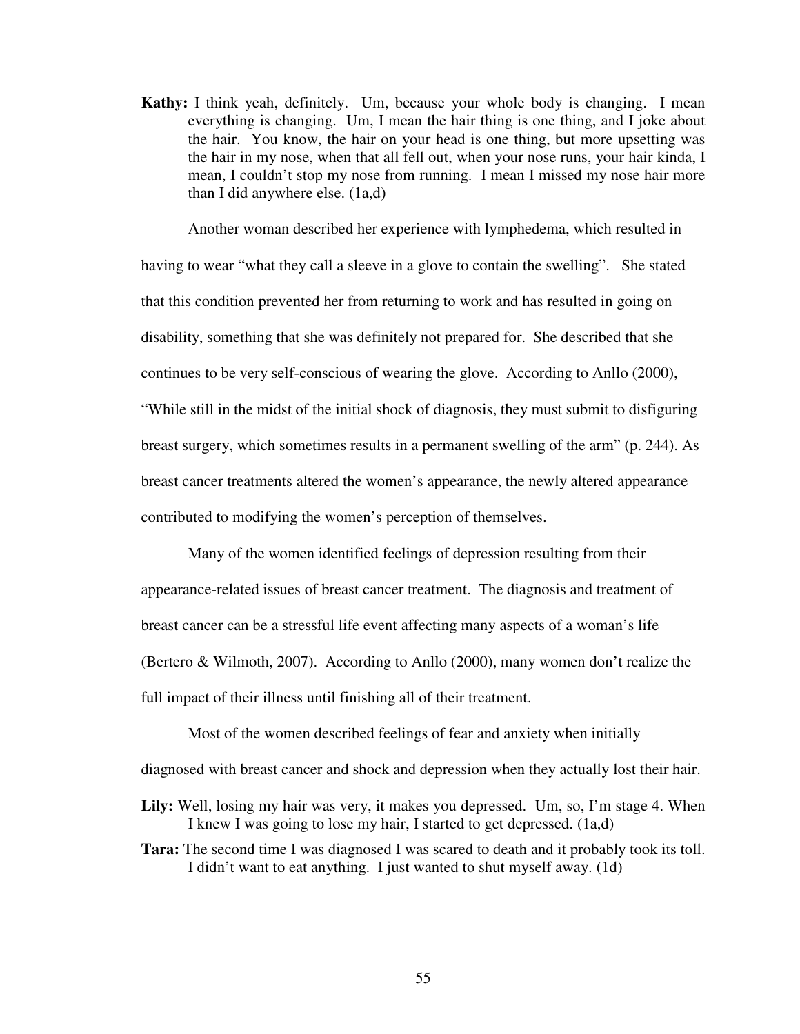**Kathy:** I think yeah, definitely. Um, because your whole body is changing. I mean everything is changing. Um, I mean the hair thing is one thing, and I joke about the hair. You know, the hair on your head is one thing, but more upsetting was the hair in my nose, when that all fell out, when your nose runs, your hair kinda, I mean, I couldn't stop my nose from running. I mean I missed my nose hair more than I did anywhere else. (1a,d)

Another woman described her experience with lymphedema, which resulted in having to wear "what they call a sleeve in a glove to contain the swelling". She stated that this condition prevented her from returning to work and has resulted in going on disability, something that she was definitely not prepared for. She described that she continues to be very self-conscious of wearing the glove. According to Anllo (2000), "While still in the midst of the initial shock of diagnosis, they must submit to disfiguring breast surgery, which sometimes results in a permanent swelling of the arm" (p. 244). As breast cancer treatments altered the women's appearance, the newly altered appearance contributed to modifying the women's perception of themselves.

Many of the women identified feelings of depression resulting from their appearance-related issues of breast cancer treatment. The diagnosis and treatment of breast cancer can be a stressful life event affecting many aspects of a woman's life (Bertero & Wilmoth, 2007). According to Anllo (2000), many women don't realize the full impact of their illness until finishing all of their treatment.

Most of the women described feelings of fear and anxiety when initially diagnosed with breast cancer and shock and depression when they actually lost their hair.

**Lily:** Well, losing my hair was very, it makes you depressed. Um, so, I'm stage 4. When I knew I was going to lose my hair, I started to get depressed. (1a,d)

**Tara:** The second time I was diagnosed I was scared to death and it probably took its toll. I didn't want to eat anything. I just wanted to shut myself away. (1d)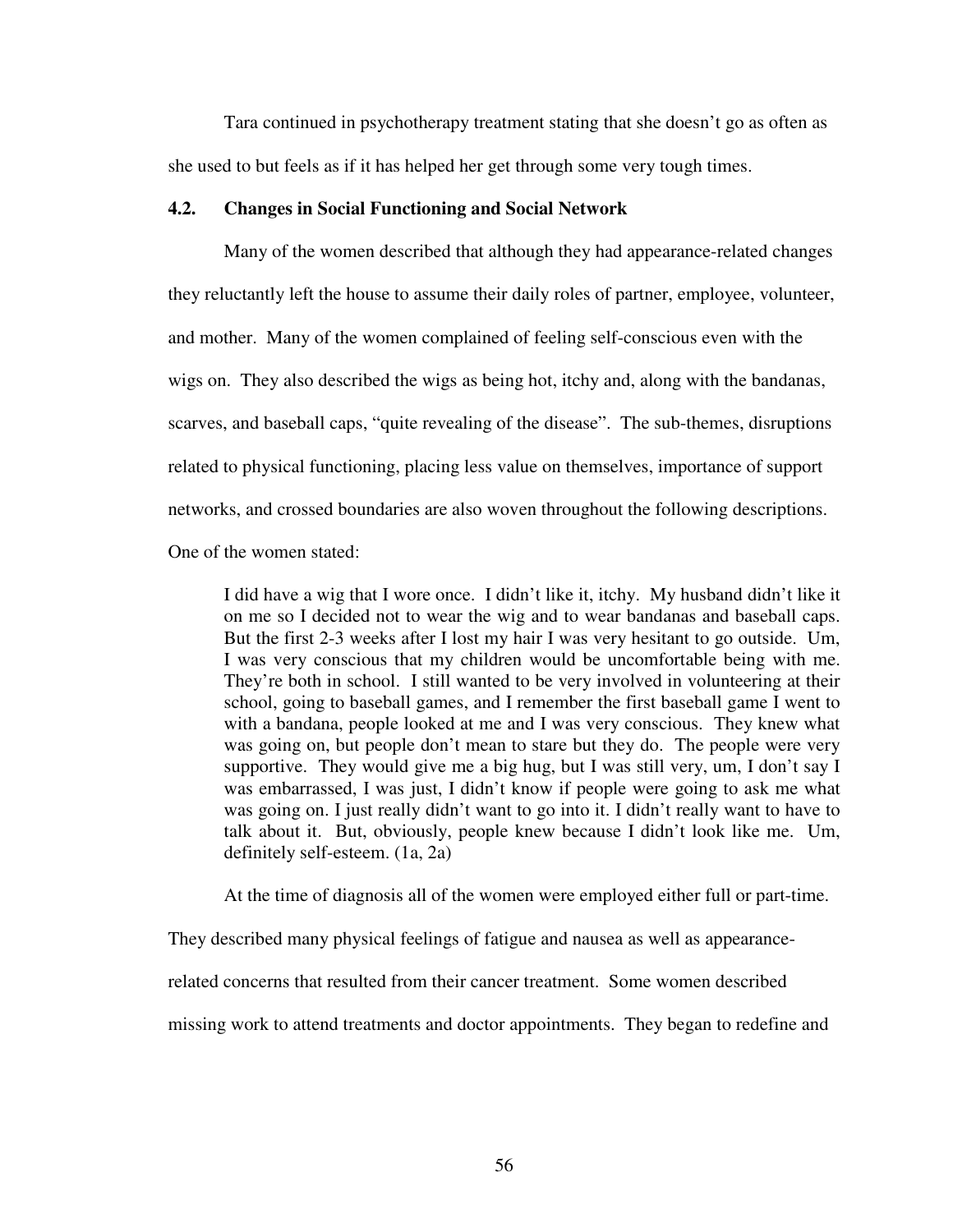Tara continued in psychotherapy treatment stating that she doesn't go as often as she used to but feels as if it has helped her get through some very tough times.

### 4.2. Changes in Social Functioning and Social Network

Many of the women described that although they had appearance-related changes they reluctantly left the house to assume their daily roles of partner, employee, volunteer, and mother. Many of the women complained of feeling self-conscious even with the wigs on. They also described the wigs as being hot, itchy and, along with the bandanas, scarves, and baseball caps, "quite revealing of the disease". The sub-themes, disruptions related to physical functioning, placing less value on themselves, importance of support networks, and crossed boundaries are also woven throughout the following descriptions. One of the women stated:

> I did have a wig that I wore once. I didn't like it, itchy. My husband didn't like it on me so I decided not to wear the wig and to wear bandanas and baseball caps. But the first 2-3 weeks after I lost my hair I was very hesitant to go outside. Um, I was very conscious that my children would be uncomfortable being with me. They're both in school. I still wanted to be very involved in volunteering at their school, going to baseball games, and I remember the first baseball game I went to with a bandana, people looked at me and I was very conscious. They knew what was going on, but people don't mean to stare but they do. The people were very supportive. They would give me a big hug, but I was still very, um, I don't say I was embarrassed, I was just, I didn't know if people were going to ask me what was going on. I just really didn't want to go into it. I didn't really want to have to talk about it. But, obviously, people knew because I didn't look like me. Um, definitely self-esteem. (1a, 2a)

At the time of diagnosis all of the women were employed either full or part-time. They described many physical feelings of fatigue and nausea as well as appearance-related concerns that resulted from their cancer treatment. Some women described missing work to attend treatments and doctor appointments. They began to redefine and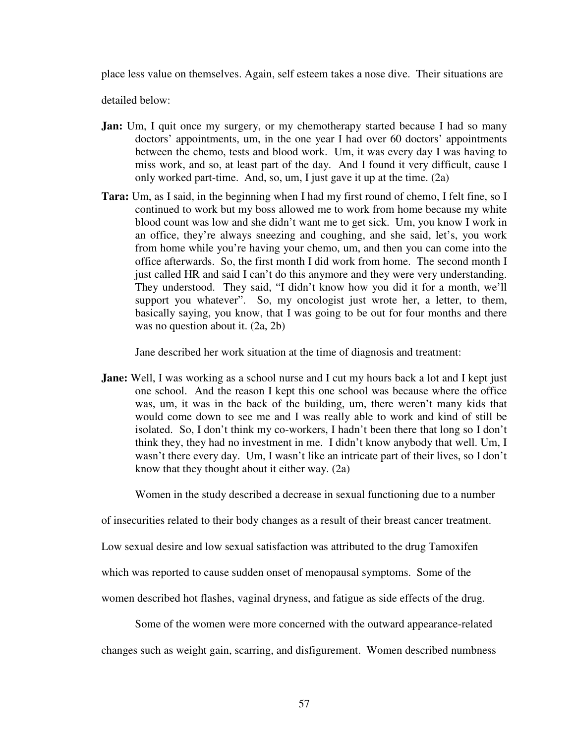place less value on themselves. Again, self esteem takes a nose dive. Their situations are detailed below:

**Jan:** Um, I quit once my surgery, or my chemotherapy started because I had so many doctors' appointments, um, in the one year I had over 60 doctors' appointments between the chemo, tests and blood work. Um, it was every day I was having to miss work, and so, at least part of the day. And I found it very difficult, cause I only worked part-time. And, so, um, I just gave it up at the time. (2a)

**Tara:** Um, as I said, in the beginning when I had my first round of chemo, I felt fine, so I continued to work but my boss allowed me to work from home because my white blood count was low and she didn't want me to get sick. Um, you know I work in an office, they're always sneezing and coughing, and she said, let's, you work from home while you're having your chemo, um, and then you can come into the office afterwards. So, the first month I did work from home. The second month I just called HR and said I can't do this anymore and they were very understanding. They understood. They said, "I didn't know how you did it for a month, we'll support you whatever". So, my oncologist just wrote her, a letter, to them, basically saying, you know, that I was going to be out for four months and there was no question about it. (2a, 2b)

Jane described her work situation at the time of diagnosis and treatment:

**Jane:** Well, I was working as a school nurse and I cut my hours back a lot and I kept just one school. And the reason I kept this one school was because where the office was, um, it was in the back of the building, um, there weren't many kids that would come down to see me and I was really able to work and kind of still be isolated. So, I don't think my co-workers, I hadn't been there that long so I don't think they, they had no investment in me. I didn't know anybody that well. Um, I wasn't there every day. Um, I wasn't like an intricate part of their lives, so I don't know that they thought about it either way. (2a)

Women in the study described a decrease in sexual functioning due to a number of insecurities related to their body changes as a result of their breast cancer treatment. Low sexual desire and low sexual satisfaction was attributed to the drug Tamoxifen which was reported to cause sudden onset of menopausal symptoms. Some of the women described hot flashes, vaginal dryness, and fatigue as side effects of the drug.

Some of the women were more concerned with the outward appearance-related changes such as weight gain, scarring, and disfigurement. Women described numbness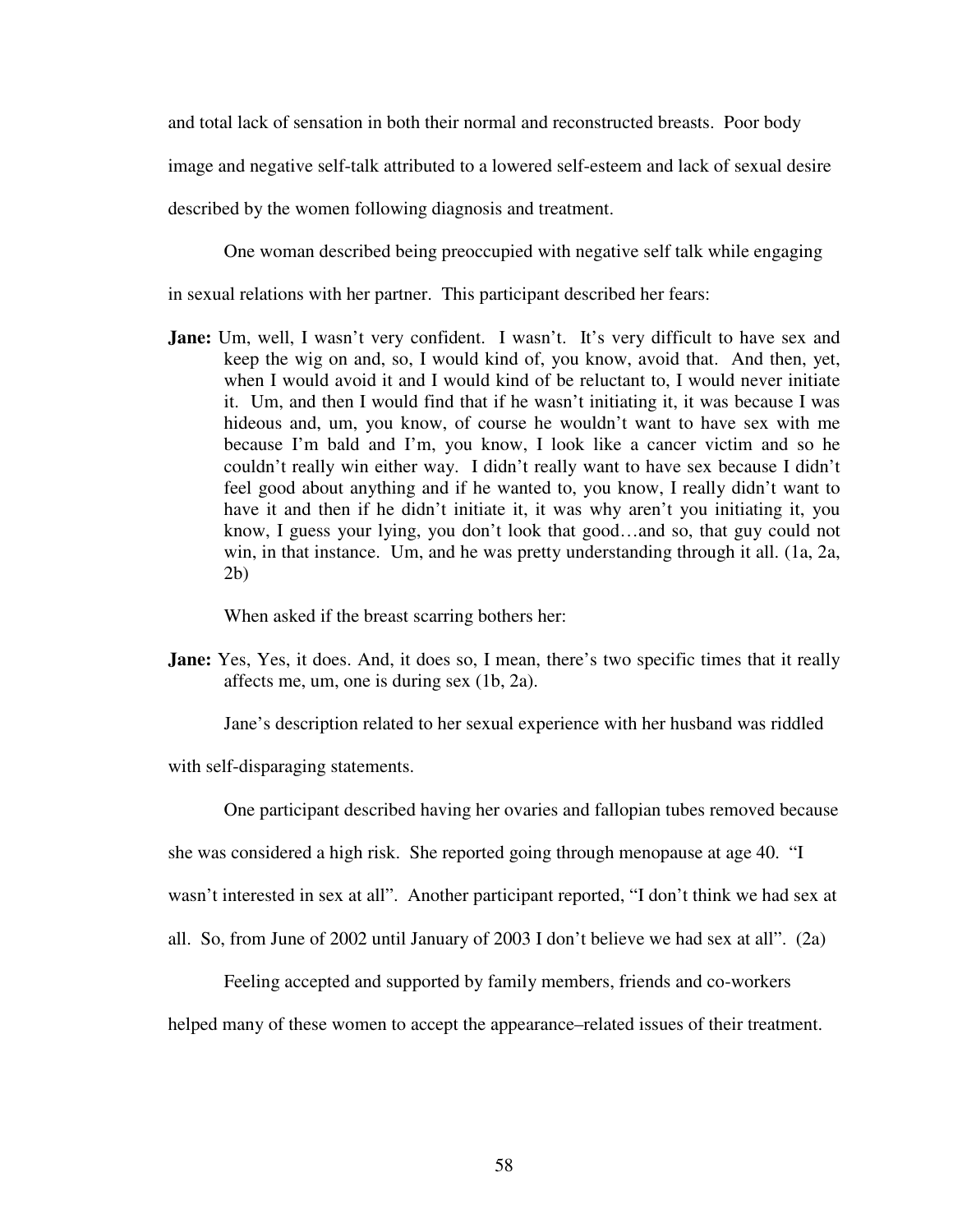and total lack of sensation in both their normal and reconstructed breasts. Poor body image and negative self-talk attributed to a lowered self-esteem and lack of sexual desire described by the women following diagnosis and treatment.

One woman described being preoccupied with negative self talk while engaging in sexual relations with her partner. This participant described her fears:

**Jane:** Um, well, I wasn't very confident. I wasn't. It's very difficult to have sex and keep the wig on and, so, I would kind of, you know, avoid that. And then, yet, when I would avoid it and I would kind of be reluctant to, I would never initiate it. Um, and then I would find that if he wasn't initiating it, it was because I was hideous and, um, you know, of course he wouldn't want to have sex with me because I'm bald and I'm, you know, I look like a cancer victim and so he couldn't really win either way. I didn't really want to have sex because I didn't feel good about anything and if he wanted to, you know, I really didn't want to have it and then if he didn't initiate it, it was why aren't you initiating it, you know, I guess your lying, you don't look that good…and so, that guy could not win, in that instance. Um, and he was pretty understanding through it all. (1a, 2a, 2b)

When asked if the breast scarring bothers her:

**Jane:** Yes, Yes, it does. And, it does so, I mean, there's two specific times that it really affects me, um, one is during sex (1b, 2a).

Jane's description related to her sexual experience with her husband was riddled with self-disparaging statements.

One participant described having her ovaries and fallopian tubes removed because she was considered a high risk. She reported going through menopause at age 40. "I wasn't interested in sex at all". Another participant reported, "I don't think we had sex at all. So, from June of 2002 until January of 2003 I don't believe we had sex at all". (2a)

Feeling accepted and supported by family members, friends and co-workers helped many of these women to accept the appearance–related issues of their treatment.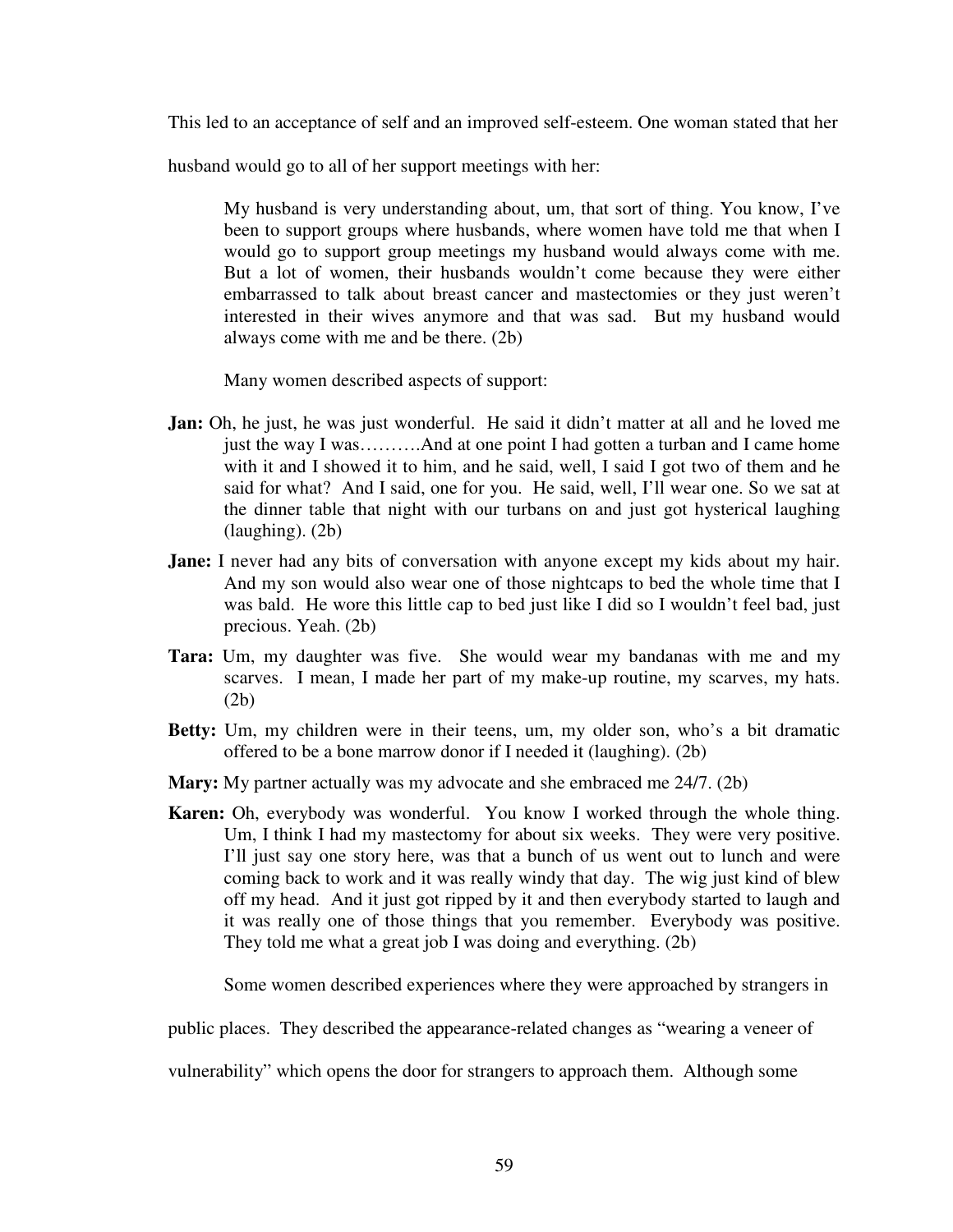This led to an acceptance of self and an improved self-esteem. One woman stated that her husband would go to all of her support meetings with her:

> My husband is very understanding about, um, that sort of thing. You know, I've been to support groups where husbands, where women have told me that when I would go to support group meetings my husband would always come with me. But a lot of women, their husbands wouldn't come because they were either embarrassed to talk about breast cancer and mastectomies or they just weren't interested in their wives anymore and that was sad. But my husband would always come with me and be there. (2b)

Many women described aspects of support:

**Jan:** Oh, he just, he was just wonderful. He said it didn't matter at all and he loved me just the way I was……….And at one point I had gotten a turban and I came home with it and I showed it to him, and he said, well, I said I got two of them and he said for what? And I said, one for you. He said, well, I'll wear one. So we sat at the dinner table that night with our turbans on and just got hysterical laughing (laughing). (2b)

**Jane:** I never had any bits of conversation with anyone except my kids about my hair. And my son would also wear one of those nightcaps to bed the whole time that I was bald. He wore this little cap to bed just like I did so I wouldn't feel bad, just precious. Yeah. (2b)

**Tara:** Um, my daughter was five. She would wear my bandanas with me and my scarves. I mean, I made her part of my make-up routine, my scarves, my hats. (2b)

**Betty:** Um, my children were in their teens, um, my older son, who's a bit dramatic offered to be a bone marrow donor if I needed it (laughing). (2b)

**Mary:** My partner actually was my advocate and she embraced me 24/7. (2b)

**Karen:** Oh, everybody was wonderful. You know I worked through the whole thing. Um, I think I had my mastectomy for about six weeks. They were very positive. I'll just say one story here, was that a bunch of us went out to lunch and were coming back to work and it was really windy that day. The wig just kind of blew off my head. And it just got ripped by it and then everybody started to laugh and it was really one of those things that you remember. Everybody was positive. They told me what a great job I was doing and everything. (2b)

Some women described experiences where they were approached by strangers in public places. They described the appearance-related changes as "wearing a veneer of vulnerability" which opens the door for strangers to approach them. Although some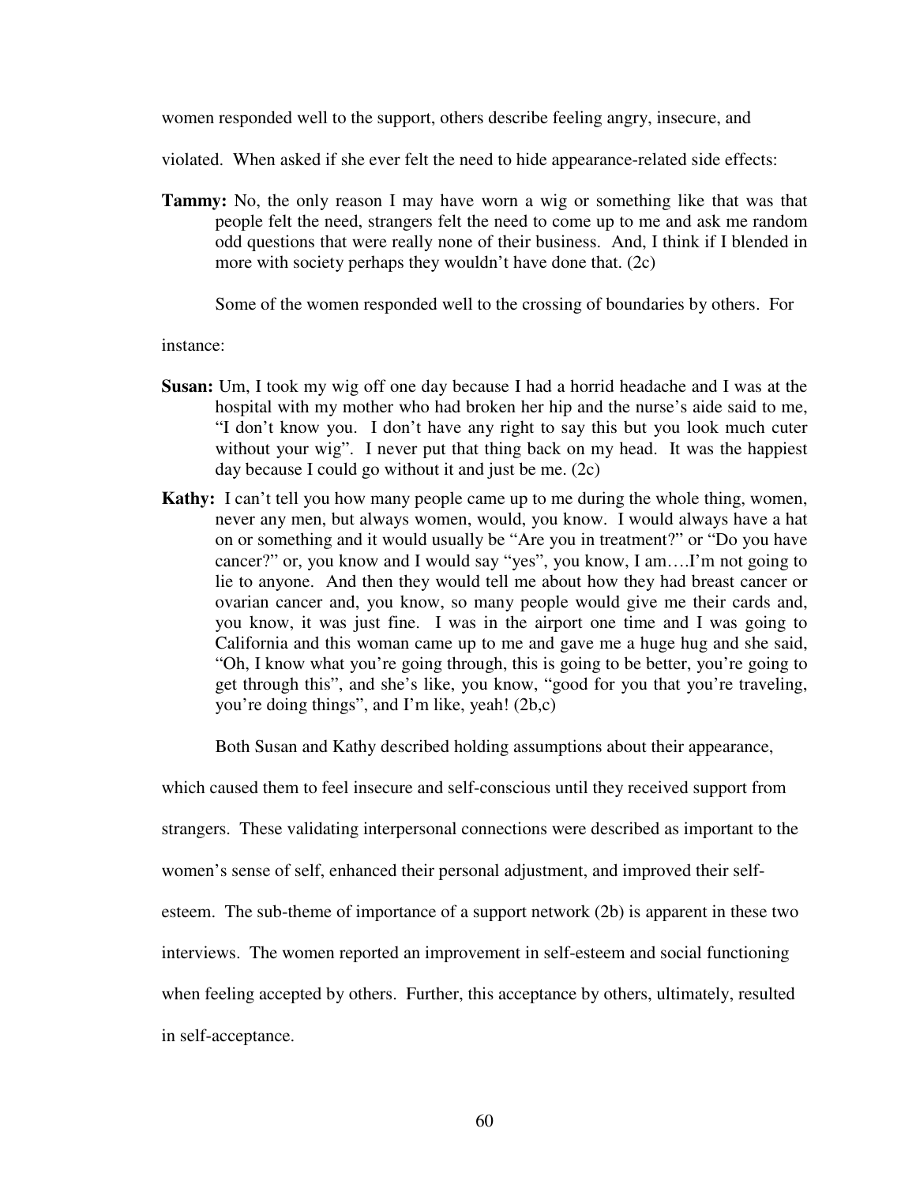women responded well to the support, others describe feeling angry, insecure, and violated. When asked if she ever felt the need to hide appearance-related side effects:

**Tammy:** No, the only reason I may have worn a wig or something like that was that people felt the need, strangers felt the need to come up to me and ask me random odd questions that were really none of their business. And, I think if I blended in more with society perhaps they wouldn't have done that. (2c)

Some of the women responded well to the crossing of boundaries by others. For instance:

**Susan:** Um, I took my wig off one day because I had a horrid headache and I was at the hospital with my mother who had broken her hip and the nurse's aide said to me, "I don't know you. I don't have any right to say this but you look much cuter without your wig". I never put that thing back on my head. It was the happiest day because I could go without it and just be me. (2c)

**Kathy:** I can't tell you how many people came up to me during the whole thing, women, never any men, but always women, would, you know. I would always have a hat on or something and it would usually be "Are you in treatment?" or "Do you have cancer?" or, you know and I would say "yes", you know, I am….I'm not going to lie to anyone. And then they would tell me about how they had breast cancer or ovarian cancer and, you know, so many people would give me their cards and, you know, it was just fine. I was in the airport one time and I was going to California and this woman came up to me and gave me a huge hug and she said, "Oh, I know what you're going through, this is going to be better, you're going to get through this", and she's like, you know, "good for you that you're traveling, you're doing things", and I'm like, yeah! (2b,c)

Both Susan and Kathy described holding assumptions about their appearance, which caused them to feel insecure and self-conscious until they received support from strangers. These validating interpersonal connections were described as important to the women's sense of self, enhanced their personal adjustment, and improved their self-esteem. The sub-theme of importance of a support network (2b) is apparent in these two interviews. The women reported an improvement in self-esteem and social functioning when feeling accepted by others. Further, this acceptance by others, ultimately, resulted in self-acceptance.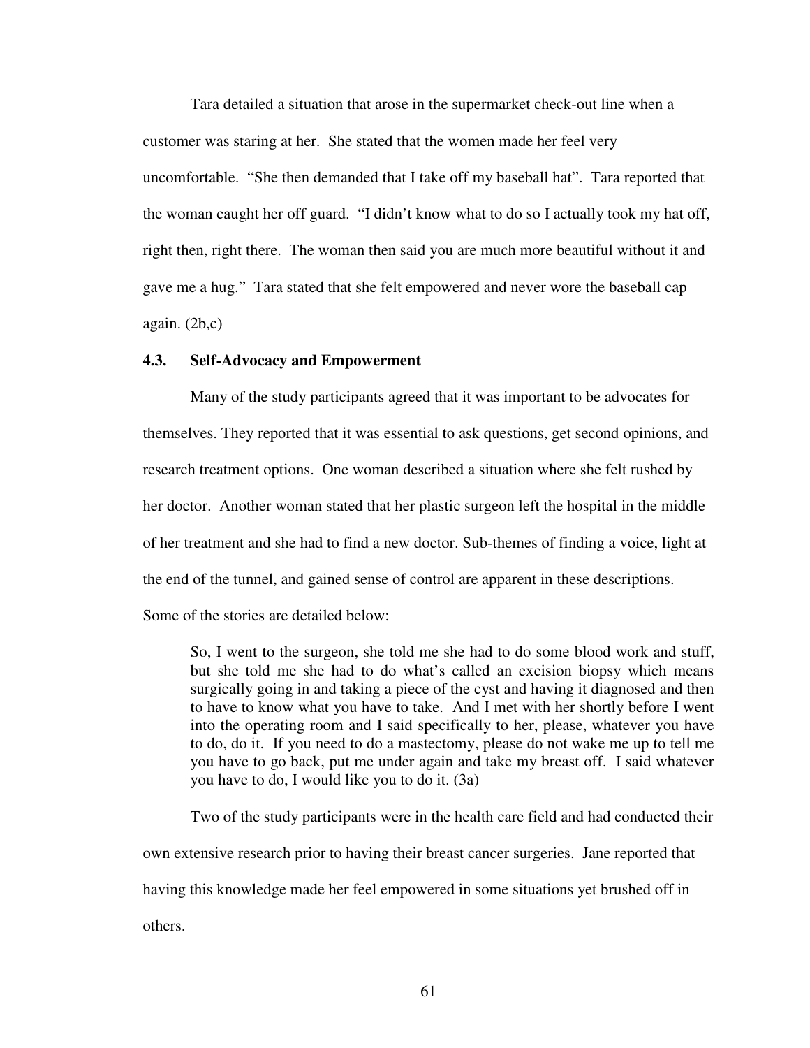Tara detailed a situation that arose in the supermarket check-out line when a customer was staring at her. She stated that the women made her feel very uncomfortable. "She then demanded that I take off my baseball hat". Tara reported that the woman caught her off guard. "I didn't know what to do so I actually took my hat off, right then, right there. The woman then said you are much more beautiful without it and gave me a hug." Tara stated that she felt empowered and never wore the baseball cap again. (2b,c)

## 4.3. Self-Advocacy and Empowerment

Many of the study participants agreed that it was important to be advocates for themselves. They reported that it was essential to ask questions, get second opinions, and research treatment options. One woman described a situation where she felt rushed by her doctor. Another woman stated that her plastic surgeon left the hospital in the middle of her treatment and she had to find a new doctor. Sub-themes of finding a voice, light at the end of the tunnel, and gained sense of control are apparent in these descriptions. Some of the stories are detailed below:

> So, I went to the surgeon, she told me she had to do some blood work and stuff, but she told me she had to do what's called an excision biopsy which means surgically going in and taking a piece of the cyst and having it diagnosed and then to have to know what you have to take. And I met with her shortly before I went into the operating room and I said specifically to her, please, whatever you have to do, do it. If you need to do a mastectomy, please do not wake me up to tell me you have to go back, put me under again and take my breast off. I said whatever you have to do, I would like you to do it. (3a)

Two of the study participants were in the health care field and had conducted their own extensive research prior to having their breast cancer surgeries. Jane reported that having this knowledge made her feel empowered in some situations yet brushed off in others.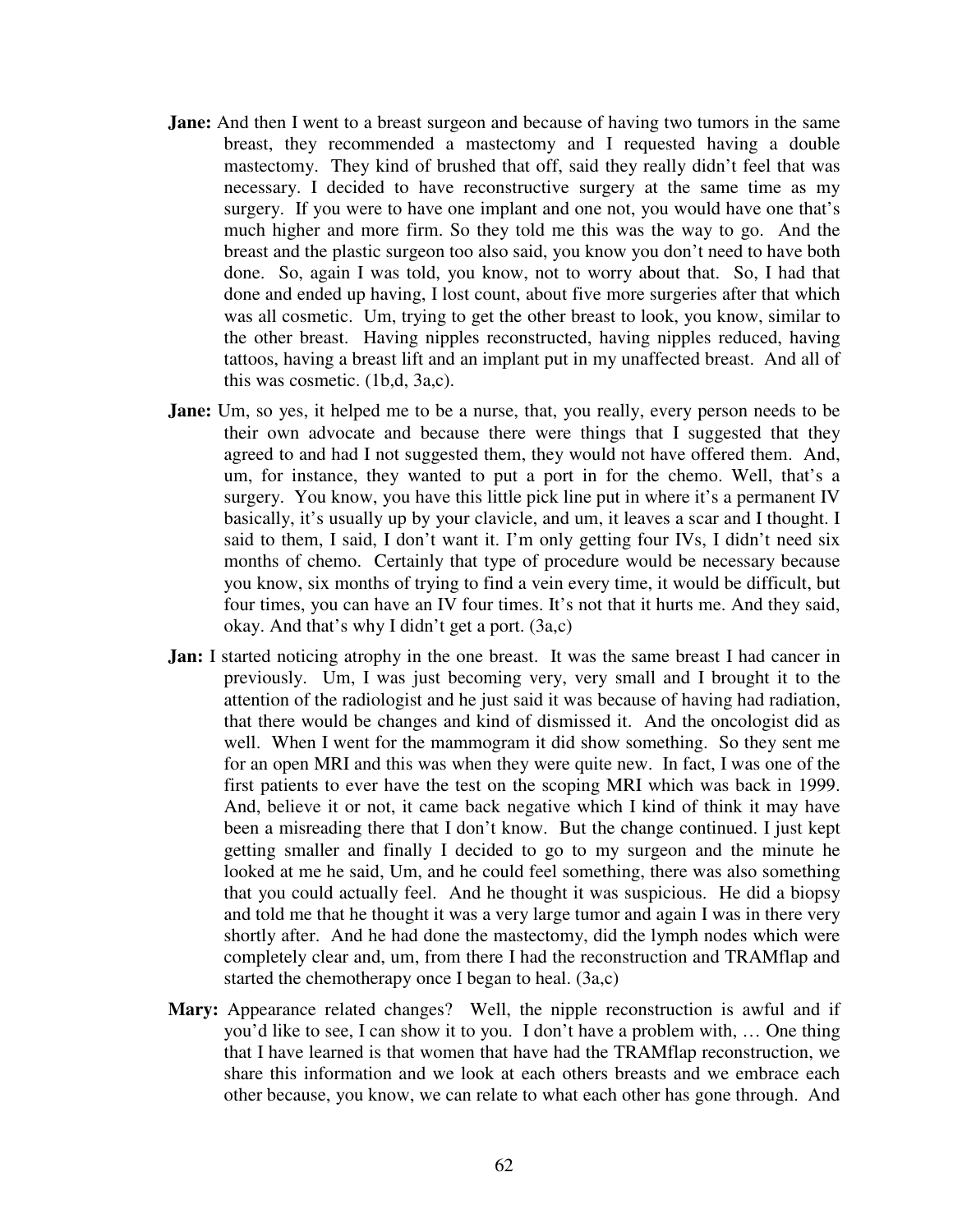**Jane:** And then I went to a breast surgeon and because of having two tumors in the same breast, they recommended a mastectomy and I requested having a double mastectomy. They kind of brushed that off, said they really didn't feel that was necessary. I decided to have reconstructive surgery at the same time as my surgery. If you were to have one implant and one not, you would have one that's much higher and more firm. So they told me this was the way to go. And the breast and the plastic surgeon too also said, you know you don't need to have both done. So, again I was told, you know, not to worry about that. So, I had that done and ended up having, I lost count, about five more surgeries after that which was all cosmetic. Um, trying to get the other breast to look, you know, similar to the other breast. Having nipples reconstructed, having nipples reduced, having tattoos, having a breast lift and an implant put in my unaffected breast. And all of this was cosmetic. (1b,d, 3a,c).

**Jane:** Um, so yes, it helped me to be a nurse, that, you really, every person needs to be their own advocate and because there were things that I suggested that they agreed to and had I not suggested them, they would not have offered them. And, um, for instance, they wanted to put a port in for the chemo. Well, that's a surgery. You know, you have this little pick line put in where it's a permanent IV basically, it's usually up by your clavicle, and um, it leaves a scar and I thought. I said to them, I said, I don't want it. I'm only getting four IVs, I didn't need six months of chemo. Certainly that type of procedure would be necessary because you know, six months of trying to find a vein every time, it would be difficult, but four times, you can have an IV four times. It's not that it hurts me. And they said, okay. And that's why I didn't get a port. (3a,c)

**Jan:** I started noticing atrophy in the one breast. It was the same breast I had cancer in previously. Um, I was just becoming very, very small and I brought it to the attention of the radiologist and he just said it was because of having had radiation, that there would be changes and kind of dismissed it. And the oncologist did as well. When I went for the mammogram it did show something. So they sent me for an open MRI and this was when they were quite new. In fact, I was one of the first patients to ever have the test on the scoping MRI which was back in 1999. And, believe it or not, it came back negative which I kind of think it may have been a misreading there that I don't know. But the change continued. I just kept getting smaller and finally I decided to go to my surgeon and the minute he looked at me he said, Um, and he could feel something, there was also something that you could actually feel. And he thought it was suspicious. He did a biopsy and told me that he thought it was a very large tumor and again I was in there very shortly after. And he had done the mastectomy, did the lymph nodes which were completely clear and, um, from there I had the reconstruction and TRAMflap and started the chemotherapy once I began to heal. (3a,c)

**Mary:** Appearance related changes? Well, the nipple reconstruction is awful and if you'd like to see, I can show it to you. I don't have a problem with, … One thing that I have learned is that women that have had the TRAMflap reconstruction, we share this information and we look at each others breasts and we embrace each other because, you know, we can relate to what each other has gone through. And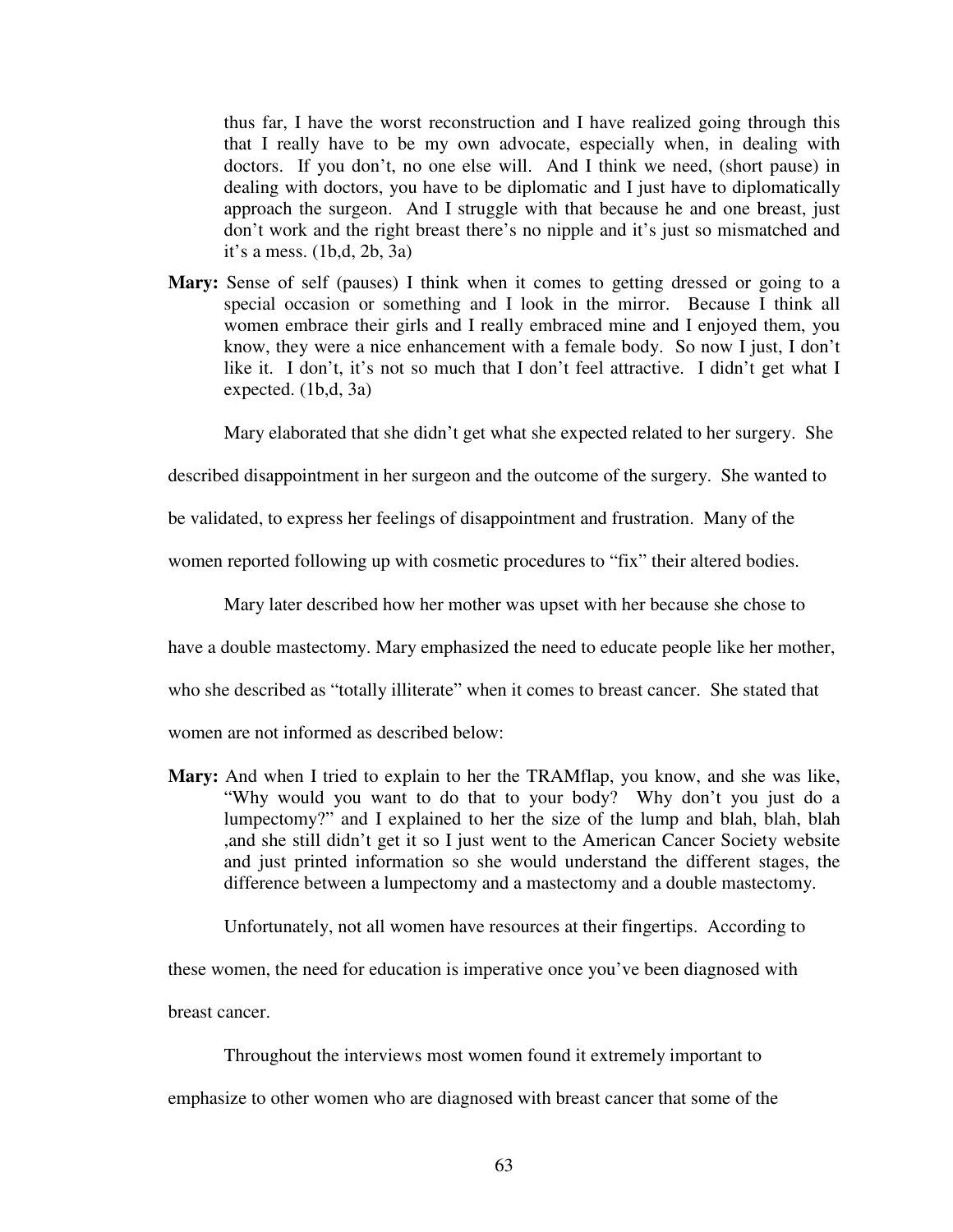thus far, I have the worst reconstruction and I have realized going through this that I really have to be my own advocate, especially when, in dealing with doctors. If you don't, no one else will. And I think we need, (short pause) in dealing with doctors, you have to be diplomatic and I just have to diplomatically approach the surgeon. And I struggle with that because he and one breast, just don't work and the right breast there's no nipple and it's just so mismatched and it's a mess. (1b,d, 2b, 3a)

**Mary:** Sense of self (pauses) I think when it comes to getting dressed or going to a special occasion or something and I look in the mirror. Because I think all women embrace their girls and I really embraced mine and I enjoyed them, you know, they were a nice enhancement with a female body. So now I just, I don't like it. I don't, it's not so much that I don't feel attractive. I didn't get what I expected. (1b,d, 3a)

Mary elaborated that she didn't get what she expected related to her surgery. She described disappointment in her surgeon and the outcome of the surgery. She wanted to be validated, to express her feelings of disappointment and frustration. Many of the women reported following up with cosmetic procedures to "fix" their altered bodies.

Mary later described how her mother was upset with her because she chose to have a double mastectomy. Mary emphasized the need to educate people like her mother, who she described as "totally illiterate" when it comes to breast cancer. She stated that women are not informed as described below:

**Mary:** And when I tried to explain to her the TRAMflap, you know, and she was like, "Why would you want to do that to your body? Why don't you just do a lumpectomy?" and I explained to her the size of the lump and blah, blah, blah ,and she still didn't get it so I just went to the American Cancer Society website and just printed information so she would understand the different stages, the difference between a lumpectomy and a mastectomy and a double mastectomy.

Unfortunately, not all women have resources at their fingertips. According to these women, the need for education is imperative once you've been diagnosed with breast cancer.

Throughout the interviews most women found it extremely important to emphasize to other women who are diagnosed with breast cancer that some of the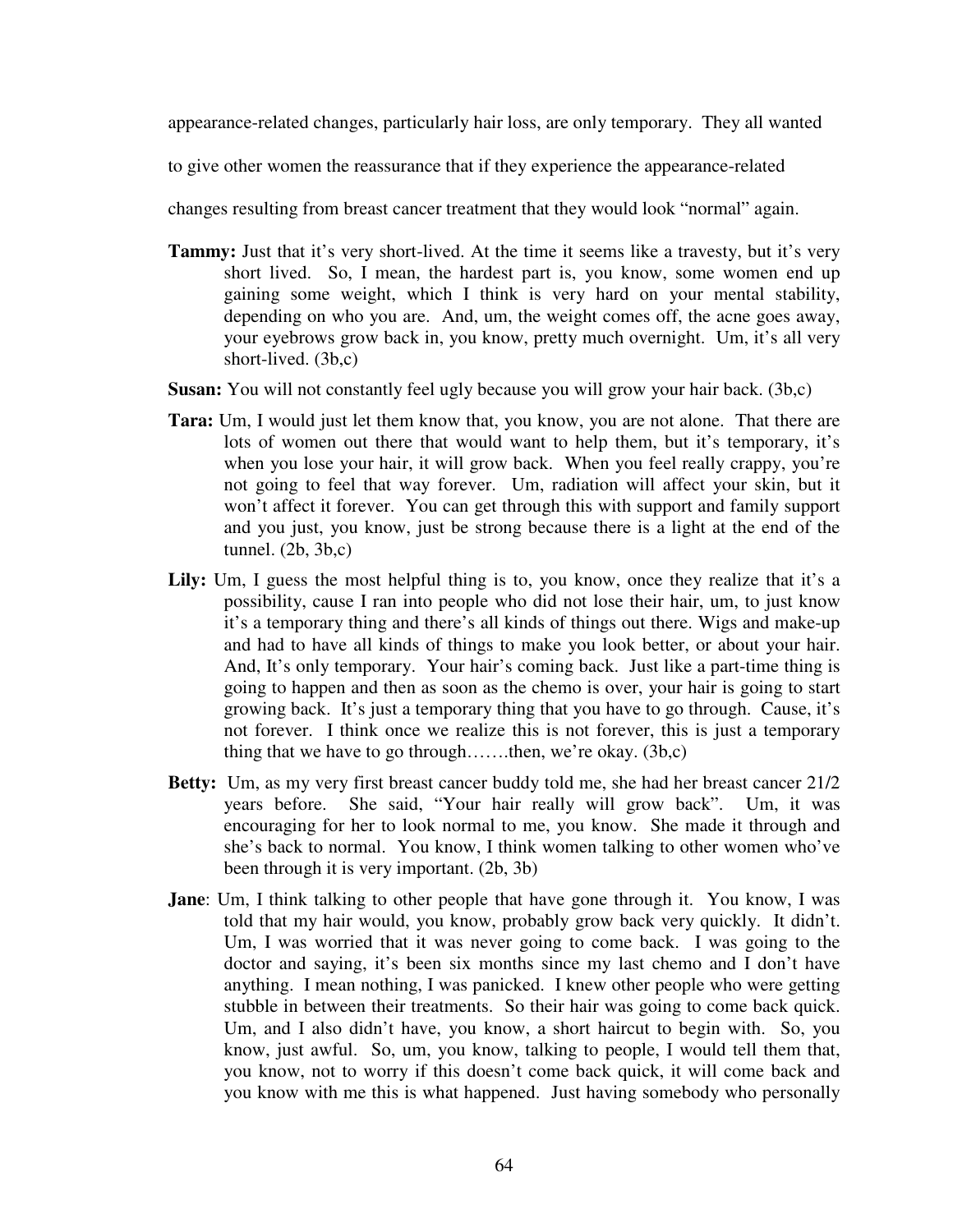appearance-related changes, particularly hair loss, are only temporary. They all wanted to give other women the reassurance that if they experience the appearance-related changes resulting from breast cancer treatment that they would look "normal" again.

**Tammy:** Just that it's very short-lived. At the time it seems like a travesty, but it's very short lived. So, I mean, the hardest part is, you know, some women end up gaining some weight, which I think is very hard on your mental stability, depending on who you are. And, um, the weight comes off, the acne goes away, your eyebrows grow back in, you know, pretty much overnight. Um, it's all very short-lived. (3b,c)

**Susan:** You will not constantly feel ugly because you will grow your hair back. (3b,c)

**Tara:** Um, I would just let them know that, you know, you are not alone. That there are lots of women out there that would want to help them, but it's temporary, it's when you lose your hair, it will grow back. When you feel really crappy, you're not going to feel that way forever. Um, radiation will affect your skin, but it won't affect it forever. You can get through this with support and family support and you just, you know, just be strong because there is a light at the end of the tunnel. (2b, 3b,c)

**Lily:** Um, I guess the most helpful thing is to, you know, once they realize that it's a possibility, cause I ran into people who did not lose their hair, um, to just know it's a temporary thing and there's all kinds of things out there. Wigs and make-up and had to have all kinds of things to make you look better, or about your hair. And, It's only temporary. Your hair's coming back. Just like a part-time thing is going to happen and then as soon as the chemo is over, your hair is going to start growing back. It's just a temporary thing that you have to go through. Cause, it's not forever. I think once we realize this is not forever, this is just a temporary thing that we have to go through…….then, we're okay. (3b,c)

**Betty:** Um, as my very first breast cancer buddy told me, she had her breast cancer 21/2 years before. She said, "Your hair really will grow back". Um, it was encouraging for her to look normal to me, you know. She made it through and she's back to normal. You know, I think women talking to other women who've been through it is very important. (2b, 3b)

**Jane**: Um, I think talking to other people that have gone through it. You know, I was told that my hair would, you know, probably grow back very quickly. It didn't. Um, I was worried that it was never going to come back. I was going to the doctor and saying, it's been six months since my last chemo and I don't have anything. I mean nothing, I was panicked. I knew other people who were getting stubble in between their treatments. So their hair was going to come back quick. Um, and I also didn't have, you know, a short haircut to begin with. So, you know, just awful. So, um, you know, talking to people, I would tell them that, you know, not to worry if this doesn't come back quick, it will come back and you know with me this is what happened. Just having somebody who personally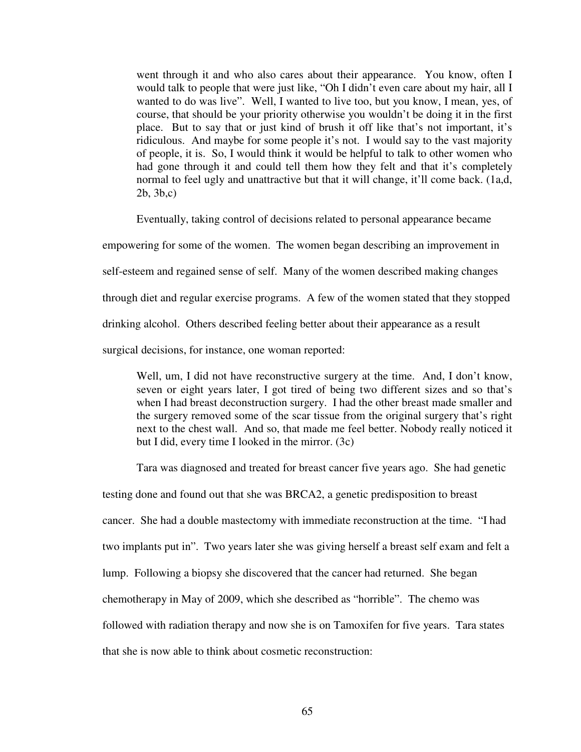> went through it and who also cares about their appearance. You know, often I would talk to people that were just like, "Oh I didn't even care about my hair, all I wanted to do was live". Well, I wanted to live too, but you know, I mean, yes, of course, that should be your priority otherwise you wouldn't be doing it in the first place. But to say that or just kind of brush it off like that's not important, it's ridiculous. And maybe for some people it's not. I would say to the vast majority of people, it is. So, I would think it would be helpful to talk to other women who had gone through it and could tell them how they felt and that it's completely normal to feel ugly and unattractive but that it will change, it'll come back. (1a,d, 2b, 3b,c)

Eventually, taking control of decisions related to personal appearance became empowering for some of the women. The women began describing an improvement in self-esteem and regained sense of self. Many of the women described making changes through diet and regular exercise programs. A few of the women stated that they stopped drinking alcohol. Others described feeling better about their appearance as a result surgical decisions, for instance, one woman reported:

> Well, um, I did not have reconstructive surgery at the time. And, I don't know, seven or eight years later, I got tired of being two different sizes and so that's when I had breast deconstruction surgery. I had the other breast made smaller and the surgery removed some of the scar tissue from the original surgery that's right next to the chest wall. And so, that made me feel better. Nobody really noticed it but I did, every time I looked in the mirror. (3c)

Tara was diagnosed and treated for breast cancer five years ago. She had genetic testing done and found out that she was BRCA2, a genetic predisposition to breast cancer. She had a double mastectomy with immediate reconstruction at the time. "I had two implants put in". Two years later she was giving herself a breast self exam and felt a lump. Following a biopsy she discovered that the cancer had returned. She began chemotherapy in May of 2009, which she described as "horrible". The chemo was followed with radiation therapy and now she is on Tamoxifen for five years. Tara states that she is now able to think about cosmetic reconstruction: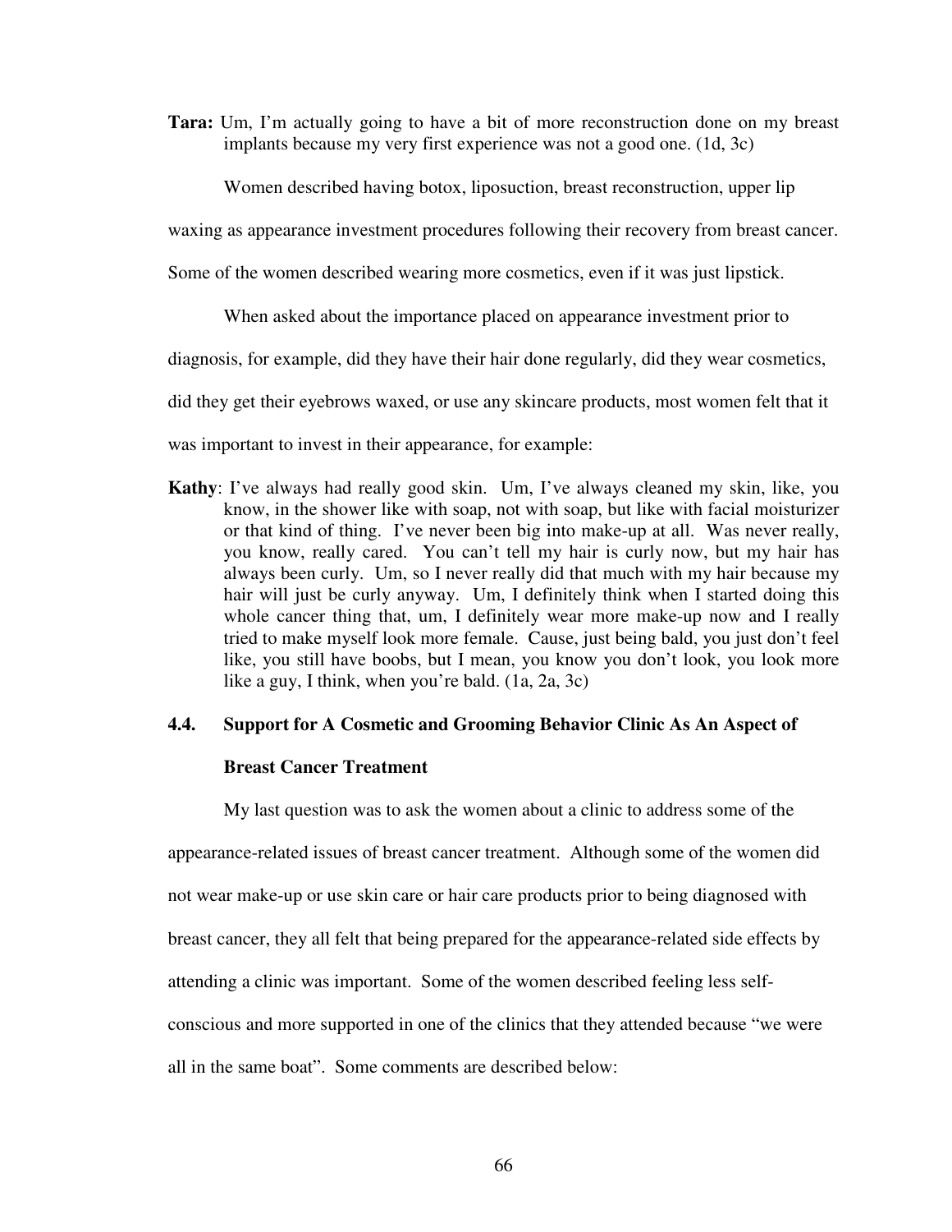**Tara:** Um, I'm actually going to have a bit of more reconstruction done on my breast implants because my very first experience was not a good one. (1d, 3c)

Women described having botox, liposuction, breast reconstruction, upper lip waxing as appearance investment procedures following their recovery from breast cancer. Some of the women described wearing more cosmetics, even if it was just lipstick.

When asked about the importance placed on appearance investment prior to diagnosis, for example, did they have their hair done regularly, did they wear cosmetics, did they get their eyebrows waxed, or use any skincare products, most women felt that it was important to invest in their appearance, for example:

**Kathy**: I've always had really good skin. Um, I've always cleaned my skin, like, you know, in the shower like with soap, not with soap, but like with facial moisturizer or that kind of thing. I've never been big into make-up at all. Was never really, you know, really cared. You can't tell my hair is curly now, but my hair has always been curly. Um, so I never really did that much with my hair because my hair will just be curly anyway. Um, I definitely think when I started doing this whole cancer thing that, um, I definitely wear more make-up now and I really tried to make myself look more female. Cause, just being bald, you just don't feel like, you still have boobs, but I mean, you know you don't look, you look more like a guy, I think, when you're bald. (1a, 2a, 3c)

## 4.4. Support for A Cosmetic and Grooming Behavior Clinic As An Aspect of Breast Cancer Treatment

My last question was to ask the women about a clinic to address some of the appearance-related issues of breast cancer treatment. Although some of the women did not wear make-up or use skin care or hair care products prior to being diagnosed with breast cancer, they all felt that being prepared for the appearance-related side effects by attending a clinic was important. Some of the women described feeling less self-conscious and more supported in one of the clinics that they attended because "we were all in the same boat". Some comments are described below: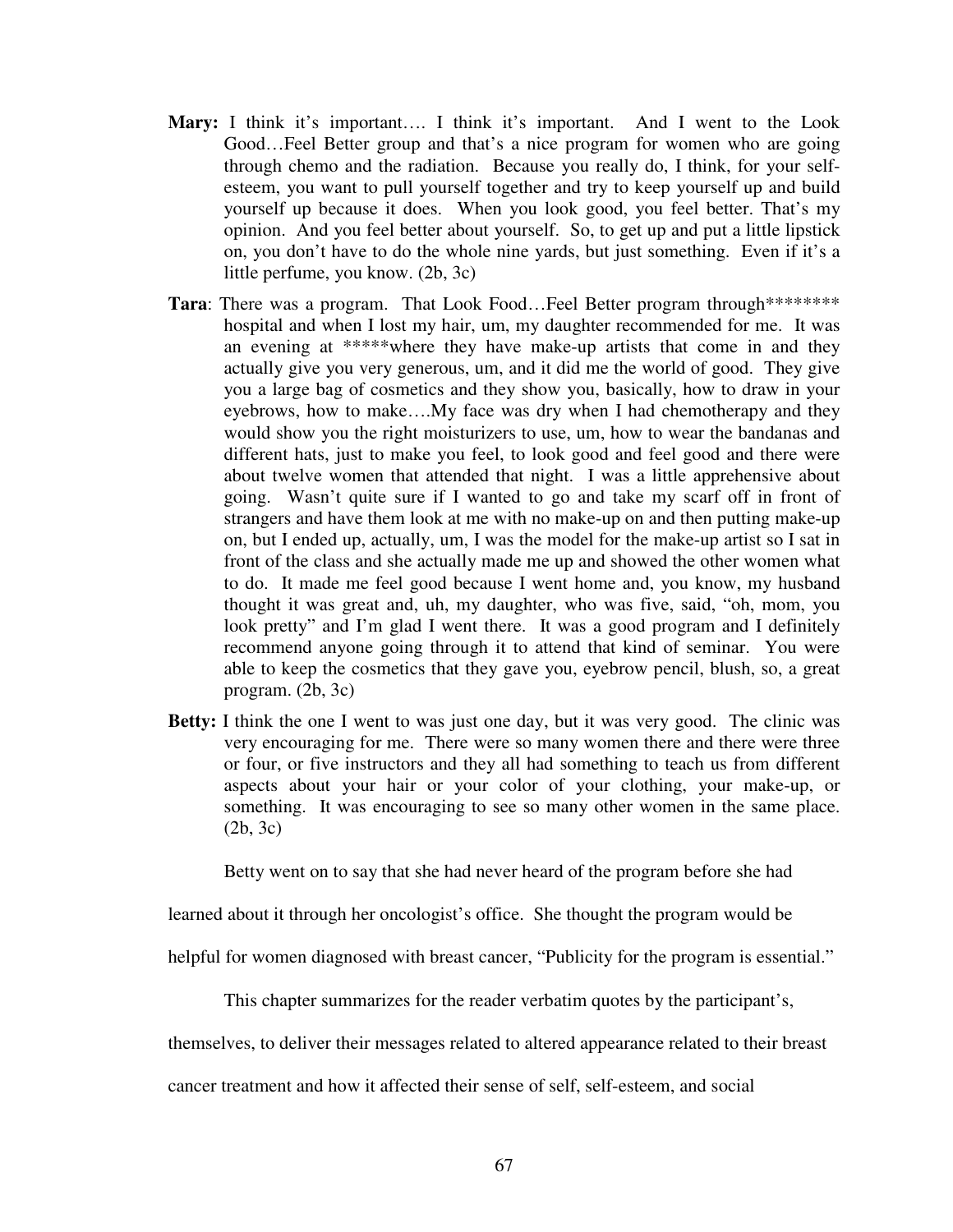**Mary:** I think it's important…. I think it's important. And I went to the Look Good…Feel Better group and that's a nice program for women who are going through chemo and the radiation. Because you really do, I think, for your self-esteem, you want to pull yourself together and try to keep yourself up and build yourself up because it does. When you look good, you feel better. That's my opinion. And you feel better about yourself. So, to get up and put a little lipstick on, you don't have to do the whole nine yards, but just something. Even if it's a little perfume, you know. (2b, 3c)

**Tara**: There was a program. That Look Food…Feel Better program through******** hospital and when I lost my hair, um, my daughter recommended for me. It was an evening at *****where they have make-up artists that come in and they actually give you very generous, um, and it did me the world of good. They give you a large bag of cosmetics and they show you, basically, how to draw in your eyebrows, how to make….My face was dry when I had chemotherapy and they would show you the right moisturizers to use, um, how to wear the bandanas and different hats, just to make you feel, to look good and feel good and there were about twelve women that attended that night. I was a little apprehensive about going. Wasn't quite sure if I wanted to go and take my scarf off in front of strangers and have them look at me with no make-up on and then putting make-up on, but I ended up, actually, um, I was the model for the make-up artist so I sat in front of the class and she actually made me up and showed the other women what to do. It made me feel good because I went home and, you know, my husband thought it was great and, uh, my daughter, who was five, said, "oh, mom, you look pretty" and I'm glad I went there. It was a good program and I definitely recommend anyone going through it to attend that kind of seminar. You were able to keep the cosmetics that they gave you, eyebrow pencil, blush, so, a great program. (2b, 3c)

**Betty:** I think the one I went to was just one day, but it was very good. The clinic was very encouraging for me. There were so many women there and there were three or four, or five instructors and they all had something to teach us from different aspects about your hair or your color of your clothing, your make-up, or something. It was encouraging to see so many other women in the same place. (2b, 3c)

Betty went on to say that she had never heard of the program before she had learned about it through her oncologist's office. She thought the program would be helpful for women diagnosed with breast cancer, "Publicity for the program is essential."

This chapter summarizes for the reader verbatim quotes by the participant's, themselves, to deliver their messages related to altered appearance related to their breast cancer treatment and how it affected their sense of self, self-esteem, and social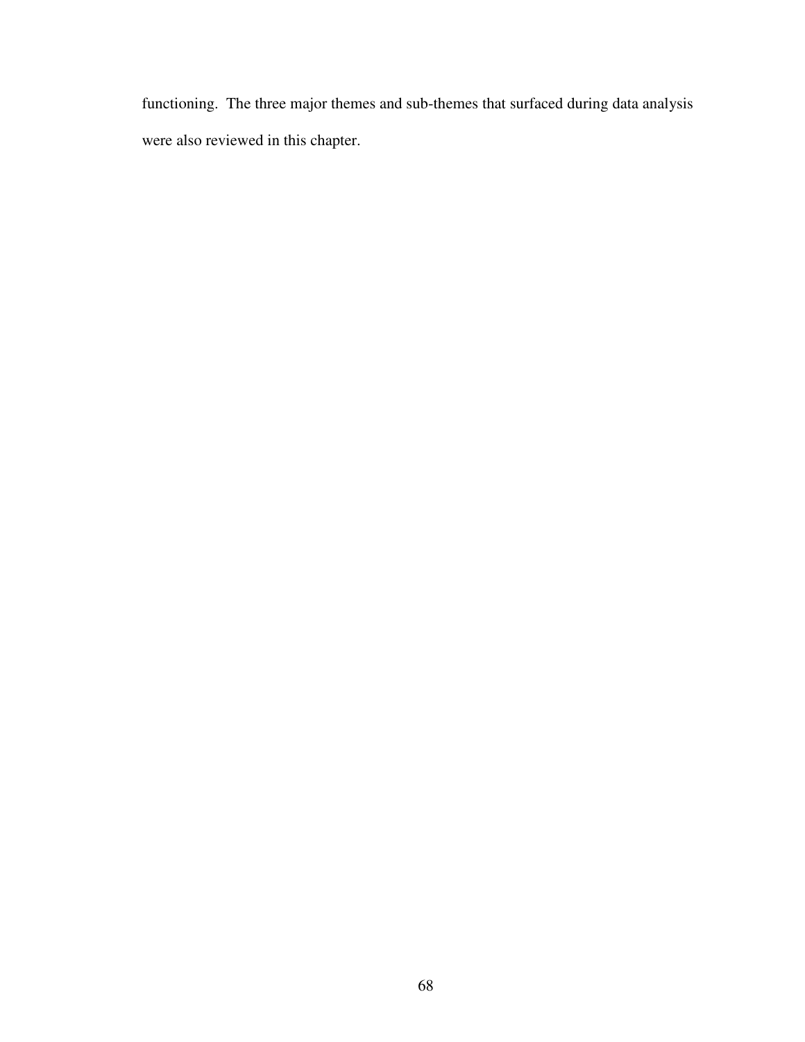functioning. The three major themes and sub-themes that surfaced during data analysis were also reviewed in this chapter.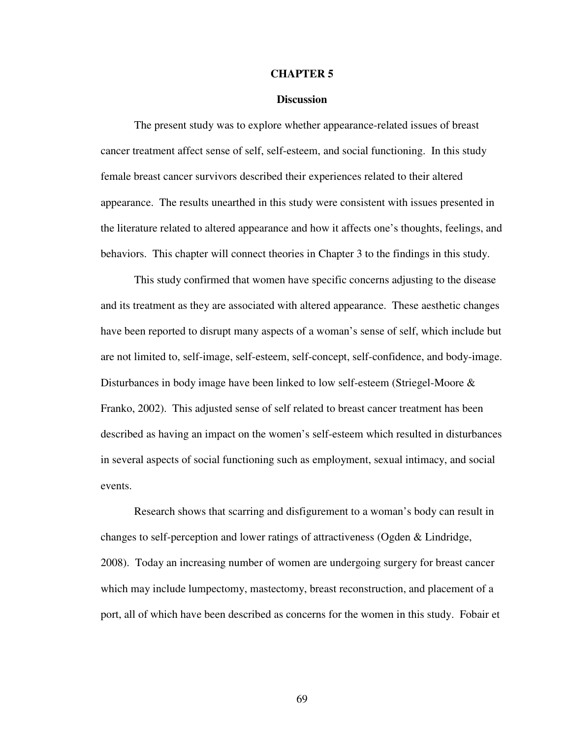# CHAPTER 5

## Discussion

The present study was to explore whether appearance-related issues of breast cancer treatment affect sense of self, self-esteem, and social functioning. In this study female breast cancer survivors described their experiences related to their altered appearance. The results unearthed in this study were consistent with issues presented in the literature related to altered appearance and how it affects one's thoughts, feelings, and behaviors. This chapter will connect theories in Chapter 3 to the findings in this study.

This study confirmed that women have specific concerns adjusting to the disease and its treatment as they are associated with altered appearance. These aesthetic changes have been reported to disrupt many aspects of a woman's sense of self, which include but are not limited to, self-image, self-esteem, self-concept, self-confidence, and body-image. Disturbances in body image have been linked to low self-esteem (Striegel-Moore & Franko, 2002). This adjusted sense of self related to breast cancer treatment has been described as having an impact on the women's self-esteem which resulted in disturbances in several aspects of social functioning such as employment, sexual intimacy, and social events.

Research shows that scarring and disfigurement to a woman's body can result in changes to self-perception and lower ratings of attractiveness (Ogden & Lindridge, 2008). Today an increasing number of women are undergoing surgery for breast cancer which may include lumpectomy, mastectomy, breast reconstruction, and placement of a port, all of which have been described as concerns for the women in this study. Fobair et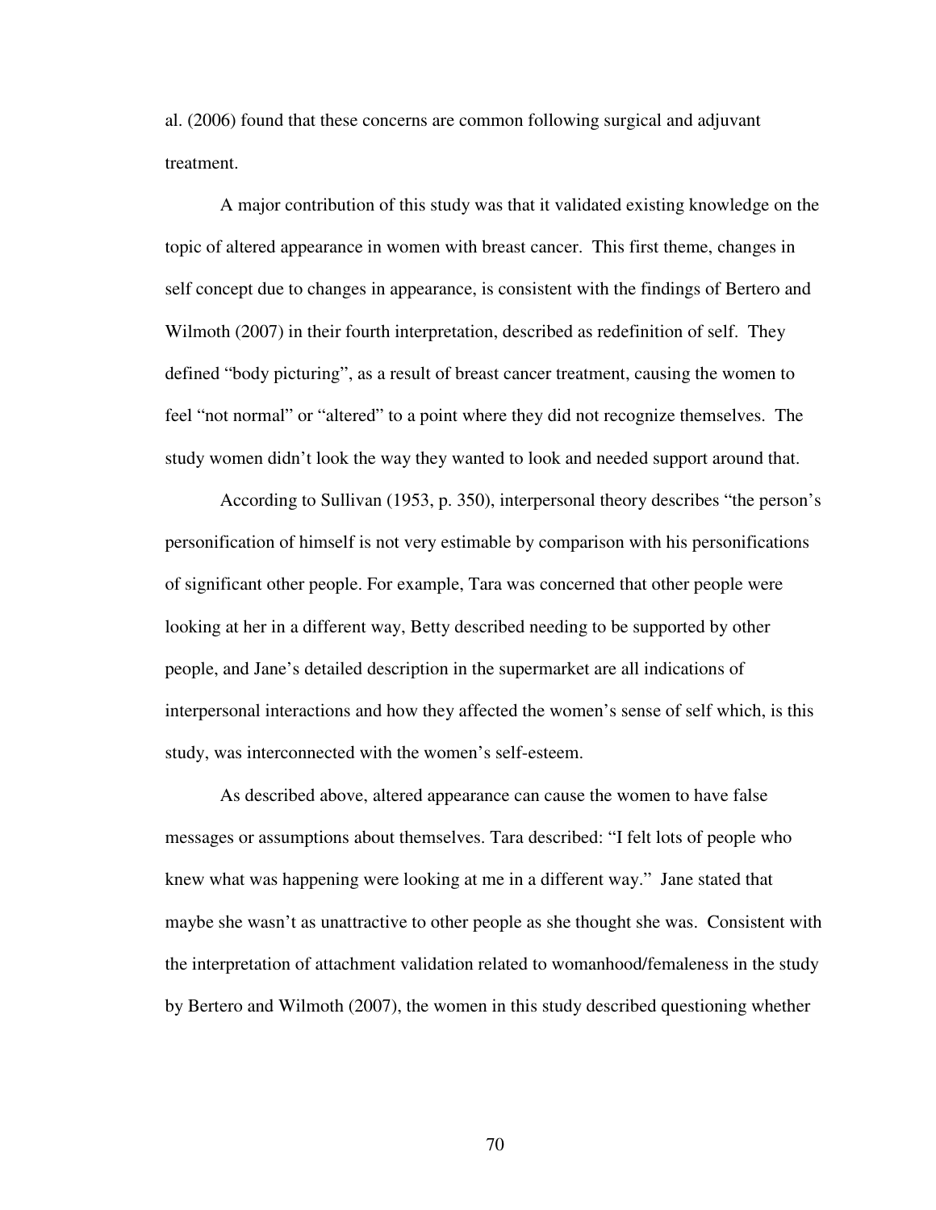al. (2006) found that these concerns are common following surgical and adjuvant treatment.

A major contribution of this study was that it validated existing knowledge on the topic of altered appearance in women with breast cancer. This first theme, changes in self concept due to changes in appearance, is consistent with the findings of Bertero and Wilmoth (2007) in their fourth interpretation, described as redefinition of self. They defined "body picturing", as a result of breast cancer treatment, causing the women to feel "not normal" or "altered" to a point where they did not recognize themselves. The study women didn't look the way they wanted to look and needed support around that.

According to Sullivan (1953, p. 350), interpersonal theory describes "the person's personification of himself is not very estimable by comparison with his personifications of significant other people. For example, Tara was concerned that other people were looking at her in a different way, Betty described needing to be supported by other people, and Jane's detailed description in the supermarket are all indications of interpersonal interactions and how they affected the women's sense of self which, is this study, was interconnected with the women's self-esteem.

As described above, altered appearance can cause the women to have false messages or assumptions about themselves. Tara described: "I felt lots of people who knew what was happening were looking at me in a different way." Jane stated that maybe she wasn't as unattractive to other people as she thought she was. Consistent with the interpretation of attachment validation related to womanhood/femaleness in the study by Bertero and Wilmoth (2007), the women in this study described questioning whether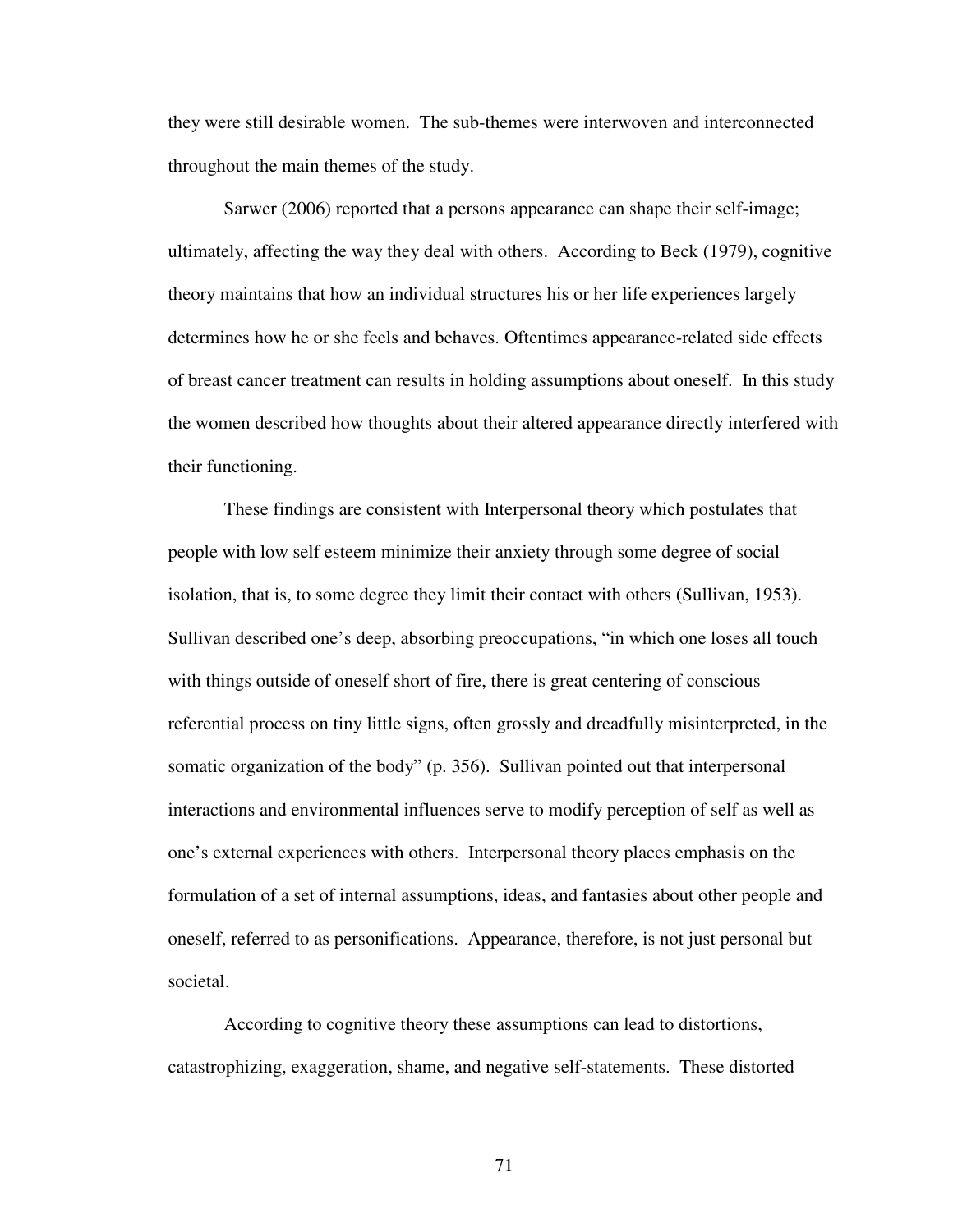they were still desirable women. The sub-themes were interwoven and interconnected throughout the main themes of the study.

Sarwer (2006) reported that a persons appearance can shape their self-image; ultimately, affecting the way they deal with others. According to Beck (1979), cognitive theory maintains that how an individual structures his or her life experiences largely determines how he or she feels and behaves. Oftentimes appearance-related side effects of breast cancer treatment can results in holding assumptions about oneself. In this study the women described how thoughts about their altered appearance directly interfered with their functioning.

These findings are consistent with Interpersonal theory which postulates that people with low self esteem minimize their anxiety through some degree of social isolation, that is, to some degree they limit their contact with others (Sullivan, 1953). Sullivan described one's deep, absorbing preoccupations, "in which one loses all touch with things outside of oneself short of fire, there is great centering of conscious referential process on tiny little signs, often grossly and dreadfully misinterpreted, in the somatic organization of the body" (p. 356). Sullivan pointed out that interpersonal interactions and environmental influences serve to modify perception of self as well as one's external experiences with others. Interpersonal theory places emphasis on the formulation of a set of internal assumptions, ideas, and fantasies about other people and oneself, referred to as personifications. Appearance, therefore, is not just personal but societal.

According to cognitive theory these assumptions can lead to distortions, catastrophizing, exaggeration, shame, and negative self-statements. These distorted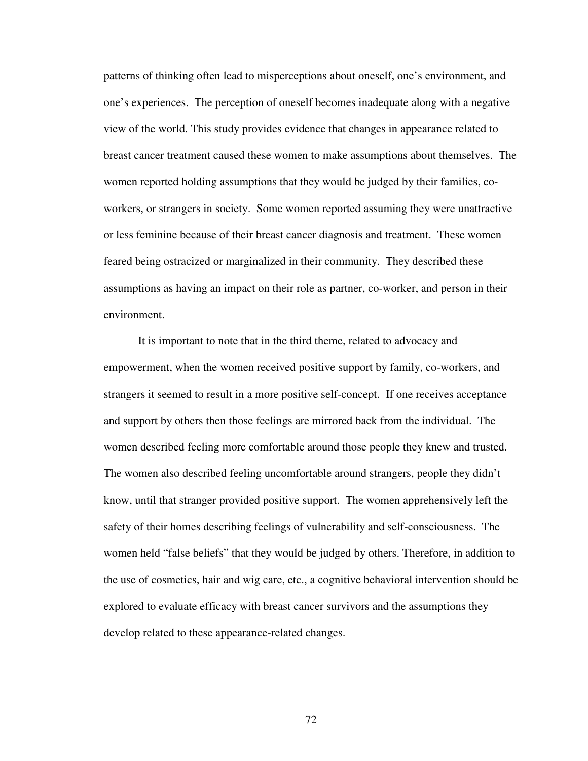patterns of thinking often lead to misperceptions about oneself, one's environment, and one's experiences. The perception of oneself becomes inadequate along with a negative view of the world. This study provides evidence that changes in appearance related to breast cancer treatment caused these women to make assumptions about themselves. The women reported holding assumptions that they would be judged by their families, co-workers, or strangers in society. Some women reported assuming they were unattractive or less feminine because of their breast cancer diagnosis and treatment. These women feared being ostracized or marginalized in their community. They described these assumptions as having an impact on their role as partner, co-worker, and person in their environment.

It is important to note that in the third theme, related to advocacy and empowerment, when the women received positive support by family, co-workers, and strangers it seemed to result in a more positive self-concept. If one receives acceptance and support by others then those feelings are mirrored back from the individual. The women described feeling more comfortable around those people they knew and trusted. The women also described feeling uncomfortable around strangers, people they didn't know, until that stranger provided positive support. The women apprehensively left the safety of their homes describing feelings of vulnerability and self-consciousness. The women held "false beliefs" that they would be judged by others. Therefore, in addition to the use of cosmetics, hair and wig care, etc., a cognitive behavioral intervention should be explored to evaluate efficacy with breast cancer survivors and the assumptions they develop related to these appearance-related changes.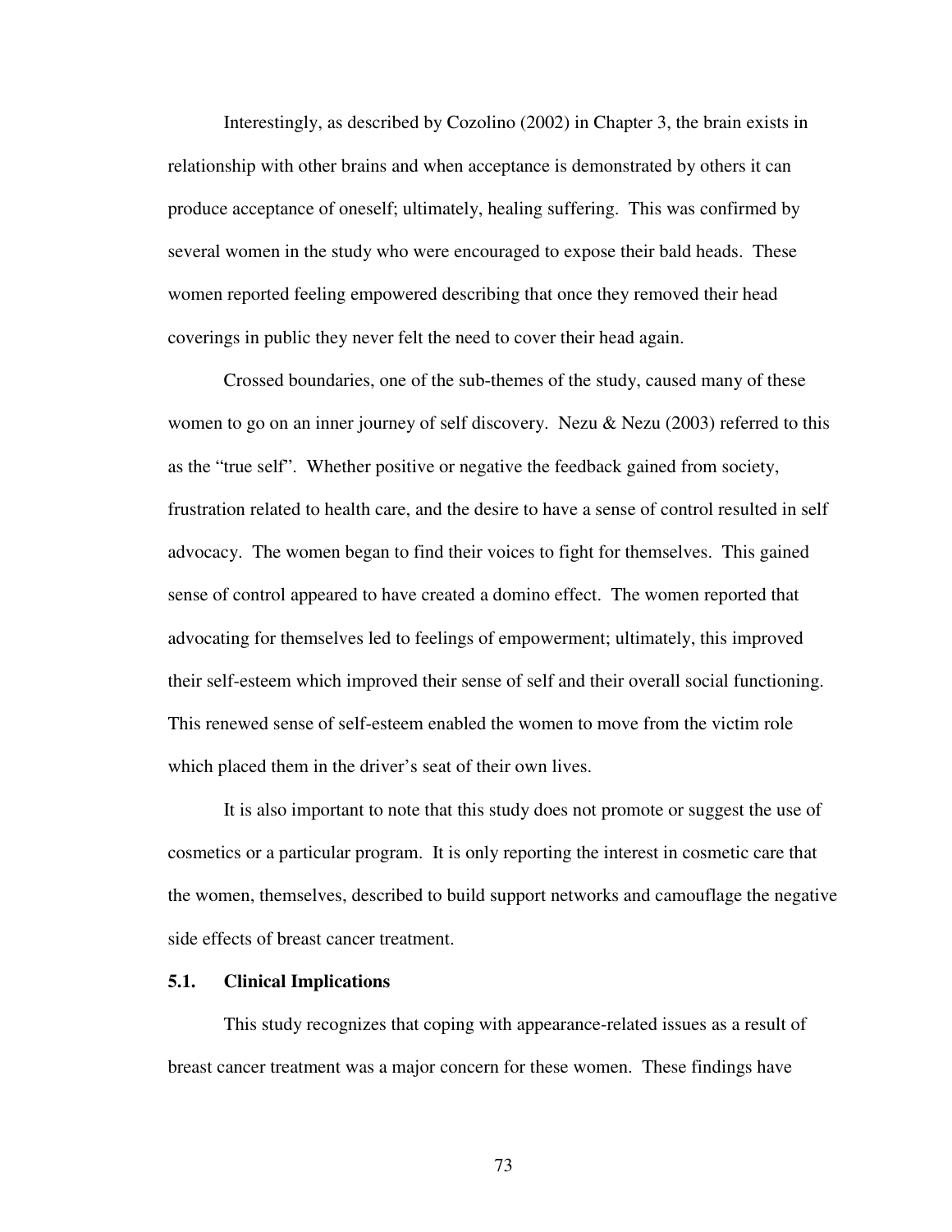Interestingly, as described by Cozolino (2002) in Chapter 3, the brain exists in relationship with other brains and when acceptance is demonstrated by others it can produce acceptance of oneself; ultimately, healing suffering. This was confirmed by several women in the study who were encouraged to expose their bald heads. These women reported feeling empowered describing that once they removed their head coverings in public they never felt the need to cover their head again.

Crossed boundaries, one of the sub-themes of the study, caused many of these women to go on an inner journey of self discovery. Nezu & Nezu (2003) referred to this as the "true self". Whether positive or negative the feedback gained from society, frustration related to health care, and the desire to have a sense of control resulted in self advocacy. The women began to find their voices to fight for themselves. This gained sense of control appeared to have created a domino effect. The women reported that advocating for themselves led to feelings of empowerment; ultimately, this improved their self-esteem which improved their sense of self and their overall social functioning. This renewed sense of self-esteem enabled the women to move from the victim role which placed them in the driver's seat of their own lives.

It is also important to note that this study does not promote or suggest the use of cosmetics or a particular program. It is only reporting the interest in cosmetic care that the women, themselves, described to build support networks and camouflage the negative side effects of breast cancer treatment.

### 5.1. Clinical Implications

This study recognizes that coping with appearance-related issues as a result of breast cancer treatment was a major concern for these women. These findings have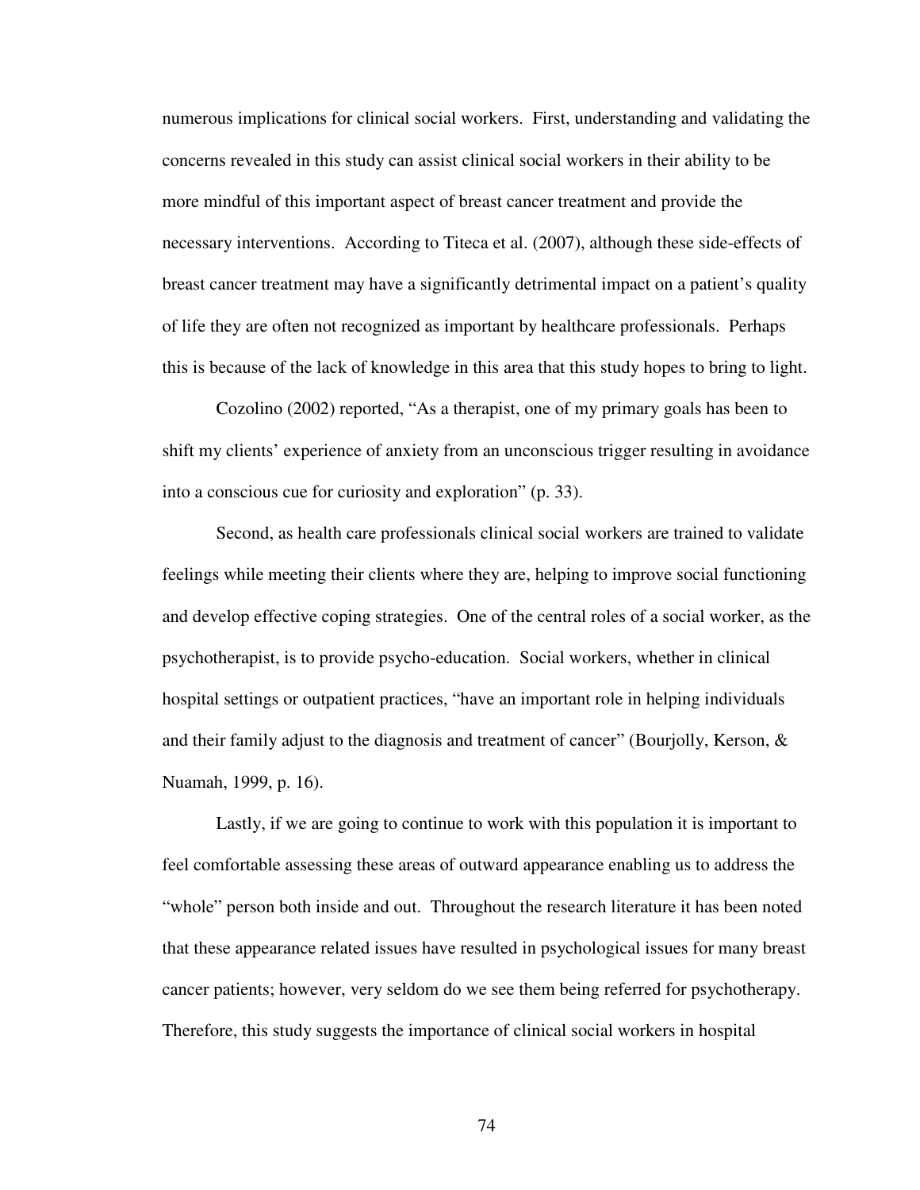numerous implications for clinical social workers. First, understanding and validating the concerns revealed in this study can assist clinical social workers in their ability to be more mindful of this important aspect of breast cancer treatment and provide the necessary interventions. According to Titeca et al. (2007), although these side-effects of breast cancer treatment may have a significantly detrimental impact on a patient's quality of life they are often not recognized as important by healthcare professionals. Perhaps this is because of the lack of knowledge in this area that this study hopes to bring to light.

Cozolino (2002) reported, "As a therapist, one of my primary goals has been to shift my clients' experience of anxiety from an unconscious trigger resulting in avoidance into a conscious cue for curiosity and exploration" (p. 33).

Second, as health care professionals clinical social workers are trained to validate feelings while meeting their clients where they are, helping to improve social functioning and develop effective coping strategies. One of the central roles of a social worker, as the psychotherapist, is to provide psycho-education. Social workers, whether in clinical hospital settings or outpatient practices, "have an important role in helping individuals and their family adjust to the diagnosis and treatment of cancer" (Bourjolly, Kerson, & Nuamah, 1999, p. 16).

Lastly, if we are going to continue to work with this population it is important to feel comfortable assessing these areas of outward appearance enabling us to address the "whole" person both inside and out. Throughout the research literature it has been noted that these appearance related issues have resulted in psychological issues for many breast cancer patients; however, very seldom do we see them being referred for psychotherapy. Therefore, this study suggests the importance of clinical social workers in hospital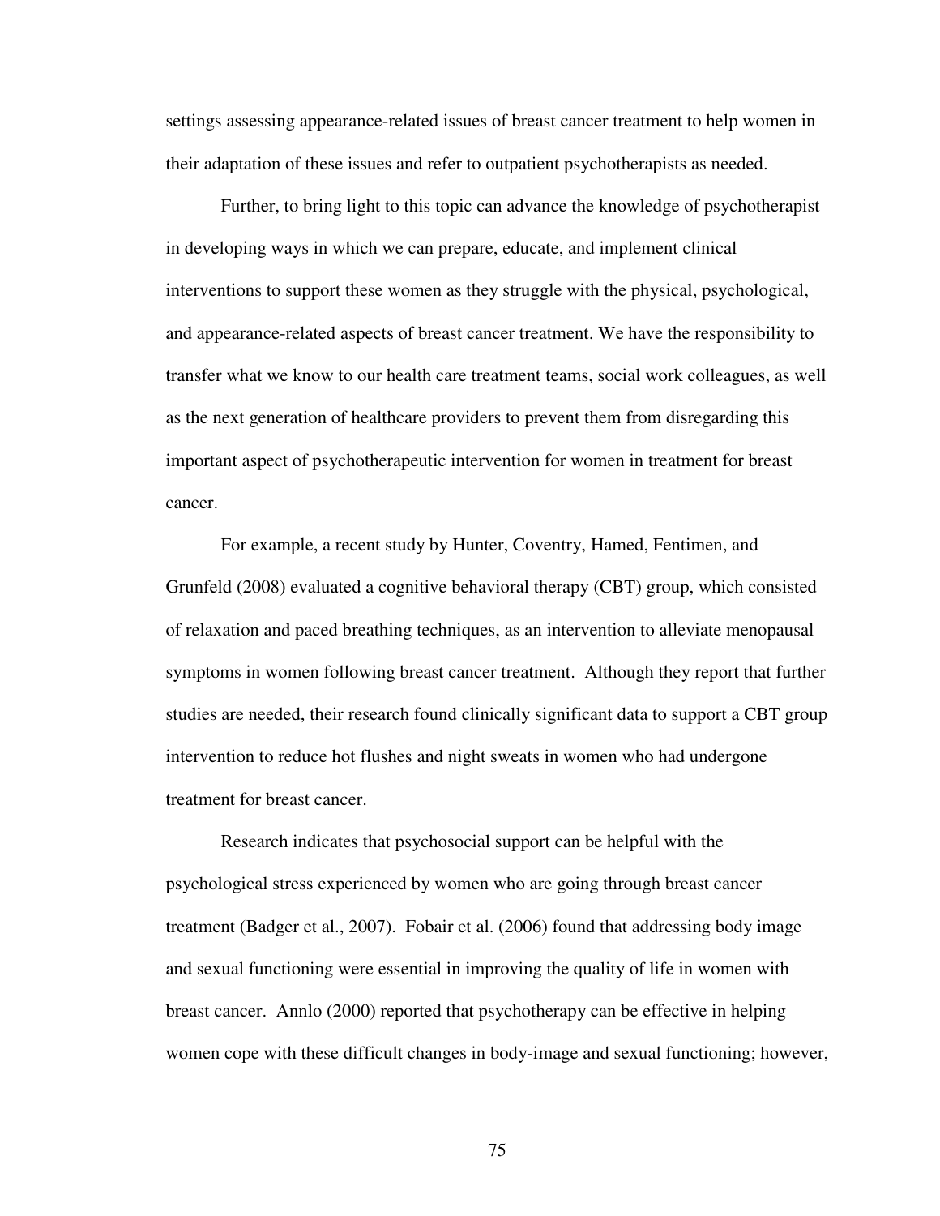settings assessing appearance-related issues of breast cancer treatment to help women in their adaptation of these issues and refer to outpatient psychotherapists as needed.

Further, to bring light to this topic can advance the knowledge of psychotherapist in developing ways in which we can prepare, educate, and implement clinical interventions to support these women as they struggle with the physical, psychological, and appearance-related aspects of breast cancer treatment. We have the responsibility to transfer what we know to our health care treatment teams, social work colleagues, as well as the next generation of healthcare providers to prevent them from disregarding this important aspect of psychotherapeutic intervention for women in treatment for breast cancer.

For example, a recent study by Hunter, Coventry, Hamed, Fentimen, and Grunfeld (2008) evaluated a cognitive behavioral therapy (CBT) group, which consisted of relaxation and paced breathing techniques, as an intervention to alleviate menopausal symptoms in women following breast cancer treatment. Although they report that further studies are needed, their research found clinically significant data to support a CBT group intervention to reduce hot flushes and night sweats in women who had undergone treatment for breast cancer.

Research indicates that psychosocial support can be helpful with the psychological stress experienced by women who are going through breast cancer treatment (Badger et al., 2007). Fobair et al. (2006) found that addressing body image and sexual functioning were essential in improving the quality of life in women with breast cancer. Annlo (2000) reported that psychotherapy can be effective in helping women cope with these difficult changes in body-image and sexual functioning; however,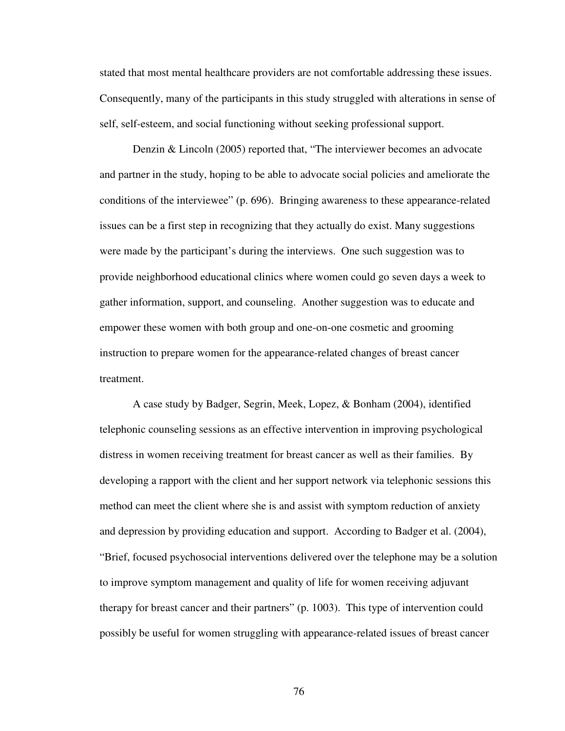stated that most mental healthcare providers are not comfortable addressing these issues. Consequently, many of the participants in this study struggled with alterations in sense of self, self-esteem, and social functioning without seeking professional support.

Denzin & Lincoln (2005) reported that, "The interviewer becomes an advocate and partner in the study, hoping to be able to advocate social policies and ameliorate the conditions of the interviewee" (p. 696). Bringing awareness to these appearance-related issues can be a first step in recognizing that they actually do exist. Many suggestions were made by the participant's during the interviews. One such suggestion was to provide neighborhood educational clinics where women could go seven days a week to gather information, support, and counseling. Another suggestion was to educate and empower these women with both group and one-on-one cosmetic and grooming instruction to prepare women for the appearance-related changes of breast cancer treatment.

A case study by Badger, Segrin, Meek, Lopez, & Bonham (2004), identified telephonic counseling sessions as an effective intervention in improving psychological distress in women receiving treatment for breast cancer as well as their families. By developing a rapport with the client and her support network via telephonic sessions this method can meet the client where she is and assist with symptom reduction of anxiety and depression by providing education and support. According to Badger et al. (2004), "Brief, focused psychosocial interventions delivered over the telephone may be a solution to improve symptom management and quality of life for women receiving adjuvant therapy for breast cancer and their partners" (p. 1003). This type of intervention could possibly be useful for women struggling with appearance-related issues of breast cancer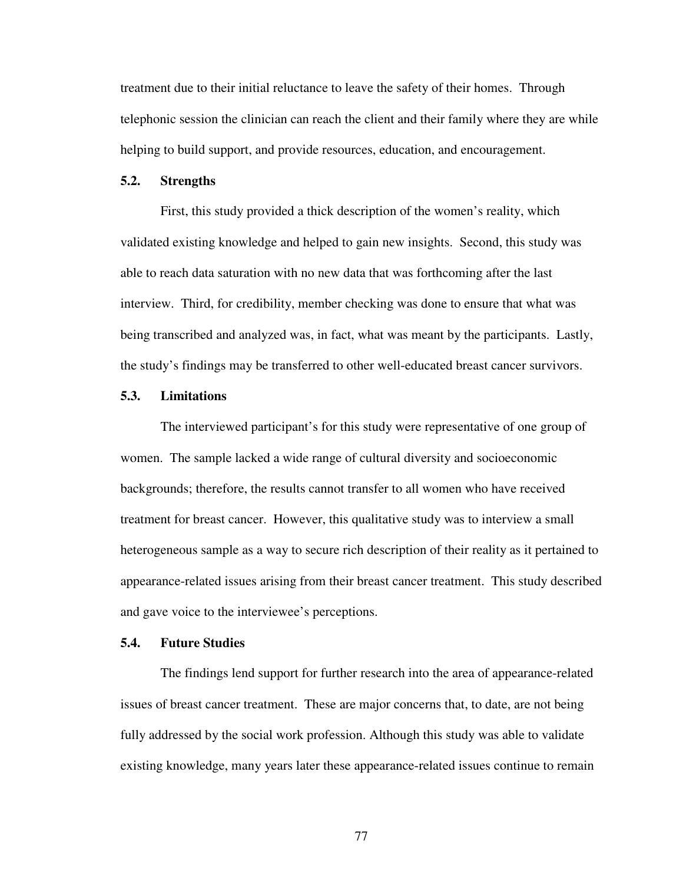treatment due to their initial reluctance to leave the safety of their homes. Through telephonic session the clinician can reach the client and their family where they are while helping to build support, and provide resources, education, and encouragement.

### 5.2. Strengths

First, this study provided a thick description of the women's reality, which validated existing knowledge and helped to gain new insights. Second, this study was able to reach data saturation with no new data that was forthcoming after the last interview. Third, for credibility, member checking was done to ensure that what was being transcribed and analyzed was, in fact, what was meant by the participants. Lastly, the study's findings may be transferred to other well-educated breast cancer survivors.

### 5.3. Limitations

The interviewed participant's for this study were representative of one group of women. The sample lacked a wide range of cultural diversity and socioeconomic backgrounds; therefore, the results cannot transfer to all women who have received treatment for breast cancer. However, this qualitative study was to interview a small heterogeneous sample as a way to secure rich description of their reality as it pertained to appearance-related issues arising from their breast cancer treatment. This study described and gave voice to the interviewee's perceptions.

### 5.4. Future Studies

The findings lend support for further research into the area of appearance-related issues of breast cancer treatment. These are major concerns that, to date, are not being fully addressed by the social work profession. Although this study was able to validate existing knowledge, many years later these appearance-related issues continue to remain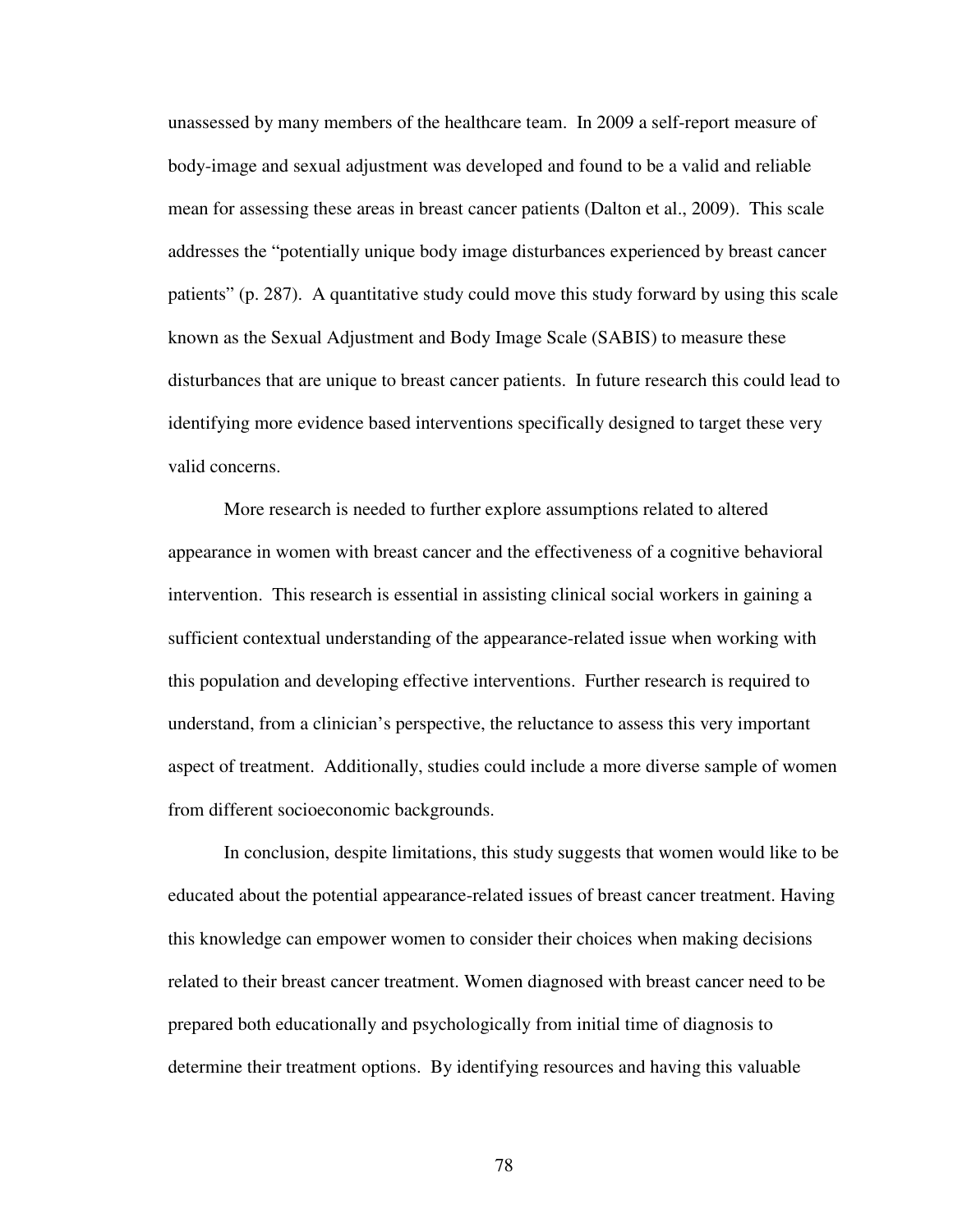unassessed by many members of the healthcare team. In 2009 a self-report measure of body-image and sexual adjustment was developed and found to be a valid and reliable mean for assessing these areas in breast cancer patients (Dalton et al., 2009). This scale addresses the "potentially unique body image disturbances experienced by breast cancer patients" (p. 287). A quantitative study could move this study forward by using this scale known as the Sexual Adjustment and Body Image Scale (SABIS) to measure these disturbances that are unique to breast cancer patients. In future research this could lead to identifying more evidence based interventions specifically designed to target these very valid concerns.

More research is needed to further explore assumptions related to altered appearance in women with breast cancer and the effectiveness of a cognitive behavioral intervention. This research is essential in assisting clinical social workers in gaining a sufficient contextual understanding of the appearance-related issue when working with this population and developing effective interventions. Further research is required to understand, from a clinician's perspective, the reluctance to assess this very important aspect of treatment. Additionally, studies could include a more diverse sample of women from different socioeconomic backgrounds.

In conclusion, despite limitations, this study suggests that women would like to be educated about the potential appearance-related issues of breast cancer treatment. Having this knowledge can empower women to consider their choices when making decisions related to their breast cancer treatment. Women diagnosed with breast cancer need to be prepared both educationally and psychologically from initial time of diagnosis to determine their treatment options. By identifying resources and having this valuable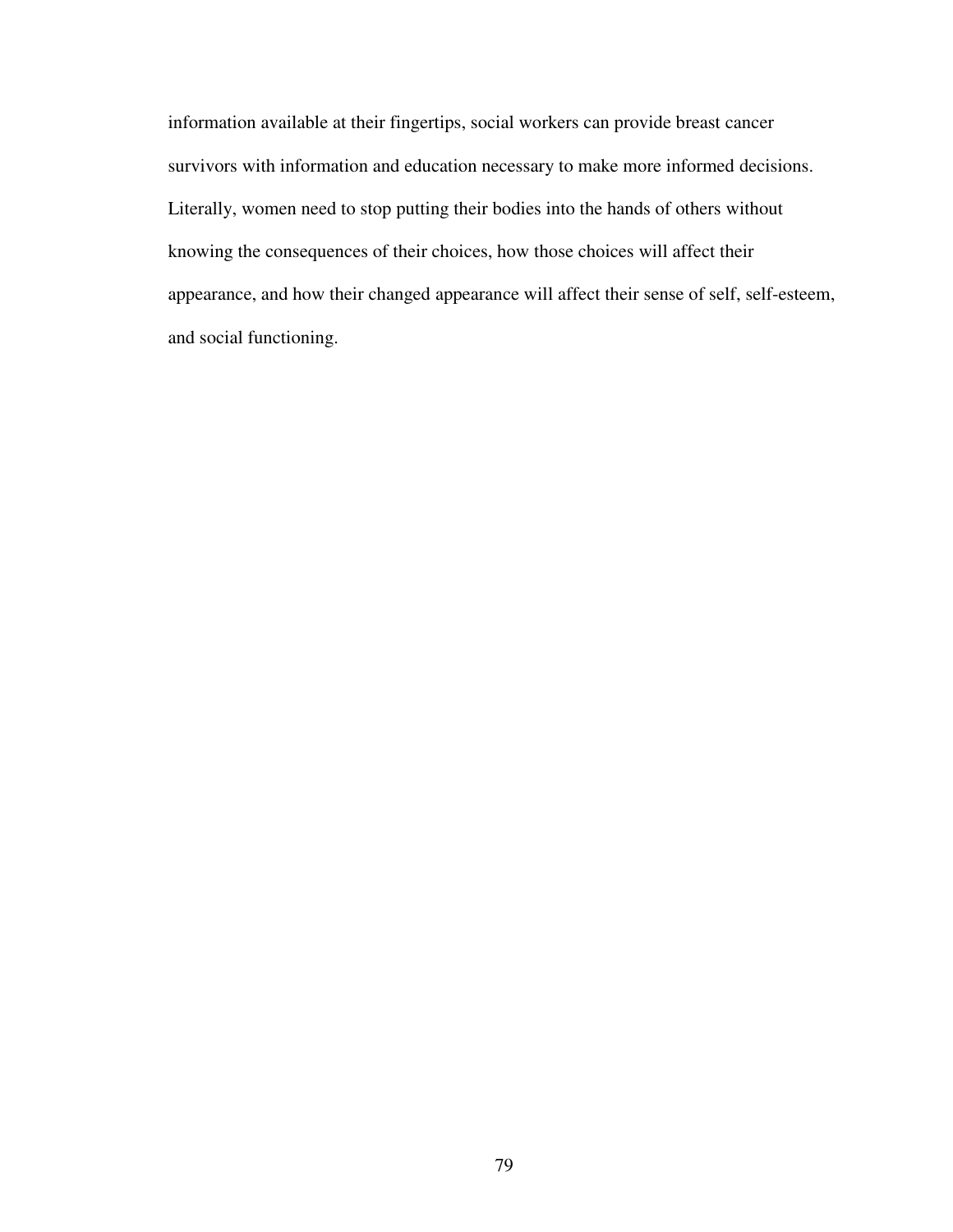information available at their fingertips, social workers can provide breast cancer survivors with information and education necessary to make more informed decisions. Literally, women need to stop putting their bodies into the hands of others without knowing the consequences of their choices, how those choices will affect their appearance, and how their changed appearance will affect their sense of self, self-esteem, and social functioning.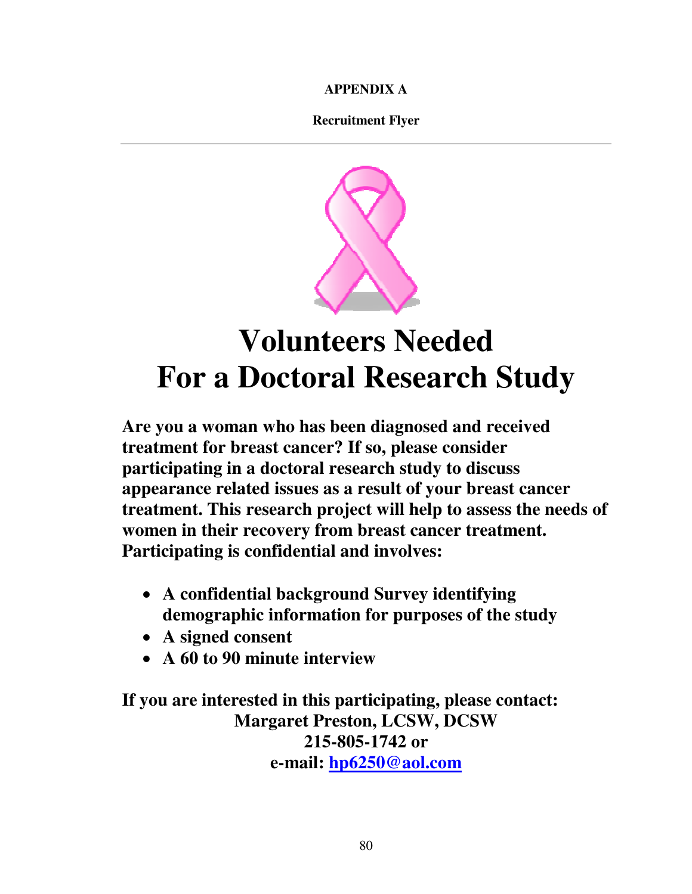**APPENDIX A**

**Recruitment Flyer**

---

# Volunteers Needed
# For a Doctoral Research Study

**Are you a woman who has been diagnosed and received treatment for breast cancer? If so, please consider participating in a doctoral research study to discuss appearance related issues as a result of your breast cancer treatment. This research project will help to assess the needs of women in their recovery from breast cancer treatment. Participating is confidential and involves:**

- **A confidential background Survey identifying demographic information for purposes of the study**
- **A signed consent**
- **A 60 to 90 minute interview**

**If you are interested in this participating, please contact:**
**Margaret Preston, LCSW, DCSW**
**215-805-1742 or**
**e-mail: hp6250@aol.com**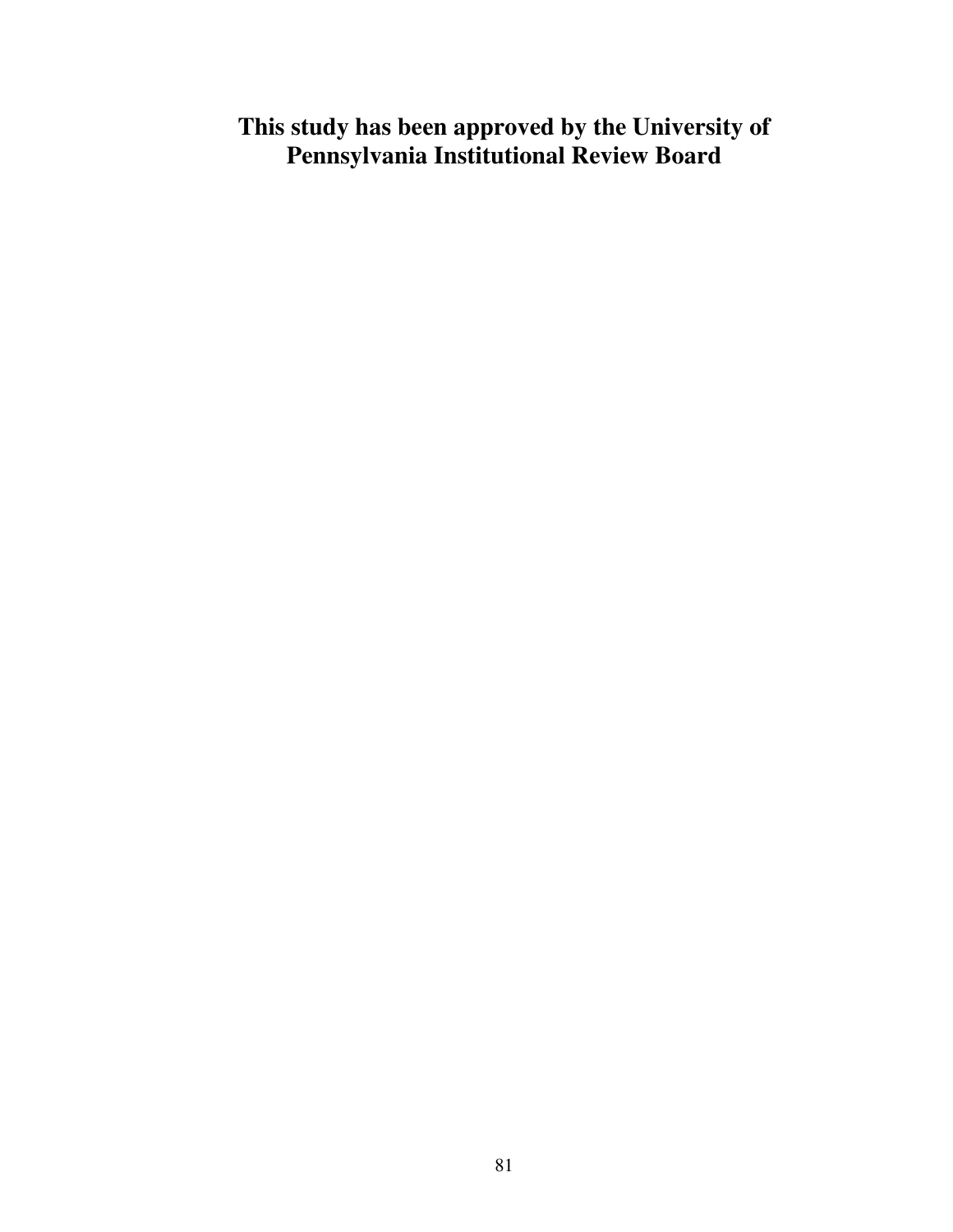**This study has been approved by the University of Pennsylvania Institutional Review Board**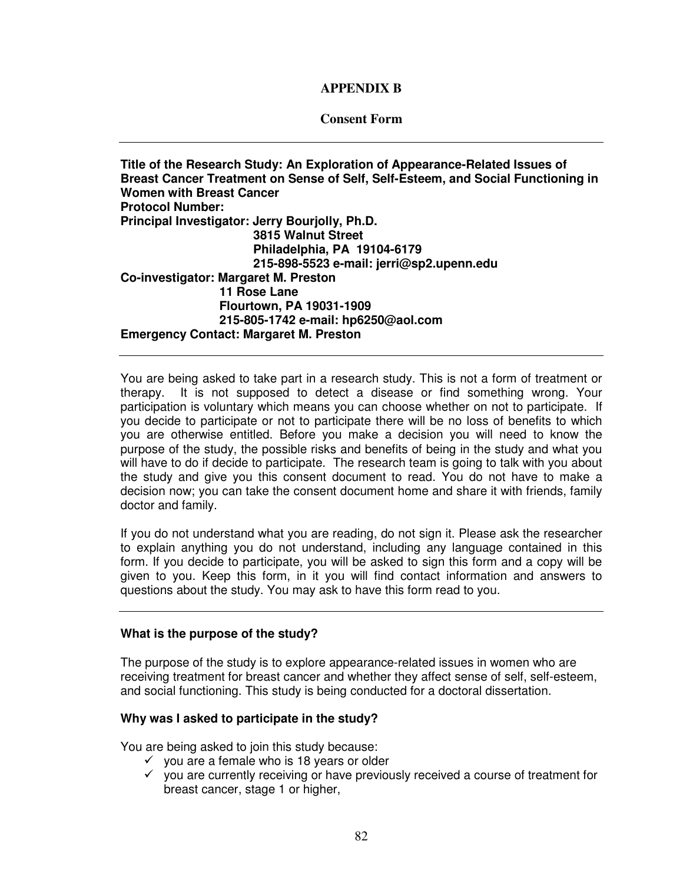## APPENDIX B

### Consent Form

---

**Title of the Research Study: An Exploration of Appearance-Related Issues of Breast Cancer Treatment on Sense of Self, Self-Esteem, and Social Functioning in Women with Breast Cancer**
**Protocol Number:**
**Principal Investigator: Jerry Bourjolly, Ph.D.**
**3815 Walnut Street**
**Philadelphia, PA 19104-6179**
**215-898-5523 e-mail: jerri@sp2.upenn.edu**
**Co-investigator: Margaret M. Preston**
**11 Rose Lane**
**Flourtown, PA 19031-1909**
**215-805-1742 e-mail: hp6250@aol.com**
**Emergency Contact: Margaret M. Preston**

---

You are being asked to take part in a research study. This is not a form of treatment or therapy. It is not supposed to detect a disease or find something wrong. Your participation is voluntary which means you can choose whether on not to participate. If you decide to participate or not to participate there will be no loss of benefits to which you are otherwise entitled. Before you make a decision you will need to know the purpose of the study, the possible risks and benefits of being in the study and what you will have to do if decide to participate. The research team is going to talk with you about the study and give you this consent document to read. You do not have to make a decision now; you can take the consent document home and share it with friends, family doctor and family.

If you do not understand what you are reading, do not sign it. Please ask the researcher to explain anything you do not understand, including any language contained in this form. If you decide to participate, you will be asked to sign this form and a copy will be given to you. Keep this form, in it you will find contact information and answers to questions about the study. You may ask to have this form read to you.

---

**What is the purpose of the study?**

The purpose of the study is to explore appearance-related issues in women who are receiving treatment for breast cancer and whether they affect sense of self, self-esteem, and social functioning. This study is being conducted for a doctoral dissertation.

**Why was I asked to participate in the study?**

You are being asked to join this study because:

- ✓ you are a female who is 18 years or older
- ✓ you are currently receiving or have previously received a course of treatment for breast cancer, stage 1 or higher,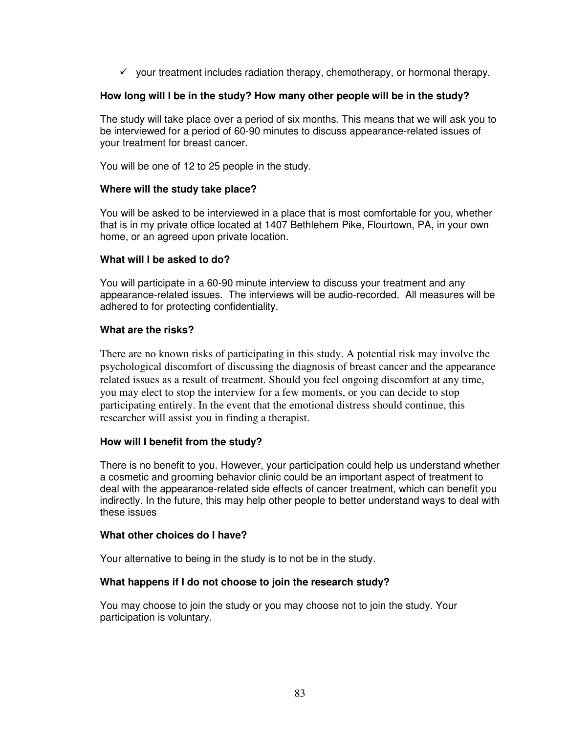- ✓ your treatment includes radiation therapy, chemotherapy, or hormonal therapy.

**How long will I be in the study? How many other people will be in the study?**

The study will take place over a period of six months. This means that we will ask you to be interviewed for a period of 60-90 minutes to discuss appearance-related issues of your treatment for breast cancer.

You will be one of 12 to 25 people in the study.

**Where will the study take place?**

You will be asked to be interviewed in a place that is most comfortable for you, whether that is in my private office located at 1407 Bethlehem Pike, Flourtown, PA, in your own home, or an agreed upon private location.

**What will I be asked to do?**

You will participate in a 60-90 minute interview to discuss your treatment and any appearance-related issues. The interviews will be audio-recorded. All measures will be adhered to for protecting confidentiality.

**What are the risks?**

There are no known risks of participating in this study. A potential risk may involve the psychological discomfort of discussing the diagnosis of breast cancer and the appearance related issues as a result of treatment. Should you feel ongoing discomfort at any time, you may elect to stop the interview for a few moments, or you can decide to stop participating entirely. In the event that the emotional distress should continue, this researcher will assist you in finding a therapist.

**How will I benefit from the study?**

There is no benefit to you. However, your participation could help us understand whether a cosmetic and grooming behavior clinic could be an important aspect of treatment to deal with the appearance-related side effects of cancer treatment, which can benefit you indirectly. In the future, this may help other people to better understand ways to deal with these issues

**What other choices do I have?**

Your alternative to being in the study is to not be in the study.

**What happens if I do not choose to join the research study?**

You may choose to join the study or you may choose not to join the study. Your participation is voluntary.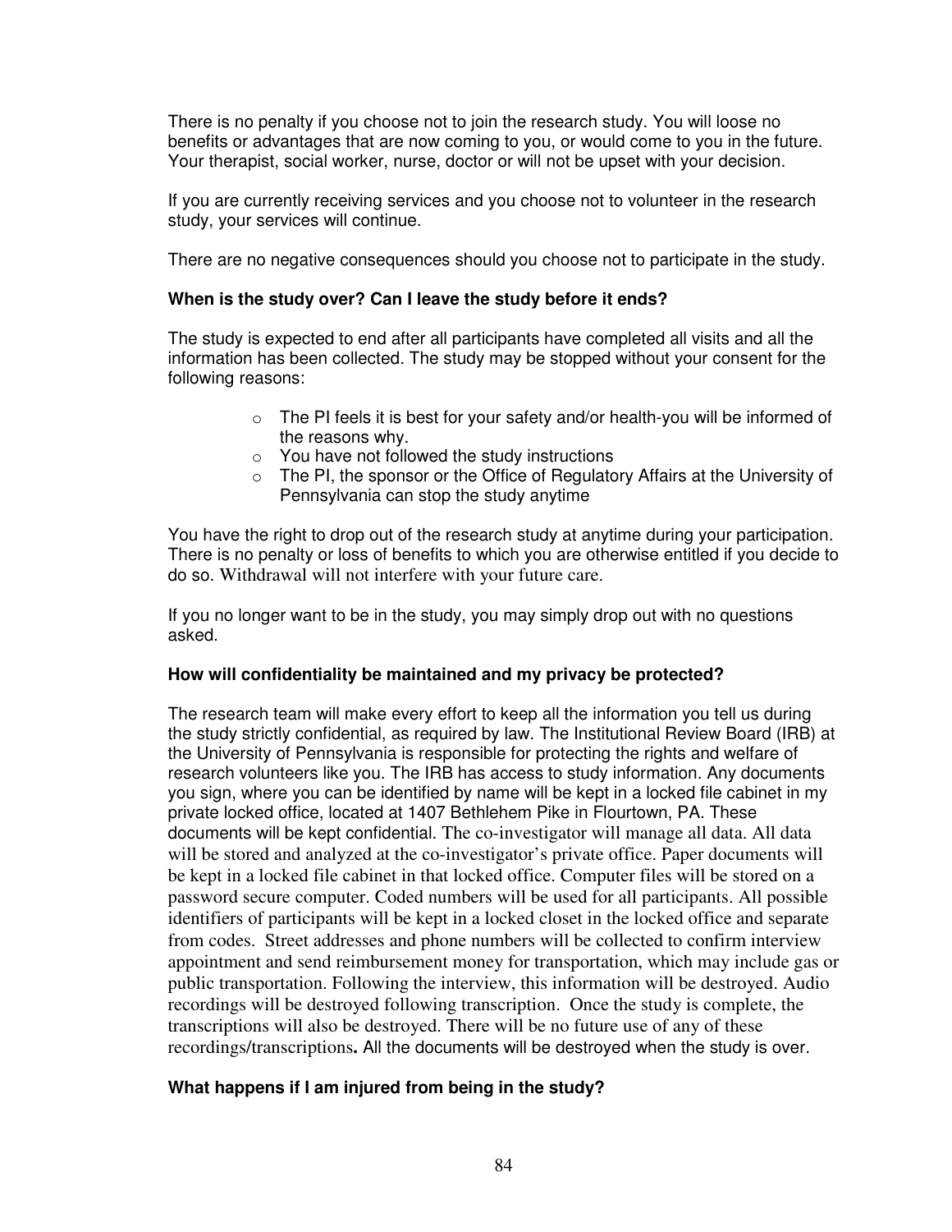There is no penalty if you choose not to join the research study. You will loose no benefits or advantages that are now coming to you, or would come to you in the future. Your therapist, social worker, nurse, doctor or will not be upset with your decision.

If you are currently receiving services and you choose not to volunteer in the research study, your services will continue.

There are no negative consequences should you choose not to participate in the study.

**When is the study over? Can I leave the study before it ends?**

The study is expected to end after all participants have completed all visits and all the information has been collected. The study may be stopped without your consent for the following reasons:

- The PI feels it is best for your safety and/or health-you will be informed of the reasons why.
- You have not followed the study instructions
- The PI, the sponsor or the Office of Regulatory Affairs at the University of Pennsylvania can stop the study anytime

You have the right to drop out of the research study at anytime during your participation. There is no penalty or loss of benefits to which you are otherwise entitled if you decide to do so. Withdrawal will not interfere with your future care.

If you no longer want to be in the study, you may simply drop out with no questions asked.

**How will confidentiality be maintained and my privacy be protected?**

The research team will make every effort to keep all the information you tell us during the study strictly confidential, as required by law. The Institutional Review Board (IRB) at the University of Pennsylvania is responsible for protecting the rights and welfare of research volunteers like you. The IRB has access to study information. Any documents you sign, where you can be identified by name will be kept in a locked file cabinet in my private locked office, located at 1407 Bethlehem Pike in Flourtown, PA. These documents will be kept confidential. The co-investigator will manage all data. All data will be stored and analyzed at the co-investigator's private office. Paper documents will be kept in a locked file cabinet in that locked office. Computer files will be stored on a password secure computer. Coded numbers will be used for all participants. All possible identifiers of participants will be kept in a locked closet in the locked office and separate from codes. Street addresses and phone numbers will be collected to confirm interview appointment and send reimbursement money for transportation, which may include gas or public transportation. Following the interview, this information will be destroyed. Audio recordings will be destroyed following transcription. Once the study is complete, the transcriptions will also be destroyed. There will be no future use of any of these recordings/transcriptions**.** All the documents will be destroyed when the study is over.

**What happens if I am injured from being in the study?**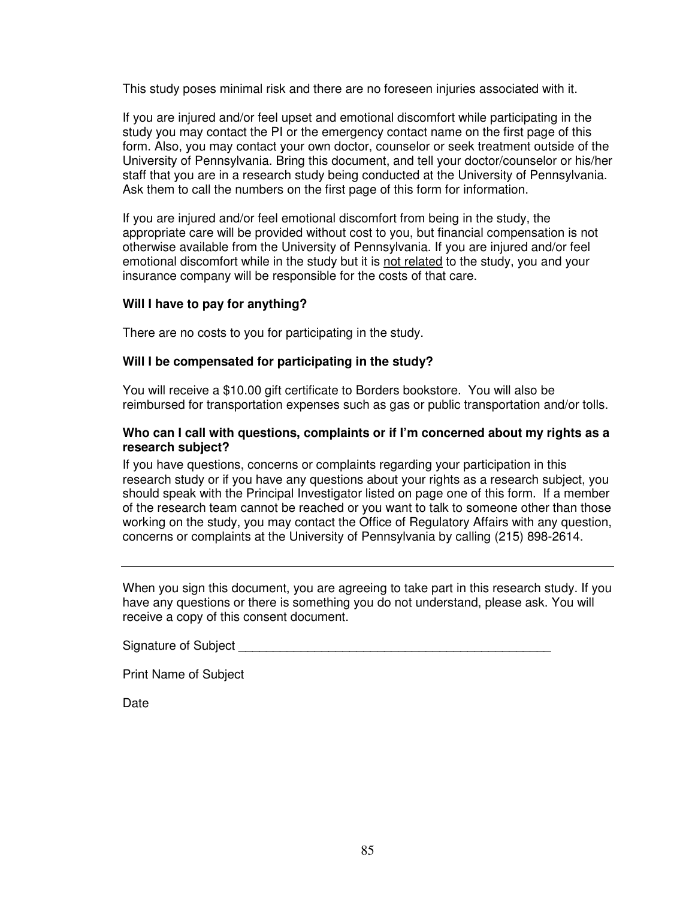This study poses minimal risk and there are no foreseen injuries associated with it.

If you are injured and/or feel upset and emotional discomfort while participating in the study you may contact the PI or the emergency contact name on the first page of this form. Also, you may contact your own doctor, counselor or seek treatment outside of the University of Pennsylvania. Bring this document, and tell your doctor/counselor or his/her staff that you are in a research study being conducted at the University of Pennsylvania. Ask them to call the numbers on the first page of this form for information.

If you are injured and/or feel emotional discomfort from being in the study, the appropriate care will be provided without cost to you, but financial compensation is not otherwise available from the University of Pennsylvania. If you are injured and/or feel emotional discomfort while in the study but it is <u>not related</u> to the study, you and your insurance company will be responsible for the costs of that care.

**Will I have to pay for anything?**

There are no costs to you for participating in the study.

**Will I be compensated for participating in the study?**

You will receive a $10.00 gift certificate to Borders bookstore. You will also be reimbursed for transportation expenses such as gas or public transportation and/or tolls.

**Who can I call with questions, complaints or if I'm concerned about my rights as a research subject?**

If you have questions, concerns or complaints regarding your participation in this research study or if you have any questions about your rights as a research subject, you should speak with the Principal Investigator listed on page one of this form. If a member of the research team cannot be reached or you want to talk to someone other than those working on the study, you may contact the Office of Regulatory Affairs with any question, concerns or complaints at the University of Pennsylvania by calling (215) 898-2614.

---

When you sign this document, you are agreeing to take part in this research study. If you have any questions or there is something you do not understand, please ask. You will receive a copy of this consent document.

Signature of Subject ______________________________________________

Print Name of Subject

Date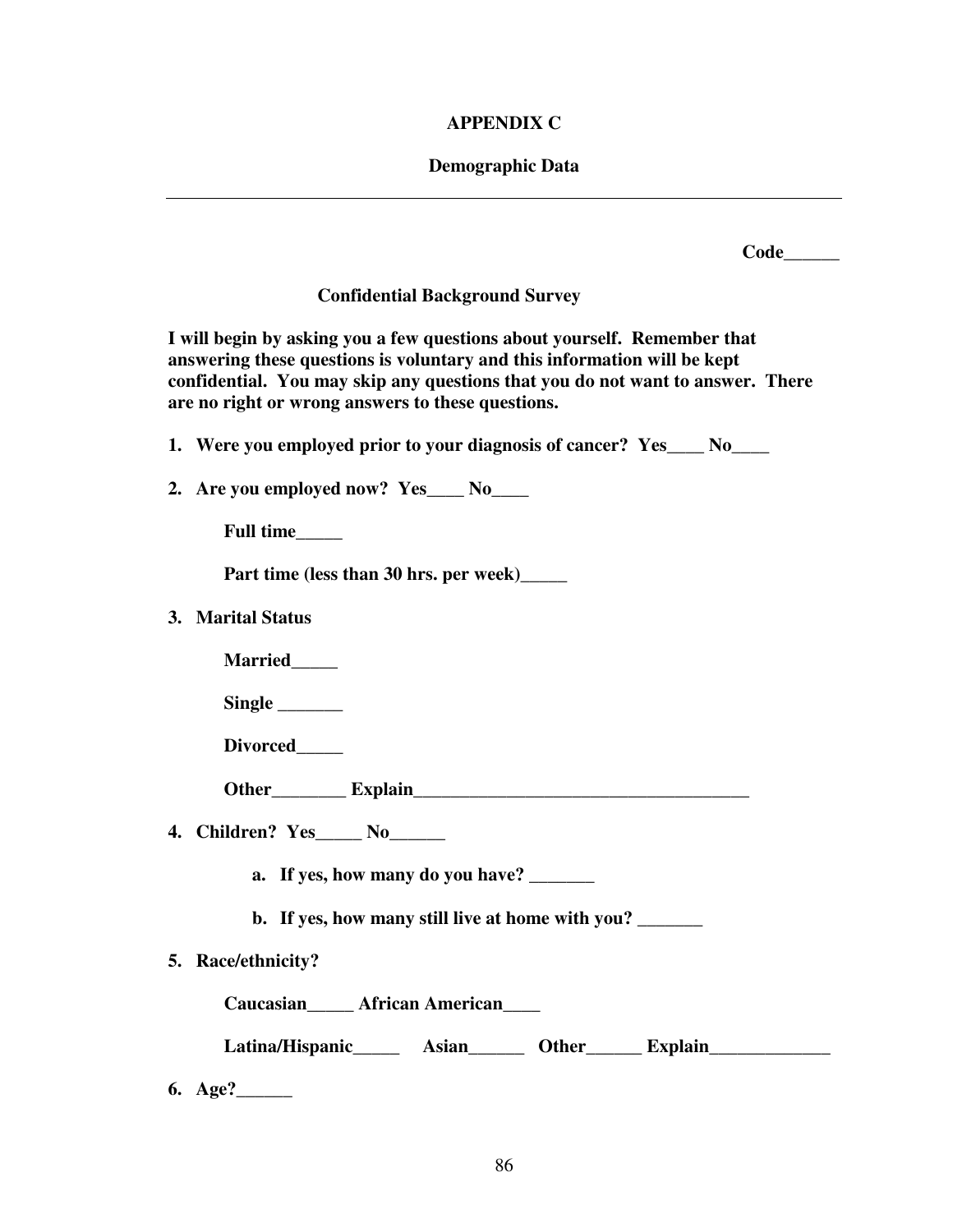# APPENDIX C

## Demographic Data

---

**Code______**

### Confidential Background Survey

**I will begin by asking you a few questions about yourself. Remember that answering these questions is voluntary and this information will be kept confidential. You may skip any questions that you do not want to answer. There are no right or wrong answers to these questions.**

1. **Were you employed prior to your diagnosis of cancer? Yes____ No____**

2. **Are you employed now? Yes____ No____**

   **Full time_____**

   **Part time (less than 30 hrs. per week)_____**

3. **Marital Status**

   **Married_____**

   **Single _______**

   **Divorced_____**

   **Other________ Explain_____________________________________**

4. **Children? Yes_____ No______**

   a. **If yes, how many do you have? _______**

   b. **If yes, how many still live at home with you? _______**

5. **Race/ethnicity?**

   **Caucasian_____ African American____**

   **Latina/Hispanic_____ Asian______ Other______ Explain_____________**

6. **Age?______**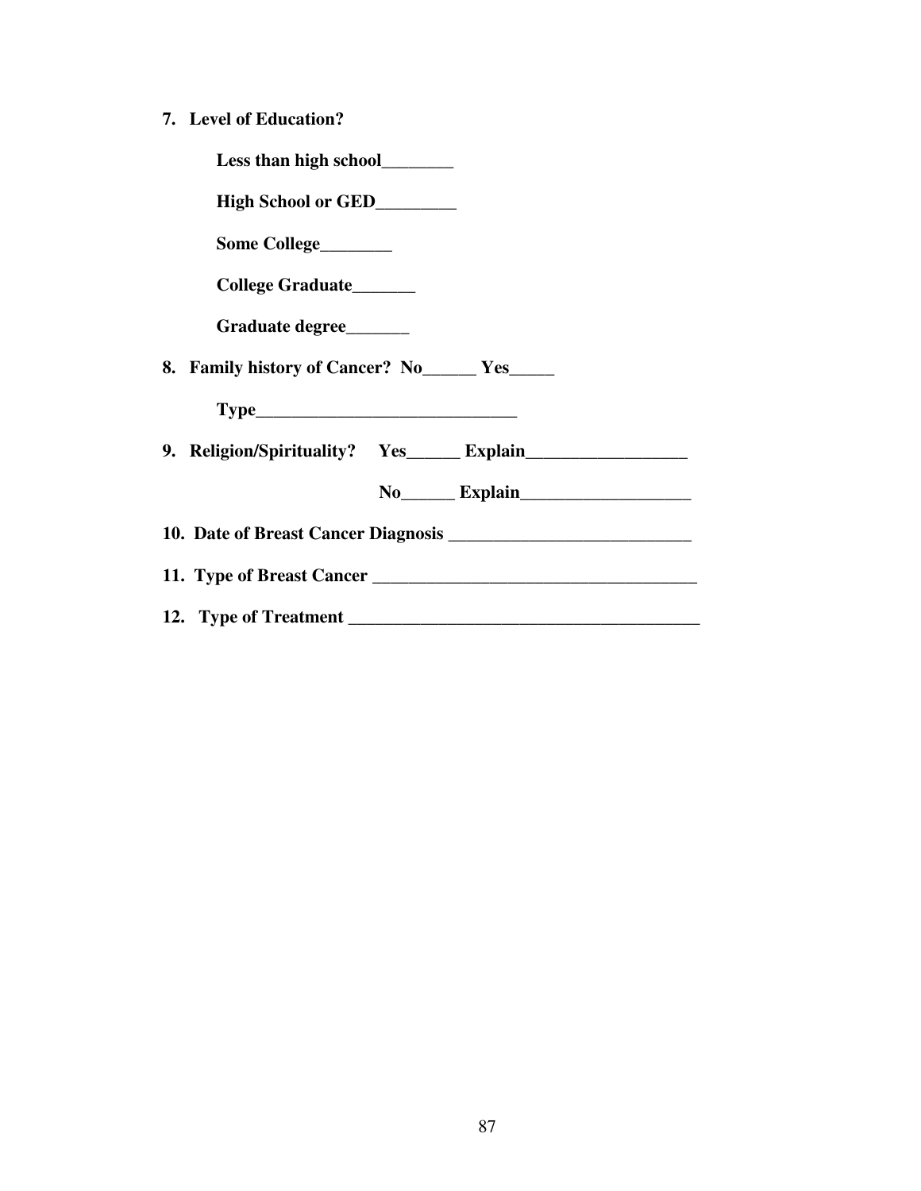**7. Level of Education?**

**Less than high school________**

**High School or GED_________**

**Some College________**

**College Graduate_______**

**Graduate degree_______**

**8. Family history of Cancer? No______ Yes_____**

**Type_____________________________**

**9. Religion/Spirituality? Yes______ Explain__________________**

**No______ Explain___________________**

**10. Date of Breast Cancer Diagnosis ___________________________**

**11. Type of Breast Cancer ____________________________________**

**12. Type of Treatment ________________________________________**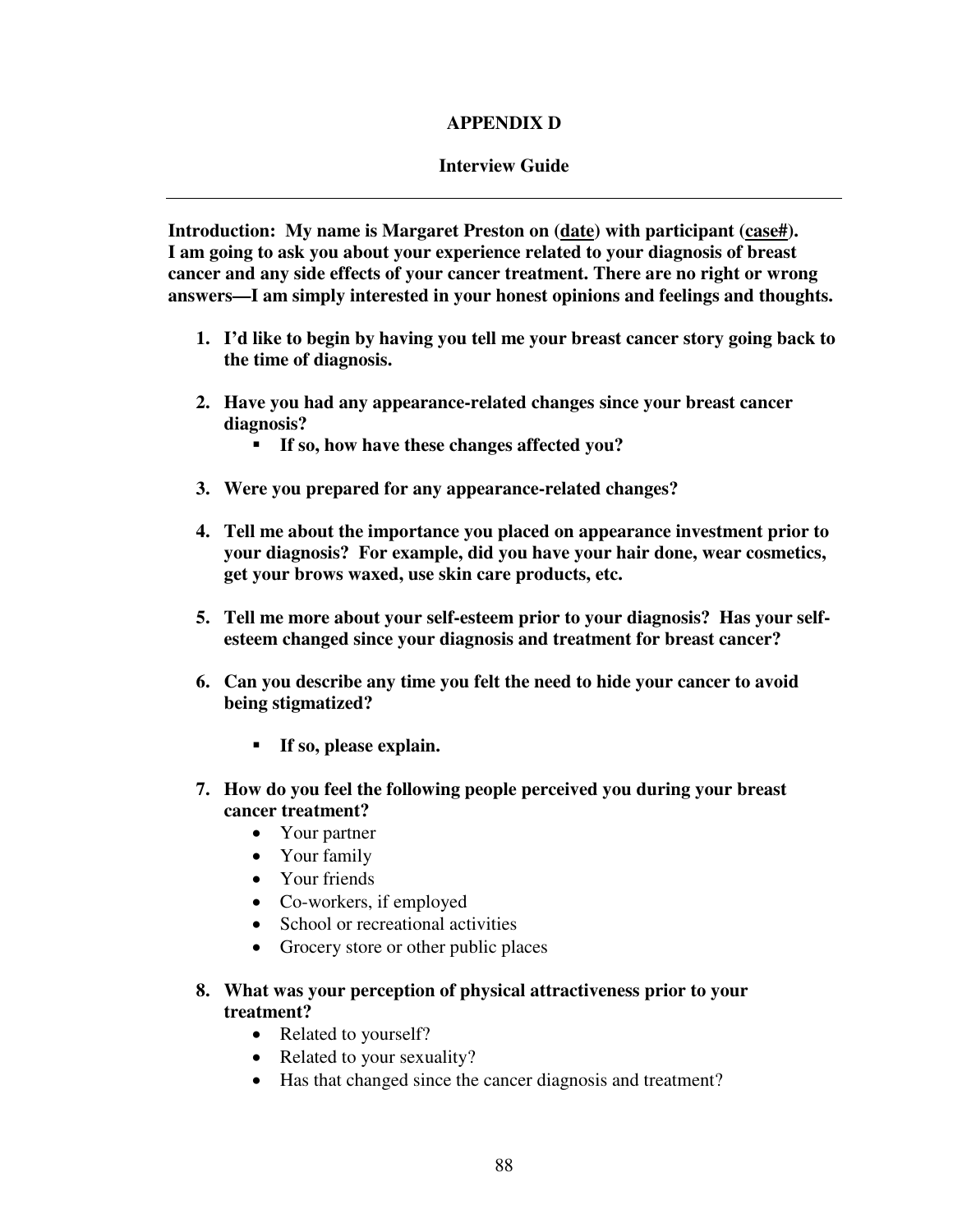## APPENDIX D

## Interview Guide

---

**Introduction: My name is Margaret Preston on (<u>date</u>) with participant (<u>case#</u>). I am going to ask you about your experience related to your diagnosis of breast cancer and any side effects of your cancer treatment. There are no right or wrong answers—I am simply interested in your honest opinions and feelings and thoughts.**

1. **I'd like to begin by having you tell me your breast cancer story going back to the time of diagnosis.**

2. **Have you had any appearance-related changes since your breast cancer diagnosis?**
   - **If so, how have these changes affected you?**

3. **Were you prepared for any appearance-related changes?**

4. **Tell me about the importance you placed on appearance investment prior to your diagnosis? For example, did you have your hair done, wear cosmetics, get your brows waxed, use skin care products, etc.**

5. **Tell me more about your self-esteem prior to your diagnosis? Has your self-esteem changed since your diagnosis and treatment for breast cancer?**

6. **Can you describe any time you felt the need to hide your cancer to avoid being stigmatized?**
   - **If so, please explain.**

7. **How do you feel the following people perceived you during your breast cancer treatment?**
   - Your partner
   - Your family
   - Your friends
   - Co-workers, if employed
   - School or recreational activities
   - Grocery store or other public places

8. **What was your perception of physical attractiveness prior to your treatment?**
   - Related to yourself?
   - Related to your sexuality?
   - Has that changed since the cancer diagnosis and treatment?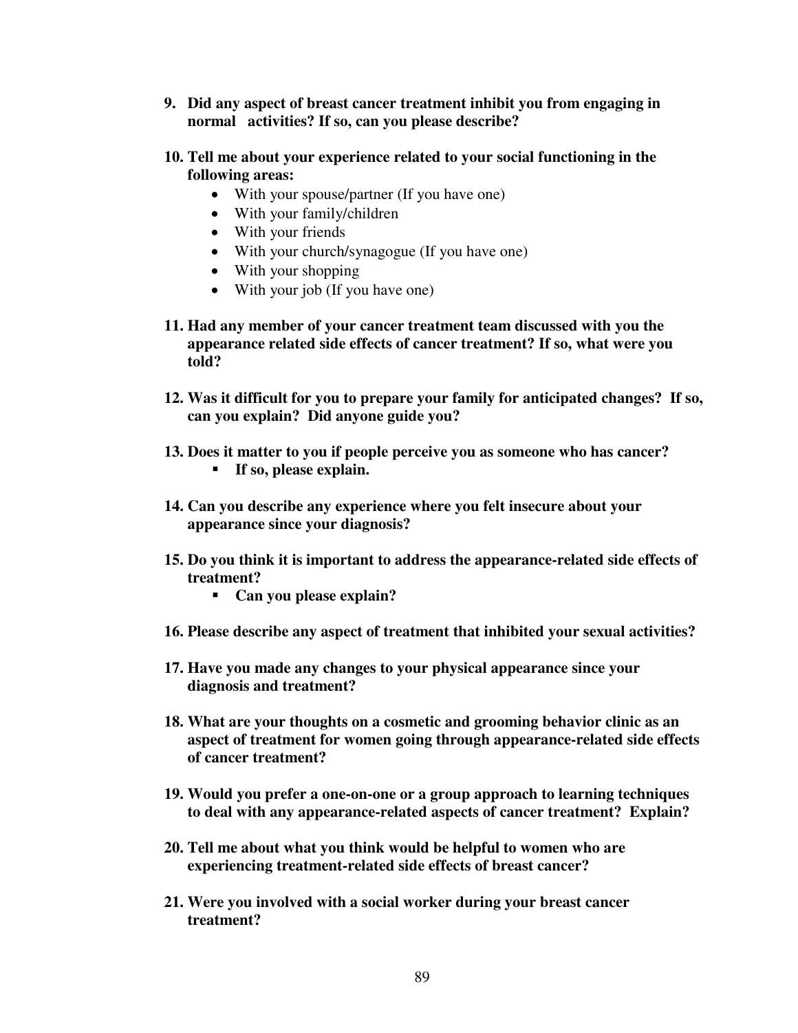9. **Did any aspect of breast cancer treatment inhibit you from engaging in normal activities? If so, can you please describe?**

10. **Tell me about your experience related to your social functioning in the following areas:**
    - With your spouse/partner (If you have one)
    - With your family/children
    - With your friends
    - With your church/synagogue (If you have one)
    - With your shopping
    - With your job (If you have one)

11. **Had any member of your cancer treatment team discussed with you the appearance related side effects of cancer treatment? If so, what were you told?**

12. **Was it difficult for you to prepare your family for anticipated changes? If so, can you explain? Did anyone guide you?**

13. **Does it matter to you if people perceive you as someone who has cancer?**
    - **If so, please explain.**

14. **Can you describe any experience where you felt insecure about your appearance since your diagnosis?**

15. **Do you think it is important to address the appearance-related side effects of treatment?**
    - **Can you please explain?**

16. **Please describe any aspect of treatment that inhibited your sexual activities?**

17. **Have you made any changes to your physical appearance since your diagnosis and treatment?**

18. **What are your thoughts on a cosmetic and grooming behavior clinic as an aspect of treatment for women going through appearance-related side effects of cancer treatment?**

19. **Would you prefer a one-on-one or a group approach to learning techniques to deal with any appearance-related aspects of cancer treatment? Explain?**

20. **Tell me about what you think would be helpful to women who are experiencing treatment-related side effects of breast cancer?**

21. **Were you involved with a social worker during your breast cancer treatment?**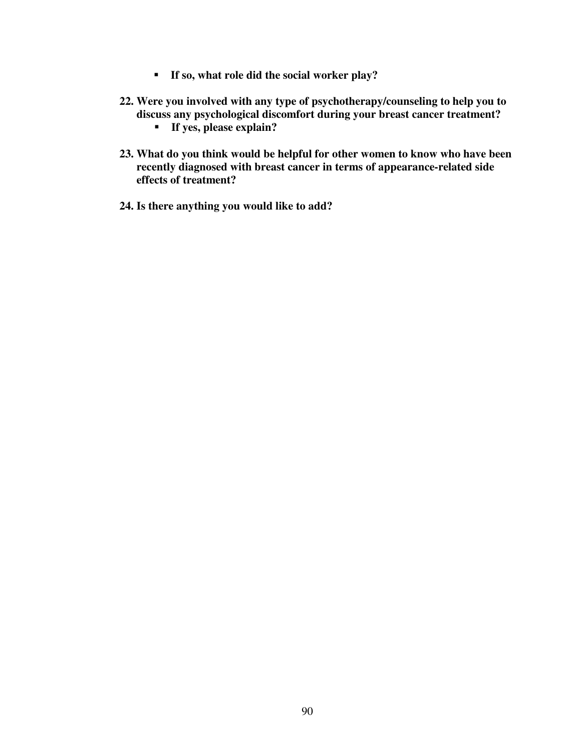- **If so, what role did the social worker play?**

**22. Were you involved with any type of psychotherapy/counseling to help you to discuss any psychological discomfort during your breast cancer treatment?**
   - **If yes, please explain?**

**23. What do you think would be helpful for other women to know who have been recently diagnosed with breast cancer in terms of appearance-related side effects of treatment?**

**24. Is there anything you would like to add?**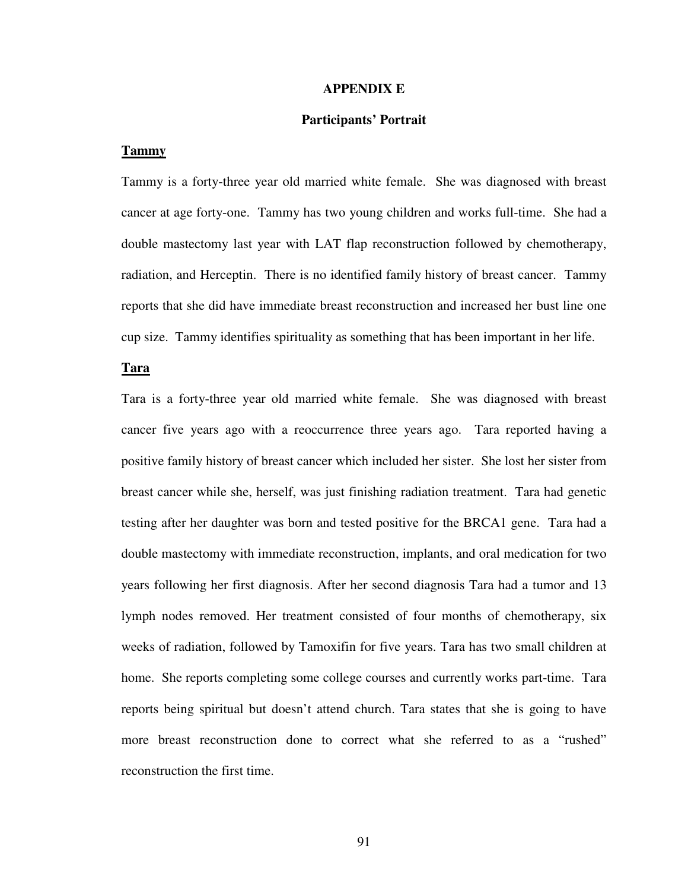# APPENDIX E

## Participants' Portrait

### Tammy

Tammy is a forty-three year old married white female. She was diagnosed with breast cancer at age forty-one. Tammy has two young children and works full-time. She had a double mastectomy last year with LAT flap reconstruction followed by chemotherapy, radiation, and Herceptin. There is no identified family history of breast cancer. Tammy reports that she did have immediate breast reconstruction and increased her bust line one cup size. Tammy identifies spirituality as something that has been important in her life.

### Tara

Tara is a forty-three year old married white female. She was diagnosed with breast cancer five years ago with a reoccurrence three years ago. Tara reported having a positive family history of breast cancer which included her sister. She lost her sister from breast cancer while she, herself, was just finishing radiation treatment. Tara had genetic testing after her daughter was born and tested positive for the BRCA1 gene. Tara had a double mastectomy with immediate reconstruction, implants, and oral medication for two years following her first diagnosis. After her second diagnosis Tara had a tumor and 13 lymph nodes removed. Her treatment consisted of four months of chemotherapy, six weeks of radiation, followed by Tamoxifin for five years. Tara has two small children at home. She reports completing some college courses and currently works part-time. Tara reports being spiritual but doesn't attend church. Tara states that she is going to have more breast reconstruction done to correct what she referred to as a "rushed" reconstruction the first time.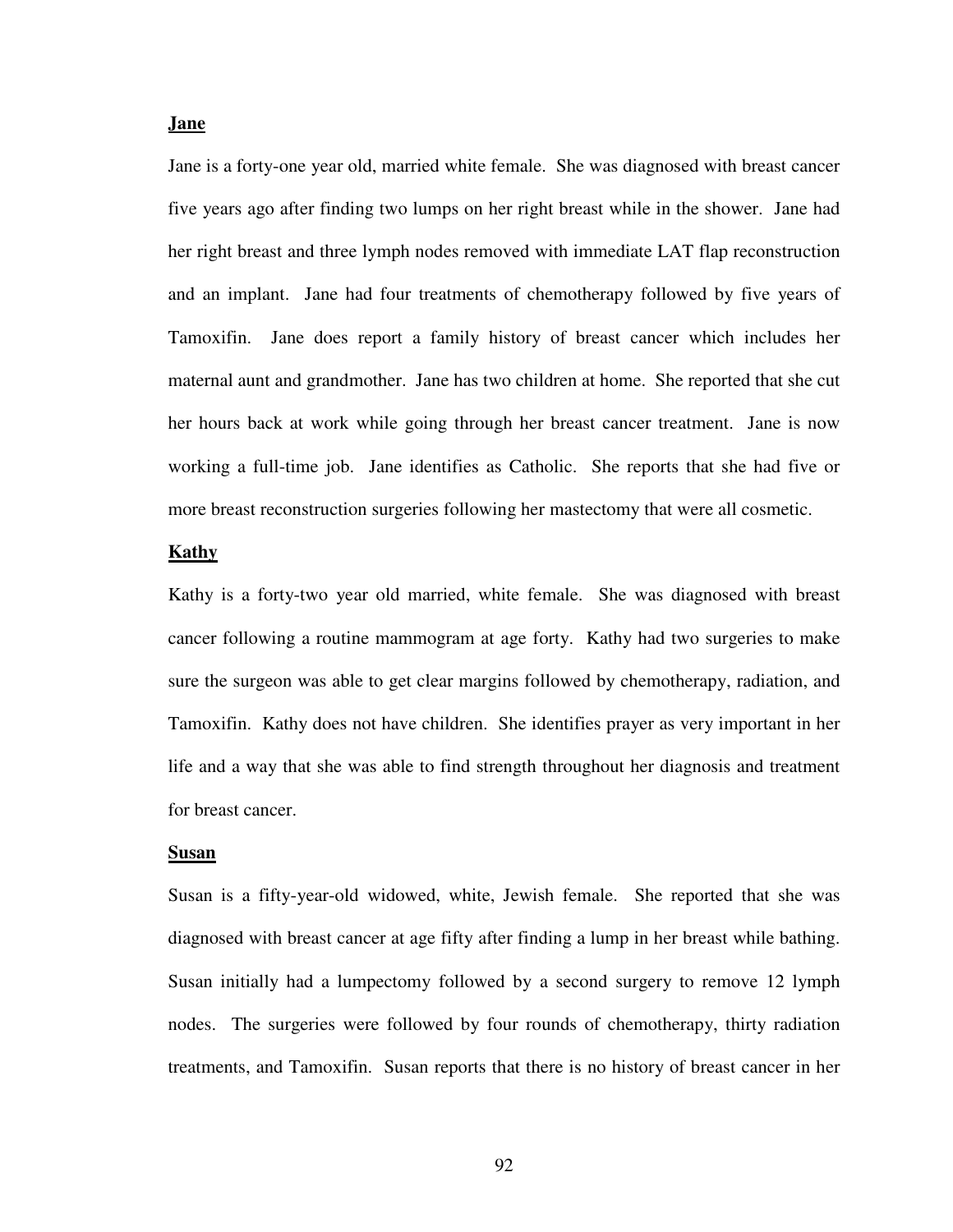**Jane**

Jane is a forty-one year old, married white female. She was diagnosed with breast cancer five years ago after finding two lumps on her right breast while in the shower. Jane had her right breast and three lymph nodes removed with immediate LAT flap reconstruction and an implant. Jane had four treatments of chemotherapy followed by five years of Tamoxifin. Jane does report a family history of breast cancer which includes her maternal aunt and grandmother. Jane has two children at home. She reported that she cut her hours back at work while going through her breast cancer treatment. Jane is now working a full-time job. Jane identifies as Catholic. She reports that she had five or more breast reconstruction surgeries following her mastectomy that were all cosmetic.

**Kathy**

Kathy is a forty-two year old married, white female. She was diagnosed with breast cancer following a routine mammogram at age forty. Kathy had two surgeries to make sure the surgeon was able to get clear margins followed by chemotherapy, radiation, and Tamoxifin. Kathy does not have children. She identifies prayer as very important in her life and a way that she was able to find strength throughout her diagnosis and treatment for breast cancer.

**Susan**

Susan is a fifty-year-old widowed, white, Jewish female. She reported that she was diagnosed with breast cancer at age fifty after finding a lump in her breast while bathing. Susan initially had a lumpectomy followed by a second surgery to remove 12 lymph nodes. The surgeries were followed by four rounds of chemotherapy, thirty radiation treatments, and Tamoxifin. Susan reports that there is no history of breast cancer in her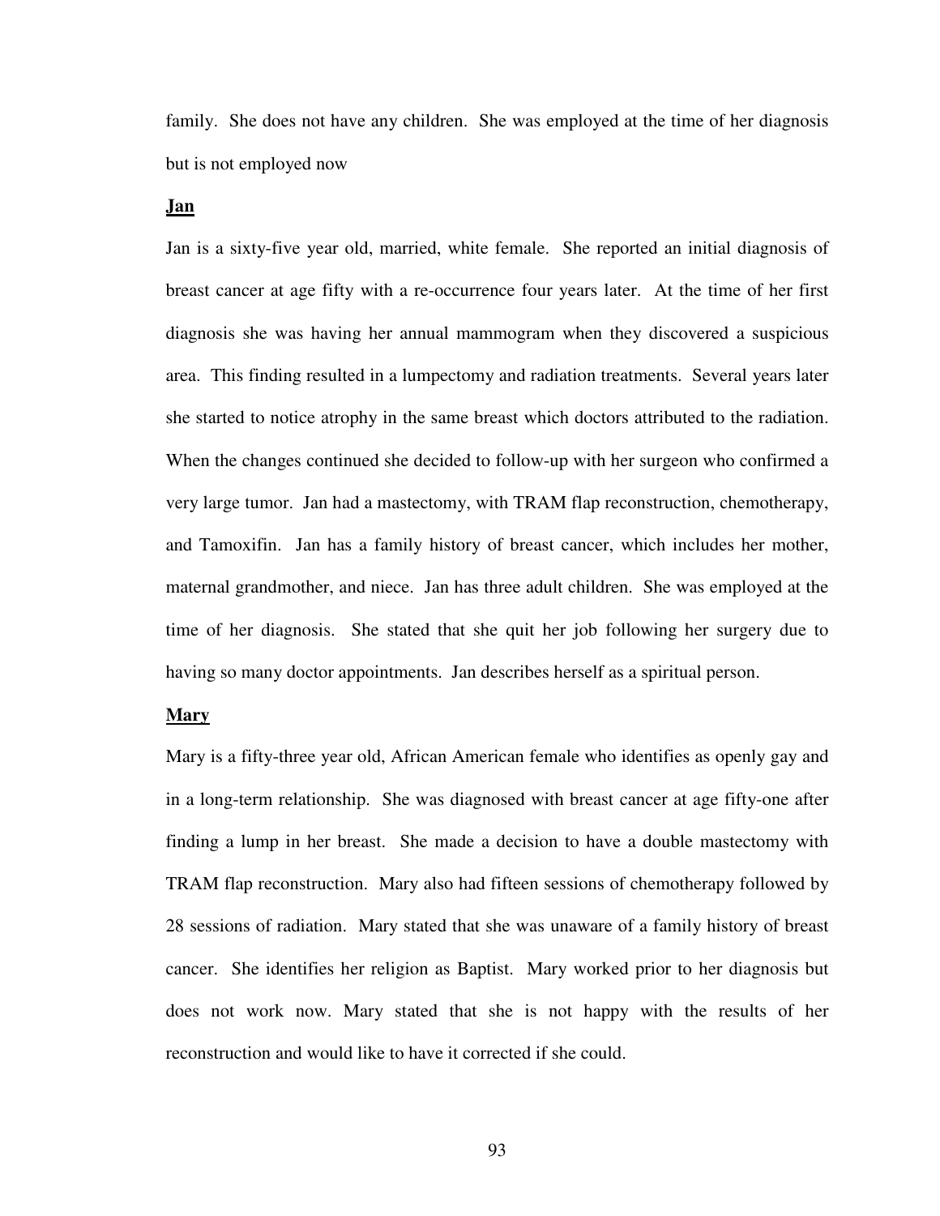family. She does not have any children. She was employed at the time of her diagnosis but is not employed now

**Jan**

Jan is a sixty-five year old, married, white female. She reported an initial diagnosis of breast cancer at age fifty with a re-occurrence four years later. At the time of her first diagnosis she was having her annual mammogram when they discovered a suspicious area. This finding resulted in a lumpectomy and radiation treatments. Several years later she started to notice atrophy in the same breast which doctors attributed to the radiation. When the changes continued she decided to follow-up with her surgeon who confirmed a very large tumor. Jan had a mastectomy, with TRAM flap reconstruction, chemotherapy, and Tamoxifin. Jan has a family history of breast cancer, which includes her mother, maternal grandmother, and niece. Jan has three adult children. She was employed at the time of her diagnosis. She stated that she quit her job following her surgery due to having so many doctor appointments. Jan describes herself as a spiritual person.

**Mary**

Mary is a fifty-three year old, African American female who identifies as openly gay and in a long-term relationship. She was diagnosed with breast cancer at age fifty-one after finding a lump in her breast. She made a decision to have a double mastectomy with TRAM flap reconstruction. Mary also had fifteen sessions of chemotherapy followed by 28 sessions of radiation. Mary stated that she was unaware of a family history of breast cancer. She identifies her religion as Baptist. Mary worked prior to her diagnosis but does not work now. Mary stated that she is not happy with the results of her reconstruction and would like to have it corrected if she could.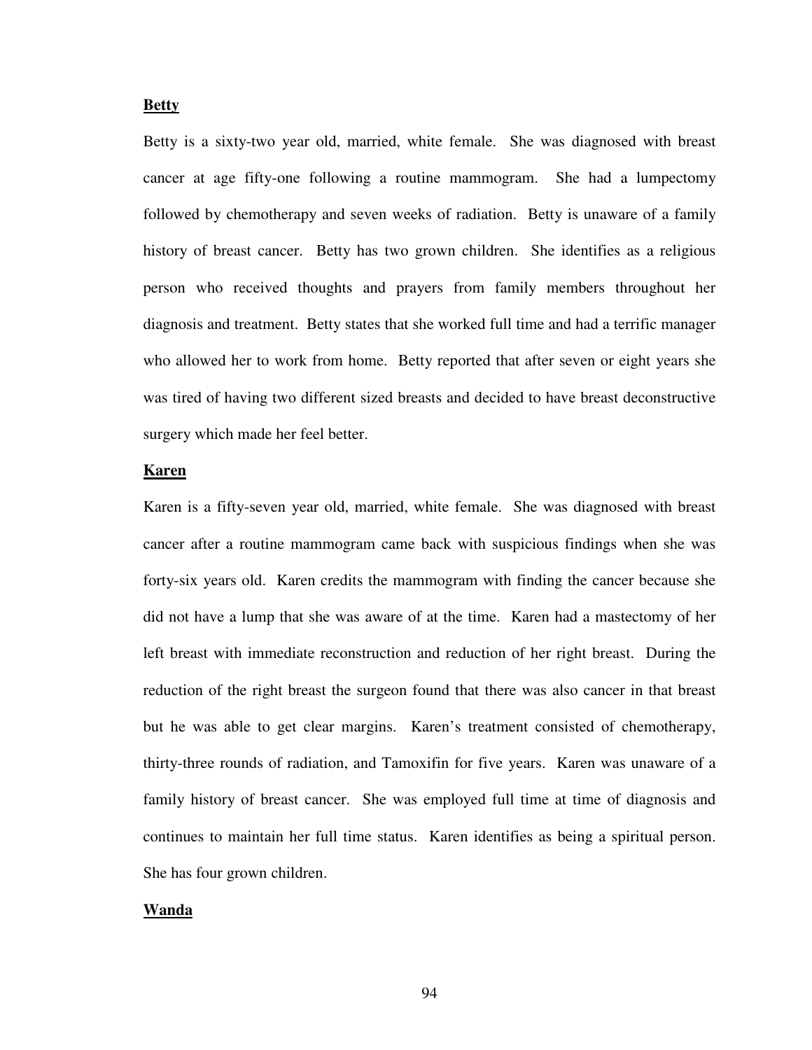**Betty**

Betty is a sixty-two year old, married, white female. She was diagnosed with breast cancer at age fifty-one following a routine mammogram. She had a lumpectomy followed by chemotherapy and seven weeks of radiation. Betty is unaware of a family history of breast cancer. Betty has two grown children. She identifies as a religious person who received thoughts and prayers from family members throughout her diagnosis and treatment. Betty states that she worked full time and had a terrific manager who allowed her to work from home. Betty reported that after seven or eight years she was tired of having two different sized breasts and decided to have breast deconstructive surgery which made her feel better.

**Karen**

Karen is a fifty-seven year old, married, white female. She was diagnosed with breast cancer after a routine mammogram came back with suspicious findings when she was forty-six years old. Karen credits the mammogram with finding the cancer because she did not have a lump that she was aware of at the time. Karen had a mastectomy of her left breast with immediate reconstruction and reduction of her right breast. During the reduction of the right breast the surgeon found that there was also cancer in that breast but he was able to get clear margins. Karen's treatment consisted of chemotherapy, thirty-three rounds of radiation, and Tamoxifin for five years. Karen was unaware of a family history of breast cancer. She was employed full time at time of diagnosis and continues to maintain her full time status. Karen identifies as being a spiritual person. She has four grown children.

**Wanda**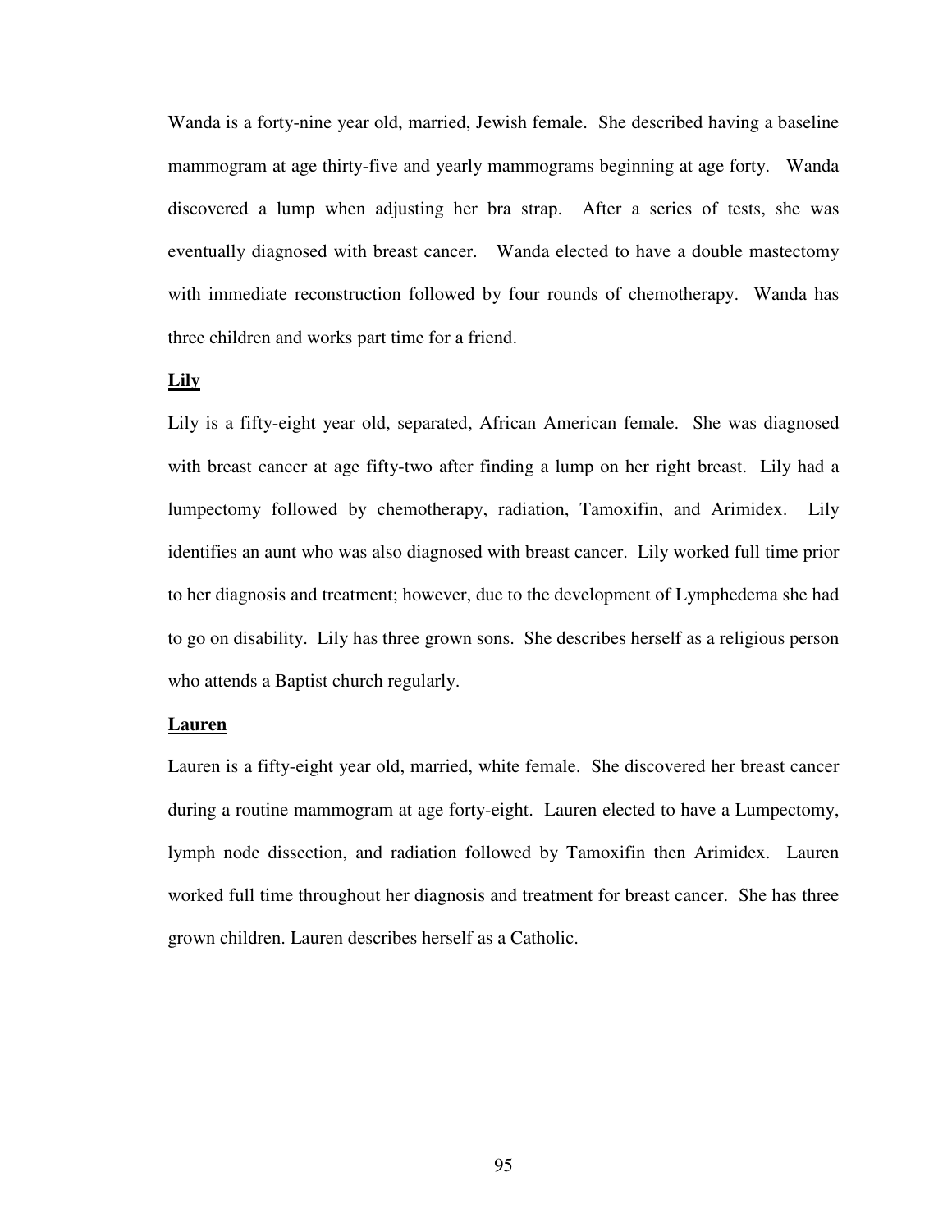Wanda is a forty-nine year old, married, Jewish female. She described having a baseline mammogram at age thirty-five and yearly mammograms beginning at age forty. Wanda discovered a lump when adjusting her bra strap. After a series of tests, she was eventually diagnosed with breast cancer. Wanda elected to have a double mastectomy with immediate reconstruction followed by four rounds of chemotherapy. Wanda has three children and works part time for a friend.

**Lily**

Lily is a fifty-eight year old, separated, African American female. She was diagnosed with breast cancer at age fifty-two after finding a lump on her right breast. Lily had a lumpectomy followed by chemotherapy, radiation, Tamoxifin, and Arimidex. Lily identifies an aunt who was also diagnosed with breast cancer. Lily worked full time prior to her diagnosis and treatment; however, due to the development of Lymphedema she had to go on disability. Lily has three grown sons. She describes herself as a religious person who attends a Baptist church regularly.

**Lauren**

Lauren is a fifty-eight year old, married, white female. She discovered her breast cancer during a routine mammogram at age forty-eight. Lauren elected to have a Lumpectomy, lymph node dissection, and radiation followed by Tamoxifin then Arimidex. Lauren worked full time throughout her diagnosis and treatment for breast cancer. She has three grown children. Lauren describes herself as a Catholic.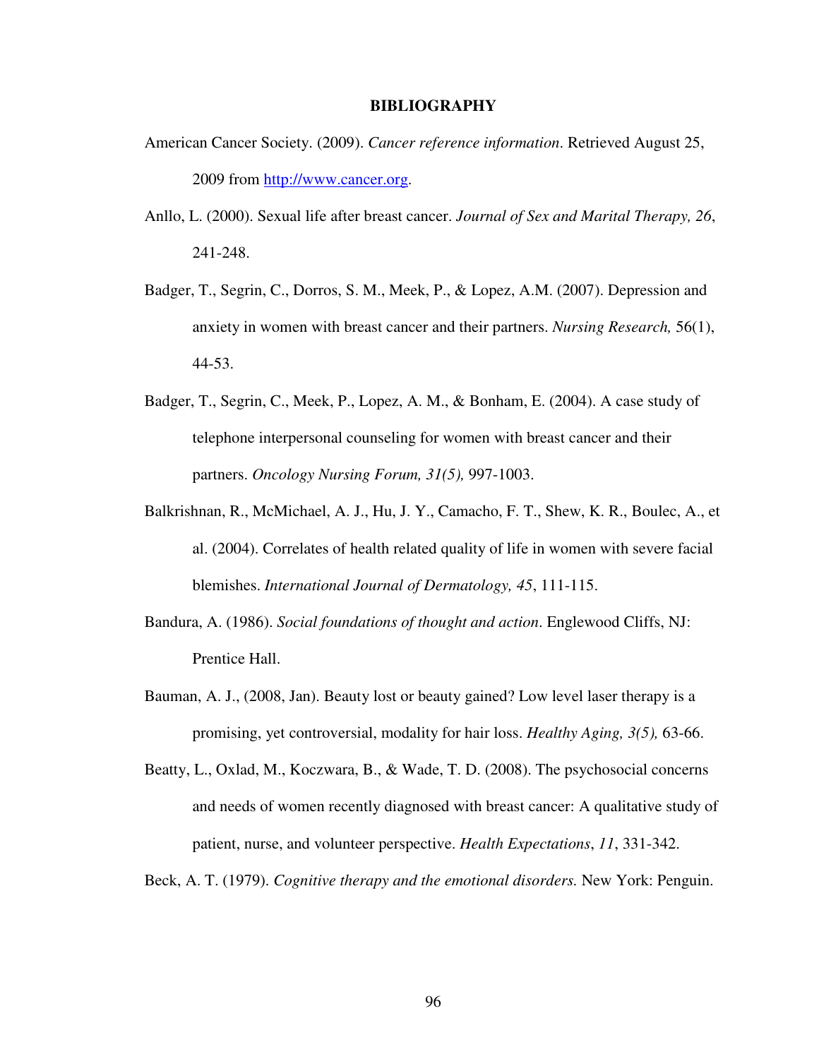# BIBLIOGRAPHY

American Cancer Society. (2009). *Cancer reference information*. Retrieved August 25, 2009 from http://www.cancer.org.

Anllo, L. (2000). Sexual life after breast cancer. *Journal of Sex and Marital Therapy, 26*, 241-248.

Badger, T., Segrin, C., Dorros, S. M., Meek, P., & Lopez, A.M. (2007). Depression and anxiety in women with breast cancer and their partners. *Nursing Research,* 56(1), 44-53.

Badger, T., Segrin, C., Meek, P., Lopez, A. M., & Bonham, E. (2004). A case study of telephone interpersonal counseling for women with breast cancer and their partners. *Oncology Nursing Forum, 31(5),* 997-1003.

Balkrishnan, R., McMichael, A. J., Hu, J. Y., Camacho, F. T., Shew, K. R., Boulec, A., et al. (2004). Correlates of health related quality of life in women with severe facial blemishes. *International Journal of Dermatology, 45*, 111-115.

Bandura, A. (1986). *Social foundations of thought and action*. Englewood Cliffs, NJ: Prentice Hall.

Bauman, A. J., (2008, Jan). Beauty lost or beauty gained? Low level laser therapy is a promising, yet controversial, modality for hair loss. *Healthy Aging, 3(5),* 63-66.

Beatty, L., Oxlad, M., Koczwara, B., & Wade, T. D. (2008). The psychosocial concerns and needs of women recently diagnosed with breast cancer: A qualitative study of patient, nurse, and volunteer perspective. *Health Expectations*, *11*, 331-342.

Beck, A. T. (1979). *Cognitive therapy and the emotional disorders.* New York: Penguin.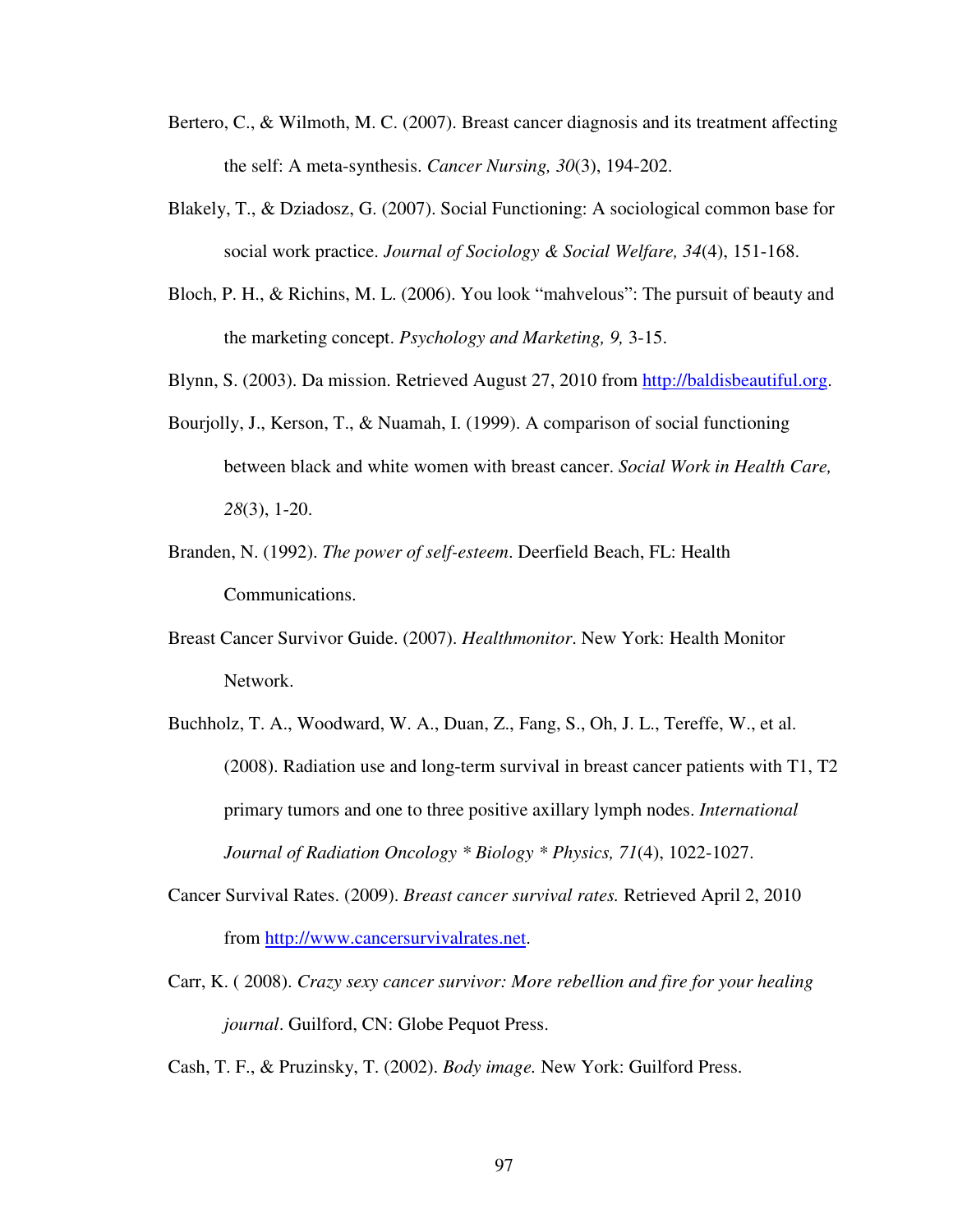Bertero, C., & Wilmoth, M. C. (2007). Breast cancer diagnosis and its treatment affecting the self: A meta-synthesis. *Cancer Nursing, 30*(3), 194-202.

Blakely, T., & Dziadosz, G. (2007). Social Functioning: A sociological common base for social work practice. *Journal of Sociology & Social Welfare, 34*(4), 151-168.

Bloch, P. H., & Richins, M. L. (2006). You look "mahvelous": The pursuit of beauty and the marketing concept. *Psychology and Marketing, 9,* 3-15.

Blynn, S. (2003). Da mission. Retrieved August 27, 2010 from http://baldisbeautiful.org.

Bourjolly, J., Kerson, T., & Nuamah, I. (1999). A comparison of social functioning between black and white women with breast cancer. *Social Work in Health Care, 28*(3), 1-20.

Branden, N. (1992). *The power of self-esteem*. Deerfield Beach, FL: Health Communications.

Breast Cancer Survivor Guide. (2007). *Healthmonitor*. New York: Health Monitor Network.

Buchholz, T. A., Woodward, W. A., Duan, Z., Fang, S., Oh, J. L., Tereffe, W., et al. (2008). Radiation use and long-term survival in breast cancer patients with T1, T2 primary tumors and one to three positive axillary lymph nodes. *International Journal of Radiation Oncology * Biology * Physics, 71*(4), 1022-1027.

Cancer Survival Rates. (2009). *Breast cancer survival rates.* Retrieved April 2, 2010 from http://www.cancersurvivalrates.net.

Carr, K. ( 2008). *Crazy sexy cancer survivor: More rebellion and fire for your healing journal*. Guilford, CN: Globe Pequot Press.

Cash, T. F., & Pruzinsky, T. (2002). *Body image.* New York: Guilford Press.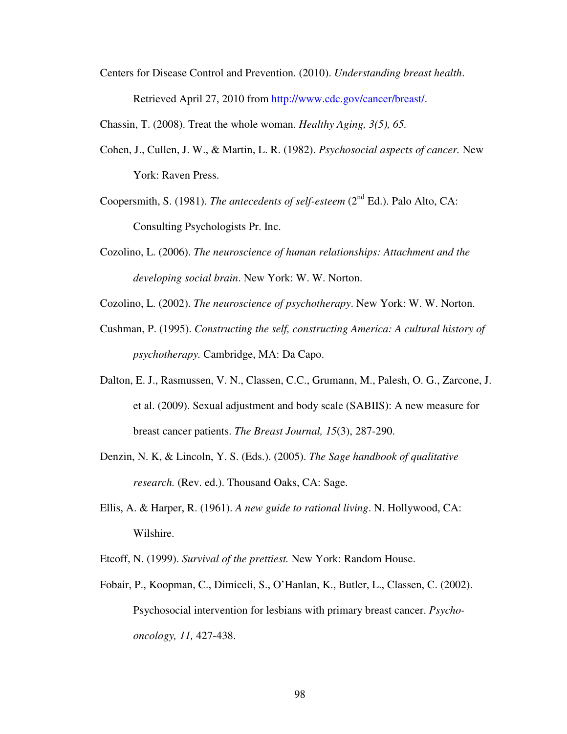Centers for Disease Control and Prevention. (2010). *Understanding breast health*. Retrieved April 27, 2010 from http://www.cdc.gov/cancer/breast/.

Chassin, T. (2008). Treat the whole woman. *Healthy Aging, 3(5), 65.*

Cohen, J., Cullen, J. W., & Martin, L. R. (1982). *Psychosocial aspects of cancer.* New York: Raven Press.

Coopersmith, S. (1981). *The antecedents of self-esteem* (2nd Ed.). Palo Alto, CA: Consulting Psychologists Pr. Inc.

Cozolino, L. (2006). *The neuroscience of human relationships: Attachment and the developing social brain*. New York: W. W. Norton.

Cozolino, L. (2002). *The neuroscience of psychotherapy*. New York: W. W. Norton.

Cushman, P. (1995). *Constructing the self, constructing America: A cultural history of psychotherapy.* Cambridge, MA: Da Capo.

Dalton, E. J., Rasmussen, V. N., Classen, C.C., Grumann, M., Palesh, O. G., Zarcone, J. et al. (2009). Sexual adjustment and body scale (SABIIS): A new measure for breast cancer patients. *The Breast Journal, 15*(3), 287-290.

Denzin, N. K, & Lincoln, Y. S. (Eds.). (2005). *The Sage handbook of qualitative research.* (Rev. ed.). Thousand Oaks, CA: Sage.

Ellis, A. & Harper, R. (1961). *A new guide to rational living*. N. Hollywood, CA: Wilshire.

Etcoff, N. (1999). *Survival of the prettiest.* New York: Random House.

Fobair, P., Koopman, C., Dimiceli, S., O'Hanlan, K., Butler, L., Classen, C. (2002). Psychosocial intervention for lesbians with primary breast cancer. *Psycho-oncology, 11,* 427-438.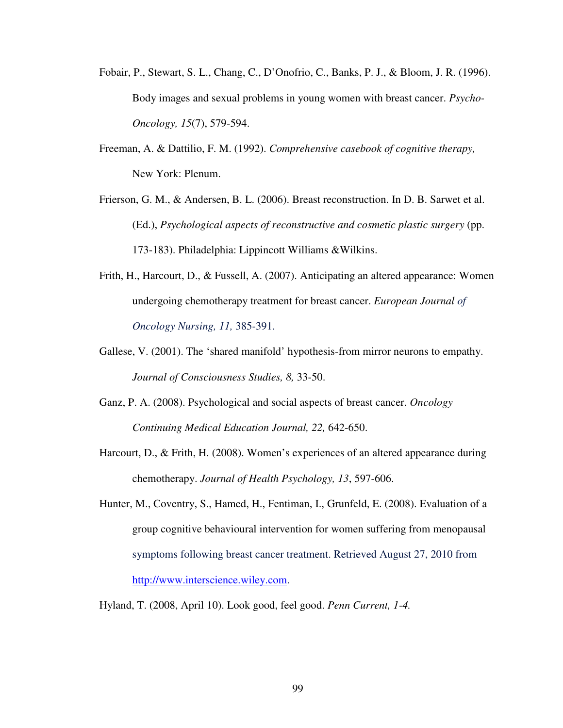Fobair, P., Stewart, S. L., Chang, C., D'Onofrio, C., Banks, P. J., & Bloom, J. R. (1996). Body images and sexual problems in young women with breast cancer. *Psycho-Oncology, 15*(7), 579-594.

Freeman, A. & Dattilio, F. M. (1992). *Comprehensive casebook of cognitive therapy,* New York: Plenum.

Frierson, G. M., & Andersen, B. L. (2006). Breast reconstruction. In D. B. Sarwet et al. (Ed.), *Psychological aspects of reconstructive and cosmetic plastic surgery* (pp. 173-183). Philadelphia: Lippincott Williams &Wilkins.

Frith, H., Harcourt, D., & Fussell, A. (2007). Anticipating an altered appearance: Women undergoing chemotherapy treatment for breast cancer. *European Journal of Oncology Nursing, 11,* 385-391.

Gallese, V. (2001). The 'shared manifold' hypothesis-from mirror neurons to empathy. *Journal of Consciousness Studies, 8,* 33-50.

Ganz, P. A. (2008). Psychological and social aspects of breast cancer. *Oncology Continuing Medical Education Journal, 22,* 642-650.

Harcourt, D., & Frith, H. (2008). Women's experiences of an altered appearance during chemotherapy. *Journal of Health Psychology, 13*, 597-606.

Hunter, M., Coventry, S., Hamed, H., Fentiman, I., Grunfeld, E. (2008). Evaluation of a group cognitive behavioural intervention for women suffering from menopausal symptoms following breast cancer treatment. Retrieved August 27, 2010 from http://www.interscience.wiley.com.

Hyland, T. (2008, April 10). Look good, feel good. *Penn Current, 1-4.*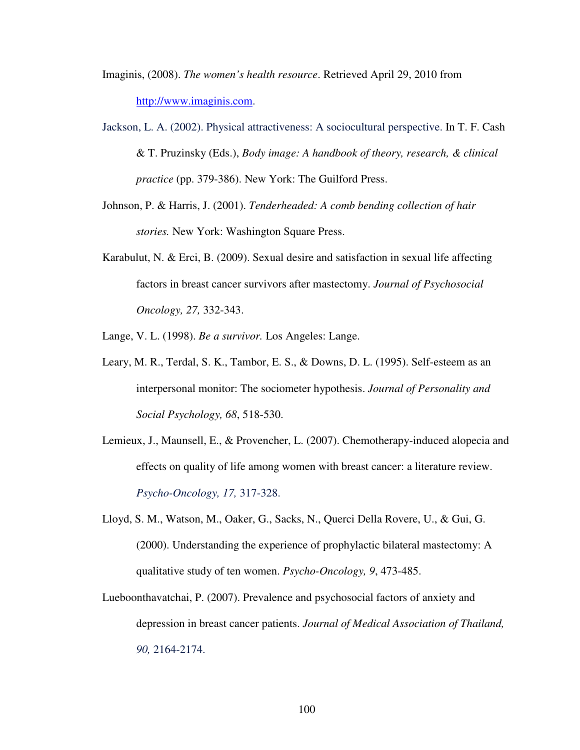Imaginis, (2008). *The women's health resource*. Retrieved April 29, 2010 from http://www.imaginis.com.

Jackson, L. A. (2002). Physical attractiveness: A sociocultural perspective. In T. F. Cash & T. Pruzinsky (Eds.), *Body image: A handbook of theory, research, & clinical practice* (pp. 379-386). New York: The Guilford Press.

Johnson, P. & Harris, J. (2001). *Tenderheaded: A comb bending collection of hair stories.* New York: Washington Square Press.

Karabulut, N. & Erci, B. (2009). Sexual desire and satisfaction in sexual life affecting factors in breast cancer survivors after mastectomy. *Journal of Psychosocial Oncology, 27,* 332-343.

Lange, V. L. (1998). *Be a survivor.* Los Angeles: Lange.

Leary, M. R., Terdal, S. K., Tambor, E. S., & Downs, D. L. (1995). Self-esteem as an interpersonal monitor: The sociometer hypothesis. *Journal of Personality and Social Psychology, 68*, 518-530.

Lemieux, J., Maunsell, E., & Provencher, L. (2007). Chemotherapy-induced alopecia and effects on quality of life among women with breast cancer: a literature review. *Psycho-Oncology, 17,* 317-328.

Lloyd, S. M., Watson, M., Oaker, G., Sacks, N., Querci Della Rovere, U., & Gui, G. (2000). Understanding the experience of prophylactic bilateral mastectomy: A qualitative study of ten women. *Psycho-Oncology, 9*, 473-485.

Lueboonthavatchai, P. (2007). Prevalence and psychosocial factors of anxiety and depression in breast cancer patients. *Journal of Medical Association of Thailand, 90,* 2164-2174.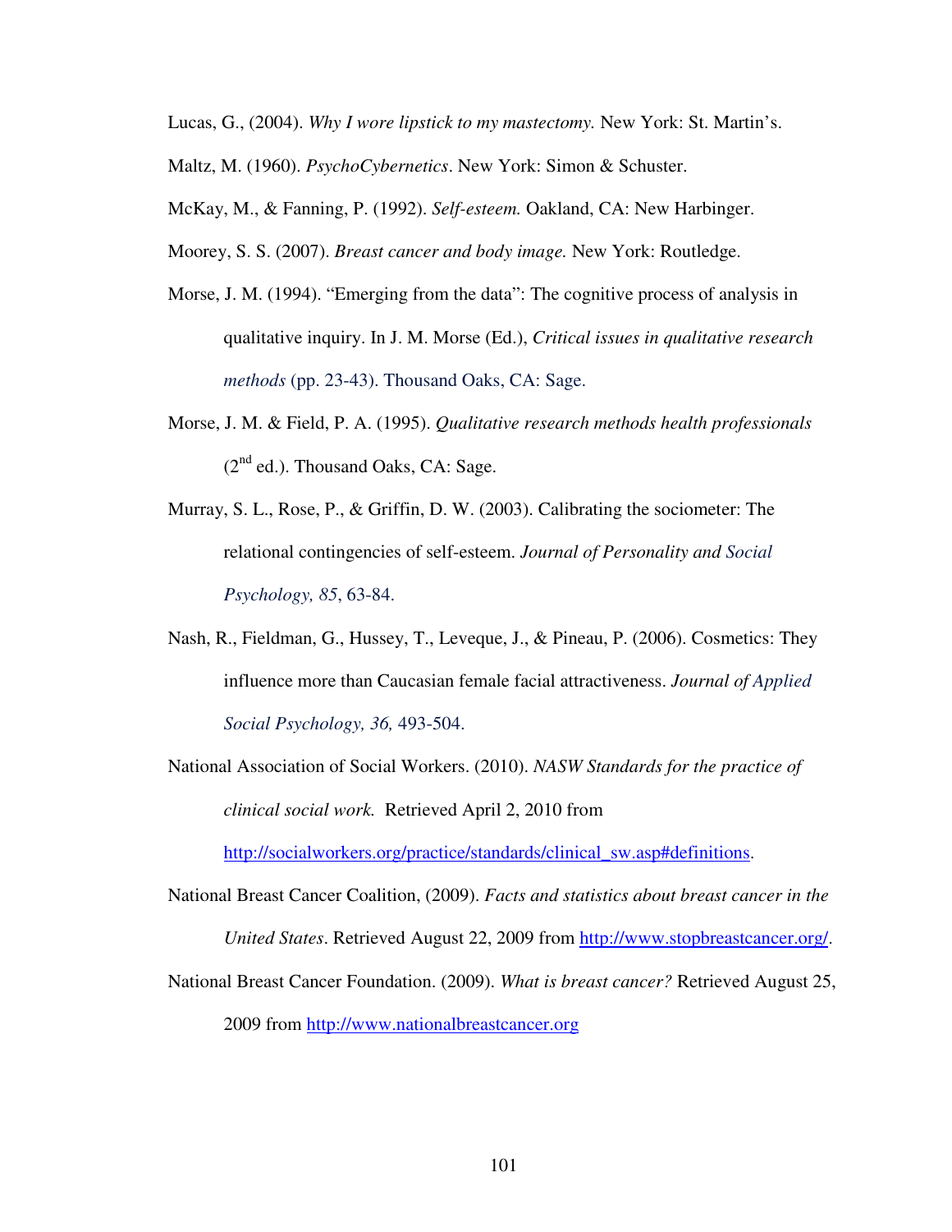Lucas, G., (2004). *Why I wore lipstick to my mastectomy.* New York: St. Martin's.

Maltz, M. (1960). *PsychoCybernetics*. New York: Simon & Schuster.

McKay, M., & Fanning, P. (1992). *Self-esteem.* Oakland, CA: New Harbinger.

Moorey, S. S. (2007). *Breast cancer and body image.* New York: Routledge.

Morse, J. M. (1994). "Emerging from the data": The cognitive process of analysis in qualitative inquiry. In J. M. Morse (Ed.), *Critical issues in qualitative research methods* (pp. 23-43). Thousand Oaks, CA: Sage.

Morse, J. M. & Field, P. A. (1995). *Qualitative research methods health professionals* (2nd ed.). Thousand Oaks, CA: Sage.

Murray, S. L., Rose, P., & Griffin, D. W. (2003). Calibrating the sociometer: The relational contingencies of self-esteem. *Journal of Personality and Social Psychology, 85*, 63-84.

Nash, R., Fieldman, G., Hussey, T., Leveque, J., & Pineau, P. (2006). Cosmetics: They influence more than Caucasian female facial attractiveness. *Journal of Applied Social Psychology, 36,* 493-504.

National Association of Social Workers. (2010). *NASW Standards for the practice of clinical social work.* Retrieved April 2, 2010 from http://socialworkers.org/practice/standards/clinical_sw.asp#definitions.

National Breast Cancer Coalition, (2009). *Facts and statistics about breast cancer in the United States*. Retrieved August 22, 2009 from http://www.stopbreastcancer.org/.

National Breast Cancer Foundation. (2009). *What is breast cancer?* Retrieved August 25, 2009 from http://www.nationalbreastcancer.org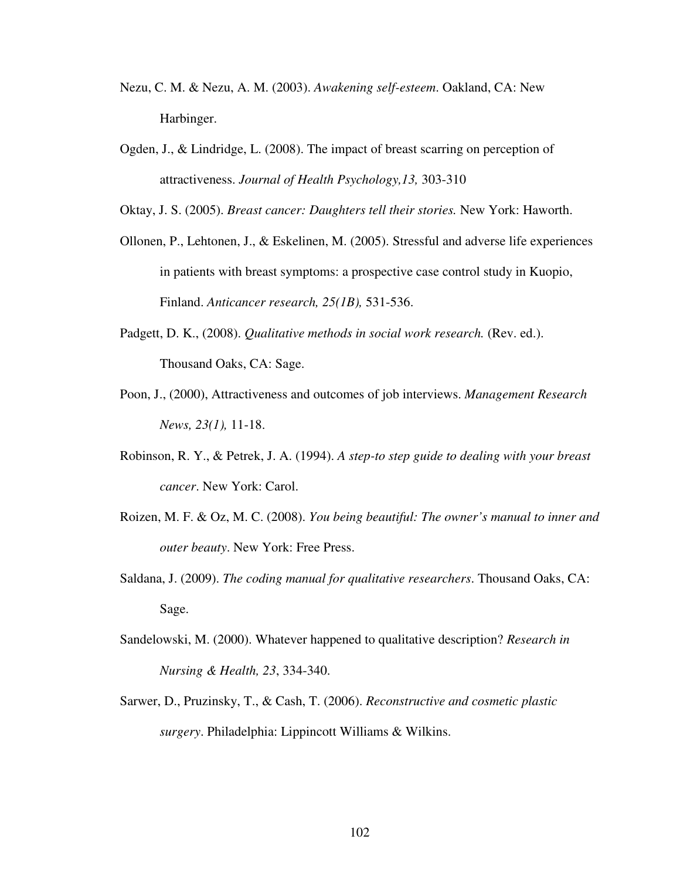Nezu, C. M. & Nezu, A. M. (2003). *Awakening self-esteem*. Oakland, CA: New Harbinger.

Ogden, J., & Lindridge, L. (2008). The impact of breast scarring on perception of attractiveness. *Journal of Health Psychology,13,* 303-310

Oktay, J. S. (2005). *Breast cancer: Daughters tell their stories.* New York: Haworth.

Ollonen, P., Lehtonen, J., & Eskelinen, M. (2005). Stressful and adverse life experiences in patients with breast symptoms: a prospective case control study in Kuopio, Finland. *Anticancer research, 25(1B),* 531-536.

Padgett, D. K., (2008). *Qualitative methods in social work research.* (Rev. ed.). Thousand Oaks, CA: Sage.

Poon, J., (2000), Attractiveness and outcomes of job interviews. *Management Research News, 23(1),* 11-18.

Robinson, R. Y., & Petrek, J. A. (1994). *A step-to step guide to dealing with your breast cancer*. New York: Carol.

Roizen, M. F. & Oz, M. C. (2008). *You being beautiful: The owner's manual to inner and outer beauty*. New York: Free Press.

Saldana, J. (2009). *The coding manual for qualitative researchers*. Thousand Oaks, CA: Sage.

Sandelowski, M. (2000). Whatever happened to qualitative description? *Research in Nursing & Health, 23*, 334-340.

Sarwer, D., Pruzinsky, T., & Cash, T. (2006). *Reconstructive and cosmetic plastic surgery*. Philadelphia: Lippincott Williams & Wilkins.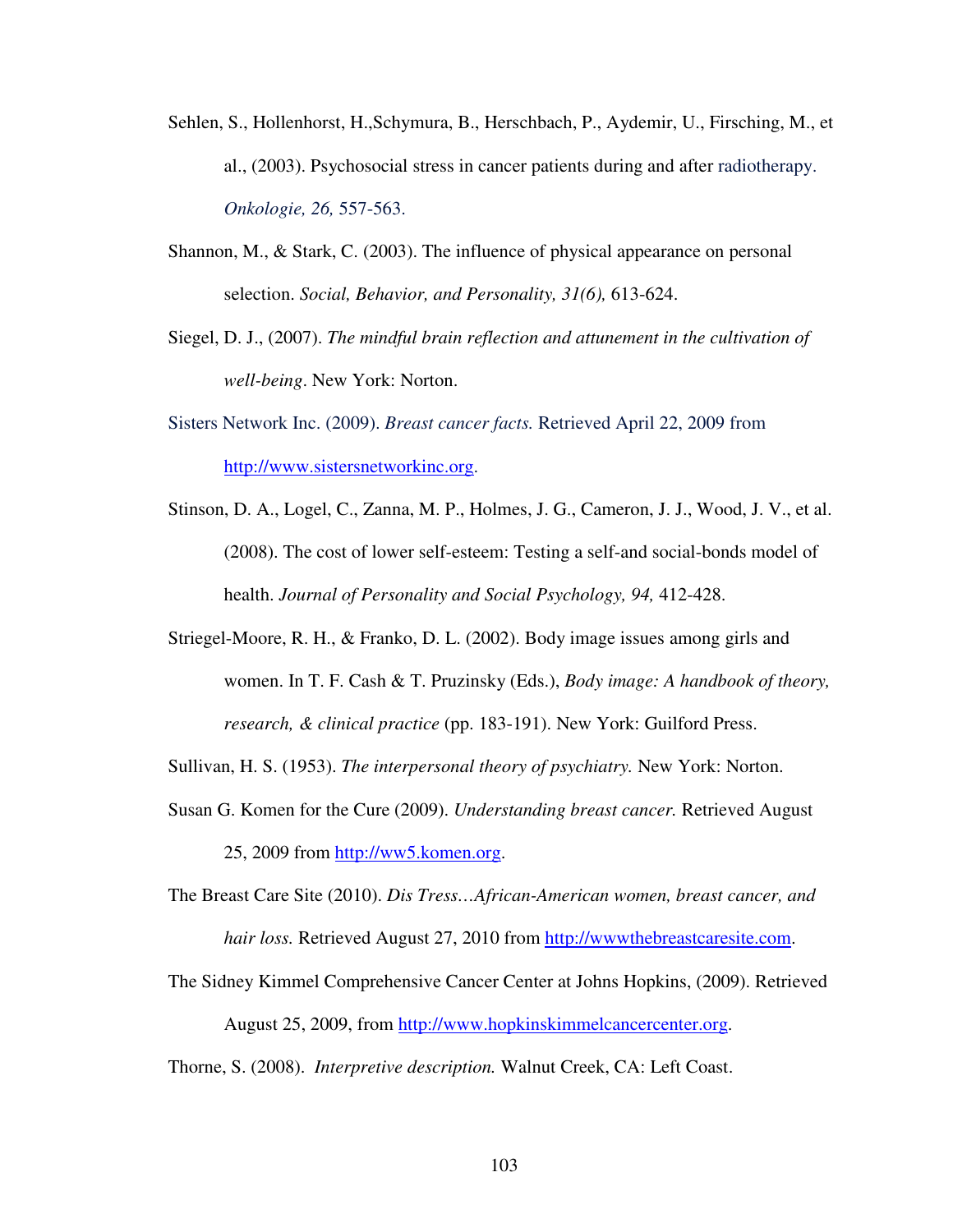Sehlen, S., Hollenhorst, H.,Schymura, B., Herschbach, P., Aydemir, U., Firsching, M., et al., (2003). Psychosocial stress in cancer patients during and after radiotherapy. *Onkologie, 26,* 557-563.

Shannon, M., & Stark, C. (2003). The influence of physical appearance on personal selection. *Social, Behavior, and Personality, 31(6),* 613-624.

Siegel, D. J., (2007). *The mindful brain reflection and attunement in the cultivation of well-being*. New York: Norton.

Sisters Network Inc. (2009). *Breast cancer facts.* Retrieved April 22, 2009 from http://www.sistersnetworkinc.org.

Stinson, D. A., Logel, C., Zanna, M. P., Holmes, J. G., Cameron, J. J., Wood, J. V., et al. (2008). The cost of lower self-esteem: Testing a self-and social-bonds model of health. *Journal of Personality and Social Psychology, 94,* 412-428.

Striegel-Moore, R. H., & Franko, D. L. (2002). Body image issues among girls and women. In T. F. Cash & T. Pruzinsky (Eds.), *Body image: A handbook of theory, research, & clinical practice* (pp. 183-191). New York: Guilford Press.

Sullivan, H. S. (1953). *The interpersonal theory of psychiatry.* New York: Norton.

Susan G. Komen for the Cure (2009). *Understanding breast cancer.* Retrieved August 25, 2009 from http://ww5.komen.org.

The Breast Care Site (2010). *Dis Tress…African-American women, breast cancer, and hair loss.* Retrieved August 27, 2010 from http://wwwthebreastcaresite.com.

The Sidney Kimmel Comprehensive Cancer Center at Johns Hopkins, (2009). Retrieved August 25, 2009, from http://www.hopkinskimmelcancercenter.org.

Thorne, S. (2008). *Interpretive description.* Walnut Creek, CA: Left Coast.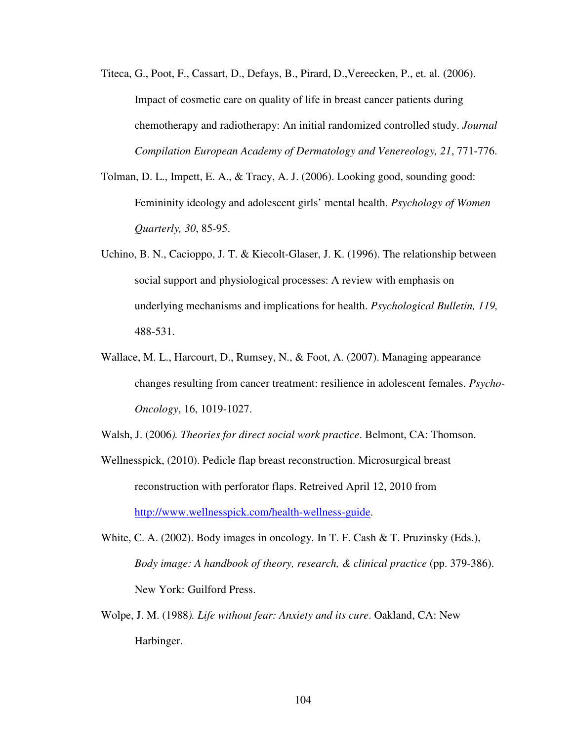Titeca, G., Poot, F., Cassart, D., Defays, B., Pirard, D.,Vereecken, P., et. al. (2006). Impact of cosmetic care on quality of life in breast cancer patients during chemotherapy and radiotherapy: An initial randomized controlled study. *Journal Compilation European Academy of Dermatology and Venereology, 21*, 771-776.

Tolman, D. L., Impett, E. A., & Tracy, A. J. (2006). Looking good, sounding good: Femininity ideology and adolescent girls' mental health. *Psychology of Women Quarterly, 30*, 85-95.

Uchino, B. N., Cacioppo, J. T. & Kiecolt-Glaser, J. K. (1996). The relationship between social support and physiological processes: A review with emphasis on underlying mechanisms and implications for health. *Psychological Bulletin, 119,* 488-531.

Wallace, M. L., Harcourt, D., Rumsey, N., & Foot, A. (2007). Managing appearance changes resulting from cancer treatment: resilience in adolescent females. *Psycho-Oncology*, 16, 1019-1027.

Walsh, J. (2006*). Theories for direct social work practice*. Belmont, CA: Thomson.

Wellnesspick, (2010). Pedicle flap breast reconstruction. Microsurgical breast reconstruction with perforator flaps. Retreived April 12, 2010 from http://www.wellnesspick.com/health-wellness-guide.

White, C. A. (2002). Body images in oncology. In T. F. Cash & T. Pruzinsky (Eds.), *Body image: A handbook of theory, research, & clinical practice* (pp. 379-386). New York: Guilford Press.

Wolpe, J. M. (1988*). Life without fear: Anxiety and its cure*. Oakland, CA: New Harbinger.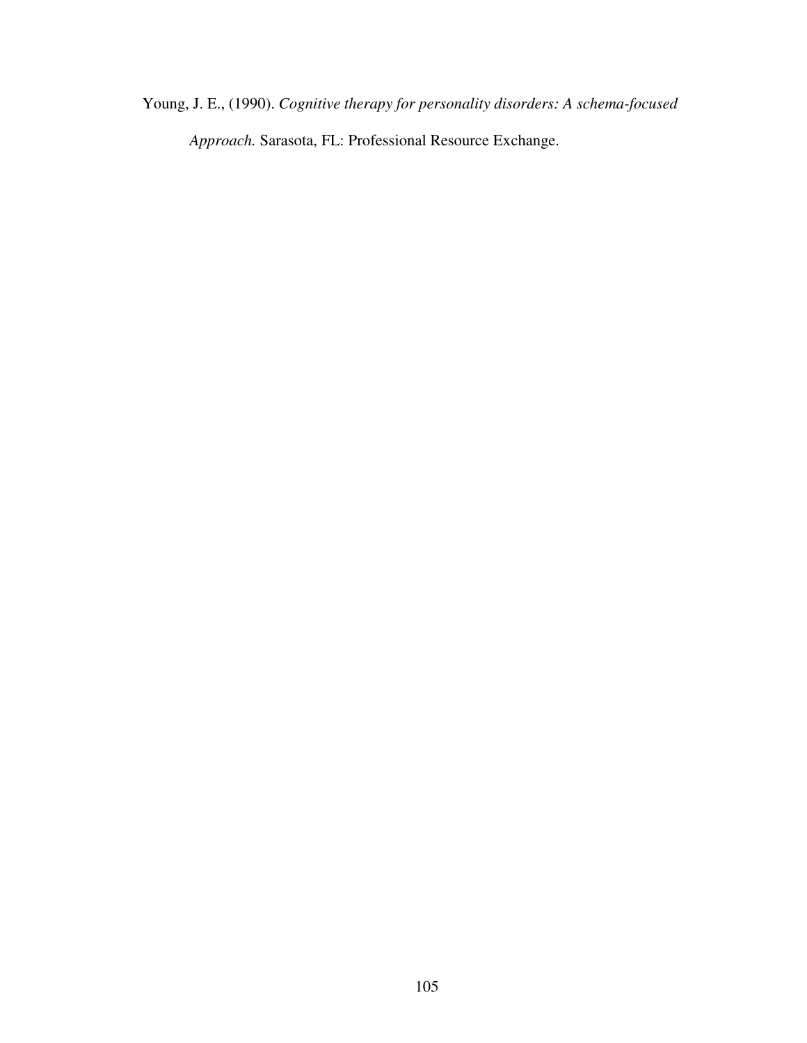Young, J. E., (1990). *Cognitive therapy for personality disorders: A schema-focused Approach.* Sarasota, FL: Professional Resource Exchange.